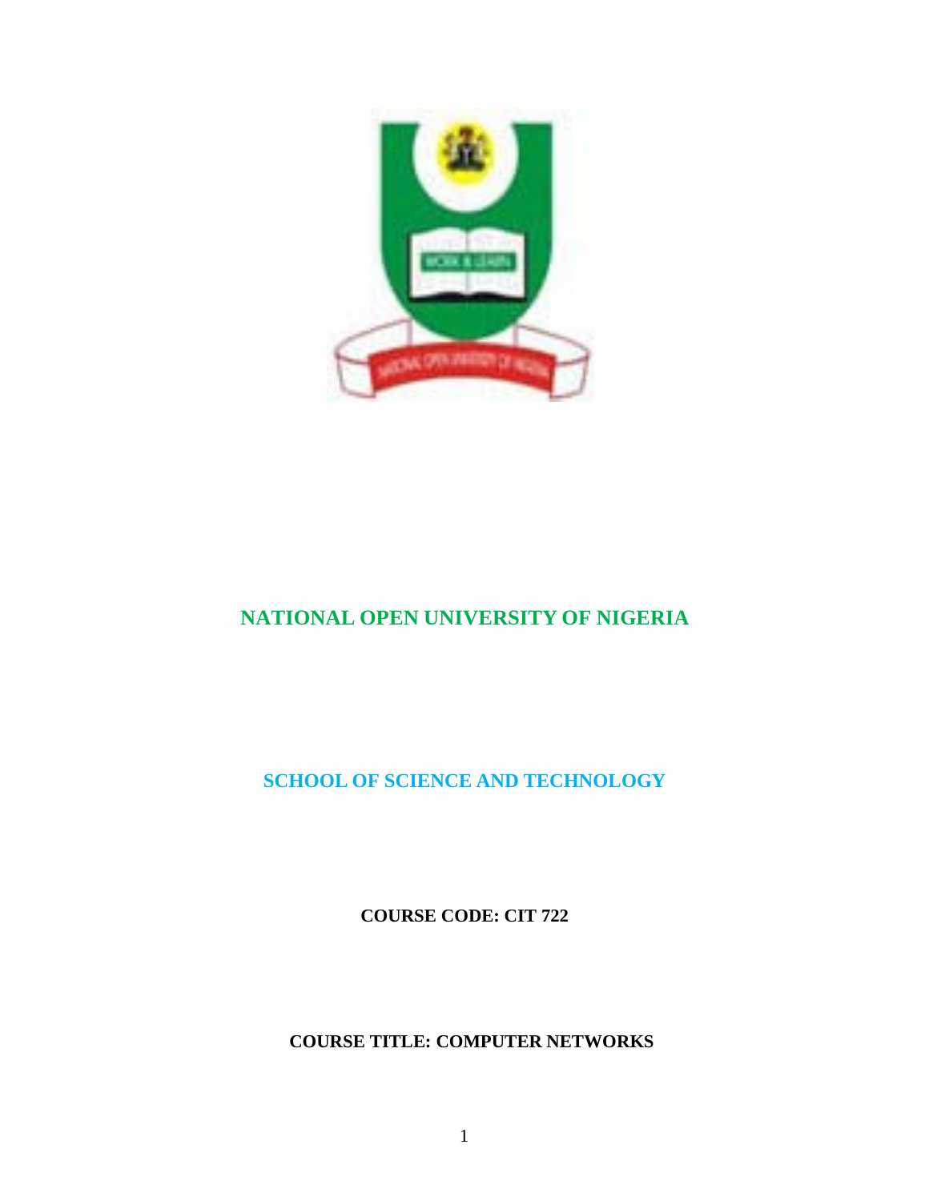# NATIONAL OPEN UNIVERSITY OF NIGERIA

## SCHOOL OF SCIENCE AND TECHNOLOGY

**COURSE CODE: CIT 722**

**COURSE TITLE: COMPUTER NETWORKS**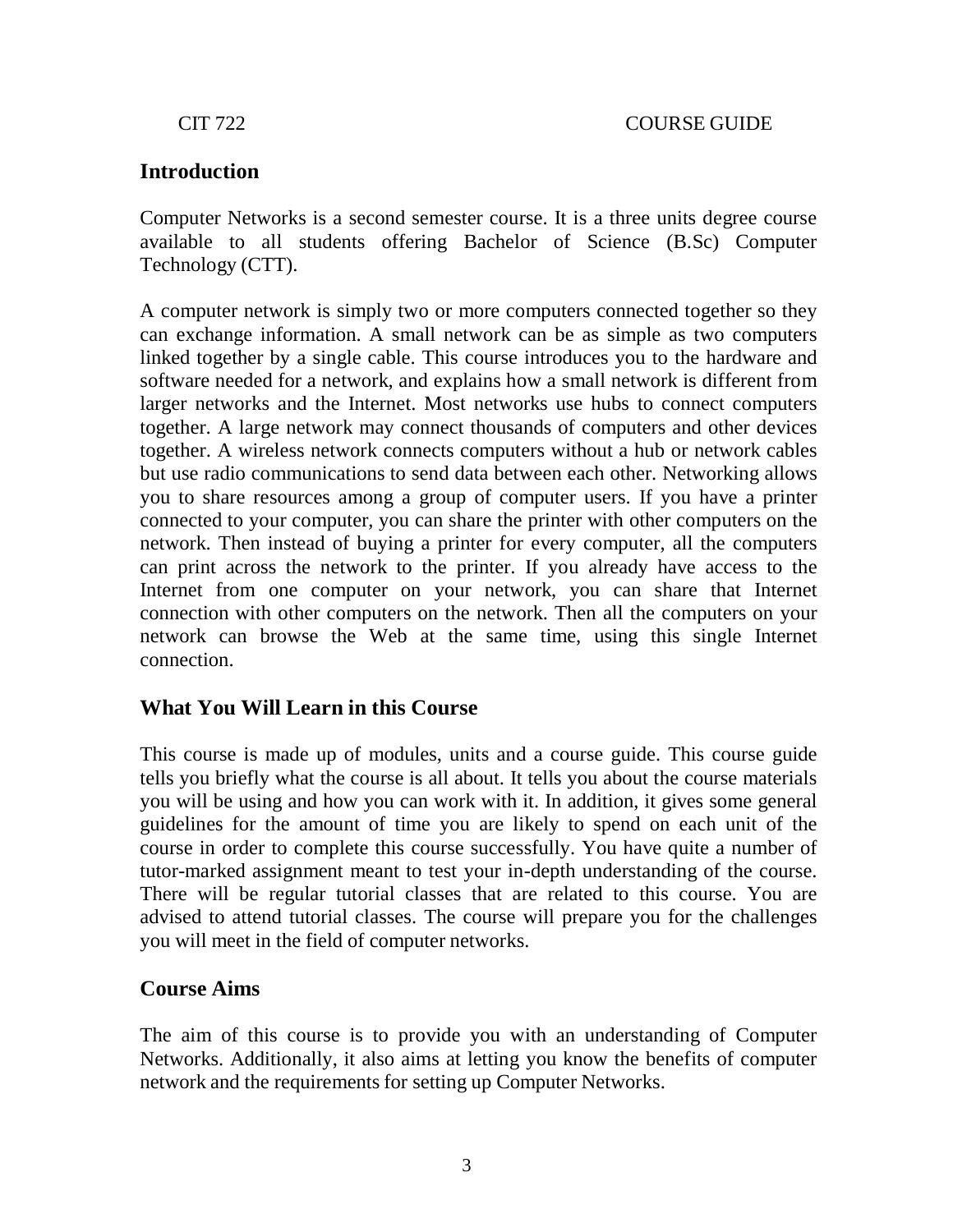## Introduction

Computer Networks is a second semester course. It is a three units degree course available to all students offering Bachelor of Science (B.Sc) Computer Technology (CTT).

A computer network is simply two or more computers connected together so they can exchange information. A small network can be as simple as two computers linked together by a single cable. This course introduces you to the hardware and software needed for a network, and explains how a small network is different from larger networks and the Internet. Most networks use hubs to connect computers together. A large network may connect thousands of computers and other devices together. A wireless network connects computers without a hub or network cables but use radio communications to send data between each other. Networking allows you to share resources among a group of computer users. If you have a printer connected to your computer, you can share the printer with other computers on the network. Then instead of buying a printer for every computer, all the computers can print across the network to the printer. If you already have access to the Internet from one computer on your network, you can share that Internet connection with other computers on the network. Then all the computers on your network can browse the Web at the same time, using this single Internet connection.

## What You Will Learn in this Course

This course is made up of modules, units and a course guide. This course guide tells you briefly what the course is all about. It tells you about the course materials you will be using and how you can work with it. In addition, it gives some general guidelines for the amount of time you are likely to spend on each unit of the course in order to complete this course successfully. You have quite a number of tutor-marked assignment meant to test your in-depth understanding of the course. There will be regular tutorial classes that are related to this course. You are advised to attend tutorial classes. The course will prepare you for the challenges you will meet in the field of computer networks.

## Course Aims

The aim of this course is to provide you with an understanding of Computer Networks. Additionally, it also aims at letting you know the benefits of computer network and the requirements for setting up Computer Networks.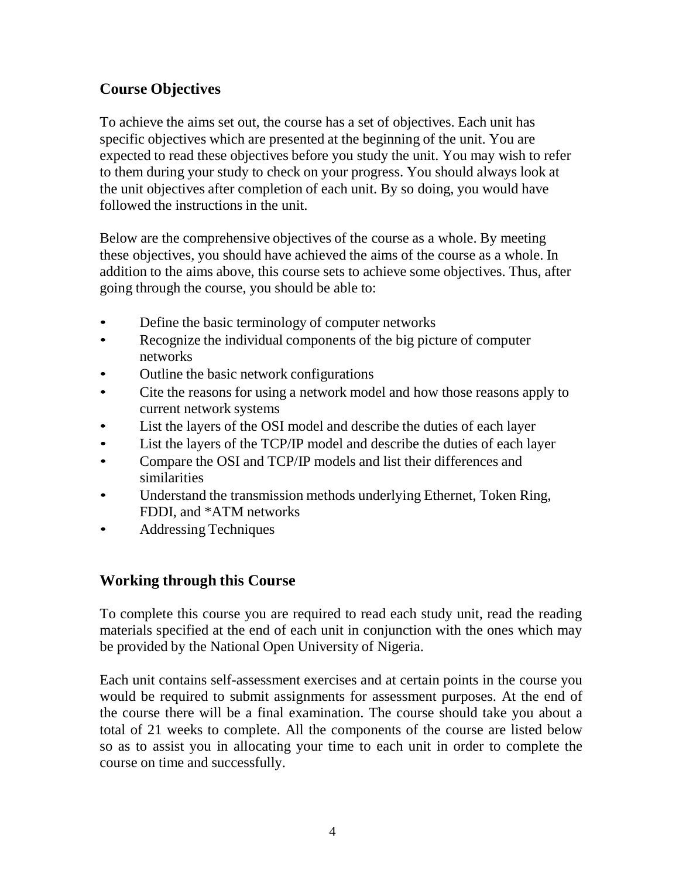## Course Objectives

To achieve the aims set out, the course has a set of objectives. Each unit has specific objectives which are presented at the beginning of the unit. You are expected to read these objectives before you study the unit. You may wish to refer to them during your study to check on your progress. You should always look at the unit objectives after completion of each unit. By so doing, you would have followed the instructions in the unit.

Below are the comprehensive objectives of the course as a whole. By meeting these objectives, you should have achieved the aims of the course as a whole. In addition to the aims above, this course sets to achieve some objectives. Thus, after going through the course, you should be able to:

- Define the basic terminology of computer networks
- Recognize the individual components of the big picture of computer networks
- Outline the basic network configurations
- Cite the reasons for using a network model and how those reasons apply to current network systems
- List the layers of the OSI model and describe the duties of each layer
- List the layers of the TCP/IP model and describe the duties of each layer
- Compare the OSI and TCP/IP models and list their differences and similarities
- Understand the transmission methods underlying Ethernet, Token Ring, FDDI, and *ATM networks
- Addressing Techniques

## Working through this Course

To complete this course you are required to read each study unit, read the reading materials specified at the end of each unit in conjunction with the ones which may be provided by the National Open University of Nigeria.

Each unit contains self-assessment exercises and at certain points in the course you would be required to submit assignments for assessment purposes. At the end of the course there will be a final examination. The course should take you about a total of 21 weeks to complete. All the components of the course are listed below so as to assist you in allocating your time to each unit in order to complete the course on time and successfully.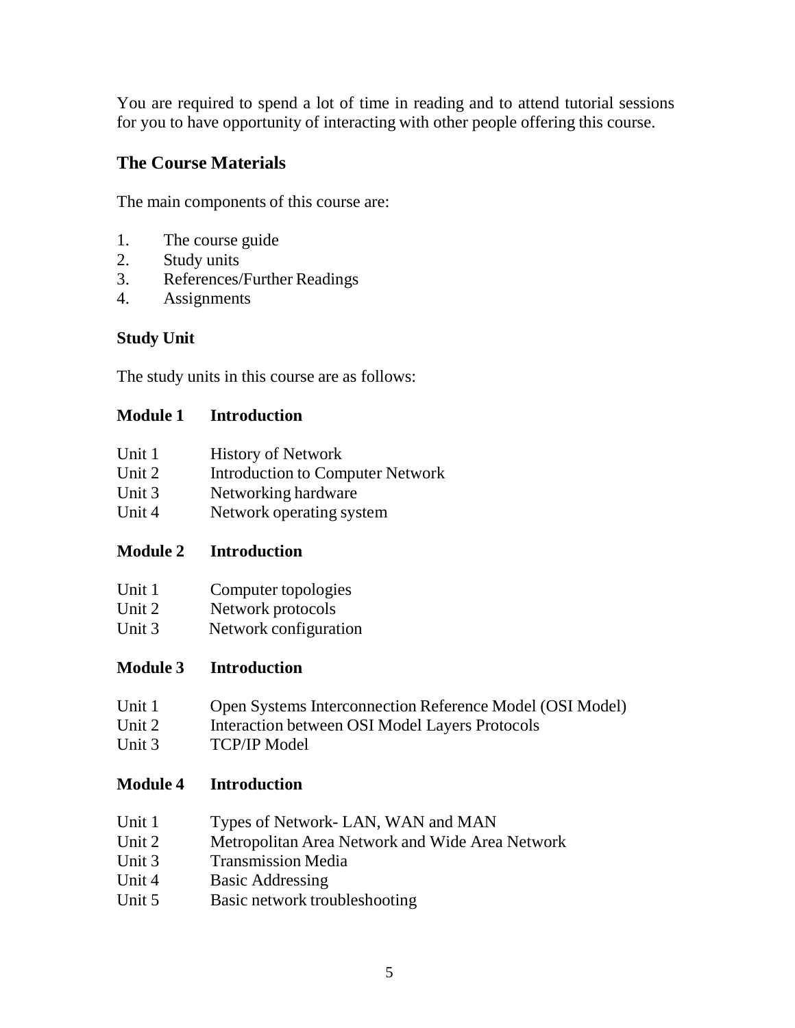You are required to spend a lot of time in reading and to attend tutorial sessions for you to have opportunity of interacting with other people offering this course.

## The Course Materials

The main components of this course are:

1. The course guide
2. Study units
3. References/Further Readings
4. Assignments

### Study Unit

The study units in this course are as follows:

**Module 1 Introduction**

Unit 1 History of Network
Unit 2 Introduction to Computer Network
Unit 3 Networking hardware
Unit 4 Network operating system

**Module 2 Introduction**

Unit 1 Computer topologies
Unit 2 Network protocols
Unit 3 Network configuration

**Module 3 Introduction**

Unit 1 Open Systems Interconnection Reference Model (OSI Model)
Unit 2 Interaction between OSI Model Layers Protocols
Unit 3 TCP/IP Model

**Module 4 Introduction**

Unit 1 Types of Network- LAN, WAN and MAN
Unit 2 Metropolitan Area Network and Wide Area Network
Unit 3 Transmission Media
Unit 4 Basic Addressing
Unit 5 Basic network troubleshooting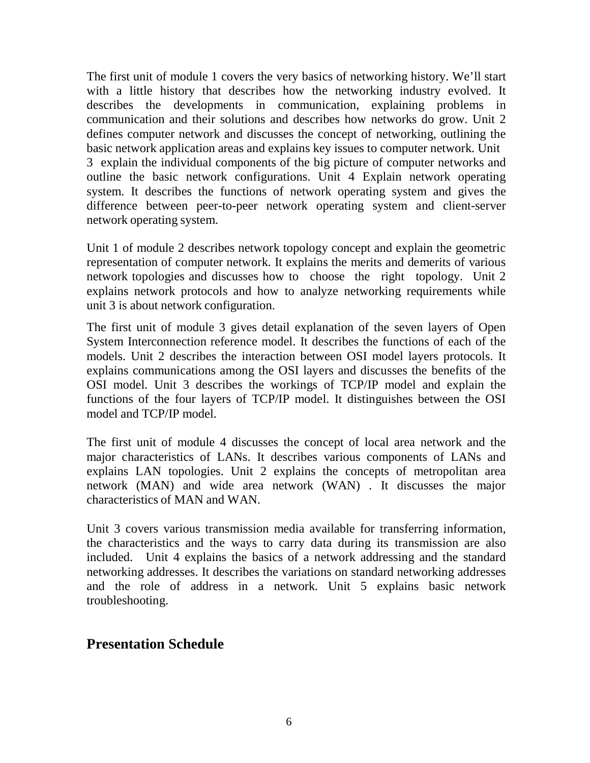The first unit of module 1 covers the very basics of networking history. We'll start with a little history that describes how the networking industry evolved. It describes the developments in communication, explaining problems in communication and their solutions and describes how networks do grow. Unit 2 defines computer network and discusses the concept of networking, outlining the basic network application areas and explains key issues to computer network. Unit 3 explain the individual components of the big picture of computer networks and outline the basic network configurations. Unit 4 Explain network operating system. It describes the functions of network operating system and gives the difference between peer-to-peer network operating system and client-server network operating system.

Unit 1 of module 2 describes network topology concept and explain the geometric representation of computer network. It explains the merits and demerits of various network topologies and discusses how to choose the right topology. Unit 2 explains network protocols and how to analyze networking requirements while unit 3 is about network configuration.

The first unit of module 3 gives detail explanation of the seven layers of Open System Interconnection reference model. It describes the functions of each of the models. Unit 2 describes the interaction between OSI model layers protocols. It explains communications among the OSI layers and discusses the benefits of the OSI model. Unit 3 describes the workings of TCP/IP model and explain the functions of the four layers of TCP/IP model. It distinguishes between the OSI model and TCP/IP model.

The first unit of module 4 discusses the concept of local area network and the major characteristics of LANs. It describes various components of LANs and explains LAN topologies. Unit 2 explains the concepts of metropolitan area network (MAN) and wide area network (WAN) . It discusses the major characteristics of MAN and WAN.

Unit 3 covers various transmission media available for transferring information, the characteristics and the ways to carry data during its transmission are also included. Unit 4 explains the basics of a network addressing and the standard networking addresses. It describes the variations on standard networking addresses and the role of address in a network. Unit 5 explains basic network troubleshooting.

## Presentation Schedule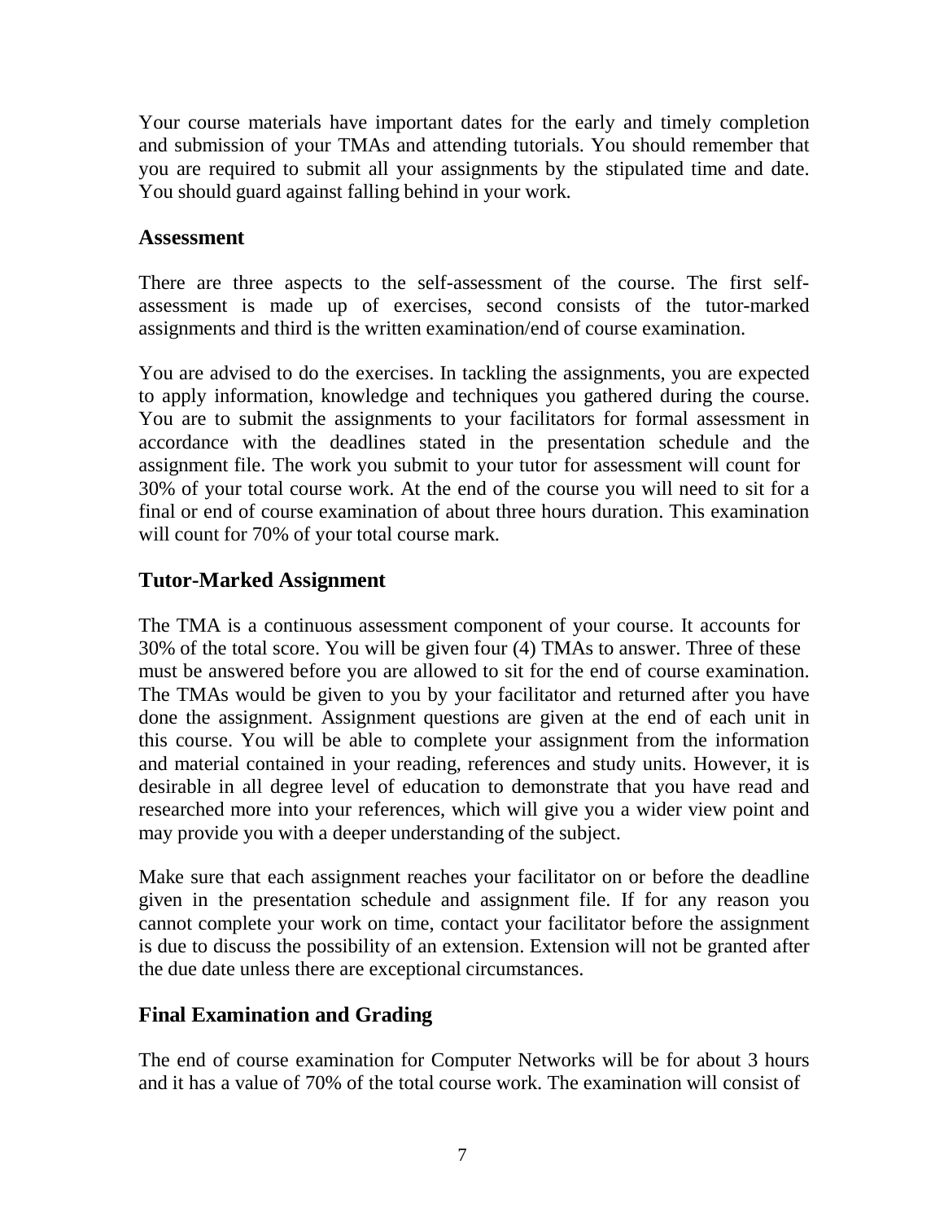Your course materials have important dates for the early and timely completion and submission of your TMAs and attending tutorials. You should remember that you are required to submit all your assignments by the stipulated time and date. You should guard against falling behind in your work.

## Assessment

There are three aspects to the self-assessment of the course. The first self-assessment is made up of exercises, second consists of the tutor-marked assignments and third is the written examination/end of course examination.

You are advised to do the exercises. In tackling the assignments, you are expected to apply information, knowledge and techniques you gathered during the course. You are to submit the assignments to your facilitators for formal assessment in accordance with the deadlines stated in the presentation schedule and the assignment file. The work you submit to your tutor for assessment will count for 30% of your total course work. At the end of the course you will need to sit for a final or end of course examination of about three hours duration. This examination will count for 70% of your total course mark.

## Tutor-Marked Assignment

The TMA is a continuous assessment component of your course. It accounts for 30% of the total score. You will be given four (4) TMAs to answer. Three of these must be answered before you are allowed to sit for the end of course examination. The TMAs would be given to you by your facilitator and returned after you have done the assignment. Assignment questions are given at the end of each unit in this course. You will be able to complete your assignment from the information and material contained in your reading, references and study units. However, it is desirable in all degree level of education to demonstrate that you have read and researched more into your references, which will give you a wider view point and may provide you with a deeper understanding of the subject.

Make sure that each assignment reaches your facilitator on or before the deadline given in the presentation schedule and assignment file. If for any reason you cannot complete your work on time, contact your facilitator before the assignment is due to discuss the possibility of an extension. Extension will not be granted after the due date unless there are exceptional circumstances.

## Final Examination and Grading

The end of course examination for Computer Networks will be for about 3 hours and it has a value of 70% of the total course work. The examination will consist of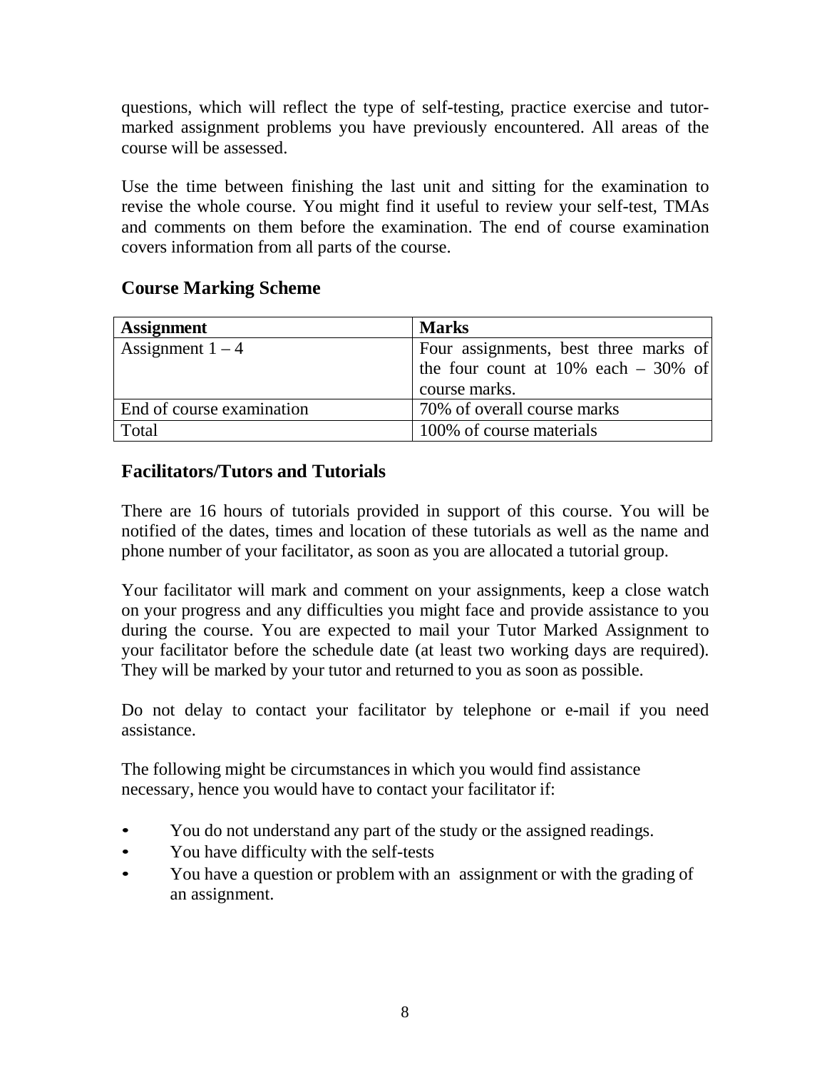questions, which will reflect the type of self-testing, practice exercise and tutor-marked assignment problems you have previously encountered. All areas of the course will be assessed.

Use the time between finishing the last unit and sitting for the examination to revise the whole course. You might find it useful to review your self-test, TMAs and comments on them before the examination. The end of course examination covers information from all parts of the course.

## Course Marking Scheme

| Assignment | Marks |
| --- | --- |
| Assignment 1 – 4 | Four assignments, best three marks of the four count at 10% each – 30% of course marks. |
| End of course examination | 70% of overall course marks |
| Total | 100% of course materials |

## Facilitators/Tutors and Tutorials

There are 16 hours of tutorials provided in support of this course. You will be notified of the dates, times and location of these tutorials as well as the name and phone number of your facilitator, as soon as you are allocated a tutorial group.

Your facilitator will mark and comment on your assignments, keep a close watch on your progress and any difficulties you might face and provide assistance to you during the course. You are expected to mail your Tutor Marked Assignment to your facilitator before the schedule date (at least two working days are required). They will be marked by your tutor and returned to you as soon as possible.

Do not delay to contact your facilitator by telephone or e-mail if you need assistance.

The following might be circumstances in which you would find assistance necessary, hence you would have to contact your facilitator if:

- You do not understand any part of the study or the assigned readings.
- You have difficulty with the self-tests
- You have a question or problem with an assignment or with the grading of an assignment.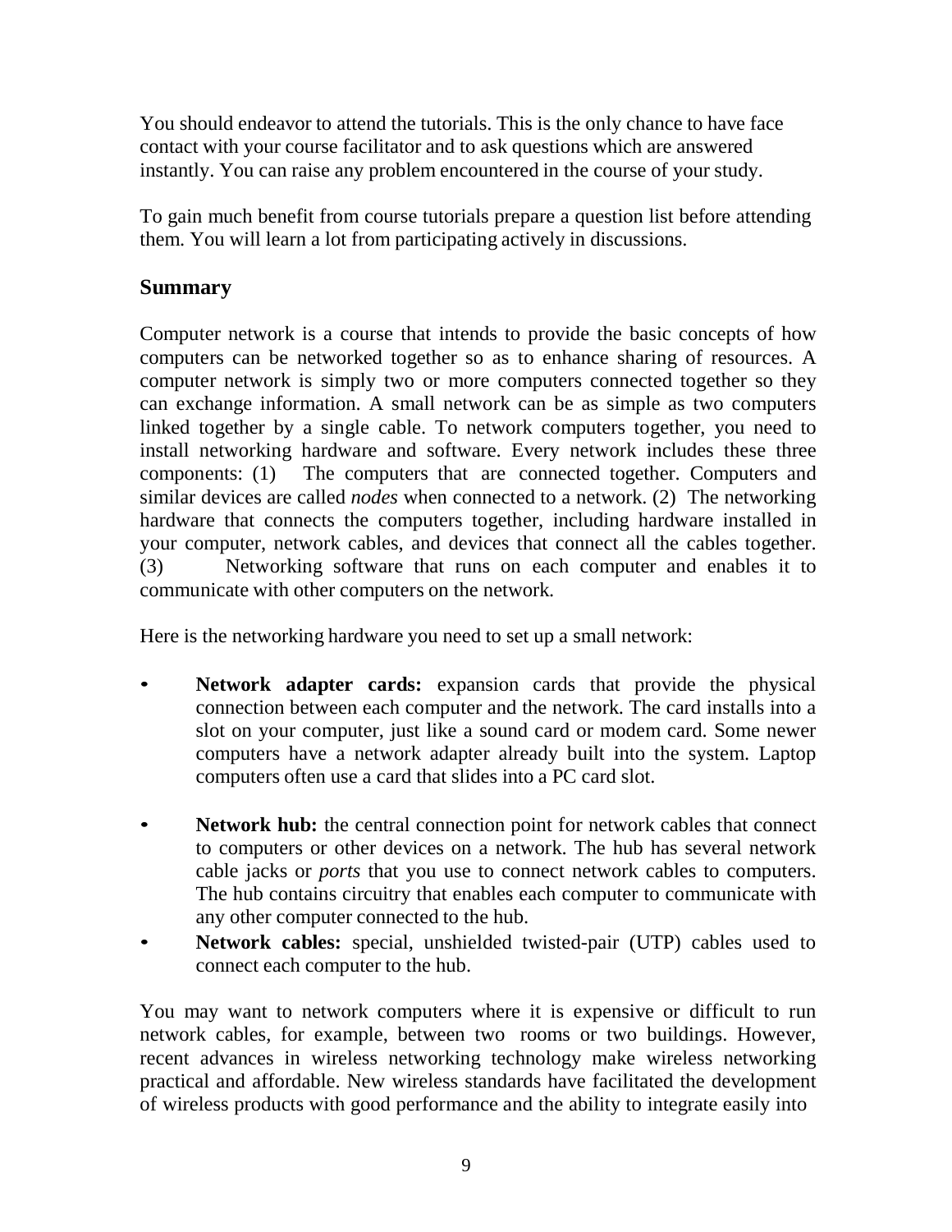You should endeavor to attend the tutorials. This is the only chance to have face contact with your course facilitator and to ask questions which are answered instantly. You can raise any problem encountered in the course of your study.

To gain much benefit from course tutorials prepare a question list before attending them. You will learn a lot from participating actively in discussions.

## Summary

Computer network is a course that intends to provide the basic concepts of how computers can be networked together so as to enhance sharing of resources. A computer network is simply two or more computers connected together so they can exchange information. A small network can be as simple as two computers linked together by a single cable. To network computers together, you need to install networking hardware and software. Every network includes these three components: (1) The computers that are connected together. Computers and similar devices are called *nodes* when connected to a network. (2) The networking hardware that connects the computers together, including hardware installed in your computer, network cables, and devices that connect all the cables together. (3) Networking software that runs on each computer and enables it to communicate with other computers on the network.

Here is the networking hardware you need to set up a small network:

- **Network adapter cards:** expansion cards that provide the physical connection between each computer and the network. The card installs into a slot on your computer, just like a sound card or modem card. Some newer computers have a network adapter already built into the system. Laptop computers often use a card that slides into a PC card slot.
- **Network hub:** the central connection point for network cables that connect to computers or other devices on a network. The hub has several network cable jacks or *ports* that you use to connect network cables to computers. The hub contains circuitry that enables each computer to communicate with any other computer connected to the hub.
- **Network cables:** special, unshielded twisted-pair (UTP) cables used to connect each computer to the hub.

You may want to network computers where it is expensive or difficult to run network cables, for example, between two rooms or two buildings. However, recent advances in wireless networking technology make wireless networking practical and affordable. New wireless standards have facilitated the development of wireless products with good performance and the ability to integrate easily into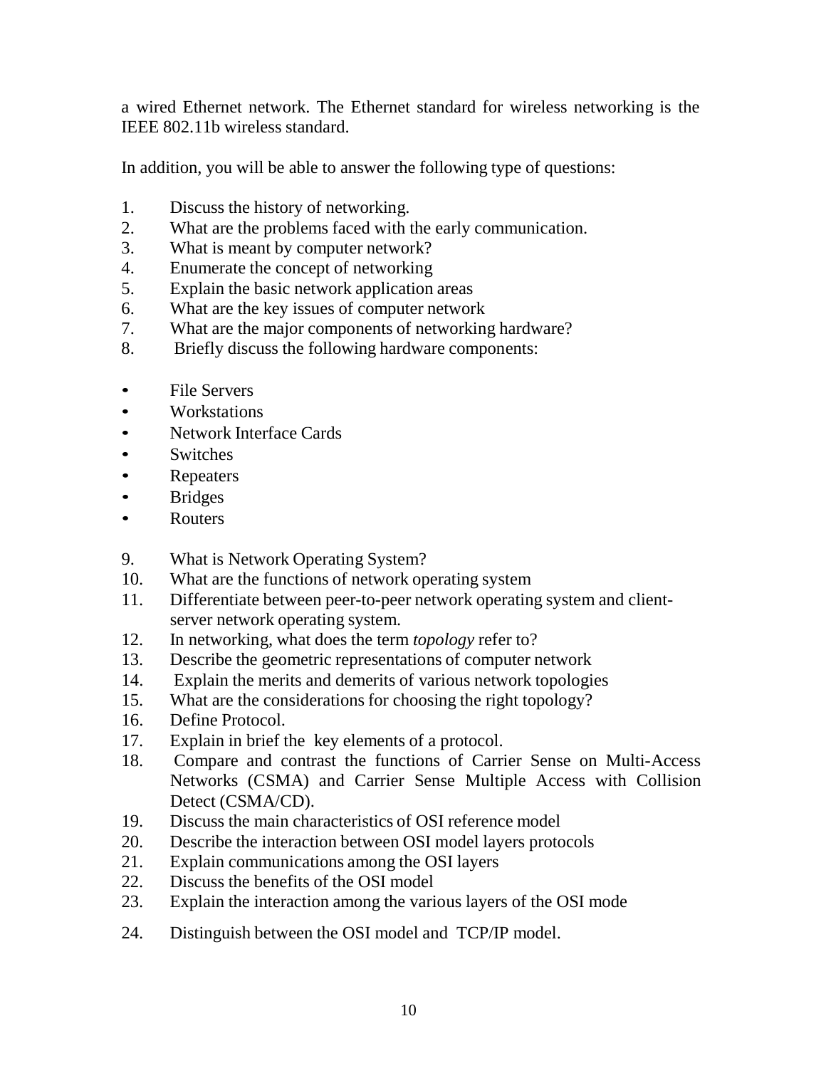a wired Ethernet network. The Ethernet standard for wireless networking is the IEEE 802.11b wireless standard.

In addition, you will be able to answer the following type of questions:

1. Discuss the history of networking.
2. What are the problems faced with the early communication.
3. What is meant by computer network?
4. Enumerate the concept of networking
5. Explain the basic network application areas
6. What are the key issues of computer network
7. What are the major components of networking hardware?
8. Briefly discuss the following hardware components:

- File Servers
- Workstations
- Network Interface Cards
- Switches
- Repeaters
- Bridges
- Routers

9. What is Network Operating System?
10. What are the functions of network operating system
11. Differentiate between peer-to-peer network operating system and client-server network operating system.
12. In networking, what does the term *topology* refer to?
13. Describe the geometric representations of computer network
14. Explain the merits and demerits of various network topologies
15. What are the considerations for choosing the right topology?
16. Define Protocol.
17. Explain in brief the key elements of a protocol.
18. Compare and contrast the functions of Carrier Sense on Multi-Access Networks (CSMA) and Carrier Sense Multiple Access with Collision Detect (CSMA/CD).
19. Discuss the main characteristics of OSI reference model
20. Describe the interaction between OSI model layers protocols
21. Explain communications among the OSI layers
22. Discuss the benefits of the OSI model
23. Explain the interaction among the various layers of the OSI mode
24. Distinguish between the OSI model and TCP/IP model.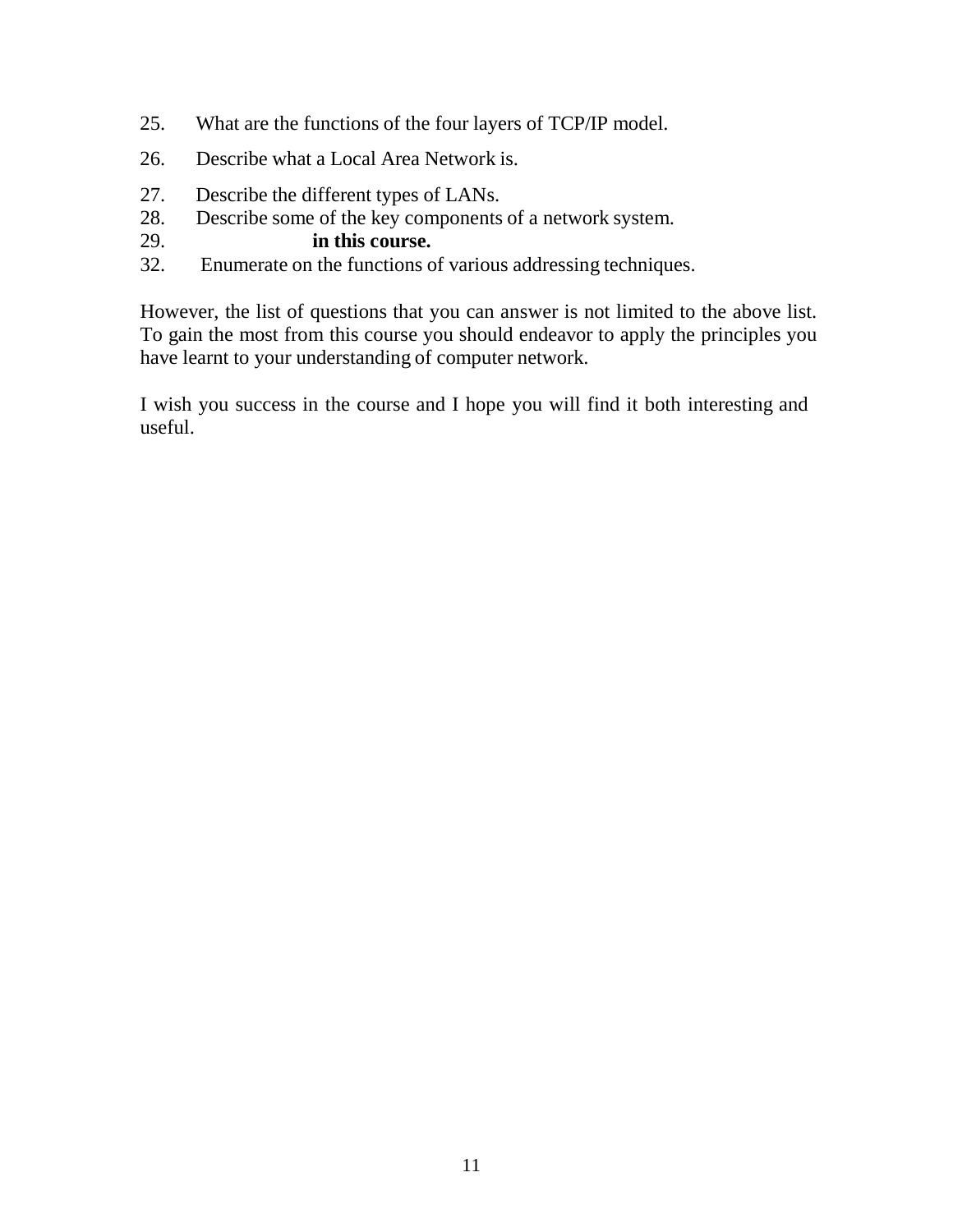25. What are the functions of the four layers of TCP/IP model.
26. Describe what a Local Area Network is.
27. Describe the different types of LANs.
28. Describe some of the key components of a network system.
29. **in this course.**
32. Enumerate on the functions of various addressing techniques.

However, the list of questions that you can answer is not limited to the above list. To gain the most from this course you should endeavor to apply the principles you have learnt to your understanding of computer network.

I wish you success in the course and I hope you will find it both interesting and useful.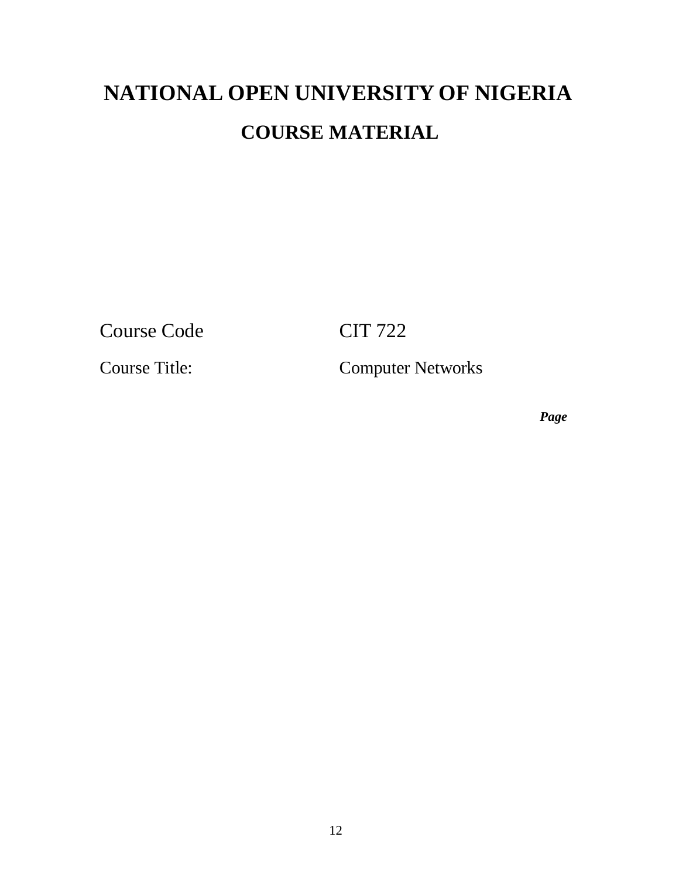# NATIONAL OPEN UNIVERSITY OF NIGERIA

## COURSE MATERIAL

| | |
|---|---|
| Course Code | CIT 722 |
| Course Title: | Computer Networks |

***Page***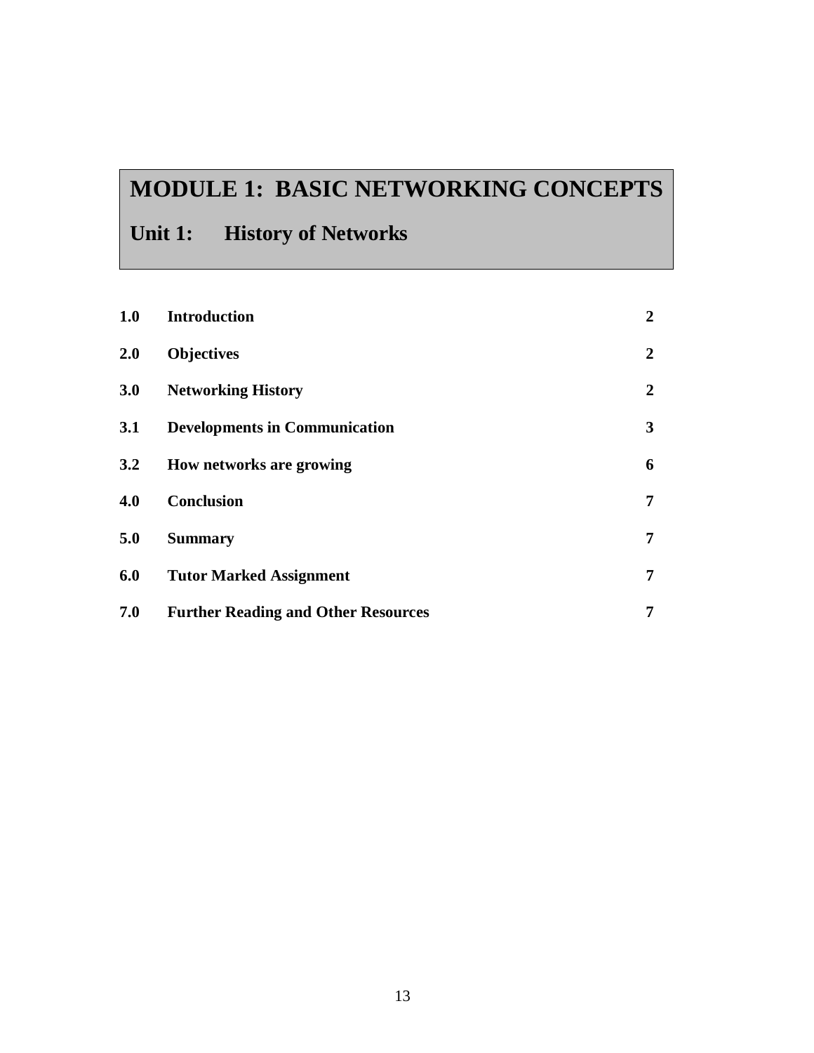# MODULE 1: BASIC NETWORKING CONCEPTS

## Unit 1: History of Networks

| | | |
|---|---|---|
| **1.0** | **Introduction** | **2** |
| **2.0** | **Objectives** | **2** |
| **3.0** | **Networking History** | **2** |
| **3.1** | **Developments in Communication** | **3** |
| **3.2** | **How networks are growing** | **6** |
| **4.0** | **Conclusion** | **7** |
| **5.0** | **Summary** | **7** |
| **6.0** | **Tutor Marked Assignment** | **7** |
| **7.0** | **Further Reading and Other Resources** | **7** |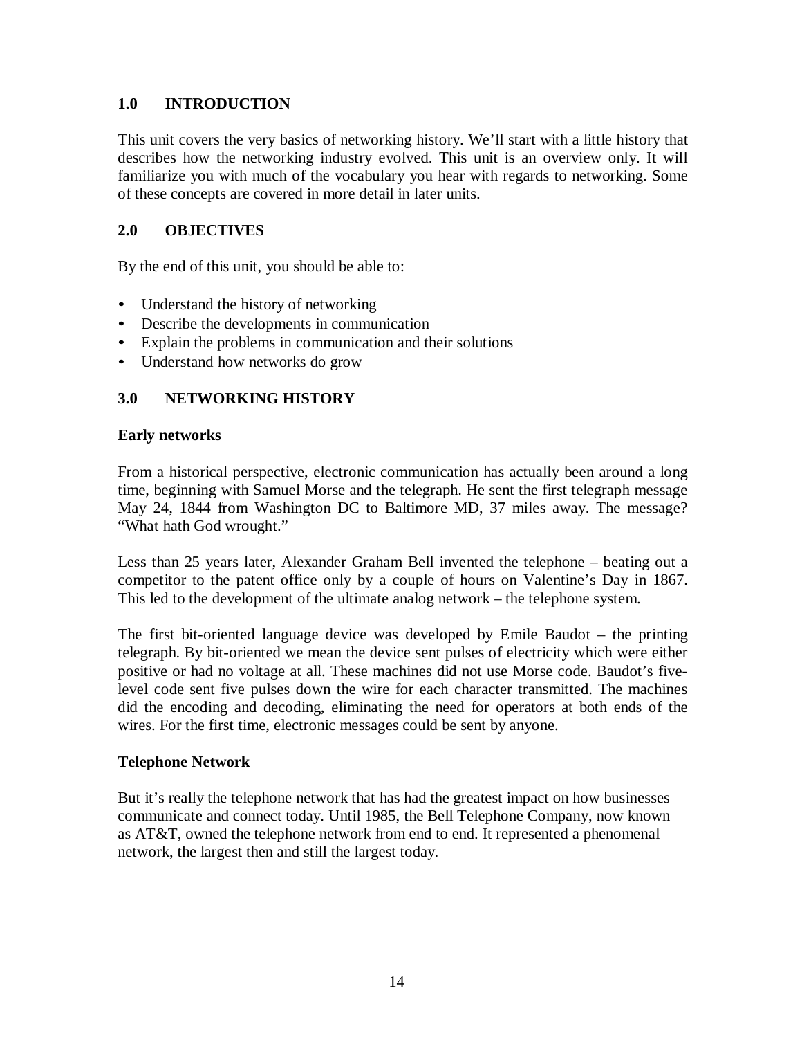## 1.0 INTRODUCTION

This unit covers the very basics of networking history. We'll start with a little history that describes how the networking industry evolved. This unit is an overview only. It will familiarize you with much of the vocabulary you hear with regards to networking. Some of these concepts are covered in more detail in later units.

## 2.0 OBJECTIVES

By the end of this unit, you should be able to:

- Understand the history of networking
- Describe the developments in communication
- Explain the problems in communication and their solutions
- Understand how networks do grow

## 3.0 NETWORKING HISTORY

### Early networks

From a historical perspective, electronic communication has actually been around a long time, beginning with Samuel Morse and the telegraph. He sent the first telegraph message May 24, 1844 from Washington DC to Baltimore MD, 37 miles away. The message? "What hath God wrought."

Less than 25 years later, Alexander Graham Bell invented the telephone – beating out a competitor to the patent office only by a couple of hours on Valentine's Day in 1867. This led to the development of the ultimate analog network – the telephone system.

The first bit-oriented language device was developed by Emile Baudot – the printing telegraph. By bit-oriented we mean the device sent pulses of electricity which were either positive or had no voltage at all. These machines did not use Morse code. Baudot's five-level code sent five pulses down the wire for each character transmitted. The machines did the encoding and decoding, eliminating the need for operators at both ends of the wires. For the first time, electronic messages could be sent by anyone.

### Telephone Network

But it's really the telephone network that has had the greatest impact on how businesses communicate and connect today. Until 1985, the Bell Telephone Company, now known as AT&T, owned the telephone network from end to end. It represented a phenomenal network, the largest then and still the largest today.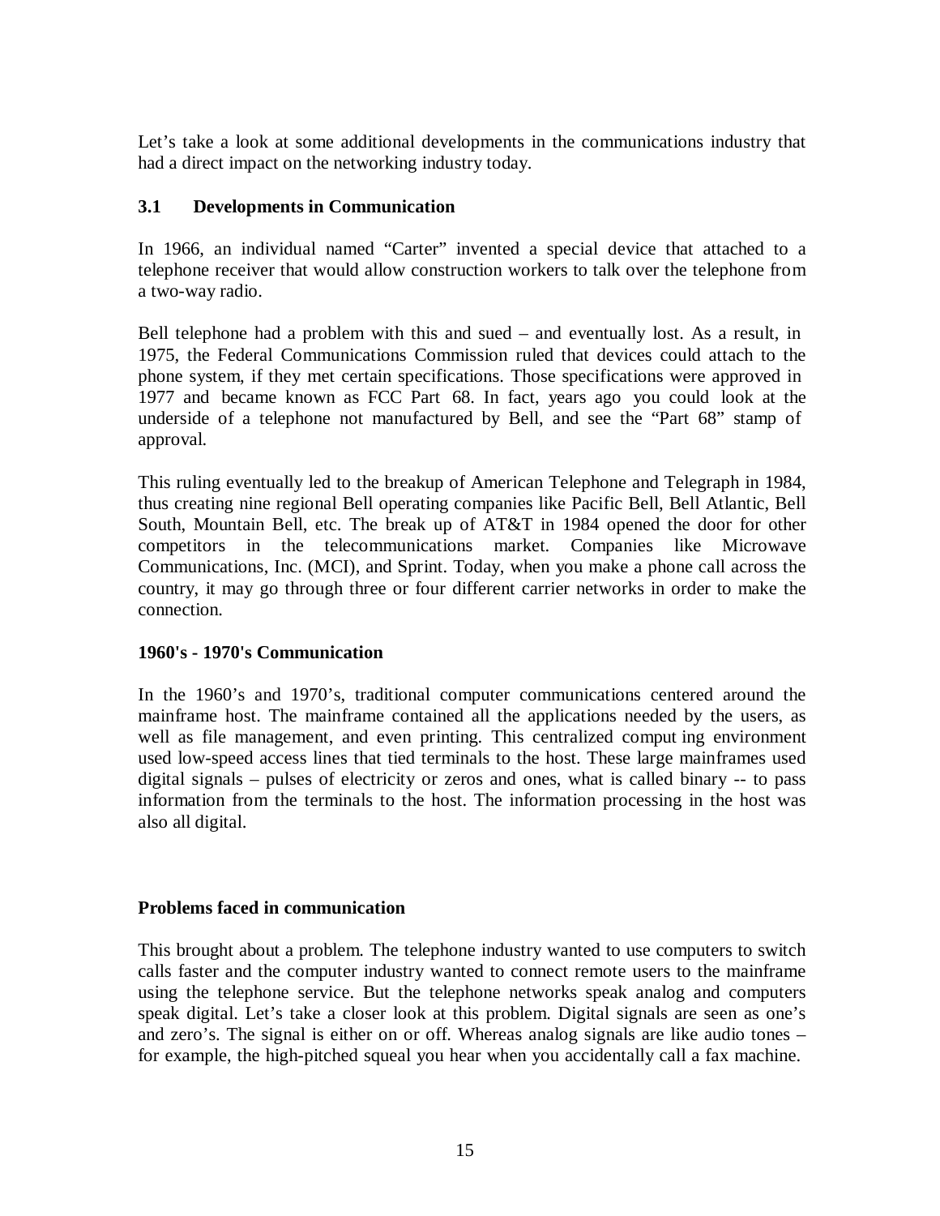Let's take a look at some additional developments in the communications industry that had a direct impact on the networking industry today.

### 3.1 Developments in Communication

In 1966, an individual named "Carter" invented a special device that attached to a telephone receiver that would allow construction workers to talk over the telephone from a two-way radio.

Bell telephone had a problem with this and sued – and eventually lost. As a result, in 1975, the Federal Communications Commission ruled that devices could attach to the phone system, if they met certain specifications. Those specifications were approved in 1977 and became known as FCC Part 68. In fact, years ago you could look at the underside of a telephone not manufactured by Bell, and see the "Part 68" stamp of approval.

This ruling eventually led to the breakup of American Telephone and Telegraph in 1984, thus creating nine regional Bell operating companies like Pacific Bell, Bell Atlantic, Bell South, Mountain Bell, etc. The break up of AT&T in 1984 opened the door for other competitors in the telecommunications market. Companies like Microwave Communications, Inc. (MCI), and Sprint. Today, when you make a phone call across the country, it may go through three or four different carrier networks in order to make the connection.

#### 1960's - 1970's Communication

In the 1960's and 1970's, traditional computer communications centered around the mainframe host. The mainframe contained all the applications needed by the users, as well as file management, and even printing. This centralized comput ing environment used low-speed access lines that tied terminals to the host. These large mainframes used digital signals – pulses of electricity or zeros and ones, what is called binary -- to pass information from the terminals to the host. The information processing in the host was also all digital.

#### Problems faced in communication

This brought about a problem. The telephone industry wanted to use computers to switch calls faster and the computer industry wanted to connect remote users to the mainframe using the telephone service. But the telephone networks speak analog and computers speak digital. Let's take a closer look at this problem. Digital signals are seen as one's and zero's. The signal is either on or off. Whereas analog signals are like audio tones – for example, the high-pitched squeal you hear when you accidentally call a fax machine.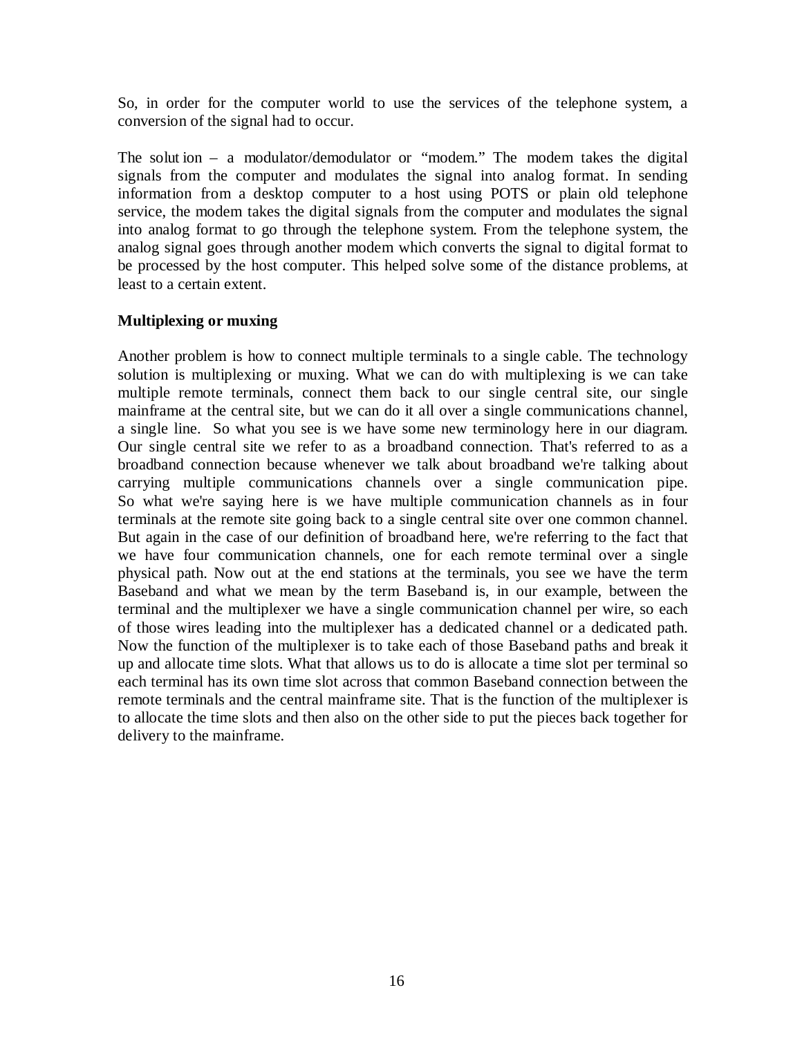So, in order for the computer world to use the services of the telephone system, a conversion of the signal had to occur.

The solution – a modulator/demodulator or "modem." The modem takes the digital signals from the computer and modulates the signal into analog format. In sending information from a desktop computer to a host using POTS or plain old telephone service, the modem takes the digital signals from the computer and modulates the signal into analog format to go through the telephone system. From the telephone system, the analog signal goes through another modem which converts the signal to digital format to be processed by the host computer. This helped solve some of the distance problems, at least to a certain extent.

**Multiplexing or muxing**

Another problem is how to connect multiple terminals to a single cable. The technology solution is multiplexing or muxing. What we can do with multiplexing is we can take multiple remote terminals, connect them back to our single central site, our single mainframe at the central site, but we can do it all over a single communications channel, a single line. So what you see is we have some new terminology here in our diagram. Our single central site we refer to as a broadband connection. That's referred to as a broadband connection because whenever we talk about broadband we're talking about carrying multiple communications channels over a single communication pipe. So what we're saying here is we have multiple communication channels as in four terminals at the remote site going back to a single central site over one common channel. But again in the case of our definition of broadband here, we're referring to the fact that we have four communication channels, one for each remote terminal over a single physical path. Now out at the end stations at the terminals, you see we have the term Baseband and what we mean by the term Baseband is, in our example, between the terminal and the multiplexer we have a single communication channel per wire, so each of those wires leading into the multiplexer has a dedicated channel or a dedicated path. Now the function of the multiplexer is to take each of those Baseband paths and break it up and allocate time slots. What that allows us to do is allocate a time slot per terminal so each terminal has its own time slot across that common Baseband connection between the remote terminals and the central mainframe site. That is the function of the multiplexer is to allocate the time slots and then also on the other side to put the pieces back together for delivery to the mainframe.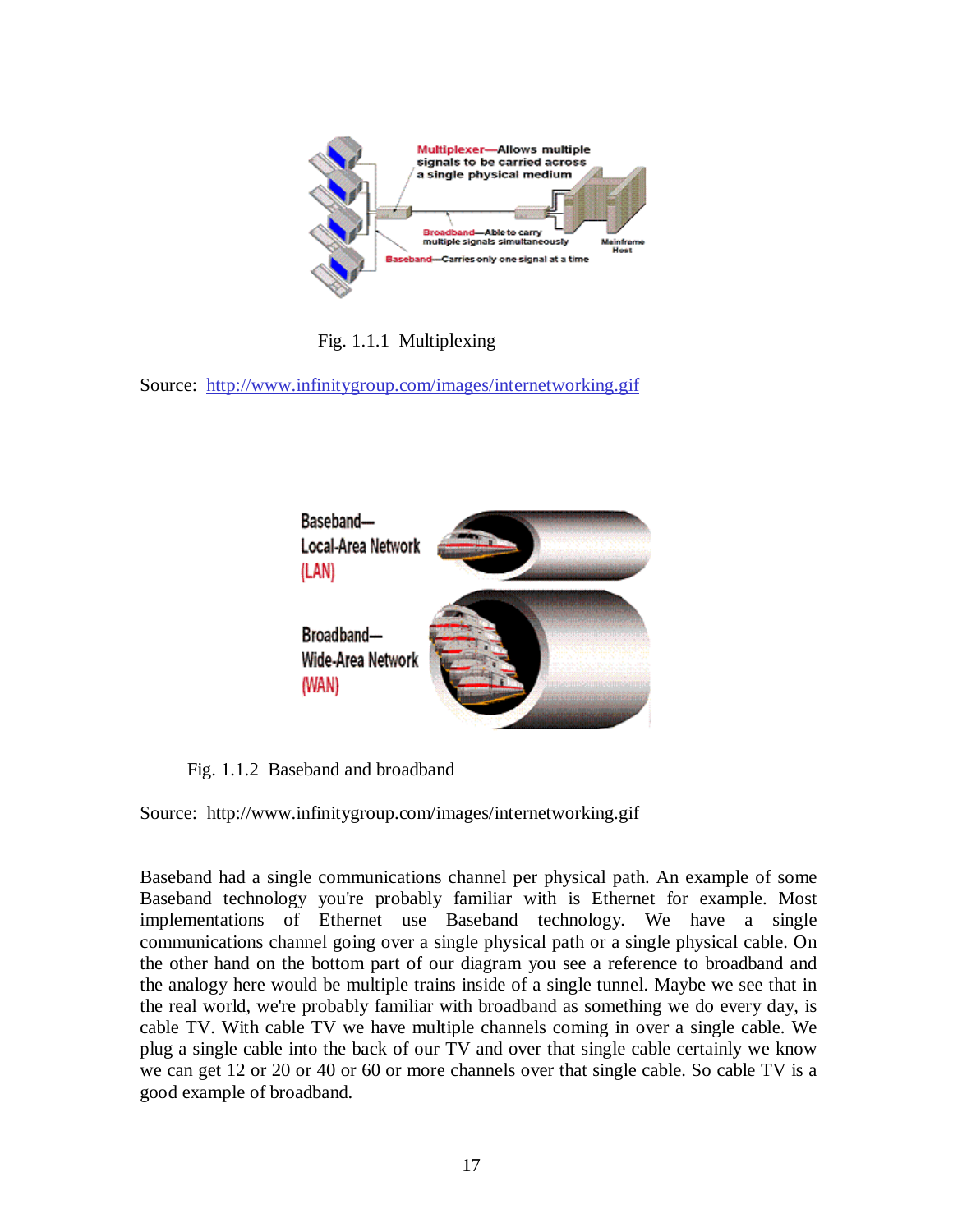Fig. 1.1.1 Multiplexing

Source: http://www.infinitygroup.com/images/internetworking.gif

Fig. 1.1.2 Baseband and broadband

Source: http://www.infinitygroup.com/images/internetworking.gif

Baseband had a single communications channel per physical path. An example of some Baseband technology you're probably familiar with is Ethernet for example. Most implementations of Ethernet use Baseband technology. We have a single communications channel going over a single physical path or a single physical cable. On the other hand on the bottom part of our diagram you see a reference to broadband and the analogy here would be multiple trains inside of a single tunnel. Maybe we see that in the real world, we're probably familiar with broadband as something we do every day, is cable TV. With cable TV we have multiple channels coming in over a single cable. We plug a single cable into the back of our TV and over that single cable certainly we know we can get 12 or 20 or 40 or 60 or more channels over that single cable. So cable TV is a good example of broadband.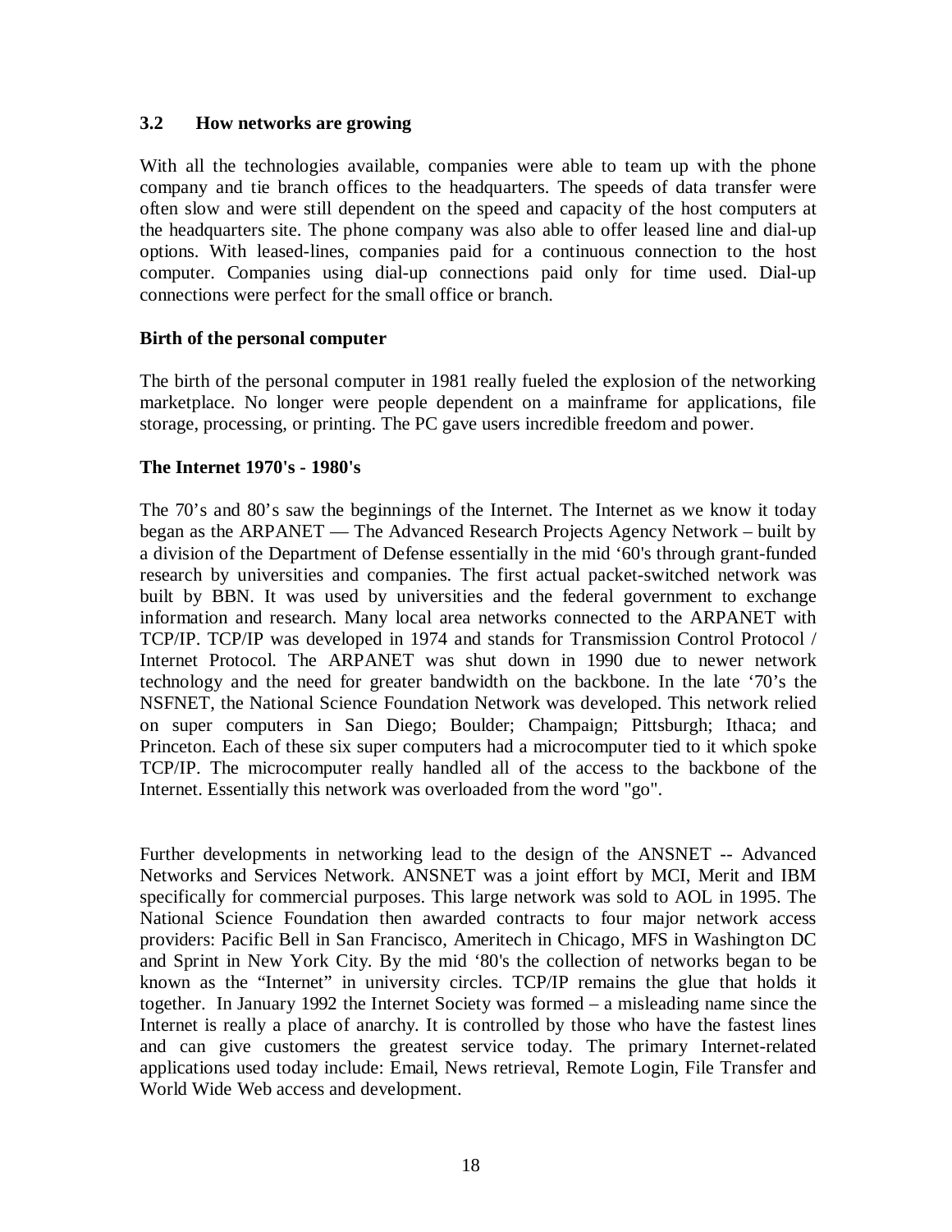## 3.2 How networks are growing

With all the technologies available, companies were able to team up with the phone company and tie branch offices to the headquarters. The speeds of data transfer were often slow and were still dependent on the speed and capacity of the host computers at the headquarters site. The phone company was also able to offer leased line and dial-up options. With leased-lines, companies paid for a continuous connection to the host computer. Companies using dial-up connections paid only for time used. Dial-up connections were perfect for the small office or branch.

### Birth of the personal computer

The birth of the personal computer in 1981 really fueled the explosion of the networking marketplace. No longer were people dependent on a mainframe for applications, file storage, processing, or printing. The PC gave users incredible freedom and power.

### The Internet 1970's - 1980's

The 70's and 80's saw the beginnings of the Internet. The Internet as we know it today began as the ARPANET — The Advanced Research Projects Agency Network – built by a division of the Department of Defense essentially in the mid '60's through grant-funded research by universities and companies. The first actual packet-switched network was built by BBN. It was used by universities and the federal government to exchange information and research. Many local area networks connected to the ARPANET with TCP/IP. TCP/IP was developed in 1974 and stands for Transmission Control Protocol / Internet Protocol. The ARPANET was shut down in 1990 due to newer network technology and the need for greater bandwidth on the backbone. In the late '70's the NSFNET, the National Science Foundation Network was developed. This network relied on super computers in San Diego; Boulder; Champaign; Pittsburgh; Ithaca; and Princeton. Each of these six super computers had a microcomputer tied to it which spoke TCP/IP. The microcomputer really handled all of the access to the backbone of the Internet. Essentially this network was overloaded from the word "go".

Further developments in networking lead to the design of the ANSNET -- Advanced Networks and Services Network. ANSNET was a joint effort by MCI, Merit and IBM specifically for commercial purposes. This large network was sold to AOL in 1995. The National Science Foundation then awarded contracts to four major network access providers: Pacific Bell in San Francisco, Ameritech in Chicago, MFS in Washington DC and Sprint in New York City. By the mid '80's the collection of networks began to be known as the "Internet" in university circles. TCP/IP remains the glue that holds it together. In January 1992 the Internet Society was formed – a misleading name since the Internet is really a place of anarchy. It is controlled by those who have the fastest lines and can give customers the greatest service today. The primary Internet-related applications used today include: Email, News retrieval, Remote Login, File Transfer and World Wide Web access and development.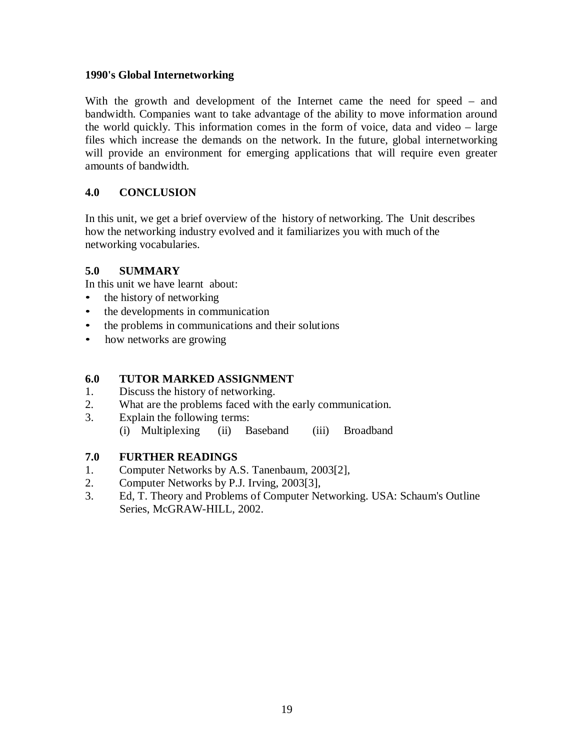**1990's Global Internetworking**

With the growth and development of the Internet came the need for speed – and bandwidth. Companies want to take advantage of the ability to move information around the world quickly. This information comes in the form of voice, data and video – large files which increase the demands on the network. In the future, global internetworking will provide an environment for emerging applications that will require even greater amounts of bandwidth.

## 4.0 CONCLUSION

In this unit, we get a brief overview of the history of networking. The Unit describes how the networking industry evolved and it familiarizes you with much of the networking vocabularies.

## 5.0 SUMMARY

In this unit we have learnt about:

- the history of networking
- the developments in communication
- the problems in communications and their solutions
- how networks are growing

## 6.0 TUTOR MARKED ASSIGNMENT

1. Discuss the history of networking.
2. What are the problems faced with the early communication.
3. Explain the following terms:
   (i) Multiplexing (ii) Baseband (iii) Broadband

## 7.0 FURTHER READINGS

1. Computer Networks by A.S. Tanenbaum, 2003[2],
2. Computer Networks by P.J. Irving, 2003[3],
3. Ed, T. Theory and Problems of Computer Networking. USA: Schaum's Outline Series, McGRAW-HILL, 2002.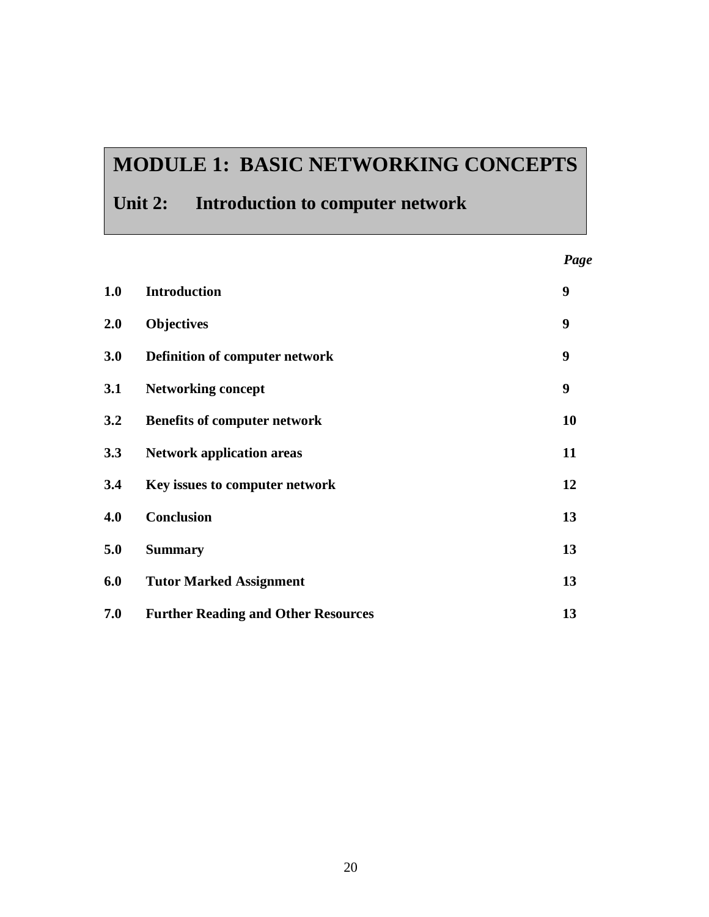# MODULE 1: BASIC NETWORKING CONCEPTS

## Unit 2: Introduction to computer network

| | | *Page* |
|---|---|---|
| **1.0** | **Introduction** | **9** |
| **2.0** | **Objectives** | **9** |
| **3.0** | **Definition of computer network** | **9** |
| **3.1** | **Networking concept** | **9** |
| **3.2** | **Benefits of computer network** | **10** |
| **3.3** | **Network application areas** | **11** |
| **3.4** | **Key issues to computer network** | **12** |
| **4.0** | **Conclusion** | **13** |
| **5.0** | **Summary** | **13** |
| **6.0** | **Tutor Marked Assignment** | **13** |
| **7.0** | **Further Reading and Other Resources** | **13** |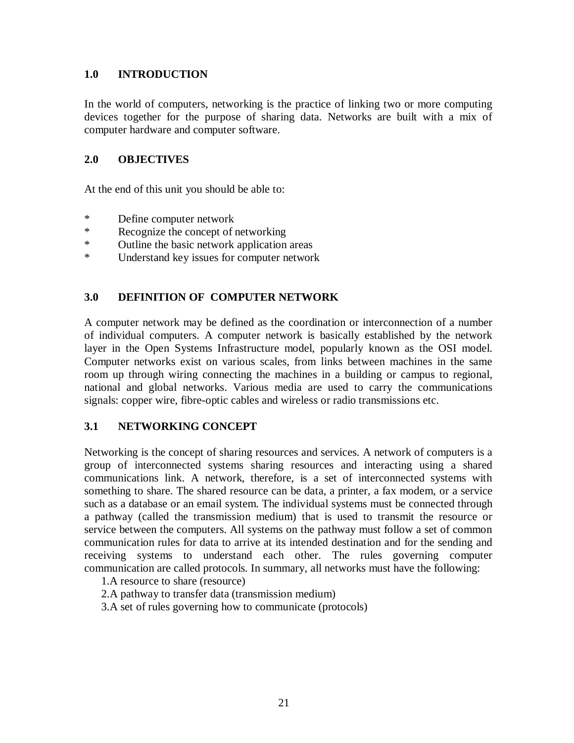## 1.0 INTRODUCTION

In the world of computers, networking is the practice of linking two or more computing devices together for the purpose of sharing data. Networks are built with a mix of computer hardware and computer software.

## 2.0 OBJECTIVES

At the end of this unit you should be able to:

* Define computer network
* Recognize the concept of networking
* Outline the basic network application areas
* Understand key issues for computer network

## 3.0 DEFINITION OF COMPUTER NETWORK

A computer network may be defined as the coordination or interconnection of a number of individual computers. A computer network is basically established by the network layer in the Open Systems Infrastructure model, popularly known as the OSI model. Computer networks exist on various scales, from links between machines in the same room up through wiring connecting the machines in a building or campus to regional, national and global networks. Various media are used to carry the communications signals: copper wire, fibre-optic cables and wireless or radio transmissions etc.

## 3.1 NETWORKING CONCEPT

Networking is the concept of sharing resources and services. A network of computers is a group of interconnected systems sharing resources and interacting using a shared communications link. A network, therefore, is a set of interconnected systems with something to share. The shared resource can be data, a printer, a fax modem, or a service such as a database or an email system. The individual systems must be connected through a pathway (called the transmission medium) that is used to transmit the resource or service between the computers. All systems on the pathway must follow a set of common communication rules for data to arrive at its intended destination and for the sending and receiving systems to understand each other. The rules governing computer communication are called protocols. In summary, all networks must have the following:

1. A resource to share (resource)
2. A pathway to transfer data (transmission medium)
3. A set of rules governing how to communicate (protocols)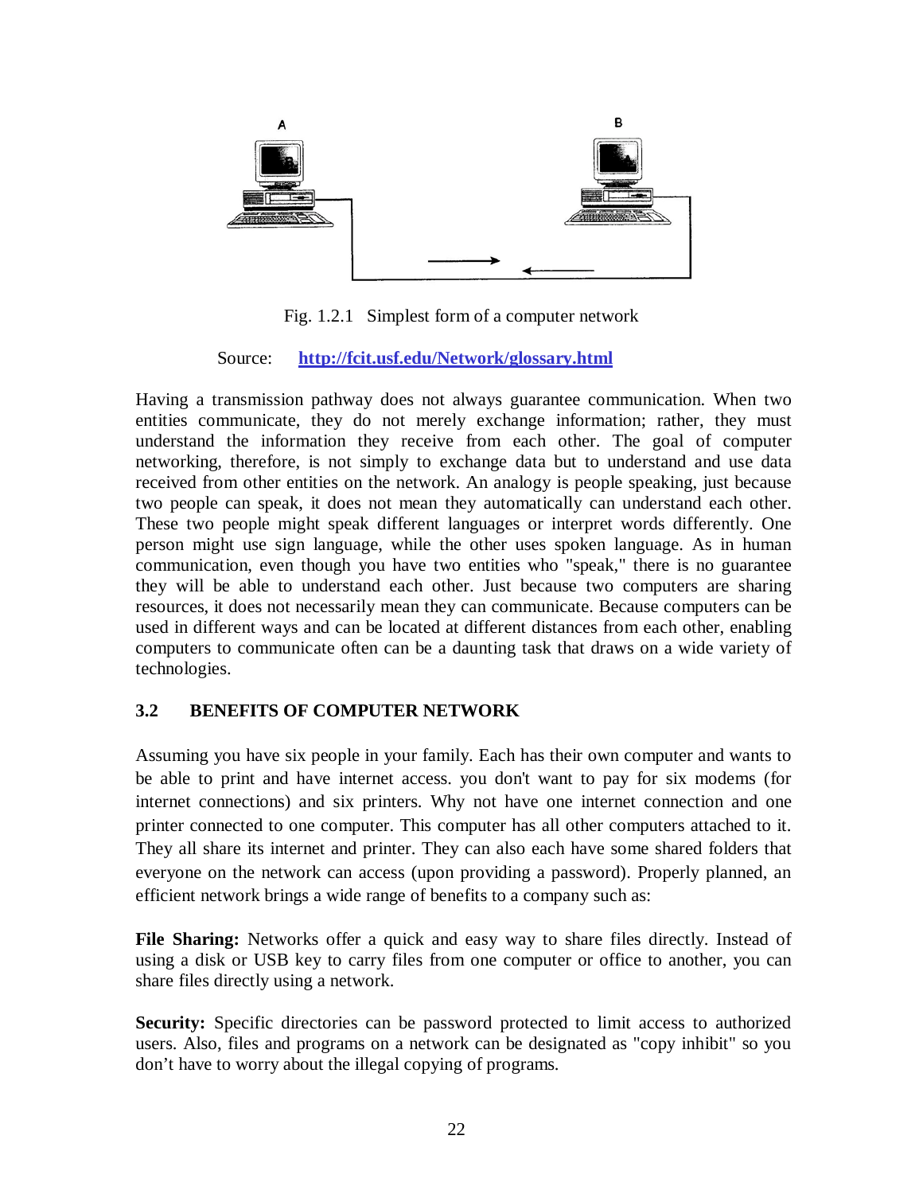Fig. 1.2.1 Simplest form of a computer network

Source: **http://fcit.usf.edu/Network/glossary.html**

Having a transmission pathway does not always guarantee communication. When two entities communicate, they do not merely exchange information; rather, they must understand the information they receive from each other. The goal of computer networking, therefore, is not simply to exchange data but to understand and use data received from other entities on the network. An analogy is people speaking, just because two people can speak, it does not mean they automatically can understand each other. These two people might speak different languages or interpret words differently. One person might use sign language, while the other uses spoken language. As in human communication, even though you have two entities who "speak," there is no guarantee they will be able to understand each other. Just because two computers are sharing resources, it does not necessarily mean they can communicate. Because computers can be used in different ways and can be located at different distances from each other, enabling computers to communicate often can be a daunting task that draws on a wide variety of technologies.

### 3.2 BENEFITS OF COMPUTER NETWORK

Assuming you have six people in your family. Each has their own computer and wants to be able to print and have internet access. you don't want to pay for six modems (for internet connections) and six printers. Why not have one internet connection and one printer connected to one computer. This computer has all other computers attached to it. They all share its internet and printer. They can also each have some shared folders that everyone on the network can access (upon providing a password). Properly planned, an efficient network brings a wide range of benefits to a company such as:

**File Sharing:** Networks offer a quick and easy way to share files directly. Instead of using a disk or USB key to carry files from one computer or office to another, you can share files directly using a network.

**Security:** Specific directories can be password protected to limit access to authorized users. Also, files and programs on a network can be designated as "copy inhibit" so you don't have to worry about the illegal copying of programs.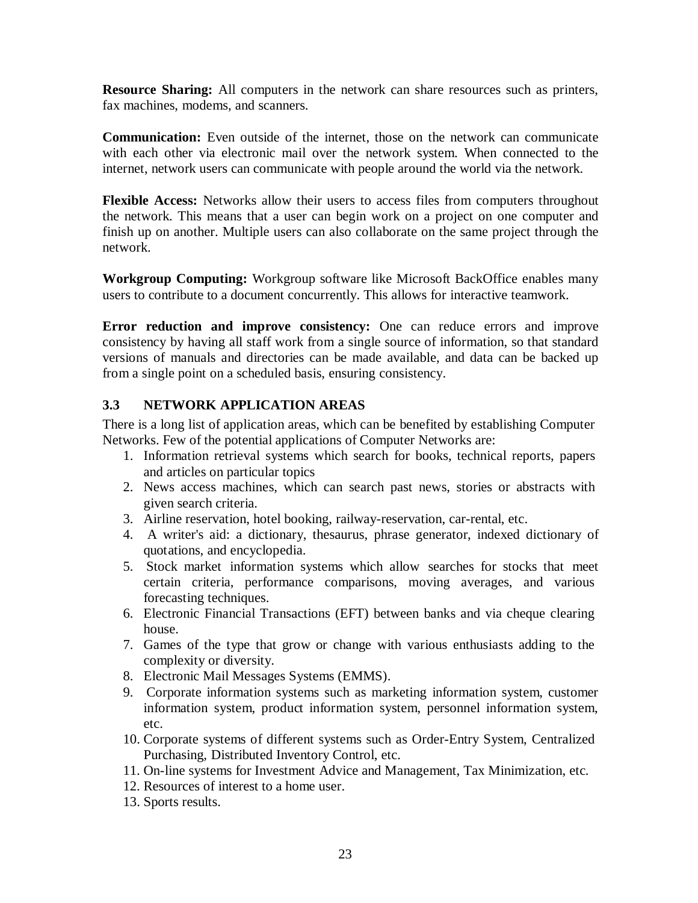**Resource Sharing:** All computers in the network can share resources such as printers, fax machines, modems, and scanners.

**Communication:** Even outside of the internet, those on the network can communicate with each other via electronic mail over the network system. When connected to the internet, network users can communicate with people around the world via the network.

**Flexible Access:** Networks allow their users to access files from computers throughout the network. This means that a user can begin work on a project on one computer and finish up on another. Multiple users can also collaborate on the same project through the network.

**Workgroup Computing:** Workgroup software like Microsoft BackOffice enables many users to contribute to a document concurrently. This allows for interactive teamwork.

**Error reduction and improve consistency:** One can reduce errors and improve consistency by having all staff work from a single source of information, so that standard versions of manuals and directories can be made available, and data can be backed up from a single point on a scheduled basis, ensuring consistency.

### 3.3 NETWORK APPLICATION AREAS

There is a long list of application areas, which can be benefited by establishing Computer Networks. Few of the potential applications of Computer Networks are:

1. Information retrieval systems which search for books, technical reports, papers and articles on particular topics
2. News access machines, which can search past news, stories or abstracts with given search criteria.
3. Airline reservation, hotel booking, railway-reservation, car-rental, etc.
4. A writer's aid: a dictionary, thesaurus, phrase generator, indexed dictionary of quotations, and encyclopedia.
5. Stock market information systems which allow searches for stocks that meet certain criteria, performance comparisons, moving averages, and various forecasting techniques.
6. Electronic Financial Transactions (EFT) between banks and via cheque clearing house.
7. Games of the type that grow or change with various enthusiasts adding to the complexity or diversity.
8. Electronic Mail Messages Systems (EMMS).
9. Corporate information systems such as marketing information system, customer information system, product information system, personnel information system, etc.
10. Corporate systems of different systems such as Order-Entry System, Centralized Purchasing, Distributed Inventory Control, etc.
11. On-line systems for Investment Advice and Management, Tax Minimization, etc.
12. Resources of interest to a home user.
13. Sports results.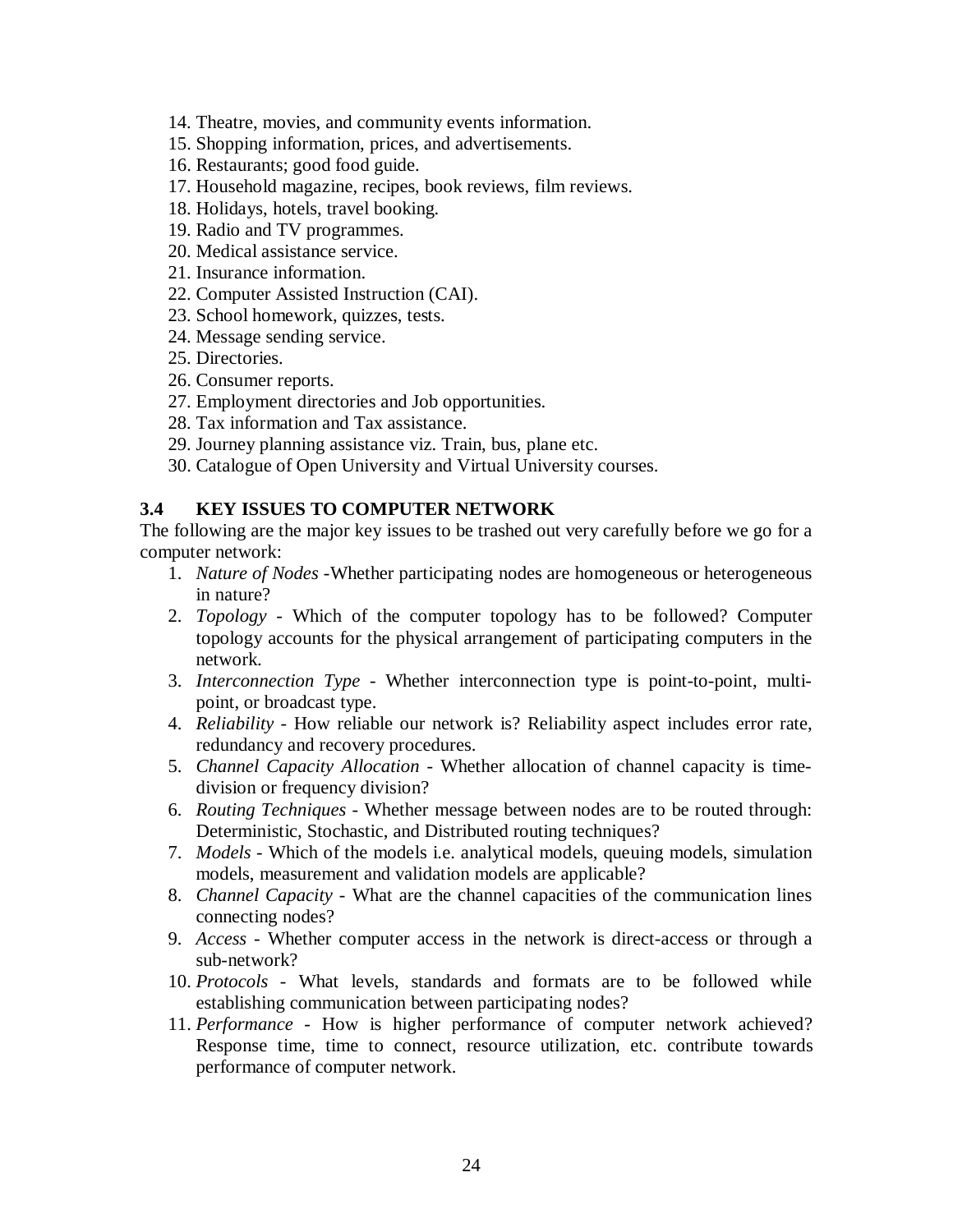14. Theatre, movies, and community events information.
15. Shopping information, prices, and advertisements.
16. Restaurants; good food guide.
17. Household magazine, recipes, book reviews, film reviews.
18. Holidays, hotels, travel booking.
19. Radio and TV programmes.
20. Medical assistance service.
21. Insurance information.
22. Computer Assisted Instruction (CAI).
23. School homework, quizzes, tests.
24. Message sending service.
25. Directories.
26. Consumer reports.
27. Employment directories and Job opportunities.
28. Tax information and Tax assistance.
29. Journey planning assistance viz. Train, bus, plane etc.
30. Catalogue of Open University and Virtual University courses.

### 3.4 KEY ISSUES TO COMPUTER NETWORK

The following are the major key issues to be trashed out very carefully before we go for a computer network:

1. *Nature of Nodes* -Whether participating nodes are homogeneous or heterogeneous in nature?
2. *Topology* - Which of the computer topology has to be followed? Computer topology accounts for the physical arrangement of participating computers in the network.
3. *Interconnection Type* - Whether interconnection type is point-to-point, multi-point, or broadcast type.
4. *Reliability* - How reliable our network is? Reliability aspect includes error rate, redundancy and recovery procedures.
5. *Channel Capacity Allocation* - Whether allocation of channel capacity is time-division or frequency division?
6. *Routing Techniques* - Whether message between nodes are to be routed through: Deterministic, Stochastic, and Distributed routing techniques?
7. *Models* - Which of the models i.e. analytical models, queuing models, simulation models, measurement and validation models are applicable?
8. *Channel Capacity* - What are the channel capacities of the communication lines connecting nodes?
9. *Access* - Whether computer access in the network is direct-access or through a sub-network?
10. *Protocols* - What levels, standards and formats are to be followed while establishing communication between participating nodes?
11. *Performance* - How is higher performance of computer network achieved? Response time, time to connect, resource utilization, etc. contribute towards performance of computer network.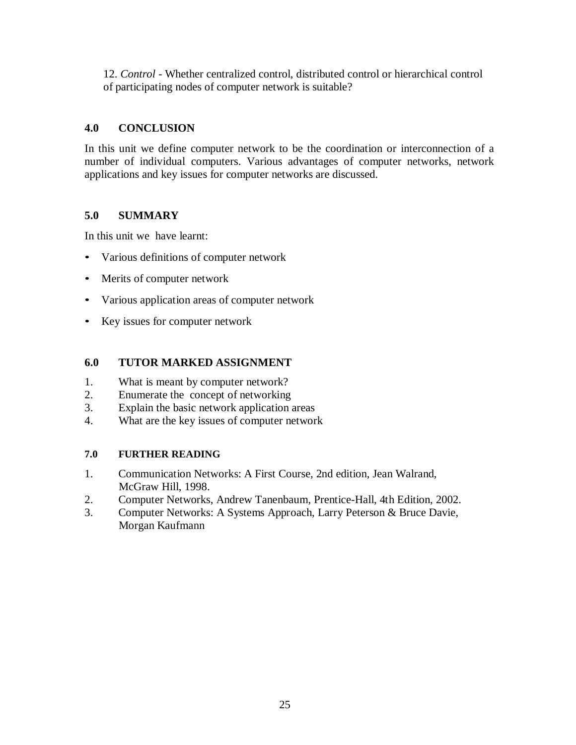12. *Control* - Whether centralized control, distributed control or hierarchical control of participating nodes of computer network is suitable?

## 4.0 CONCLUSION

In this unit we define computer network to be the coordination or interconnection of a number of individual computers. Various advantages of computer networks, network applications and key issues for computer networks are discussed.

## 5.0 SUMMARY

In this unit we have learnt:

- Various definitions of computer network
- Merits of computer network
- Various application areas of computer network
- Key issues for computer network

## 6.0 TUTOR MARKED ASSIGNMENT

1. What is meant by computer network?
2. Enumerate the concept of networking
3. Explain the basic network application areas
4. What are the key issues of computer network

## 7.0 FURTHER READING

1. Communication Networks: A First Course, 2nd edition, Jean Walrand, McGraw Hill, 1998.
2. Computer Networks, Andrew Tanenbaum, Prentice-Hall, 4th Edition, 2002.
3. Computer Networks: A Systems Approach, Larry Peterson & Bruce Davie, Morgan Kaufmann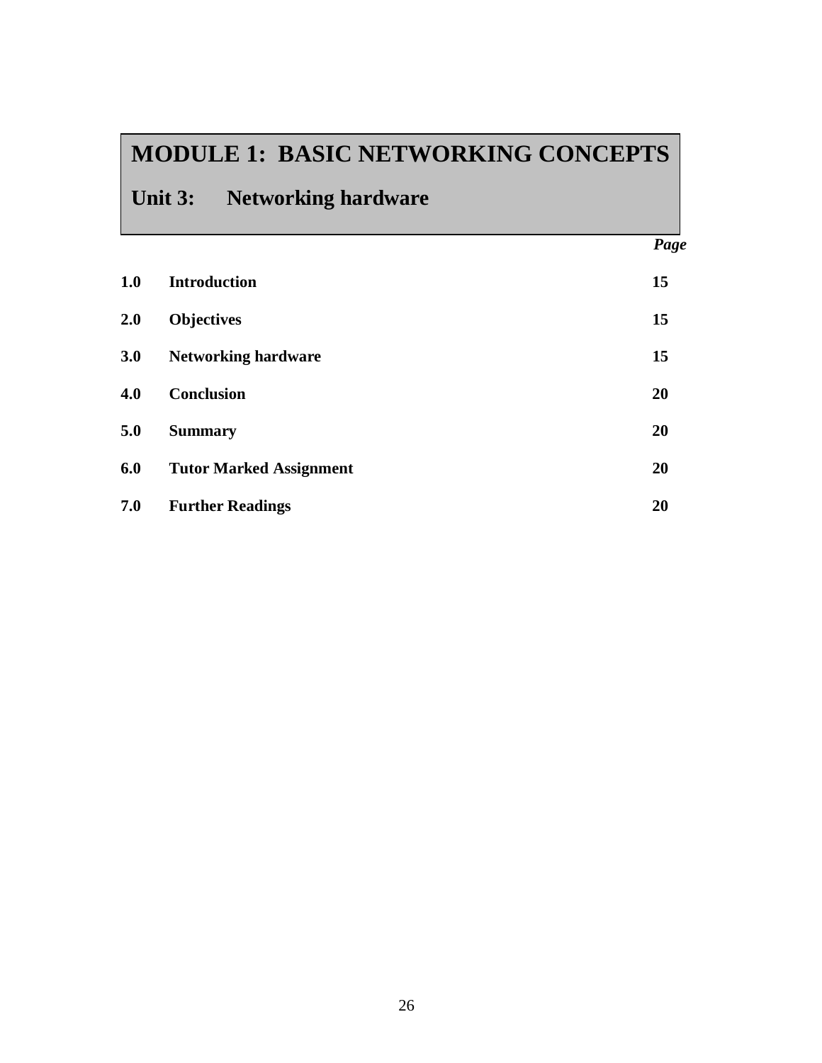# MODULE 1: BASIC NETWORKING CONCEPTS

## Unit 3: Networking hardware

| | | *Page* |
|---|---|---|
| **1.0** | **Introduction** | **15** |
| **2.0** | **Objectives** | **15** |
| **3.0** | **Networking hardware** | **15** |
| **4.0** | **Conclusion** | **20** |
| **5.0** | **Summary** | **20** |
| **6.0** | **Tutor Marked Assignment** | **20** |
| **7.0** | **Further Readings** | **20** |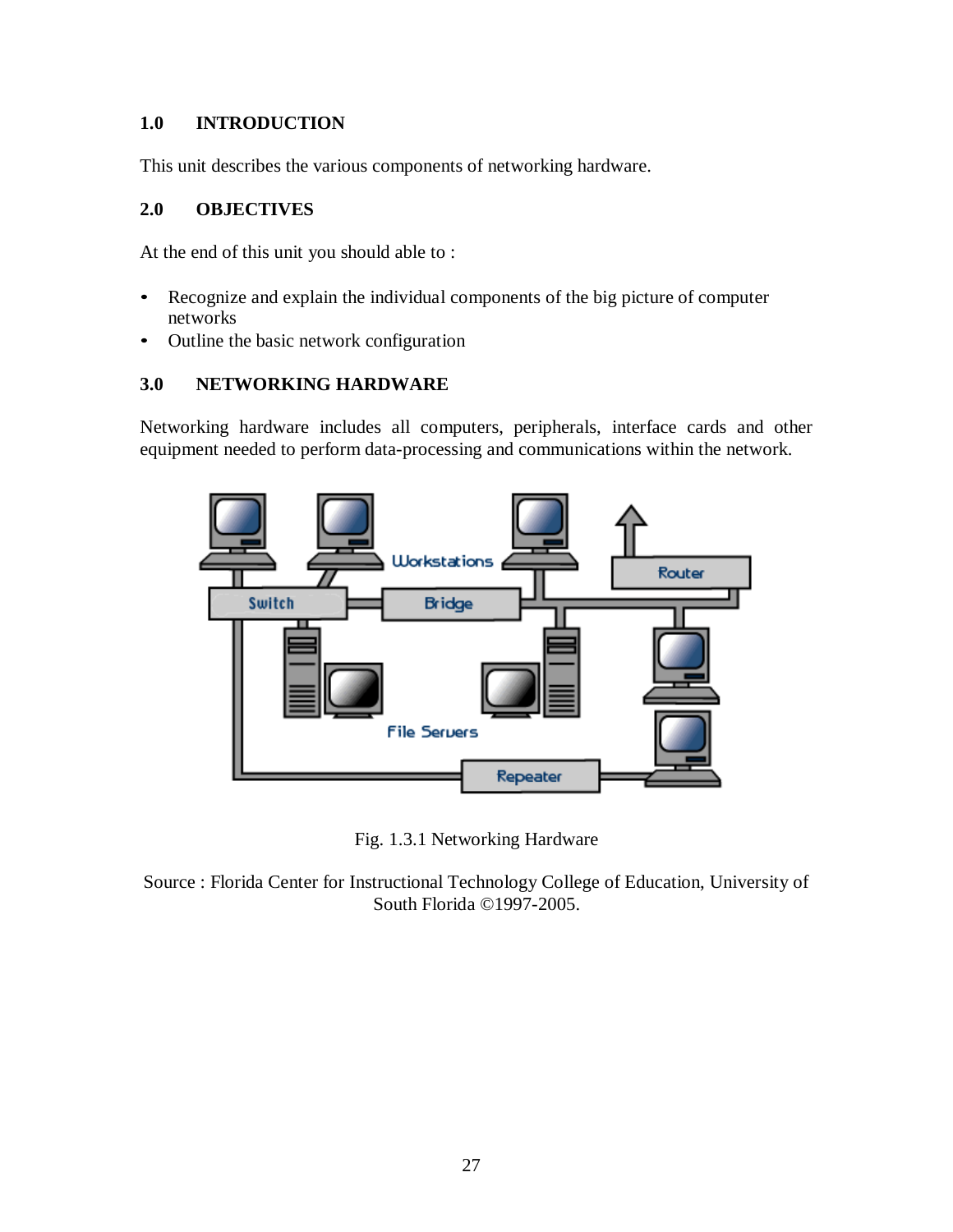## 1.0 INTRODUCTION

This unit describes the various components of networking hardware.

## 2.0 OBJECTIVES

At the end of this unit you should able to :

- Recognize and explain the individual components of the big picture of computer networks
- Outline the basic network configuration

## 3.0 NETWORKING HARDWARE

Networking hardware includes all computers, peripherals, interface cards and other equipment needed to perform data-processing and communications within the network.

Fig. 1.3.1 Networking Hardware

Source : Florida Center for Instructional Technology College of Education, University of South Florida ©1997-2005.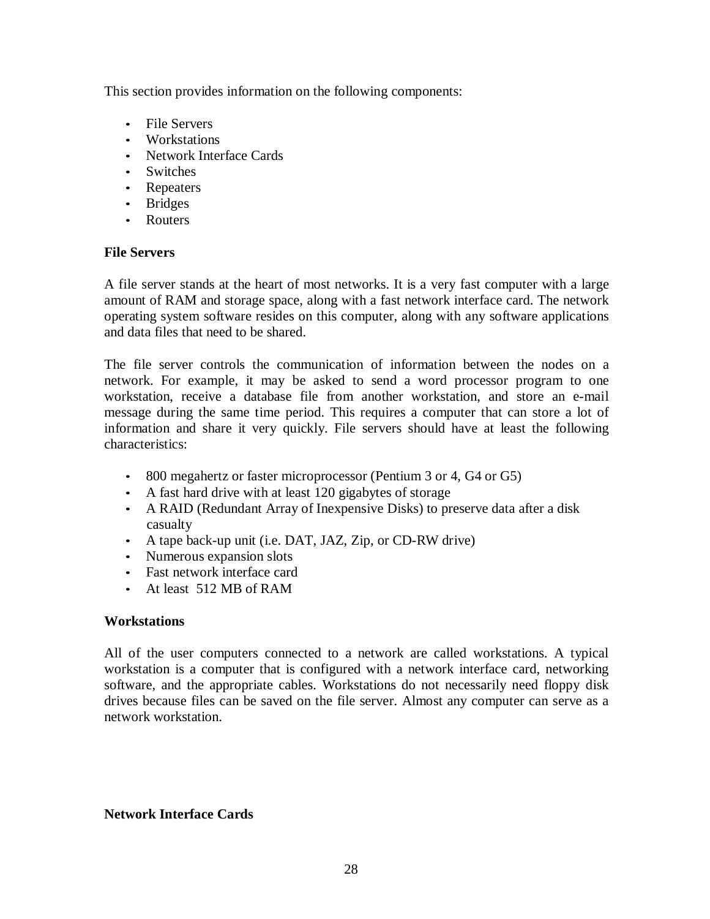This section provides information on the following components:

- File Servers
- Workstations
- Network Interface Cards
- Switches
- Repeaters
- Bridges
- Routers

**File Servers**

A file server stands at the heart of most networks. It is a very fast computer with a large amount of RAM and storage space, along with a fast network interface card. The network operating system software resides on this computer, along with any software applications and data files that need to be shared.

The file server controls the communication of information between the nodes on a network. For example, it may be asked to send a word processor program to one workstation, receive a database file from another workstation, and store an e-mail message during the same time period. This requires a computer that can store a lot of information and share it very quickly. File servers should have at least the following characteristics:

- 800 megahertz or faster microprocessor (Pentium 3 or 4, G4 or G5)
- A fast hard drive with at least 120 gigabytes of storage
- A RAID (Redundant Array of Inexpensive Disks) to preserve data after a disk casualty
- A tape back-up unit (i.e. DAT, JAZ, Zip, or CD-RW drive)
- Numerous expansion slots
- Fast network interface card
- At least 512 MB of RAM

**Workstations**

All of the user computers connected to a network are called workstations. A typical workstation is a computer that is configured with a network interface card, networking software, and the appropriate cables. Workstations do not necessarily need floppy disk drives because files can be saved on the file server. Almost any computer can serve as a network workstation.

**Network Interface Cards**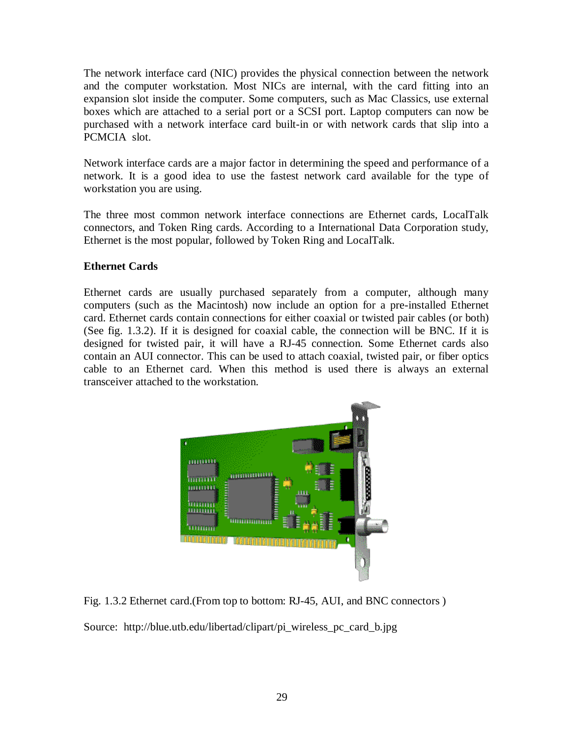The network interface card (NIC) provides the physical connection between the network and the computer workstation. Most NICs are internal, with the card fitting into an expansion slot inside the computer. Some computers, such as Mac Classics, use external boxes which are attached to a serial port or a SCSI port. Laptop computers can now be purchased with a network interface card built-in or with network cards that slip into a PCMCIA slot.

Network interface cards are a major factor in determining the speed and performance of a network. It is a good idea to use the fastest network card available for the type of workstation you are using.

The three most common network interface connections are Ethernet cards, LocalTalk connectors, and Token Ring cards. According to a International Data Corporation study, Ethernet is the most popular, followed by Token Ring and LocalTalk.

**Ethernet Cards**

Ethernet cards are usually purchased separately from a computer, although many computers (such as the Macintosh) now include an option for a pre-installed Ethernet card. Ethernet cards contain connections for either coaxial or twisted pair cables (or both) (See fig. 1.3.2). If it is designed for coaxial cable, the connection will be BNC. If it is designed for twisted pair, it will have a RJ-45 connection. Some Ethernet cards also contain an AUI connector. This can be used to attach coaxial, twisted pair, or fiber optics cable to an Ethernet card. When this method is used there is always an external transceiver attached to the workstation.

Fig. 1.3.2 Ethernet card.(From top to bottom: RJ-45, AUI, and BNC connectors )

Source: http://blue.utb.edu/libertad/clipart/pi_wireless_pc_card_b.jpg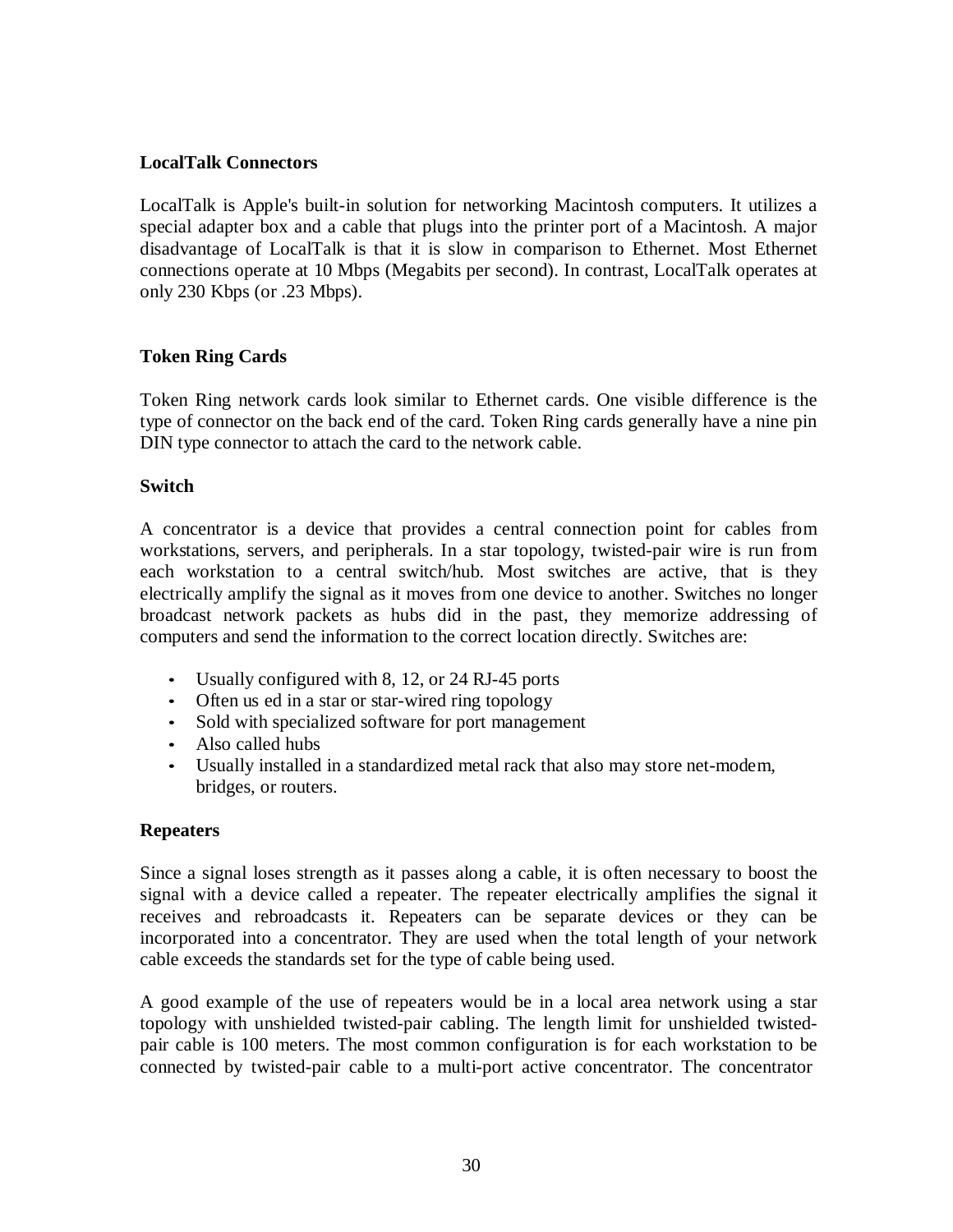**LocalTalk Connectors**

LocalTalk is Apple's built-in solution for networking Macintosh computers. It utilizes a special adapter box and a cable that plugs into the printer port of a Macintosh. A major disadvantage of LocalTalk is that it is slow in comparison to Ethernet. Most Ethernet connections operate at 10 Mbps (Megabits per second). In contrast, LocalTalk operates at only 230 Kbps (or .23 Mbps).

**Token Ring Cards**

Token Ring network cards look similar to Ethernet cards. One visible difference is the type of connector on the back end of the card. Token Ring cards generally have a nine pin DIN type connector to attach the card to the network cable.

**Switch**

A concentrator is a device that provides a central connection point for cables from workstations, servers, and peripherals. In a star topology, twisted-pair wire is run from each workstation to a central switch/hub. Most switches are active, that is they electrically amplify the signal as it moves from one device to another. Switches no longer broadcast network packets as hubs did in the past, they memorize addressing of computers and send the information to the correct location directly. Switches are:

- Usually configured with 8, 12, or 24 RJ-45 ports
- Often us ed in a star or star-wired ring topology
- Sold with specialized software for port management
- Also called hubs
- Usually installed in a standardized metal rack that also may store net-modem, bridges, or routers.

**Repeaters**

Since a signal loses strength as it passes along a cable, it is often necessary to boost the signal with a device called a repeater. The repeater electrically amplifies the signal it receives and rebroadcasts it. Repeaters can be separate devices or they can be incorporated into a concentrator. They are used when the total length of your network cable exceeds the standards set for the type of cable being used.

A good example of the use of repeaters would be in a local area network using a star topology with unshielded twisted-pair cabling. The length limit for unshielded twisted-pair cable is 100 meters. The most common configuration is for each workstation to be connected by twisted-pair cable to a multi-port active concentrator. The concentrator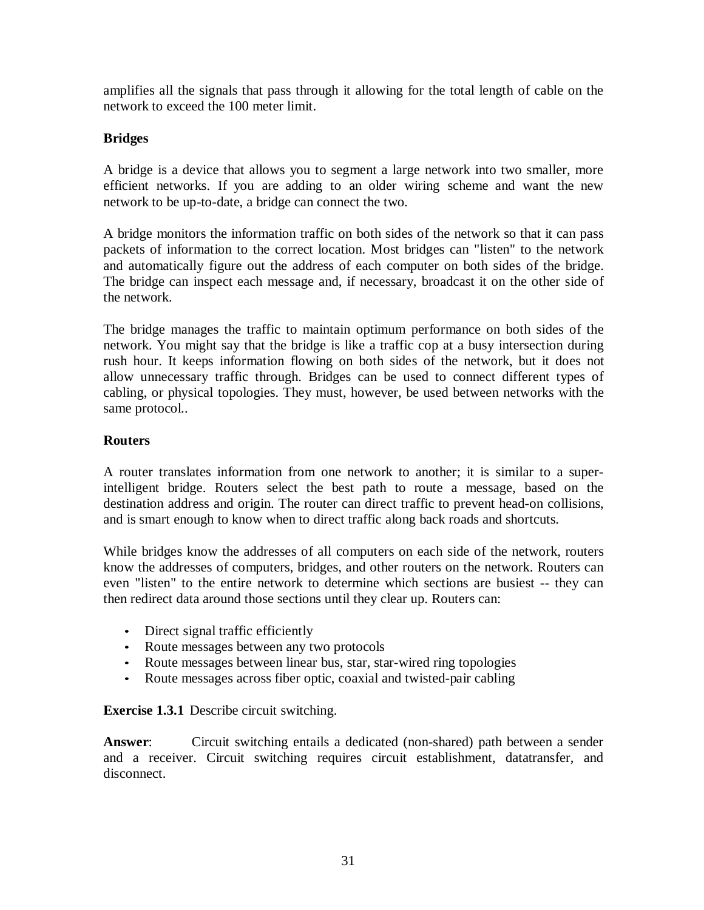amplifies all the signals that pass through it allowing for the total length of cable on the network to exceed the 100 meter limit.

**Bridges**

A bridge is a device that allows you to segment a large network into two smaller, more efficient networks. If you are adding to an older wiring scheme and want the new network to be up-to-date, a bridge can connect the two.

A bridge monitors the information traffic on both sides of the network so that it can pass packets of information to the correct location. Most bridges can "listen" to the network and automatically figure out the address of each computer on both sides of the bridge. The bridge can inspect each message and, if necessary, broadcast it on the other side of the network.

The bridge manages the traffic to maintain optimum performance on both sides of the network. You might say that the bridge is like a traffic cop at a busy intersection during rush hour. It keeps information flowing on both sides of the network, but it does not allow unnecessary traffic through. Bridges can be used to connect different types of cabling, or physical topologies. They must, however, be used between networks with the same protocol..

**Routers**

A router translates information from one network to another; it is similar to a super-intelligent bridge. Routers select the best path to route a message, based on the destination address and origin. The router can direct traffic to prevent head-on collisions, and is smart enough to know when to direct traffic along back roads and shortcuts.

While bridges know the addresses of all computers on each side of the network, routers know the addresses of computers, bridges, and other routers on the network. Routers can even "listen" to the entire network to determine which sections are busiest -- they can then redirect data around those sections until they clear up. Routers can:

- Direct signal traffic efficiently
- Route messages between any two protocols
- Route messages between linear bus, star, star-wired ring topologies
- Route messages across fiber optic, coaxial and twisted-pair cabling

**Exercise 1.3.1** Describe circuit switching.

**Answer**: Circuit switching entails a dedicated (non-shared) path between a sender and a receiver. Circuit switching requires circuit establishment, datatransfer, and disconnect.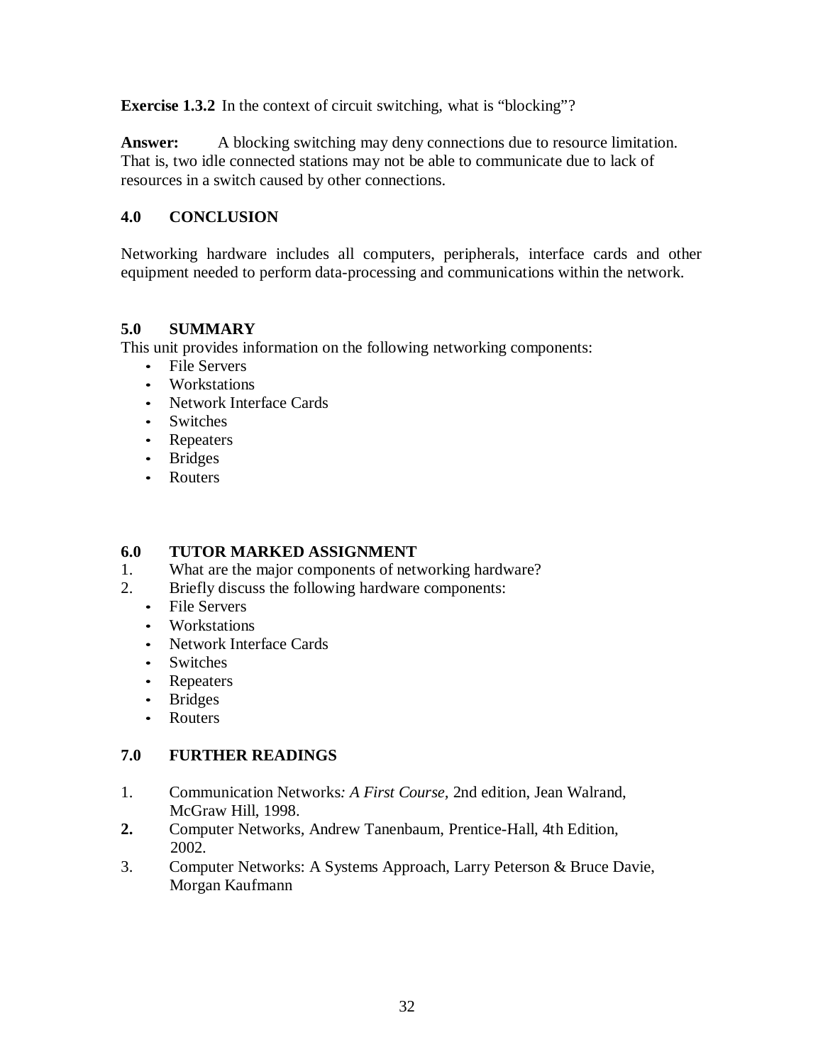**Exercise 1.3.2** In the context of circuit switching, what is "blocking"?

**Answer:** A blocking switching may deny connections due to resource limitation. That is, two idle connected stations may not be able to communicate due to lack of resources in a switch caused by other connections.

## 4.0 CONCLUSION

Networking hardware includes all computers, peripherals, interface cards and other equipment needed to perform data-processing and communications within the network.

## 5.0 SUMMARY

This unit provides information on the following networking components:

- File Servers
- Workstations
- Network Interface Cards
- Switches
- Repeaters
- Bridges
- Routers

## 6.0 TUTOR MARKED ASSIGNMENT

1. What are the major components of networking hardware?
2. Briefly discuss the following hardware components:
   - File Servers
   - Workstations
   - Network Interface Cards
   - Switches
   - Repeaters
   - Bridges
   - Routers

## 7.0 FURTHER READINGS

1. Communication Networks*: A First Course*, 2nd edition, Jean Walrand, McGraw Hill, 1998.
2. Computer Networks, Andrew Tanenbaum, Prentice-Hall, 4th Edition, 2002.
3. Computer Networks: A Systems Approach, Larry Peterson & Bruce Davie, Morgan Kaufmann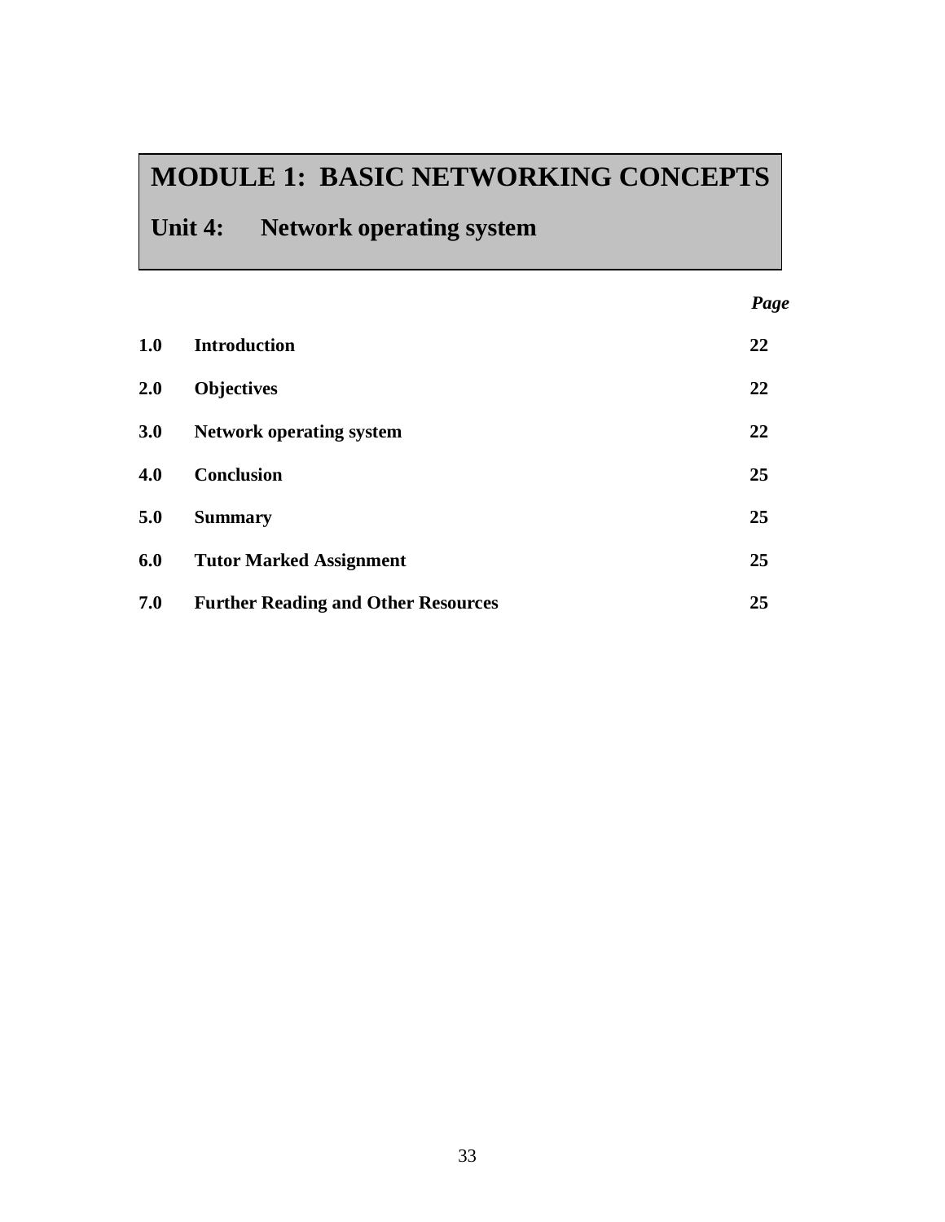# MODULE 1: BASIC NETWORKING CONCEPTS

## Unit 4: Network operating system

| | | *Page* |
|---|---|---|
| **1.0** | **Introduction** | **22** |
| **2.0** | **Objectives** | **22** |
| **3.0** | **Network operating system** | **22** |
| **4.0** | **Conclusion** | **25** |
| **5.0** | **Summary** | **25** |
| **6.0** | **Tutor Marked Assignment** | **25** |
| **7.0** | **Further Reading and Other Resources** | **25** |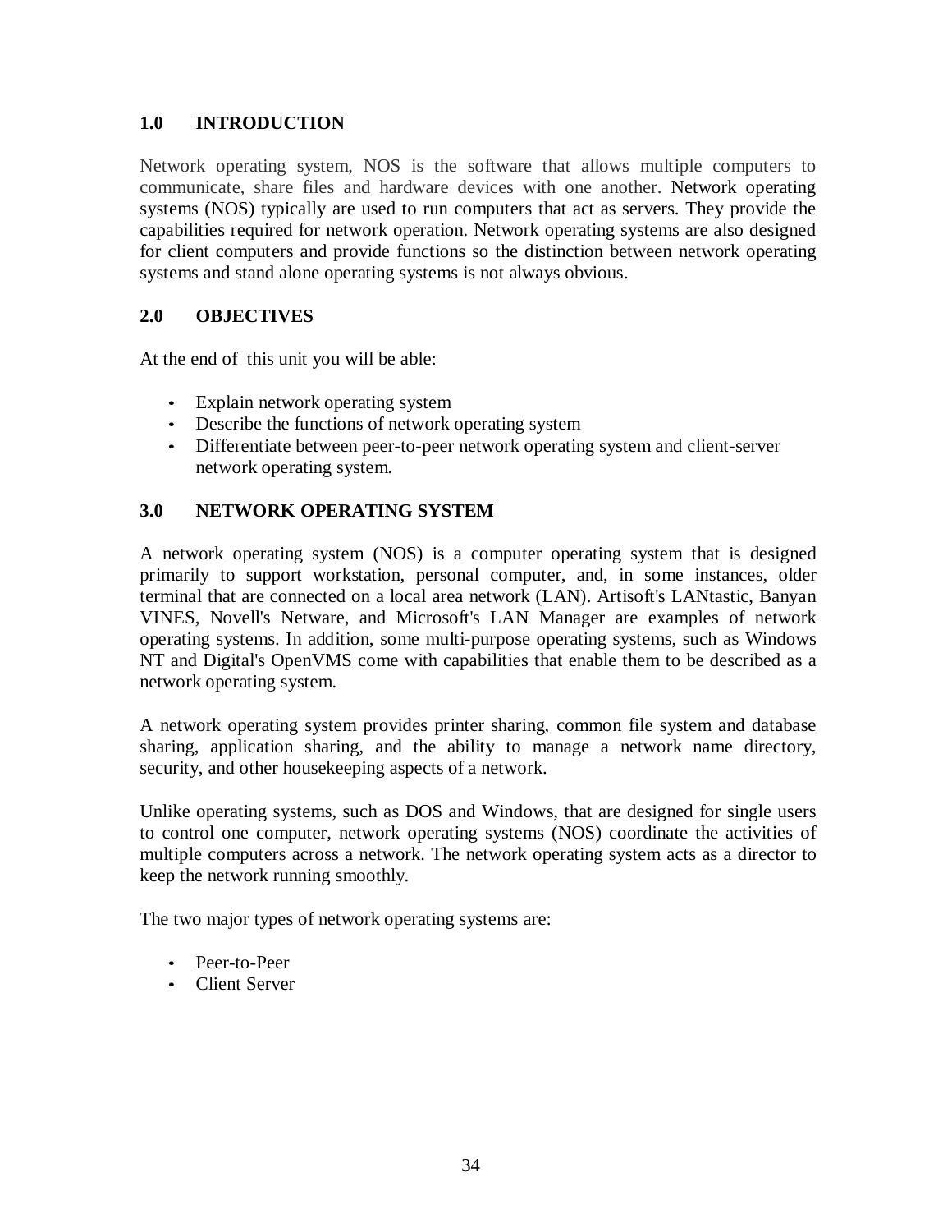## 1.0 INTRODUCTION

Network operating system, NOS is the software that allows multiple computers to communicate, share files and hardware devices with one another. Network operating systems (NOS) typically are used to run computers that act as servers. They provide the capabilities required for network operation. Network operating systems are also designed for client computers and provide functions so the distinction between network operating systems and stand alone operating systems is not always obvious.

## 2.0 OBJECTIVES

At the end of this unit you will be able:

- Explain network operating system
- Describe the functions of network operating system
- Differentiate between peer-to-peer network operating system and client-server network operating system.

## 3.0 NETWORK OPERATING SYSTEM

A network operating system (NOS) is a computer operating system that is designed primarily to support workstation, personal computer, and, in some instances, older terminal that are connected on a local area network (LAN). Artisoft's LANtastic, Banyan VINES, Novell's Netware, and Microsoft's LAN Manager are examples of network operating systems. In addition, some multi-purpose operating systems, such as Windows NT and Digital's OpenVMS come with capabilities that enable them to be described as a network operating system.

A network operating system provides printer sharing, common file system and database sharing, application sharing, and the ability to manage a network name directory, security, and other housekeeping aspects of a network.

Unlike operating systems, such as DOS and Windows, that are designed for single users to control one computer, network operating systems (NOS) coordinate the activities of multiple computers across a network. The network operating system acts as a director to keep the network running smoothly.

The two major types of network operating systems are:

- Peer-to-Peer
- Client Server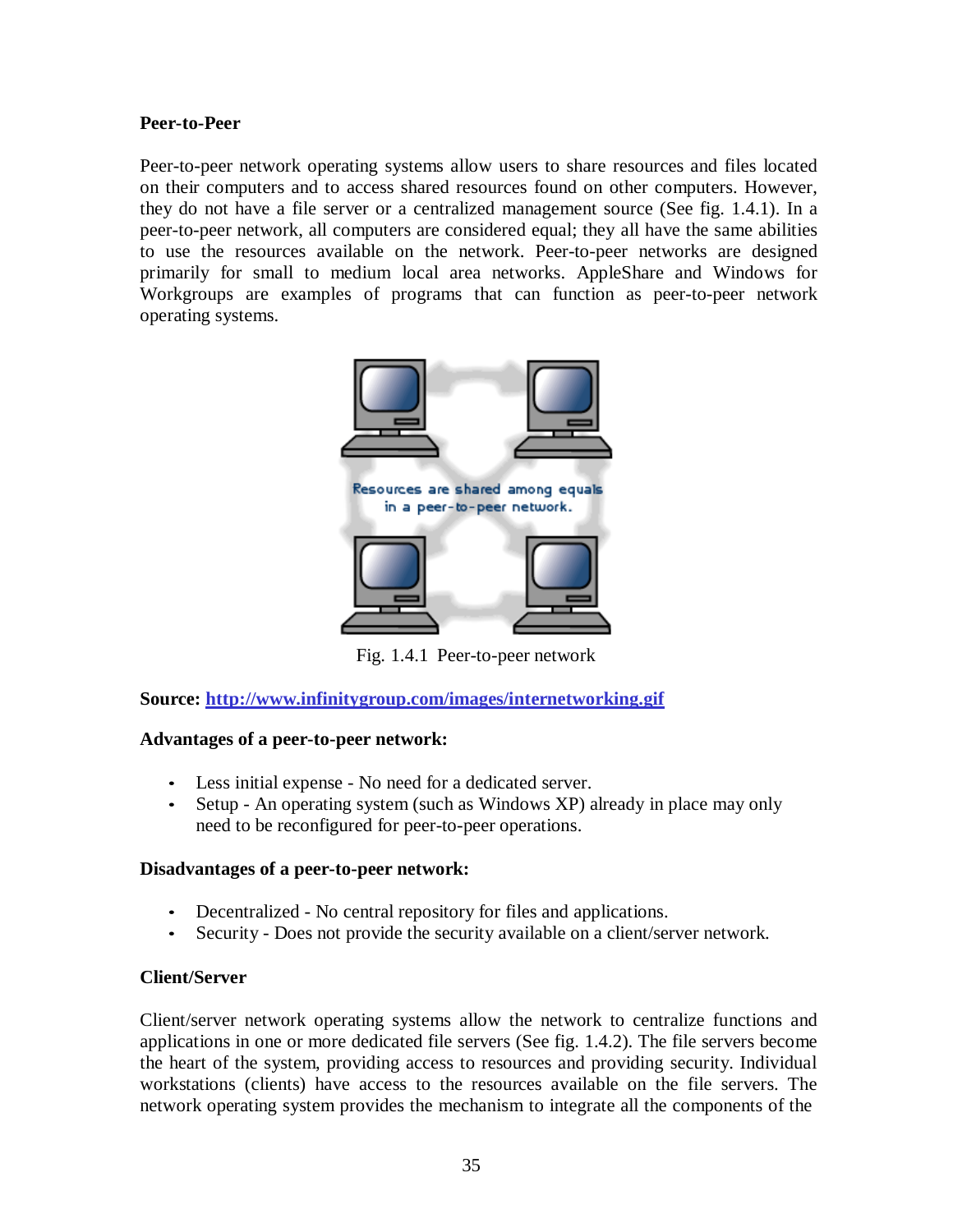**Peer-to-Peer**

Peer-to-peer network operating systems allow users to share resources and files located on their computers and to access shared resources found on other computers. However, they do not have a file server or a centralized management source (See fig. 1.4.1). In a peer-to-peer network, all computers are considered equal; they all have the same abilities to use the resources available on the network. Peer-to-peer networks are designed primarily for small to medium local area networks. AppleShare and Windows for Workgroups are examples of programs that can function as peer-to-peer network operating systems.

Fig. 1.4.1 Peer-to-peer network

**Source: [http://www.infinitygroup.com/images/internetworking.gif](http://www.infinitygroup.com/images/internetworking.gif)**

**Advantages of a peer-to-peer network:**

- Less initial expense - No need for a dedicated server.
- Setup - An operating system (such as Windows XP) already in place may only need to be reconfigured for peer-to-peer operations.

**Disadvantages of a peer-to-peer network:**

- Decentralized - No central repository for files and applications.
- Security - Does not provide the security available on a client/server network.

**Client/Server**

Client/server network operating systems allow the network to centralize functions and applications in one or more dedicated file servers (See fig. 1.4.2). The file servers become the heart of the system, providing access to resources and providing security. Individual workstations (clients) have access to the resources available on the file servers. The network operating system provides the mechanism to integrate all the components of the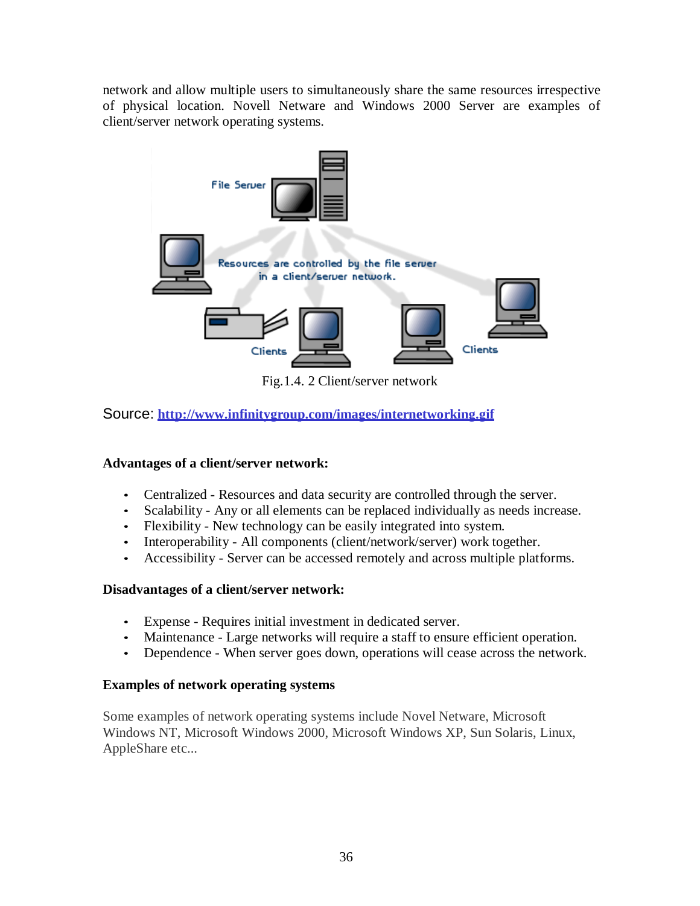network and allow multiple users to simultaneously share the same resources irrespective of physical location. Novell Netware and Windows 2000 Server are examples of client/server network operating systems.

Fig.1.4. 2 Client/server network

Source: **http://www.infinitygroup.com/images/internetworking.gif**

**Advantages of a client/server network:**

- Centralized - Resources and data security are controlled through the server.
- Scalability - Any or all elements can be replaced individually as needs increase.
- Flexibility - New technology can be easily integrated into system.
- Interoperability - All components (client/network/server) work together.
- Accessibility - Server can be accessed remotely and across multiple platforms.

**Disadvantages of a client/server network:**

- Expense - Requires initial investment in dedicated server.
- Maintenance - Large networks will require a staff to ensure efficient operation.
- Dependence - When server goes down, operations will cease across the network.

**Examples of network operating systems**

Some examples of network operating systems include Novel Netware, Microsoft Windows NT, Microsoft Windows 2000, Microsoft Windows XP, Sun Solaris, Linux, AppleShare etc...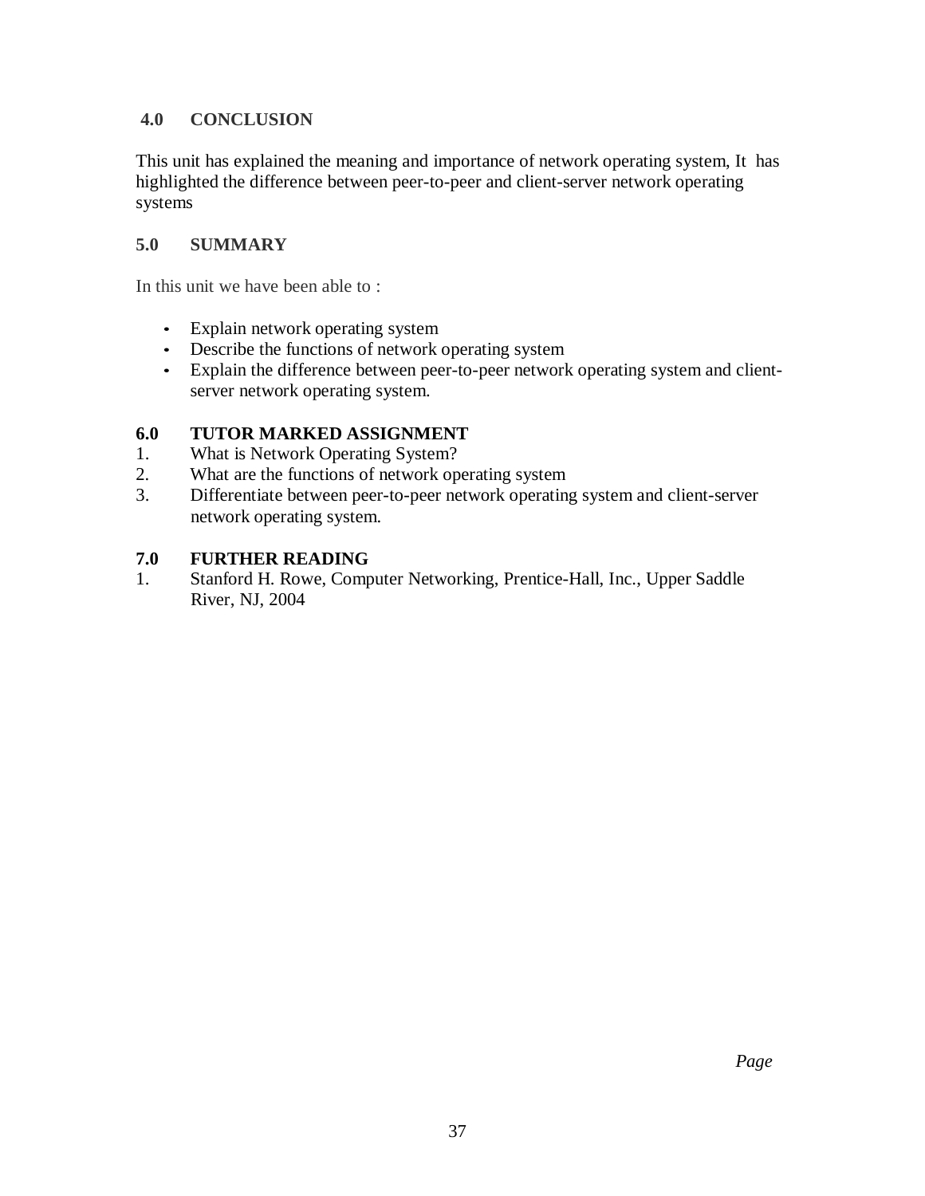## 4.0 CONCLUSION

This unit has explained the meaning and importance of network operating system, It has highlighted the difference between peer-to-peer and client-server network operating systems

## 5.0 SUMMARY

In this unit we have been able to :

- Explain network operating system
- Describe the functions of network operating system
- Explain the difference between peer-to-peer network operating system and client-server network operating system.

## 6.0 TUTOR MARKED ASSIGNMENT

1. What is Network Operating System?
2. What are the functions of network operating system
3. Differentiate between peer-to-peer network operating system and client-server network operating system.

## 7.0 FURTHER READING

1. Stanford H. Rowe, Computer Networking, Prentice-Hall, Inc., Upper Saddle River, NJ, 2004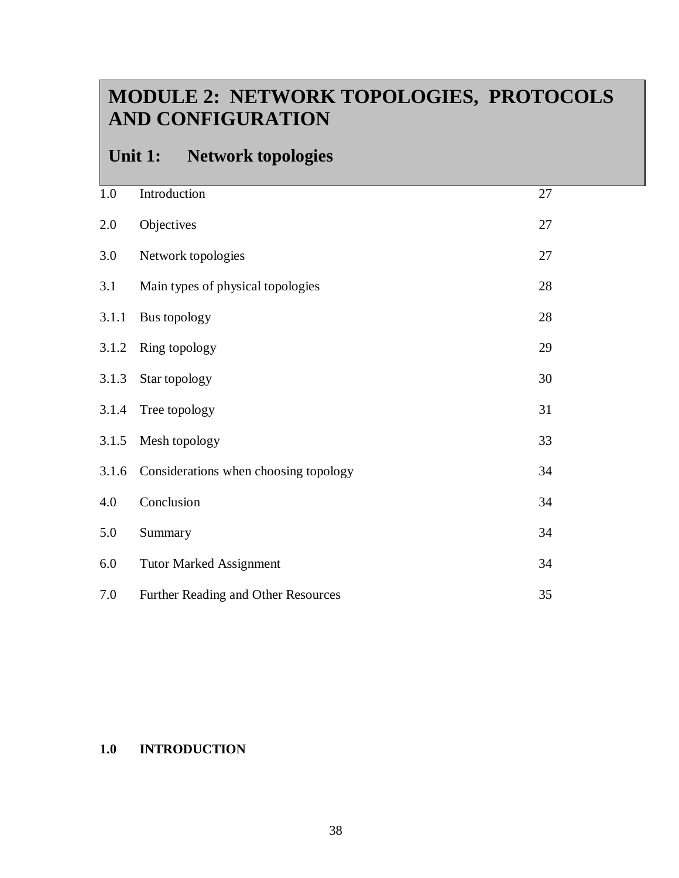# MODULE 2: NETWORK TOPOLOGIES, PROTOCOLS AND CONFIGURATION

## Unit 1: Network topologies

| | | |
|---|---|---|
| 1.0 | Introduction | 27 |
| 2.0 | Objectives | 27 |
| 3.0 | Network topologies | 27 |
| 3.1 | Main types of physical topologies | 28 |
| 3.1.1 | Bus topology | 28 |
| 3.1.2 | Ring topology | 29 |
| 3.1.3 | Star topology | 30 |
| 3.1.4 | Tree topology | 31 |
| 3.1.5 | Mesh topology | 33 |
| 3.1.6 | Considerations when choosing topology | 34 |
| 4.0 | Conclusion | 34 |
| 5.0 | Summary | 34 |
| 6.0 | Tutor Marked Assignment | 34 |
| 7.0 | Further Reading and Other Resources | 35 |

### 1.0 INTRODUCTION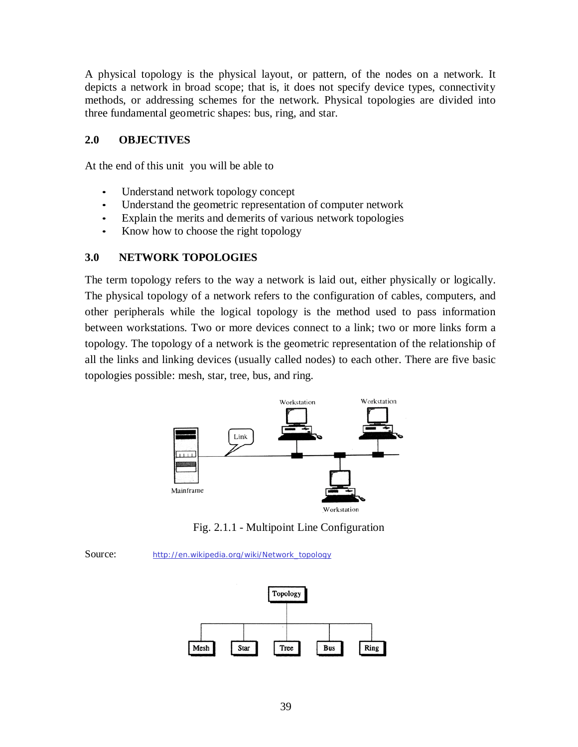A physical topology is the physical layout, or pattern, of the nodes on a network. It depicts a network in broad scope; that is, it does not specify device types, connectivity methods, or addressing schemes for the network. Physical topologies are divided into three fundamental geometric shapes: bus, ring, and star.

## 2.0 OBJECTIVES

At the end of this unit you will be able to

- Understand network topology concept
- Understand the geometric representation of computer network
- Explain the merits and demerits of various network topologies
- Know how to choose the right topology

## 3.0 NETWORK TOPOLOGIES

The term topology refers to the way a network is laid out, either physically or logically. The physical topology of a network refers to the configuration of cables, computers, and other peripherals while the logical topology is the method used to pass information between workstations. Two or more devices connect to a link; two or more links form a topology. The topology of a network is the geometric representation of the relationship of all the links and linking devices (usually called nodes) to each other. There are five basic topologies possible: mesh, star, tree, bus, and ring.

Fig. 2.1.1 - Multipoint Line Configuration

Source: http://en.wikipedia.org/wiki/Network_topology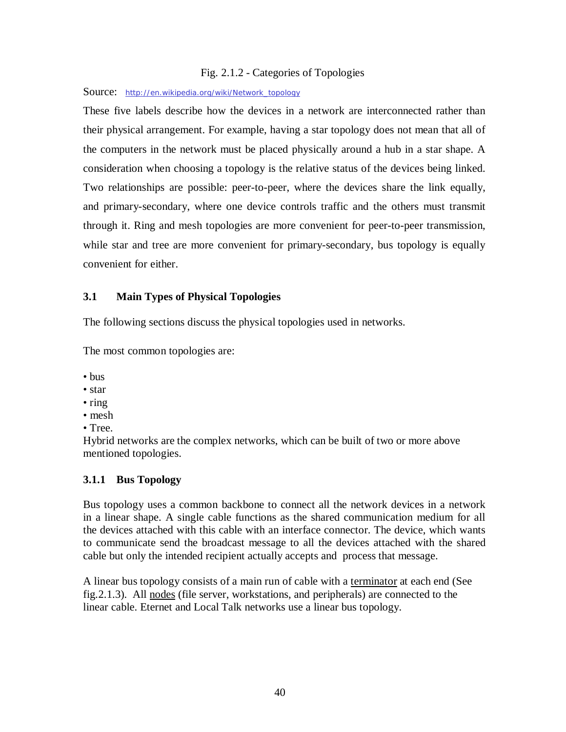Fig. 2.1.2 - Categories of Topologies

Source: http://en.wikipedia.org/wiki/Network_topology

These five labels describe how the devices in a network are interconnected rather than their physical arrangement. For example, having a star topology does not mean that all of the computers in the network must be placed physically around a hub in a star shape. A consideration when choosing a topology is the relative status of the devices being linked. Two relationships are possible: peer-to-peer, where the devices share the link equally, and primary-secondary, where one device controls traffic and the others must transmit through it. Ring and mesh topologies are more convenient for peer-to-peer transmission, while star and tree are more convenient for primary-secondary, bus topology is equally convenient for either.

### 3.1 Main Types of Physical Topologies

The following sections discuss the physical topologies used in networks.

The most common topologies are:

- bus
- star
- ring
- mesh
- Tree.

Hybrid networks are the complex networks, which can be built of two or more above mentioned topologies.

#### 3.1.1 Bus Topology

Bus topology uses a common backbone to connect all the network devices in a network in a linear shape. A single cable functions as the shared communication medium for all the devices attached with this cable with an interface connector. The device, which wants to communicate send the broadcast message to all the devices attached with the shared cable but only the intended recipient actually accepts and process that message.

A linear bus topology consists of a main run of cable with a terminator at each end (See fig.2.1.3). All nodes (file server, workstations, and peripherals) are connected to the linear cable. Eternet and Local Talk networks use a linear bus topology.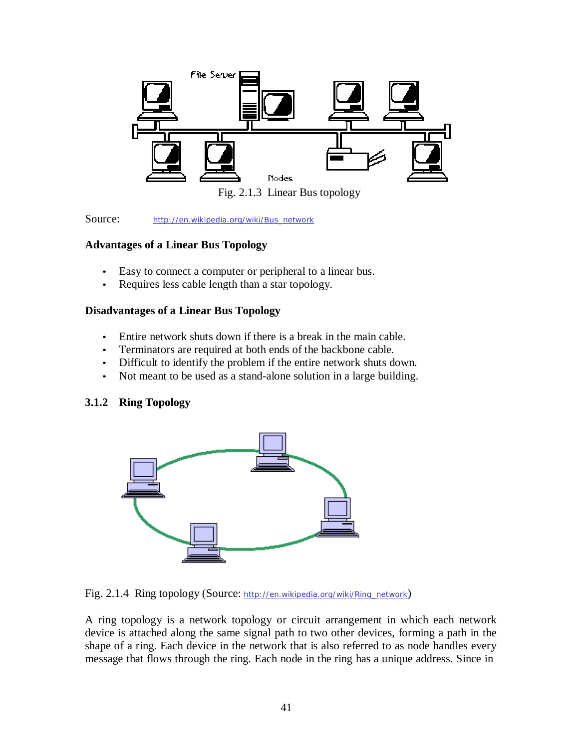Fig. 2.1.3 Linear Bus topology

Source: http://en.wikipedia.org/wiki/Bus_network

**Advantages of a Linear Bus Topology**

- Easy to connect a computer or peripheral to a linear bus.
- Requires less cable length than a star topology.

**Disadvantages of a Linear Bus Topology**

- Entire network shuts down if there is a break in the main cable.
- Terminators are required at both ends of the backbone cable.
- Difficult to identify the problem if the entire network shuts down.
- Not meant to be used as a stand-alone solution in a large building.

### 3.1.2 Ring Topology

Fig. 2.1.4 Ring topology (Source: http://en.wikipedia.org/wiki/Ring_network)

A ring topology is a network topology or circuit arrangement in which each network device is attached along the same signal path to two other devices, forming a path in the shape of a ring. Each device in the network that is also referred to as node handles every message that flows through the ring. Each node in the ring has a unique address. Since in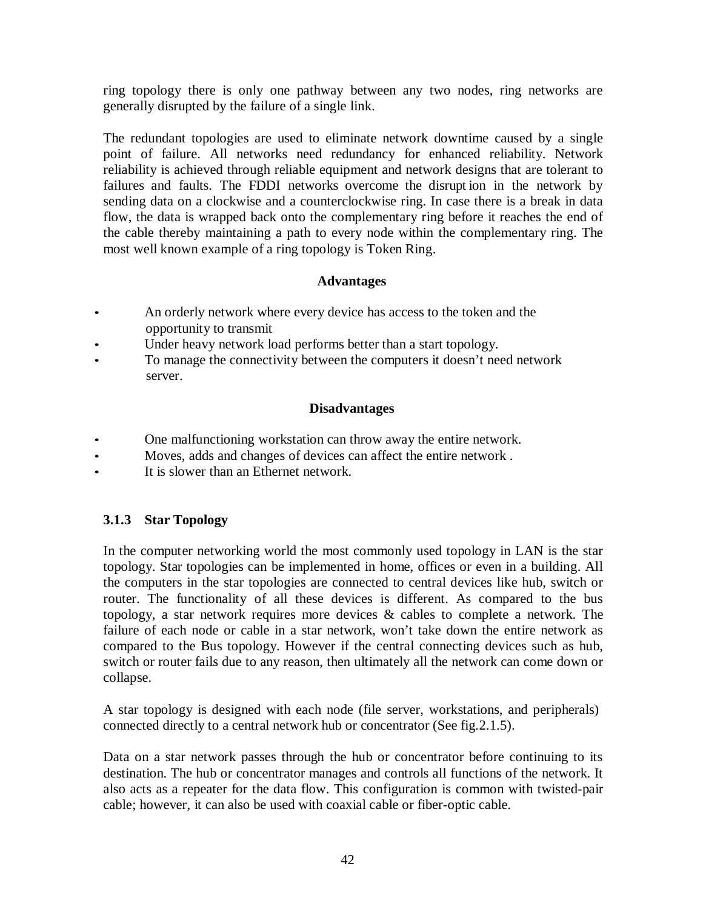ring topology there is only one pathway between any two nodes, ring networks are generally disrupted by the failure of a single link.

The redundant topologies are used to eliminate network downtime caused by a single point of failure. All networks need redundancy for enhanced reliability. Network reliability is achieved through reliable equipment and network designs that are tolerant to failures and faults. The FDDI networks overcome the disrupt ion in the network by sending data on a clockwise and a counterclockwise ring. In case there is a break in data flow, the data is wrapped back onto the complementary ring before it reaches the end of the cable thereby maintaining a path to every node within the complementary ring. The most well known example of a ring topology is Token Ring.

**Advantages**

- An orderly network where every device has access to the token and the opportunity to transmit
- Under heavy network load performs better than a start topology.
- To manage the connectivity between the computers it doesn't need network server.

**Disadvantages**

- One malfunctioning workstation can throw away the entire network.
- Moves, adds and changes of devices can affect the entire network .
- It is slower than an Ethernet network.

### 3.1.3 Star Topology

In the computer networking world the most commonly used topology in LAN is the star topology. Star topologies can be implemented in home, offices or even in a building. All the computers in the star topologies are connected to central devices like hub, switch or router. The functionality of all these devices is different. As compared to the bus topology, a star network requires more devices & cables to complete a network. The failure of each node or cable in a star network, won't take down the entire network as compared to the Bus topology. However if the central connecting devices such as hub, switch or router fails due to any reason, then ultimately all the network can come down or collapse.

A star topology is designed with each node (file server, workstations, and peripherals) connected directly to a central network hub or concentrator (See fig.2.1.5).

Data on a star network passes through the hub or concentrator before continuing to its destination. The hub or concentrator manages and controls all functions of the network. It also acts as a repeater for the data flow. This configuration is common with twisted-pair cable; however, it can also be used with coaxial cable or fiber-optic cable.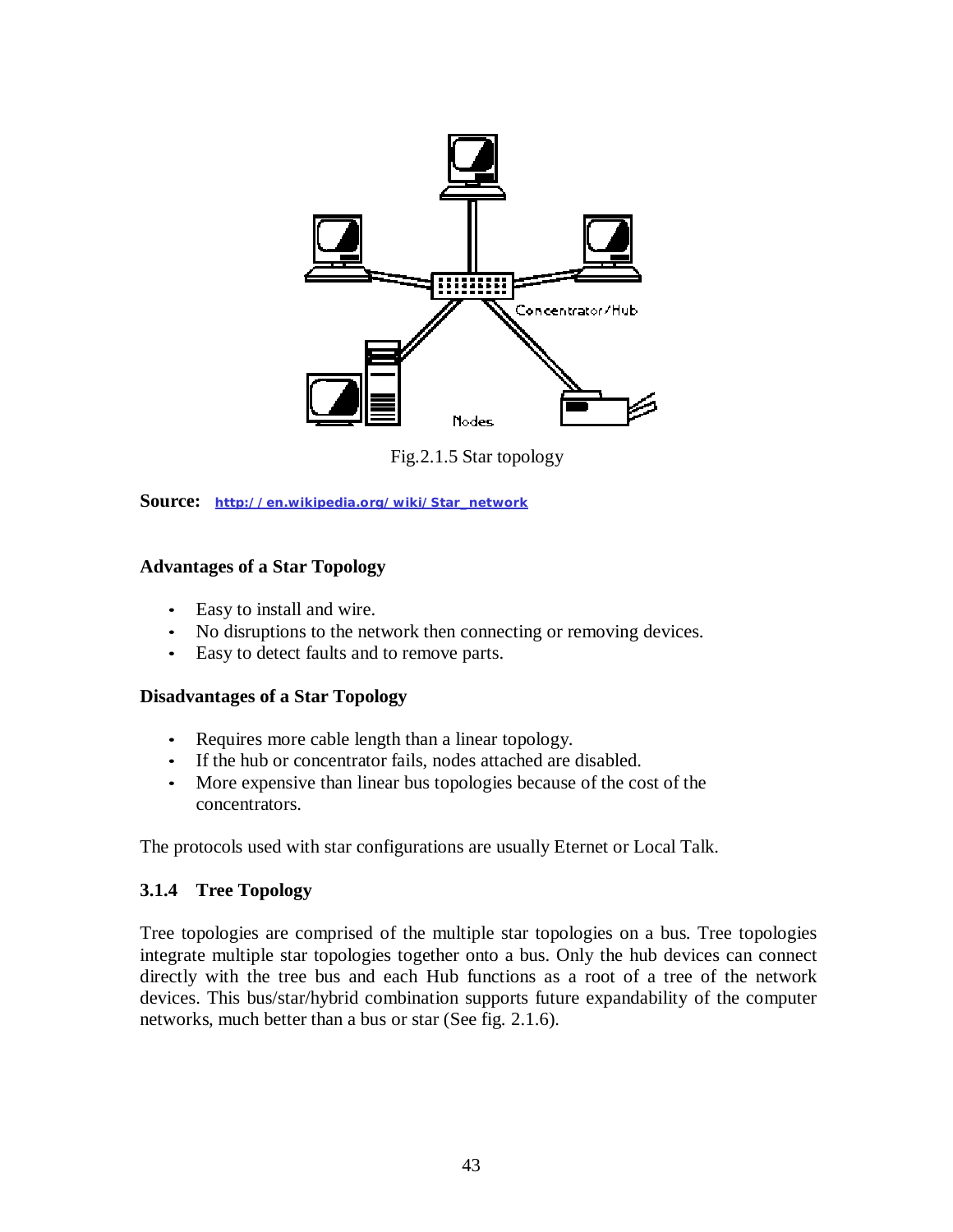Fig.2.1.5 Star topology

**Source:** http://en.wikipedia.org/wiki/Star_network

**Advantages of a Star Topology**

- Easy to install and wire.
- No disruptions to the network then connecting or removing devices.
- Easy to detect faults and to remove parts.

**Disadvantages of a Star Topology**

- Requires more cable length than a linear topology.
- If the hub or concentrator fails, nodes attached are disabled.
- More expensive than linear bus topologies because of the cost of the concentrators.

The protocols used with star configurations are usually Eternet or Local Talk.

### 3.1.4 Tree Topology

Tree topologies are comprised of the multiple star topologies on a bus. Tree topologies integrate multiple star topologies together onto a bus. Only the hub devices can connect directly with the tree bus and each Hub functions as a root of a tree of the network devices. This bus/star/hybrid combination supports future expandability of the computer networks, much better than a bus or star (See fig. 2.1.6).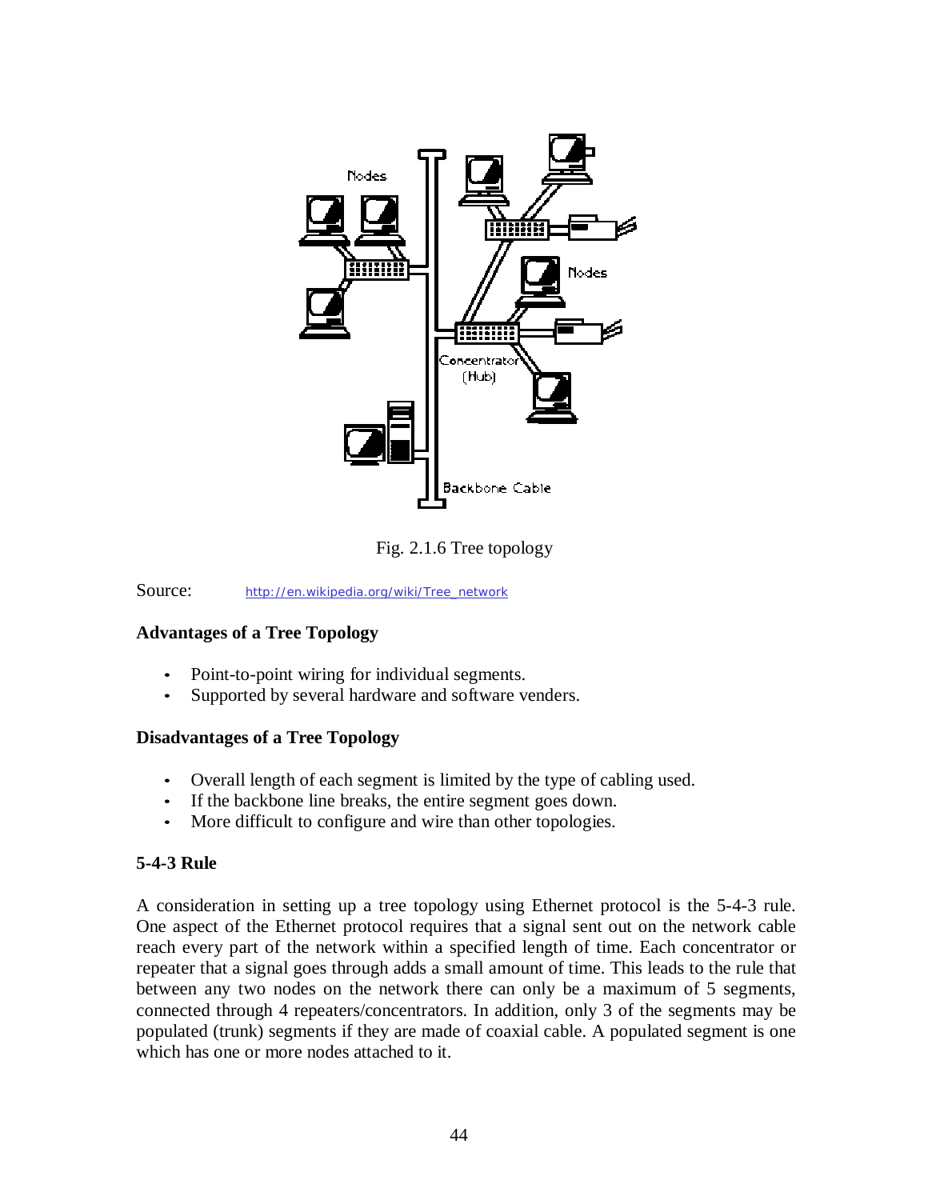Fig. 2.1.6 Tree topology

Source: http://en.wikipedia.org/wiki/Tree_network

**Advantages of a Tree Topology**

- Point-to-point wiring for individual segments.
- Supported by several hardware and software venders.

**Disadvantages of a Tree Topology**

- Overall length of each segment is limited by the type of cabling used.
- If the backbone line breaks, the entire segment goes down.
- More difficult to configure and wire than other topologies.

**5-4-3 Rule**

A consideration in setting up a tree topology using Ethernet protocol is the 5-4-3 rule. One aspect of the Ethernet protocol requires that a signal sent out on the network cable reach every part of the network within a specified length of time. Each concentrator or repeater that a signal goes through adds a small amount of time. This leads to the rule that between any two nodes on the network there can only be a maximum of 5 segments, connected through 4 repeaters/concentrators. In addition, only 3 of the segments may be populated (trunk) segments if they are made of coaxial cable. A populated segment is one which has one or more nodes attached to it.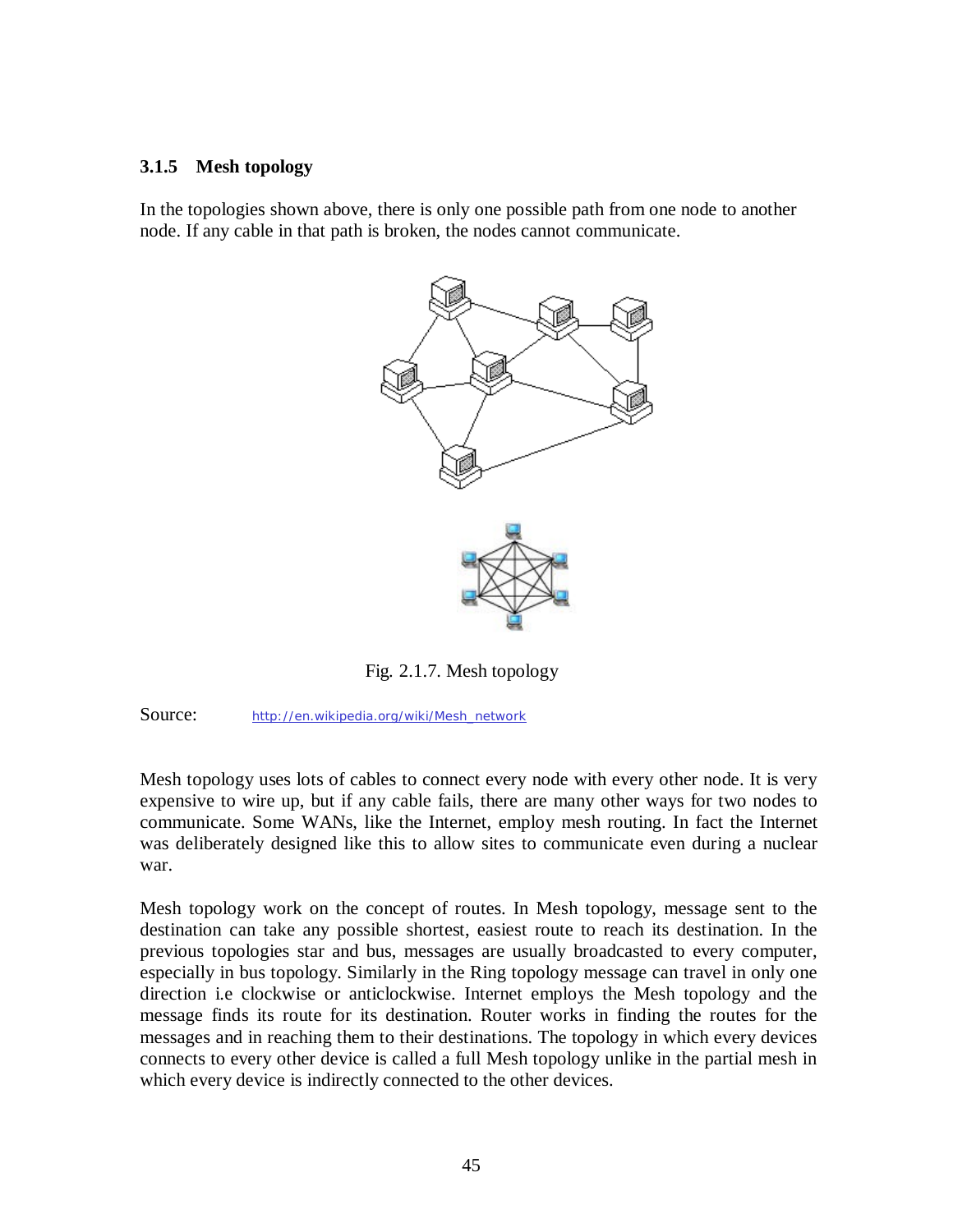### 3.1.5 Mesh topology

In the topologies shown above, there is only one possible path from one node to another node. If any cable in that path is broken, the nodes cannot communicate.

Fig. 2.1.7. Mesh topology

Source: http://en.wikipedia.org/wiki/Mesh_network

Mesh topology uses lots of cables to connect every node with every other node. It is very expensive to wire up, but if any cable fails, there are many other ways for two nodes to communicate. Some WANs, like the Internet, employ mesh routing. In fact the Internet was deliberately designed like this to allow sites to communicate even during a nuclear war.

Mesh topology work on the concept of routes. In Mesh topology, message sent to the destination can take any possible shortest, easiest route to reach its destination. In the previous topologies star and bus, messages are usually broadcasted to every computer, especially in bus topology. Similarly in the Ring topology message can travel in only one direction i.e clockwise or anticlockwise. Internet employs the Mesh topology and the message finds its route for its destination. Router works in finding the routes for the messages and in reaching them to their destinations. The topology in which every devices connects to every other device is called a full Mesh topology unlike in the partial mesh in which every device is indirectly connected to the other devices.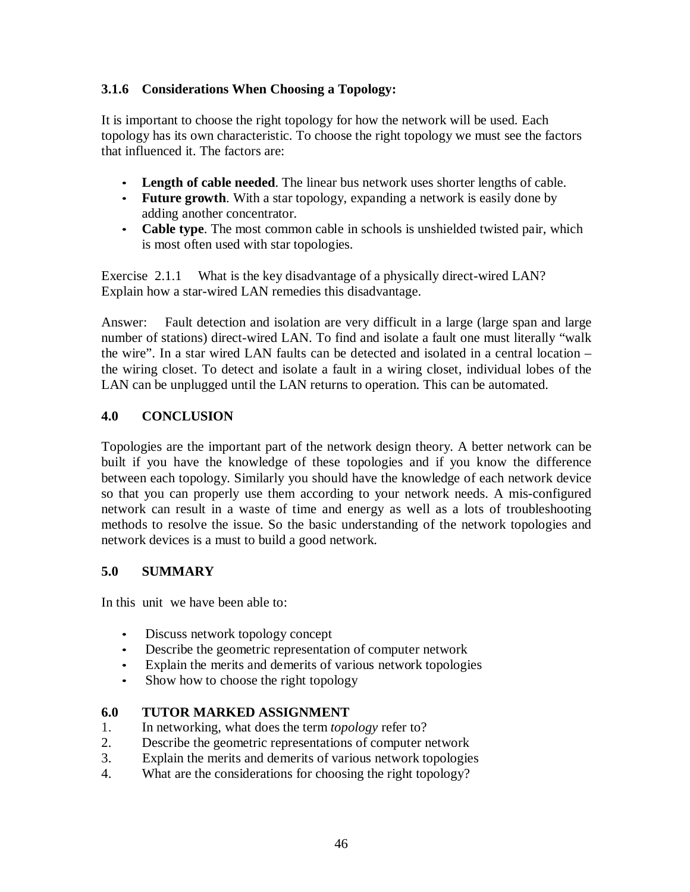### 3.1.6 Considerations When Choosing a Topology:

It is important to choose the right topology for how the network will be used. Each topology has its own characteristic. To choose the right topology we must see the factors that influenced it. The factors are:

- **Length of cable needed**. The linear bus network uses shorter lengths of cable.
- **Future growth**. With a star topology, expanding a network is easily done by adding another concentrator.
- **Cable type**. The most common cable in schools is unshielded twisted pair, which is most often used with star topologies.

Exercise 2.1.1 What is the key disadvantage of a physically direct-wired LAN? Explain how a star-wired LAN remedies this disadvantage.

Answer: Fault detection and isolation are very difficult in a large (large span and large number of stations) direct-wired LAN. To find and isolate a fault one must literally "walk the wire". In a star wired LAN faults can be detected and isolated in a central location – the wiring closet. To detect and isolate a fault in a wiring closet, individual lobes of the LAN can be unplugged until the LAN returns to operation. This can be automated.

## 4.0 CONCLUSION

Topologies are the important part of the network design theory. A better network can be built if you have the knowledge of these topologies and if you know the difference between each topology. Similarly you should have the knowledge of each network device so that you can properly use them according to your network needs. A mis-configured network can result in a waste of time and energy as well as a lots of troubleshooting methods to resolve the issue. So the basic understanding of the network topologies and network devices is a must to build a good network.

## 5.0 SUMMARY

In this unit we have been able to:

- Discuss network topology concept
- Describe the geometric representation of computer network
- Explain the merits and demerits of various network topologies
- Show how to choose the right topology

## 6.0 TUTOR MARKED ASSIGNMENT

1. In networking, what does the term *topology* refer to?
2. Describe the geometric representations of computer network
3. Explain the merits and demerits of various network topologies
4. What are the considerations for choosing the right topology?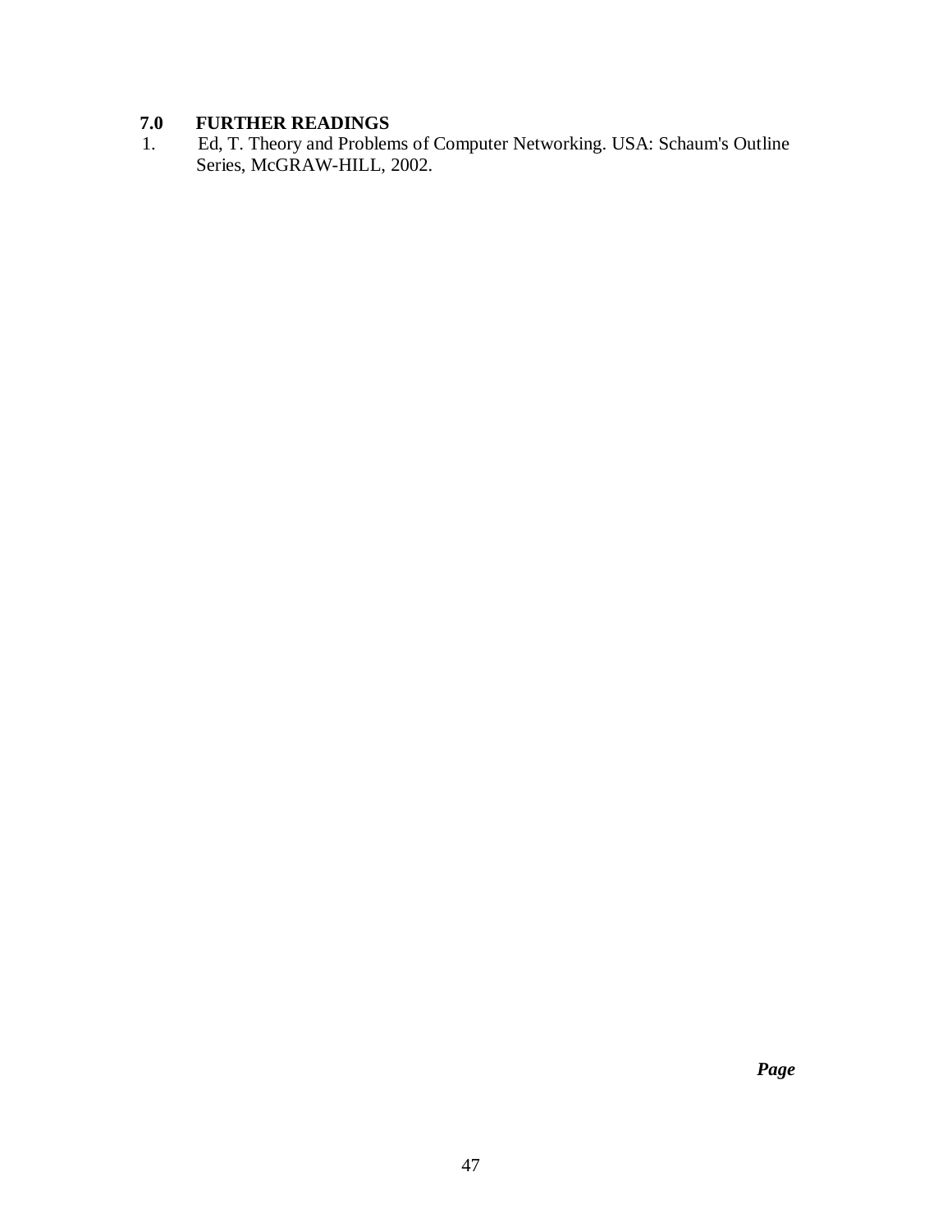## 7.0 FURTHER READINGS

1. Ed, T. Theory and Problems of Computer Networking. USA: Schaum's Outline Series, McGRAW-HILL, 2002.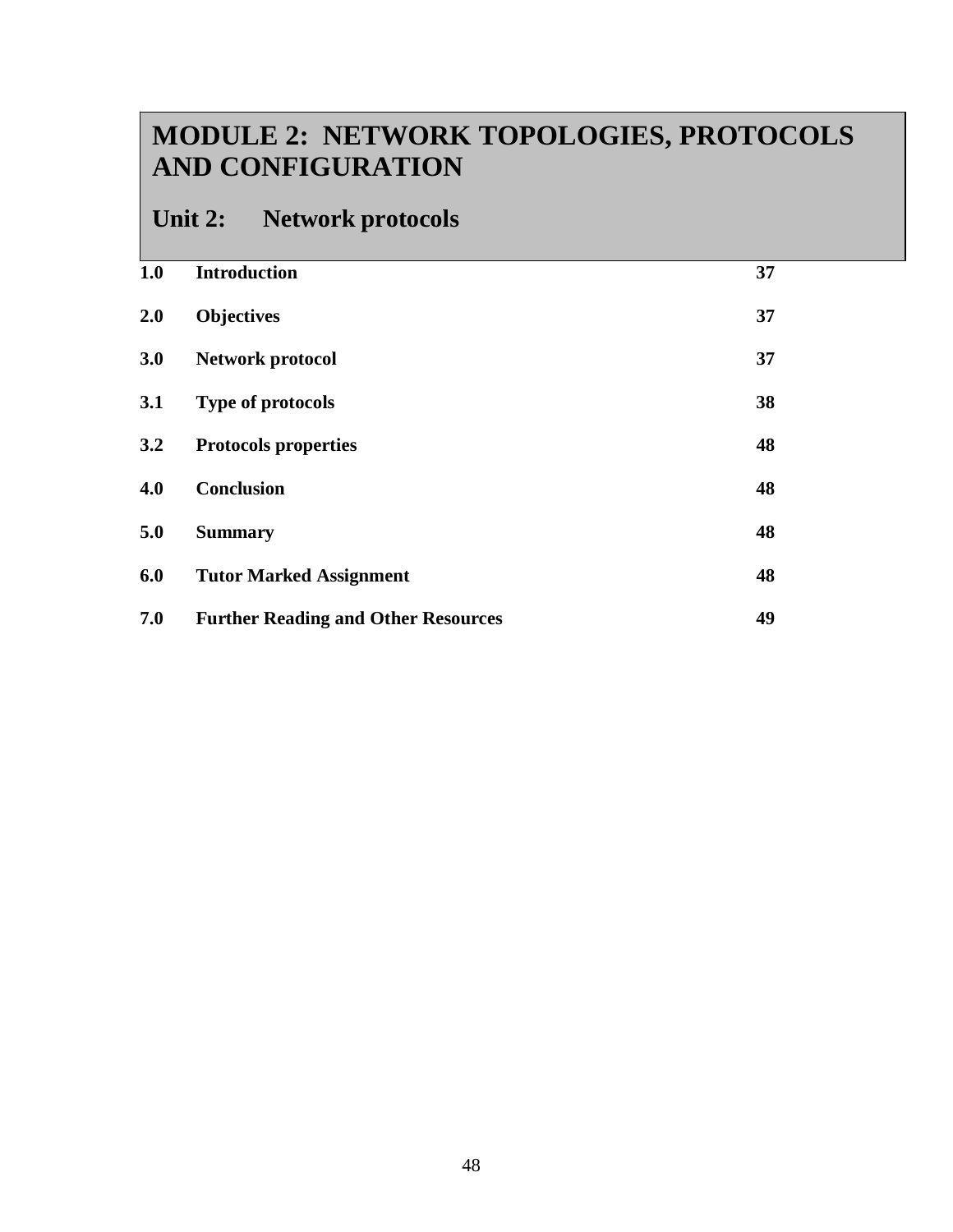# MODULE 2: NETWORK TOPOLOGIES, PROTOCOLS AND CONFIGURATION

## Unit 2: Network protocols

| | | |
|---|---|---|
| **1.0** | **Introduction** | **37** |
| **2.0** | **Objectives** | **37** |
| **3.0** | **Network protocol** | **37** |
| **3.1** | **Type of protocols** | **38** |
| **3.2** | **Protocols properties** | **48** |
| **4.0** | **Conclusion** | **48** |
| **5.0** | **Summary** | **48** |
| **6.0** | **Tutor Marked Assignment** | **48** |
| **7.0** | **Further Reading and Other Resources** | **49** |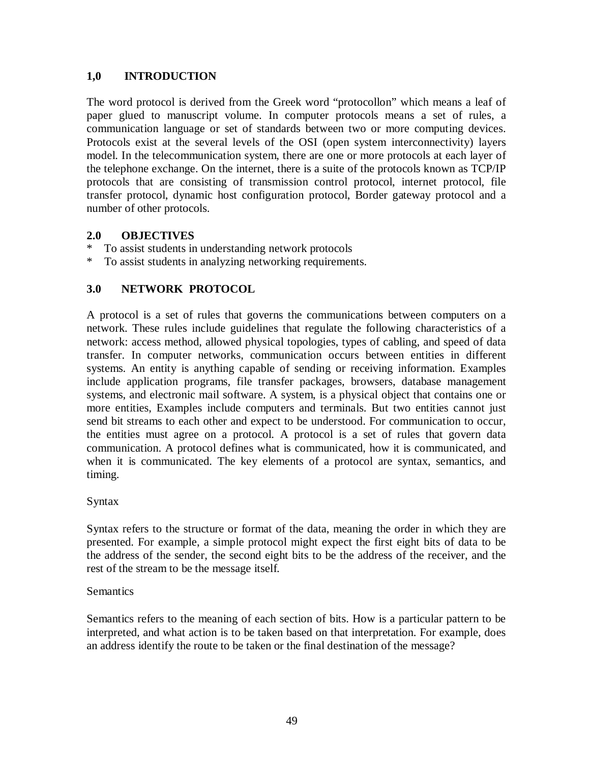## 1,0 INTRODUCTION

The word protocol is derived from the Greek word "protocollon" which means a leaf of paper glued to manuscript volume. In computer protocols means a set of rules, a communication language or set of standards between two or more computing devices. Protocols exist at the several levels of the OSI (open system interconnectivity) layers model. In the telecommunication system, there are one or more protocols at each layer of the telephone exchange. On the internet, there is a suite of the protocols known as TCP/IP protocols that are consisting of transmission control protocol, internet protocol, file transfer protocol, dynamic host configuration protocol, Border gateway protocol and a number of other protocols.

## 2.0 OBJECTIVES

* To assist students in understanding network protocols
* To assist students in analyzing networking requirements.

## 3.0 NETWORK PROTOCOL

A protocol is a set of rules that governs the communications between computers on a network. These rules include guidelines that regulate the following characteristics of a network: access method, allowed physical topologies, types of cabling, and speed of data transfer. In computer networks, communication occurs between entities in different systems. An entity is anything capable of sending or receiving information. Examples include application programs, file transfer packages, browsers, database management systems, and electronic mail software. A system, is a physical object that contains one or more entities, Examples include computers and terminals. But two entities cannot just send bit streams to each other and expect to be understood. For communication to occur, the entities must agree on a protocol. A protocol is a set of rules that govern data communication. A protocol defines what is communicated, how it is communicated, and when it is communicated. The key elements of a protocol are syntax, semantics, and timing.

Syntax

Syntax refers to the structure or format of the data, meaning the order in which they are presented. For example, a simple protocol might expect the first eight bits of data to be the address of the sender, the second eight bits to be the address of the receiver, and the rest of the stream to be the message itself.

Semantics

Semantics refers to the meaning of each section of bits. How is a particular pattern to be interpreted, and what action is to be taken based on that interpretation. For example, does an address identify the route to be taken or the final destination of the message?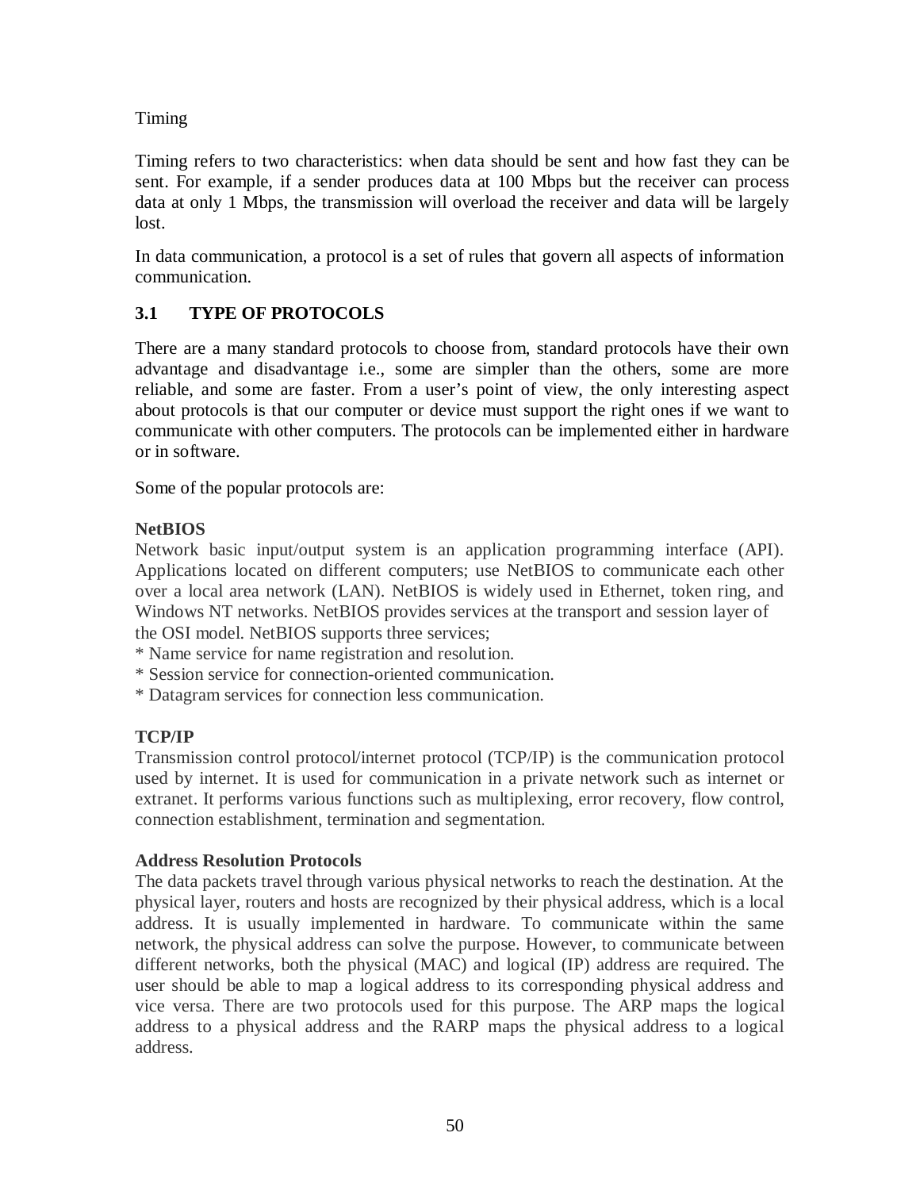Timing

Timing refers to two characteristics: when data should be sent and how fast they can be sent. For example, if a sender produces data at 100 Mbps but the receiver can process data at only 1 Mbps, the transmission will overload the receiver and data will be largely lost.

In data communication, a protocol is a set of rules that govern all aspects of information communication.

## 3.1 TYPE OF PROTOCOLS

There are a many standard protocols to choose from, standard protocols have their own advantage and disadvantage i.e., some are simpler than the others, some are more reliable, and some are faster. From a user's point of view, the only interesting aspect about protocols is that our computer or device must support the right ones if we want to communicate with other computers. The protocols can be implemented either in hardware or in software.

Some of the popular protocols are:

**NetBIOS**
Network basic input/output system is an application programming interface (API). Applications located on different computers; use NetBIOS to communicate each other over a local area network (LAN). NetBIOS is widely used in Ethernet, token ring, and Windows NT networks. NetBIOS provides services at the transport and session layer of the OSI model. NetBIOS supports three services;
* Name service for name registration and resolution.
* Session service for connection-oriented communication.
* Datagram services for connection less communication.

**TCP/IP**
Transmission control protocol/internet protocol (TCP/IP) is the communication protocol used by internet. It is used for communication in a private network such as internet or extranet. It performs various functions such as multiplexing, error recovery, flow control, connection establishment, termination and segmentation.

**Address Resolution Protocols**
The data packets travel through various physical networks to reach the destination. At the physical layer, routers and hosts are recognized by their physical address, which is a local address. It is usually implemented in hardware. To communicate within the same network, the physical address can solve the purpose. However, to communicate between different networks, both the physical (MAC) and logical (IP) address are required. The user should be able to map a logical address to its corresponding physical address and vice versa. There are two protocols used for this purpose. The ARP maps the logical address to a physical address and the RARP maps the physical address to a logical address.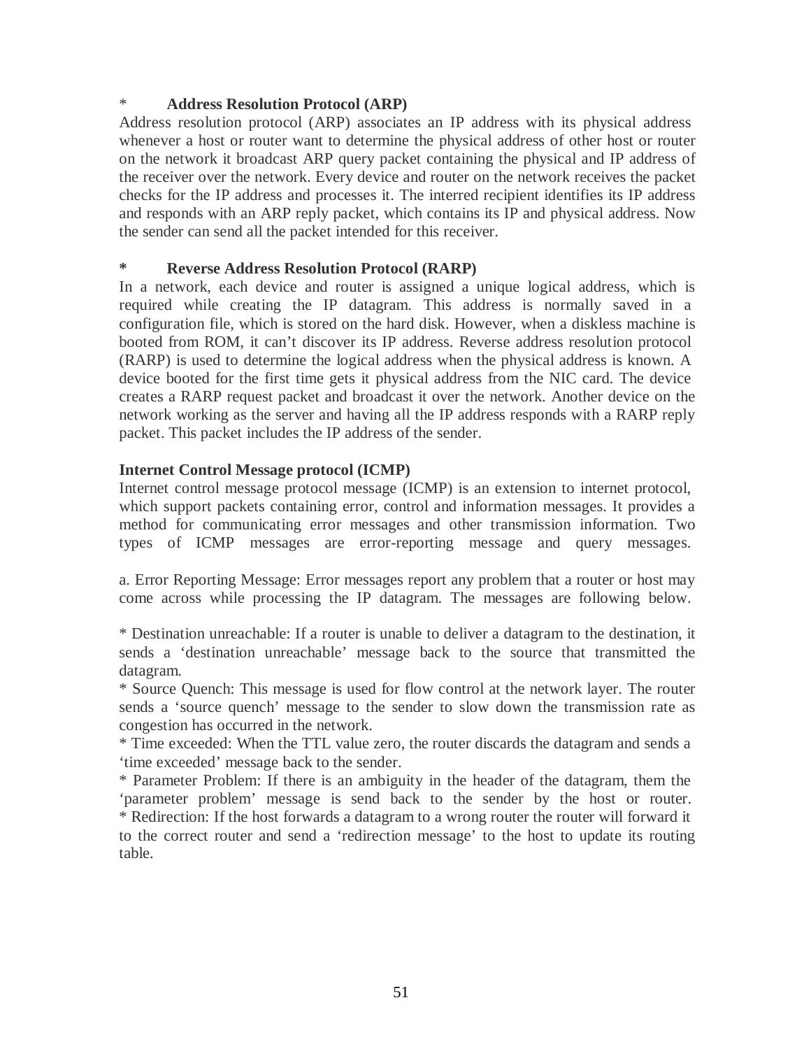\*        **Address Resolution Protocol (ARP)**

Address resolution protocol (ARP) associates an IP address with its physical address whenever a host or router want to determine the physical address of other host or router on the network it broadcast ARP query packet containing the physical and IP address of the receiver over the network. Every device and router on the network receives the packet checks for the IP address and processes it. The interred recipient identifies its IP address and responds with an ARP reply packet, which contains its IP and physical address. Now the sender can send all the packet intended for this receiver.

**\*        Reverse Address Resolution Protocol (RARP)**

In a network, each device and router is assigned a unique logical address, which is required while creating the IP datagram. This address is normally saved in a configuration file, which is stored on the hard disk. However, when a diskless machine is booted from ROM, it can't discover its IP address. Reverse address resolution protocol (RARP) is used to determine the logical address when the physical address is known. A device booted for the first time gets it physical address from the NIC card. The device creates a RARP request packet and broadcast it over the network. Another device on the network working as the server and having all the IP address responds with a RARP reply packet. This packet includes the IP address of the sender.

**Internet Control Message protocol (ICMP)**

Internet control message protocol message (ICMP) is an extension to internet protocol, which support packets containing error, control and information messages. It provides a method for communicating error messages and other transmission information. Two types of ICMP messages are error-reporting message and query messages.

a. Error Reporting Message: Error messages report any problem that a router or host may come across while processing the IP datagram. The messages are following below.

\* Destination unreachable: If a router is unable to deliver a datagram to the destination, it sends a 'destination unreachable' message back to the source that transmitted the datagram.
\* Source Quench: This message is used for flow control at the network layer. The router sends a 'source quench' message to the sender to slow down the transmission rate as congestion has occurred in the network.
\* Time exceeded: When the TTL value zero, the router discards the datagram and sends a 'time exceeded' message back to the sender.
\* Parameter Problem: If there is an ambiguity in the header of the datagram, them the 'parameter problem' message is send back to the sender by the host or router.
\* Redirection: If the host forwards a datagram to a wrong router the router will forward it to the correct router and send a 'redirection message' to the host to update its routing table.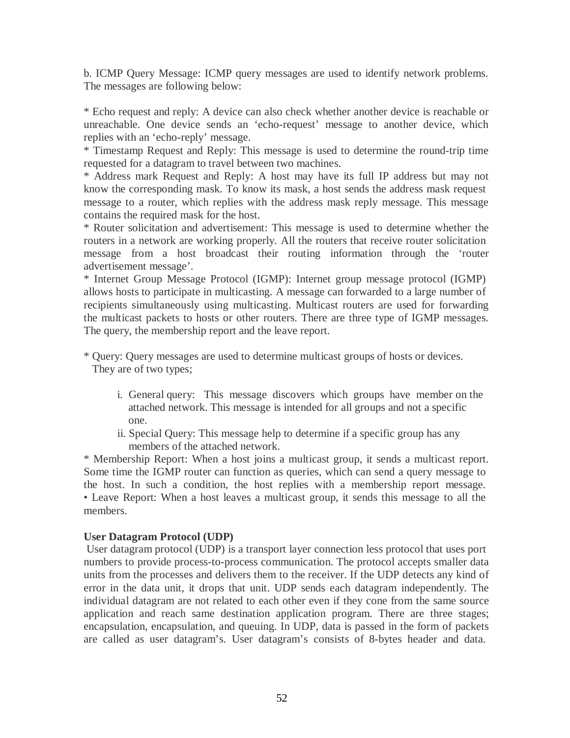b. ICMP Query Message: ICMP query messages are used to identify network problems. The messages are following below:

* Echo request and reply: A device can also check whether another device is reachable or unreachable. One device sends an 'echo-request' message to another device, which replies with an 'echo-reply' message.
* Timestamp Request and Reply: This message is used to determine the round-trip time requested for a datagram to travel between two machines.
* Address mark Request and Reply: A host may have its full IP address but may not know the corresponding mask. To know its mask, a host sends the address mask request message to a router, which replies with the address mask reply message. This message contains the required mask for the host.
* Router solicitation and advertisement: This message is used to determine whether the routers in a network are working properly. All the routers that receive router solicitation message from a host broadcast their routing information through the 'router advertisement message'.
* Internet Group Message Protocol (IGMP): Internet group message protocol (IGMP) allows hosts to participate in multicasting. A message can forwarded to a large number of recipients simultaneously using multicasting. Multicast routers are used for forwarding the multicast packets to hosts or other routers. There are three type of IGMP messages. The query, the membership report and the leave report.

* Query: Query messages are used to determine multicast groups of hosts or devices. They are of two types;

  i. General query: This message discovers which groups have member on the attached network. This message is intended for all groups and not a specific one.
  ii. Special Query: This message help to determine if a specific group has any members of the attached network.

* Membership Report: When a host joins a multicast group, it sends a multicast report. Some time the IGMP router can function as queries, which can send a query message to the host. In such a condition, the host replies with a membership report message.
• Leave Report: When a host leaves a multicast group, it sends this message to all the members.

**User Datagram Protocol (UDP)**

User datagram protocol (UDP) is a transport layer connection less protocol that uses port numbers to provide process-to-process communication. The protocol accepts smaller data units from the processes and delivers them to the receiver. If the UDP detects any kind of error in the data unit, it drops that unit. UDP sends each datagram independently. The individual datagram are not related to each other even if they cone from the same source application and reach same destination application program. There are three stages; encapsulation, encapsulation, and queuing. In UDP, data is passed in the form of packets are called as user datagram's. User datagram's consists of 8-bytes header and data.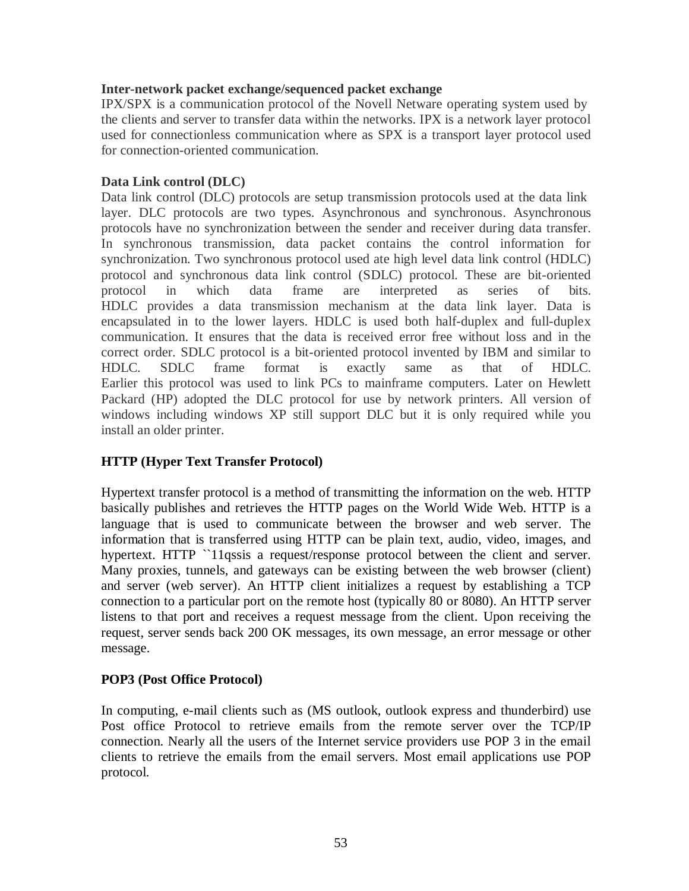**Inter-network packet exchange/sequenced packet exchange**

IPX/SPX is a communication protocol of the Novell Netware operating system used by the clients and server to transfer data within the networks. IPX is a network layer protocol used for connectionless communication where as SPX is a transport layer protocol used for connection-oriented communication.

**Data Link control (DLC)**

Data link control (DLC) protocols are setup transmission protocols used at the data link layer. DLC protocols are two types. Asynchronous and synchronous. Asynchronous protocols have no synchronization between the sender and receiver during data transfer. In synchronous transmission, data packet contains the control information for synchronization. Two synchronous protocol used ate high level data link control (HDLC) protocol and synchronous data link control (SDLC) protocol. These are bit-oriented protocol in which data frame are interpreted as series of bits. HDLC provides a data transmission mechanism at the data link layer. Data is encapsulated in to the lower layers. HDLC is used both half-duplex and full-duplex communication. It ensures that the data is received error free without loss and in the correct order. SDLC protocol is a bit-oriented protocol invented by IBM and similar to HDLC. SDLC frame format is exactly same as that of HDLC. Earlier this protocol was used to link PCs to mainframe computers. Later on Hewlett Packard (HP) adopted the DLC protocol for use by network printers. All version of windows including windows XP still support DLC but it is only required while you install an older printer.

**HTTP (Hyper Text Transfer Protocol)**

Hypertext transfer protocol is a method of transmitting the information on the web. HTTP basically publishes and retrieves the HTTP pages on the World Wide Web. HTTP is a language that is used to communicate between the browser and web server. The information that is transferred using HTTP can be plain text, audio, video, images, and hypertext. HTTP ``11qssis a request/response protocol between the client and server. Many proxies, tunnels, and gateways can be existing between the web browser (client) and server (web server). An HTTP client initializes a request by establishing a TCP connection to a particular port on the remote host (typically 80 or 8080). An HTTP server listens to that port and receives a request message from the client. Upon receiving the request, server sends back 200 OK messages, its own message, an error message or other message.

**POP3 (Post Office Protocol)**

In computing, e-mail clients such as (MS outlook, outlook express and thunderbird) use Post office Protocol to retrieve emails from the remote server over the TCP/IP connection. Nearly all the users of the Internet service providers use POP 3 in the email clients to retrieve the emails from the email servers. Most email applications use POP protocol.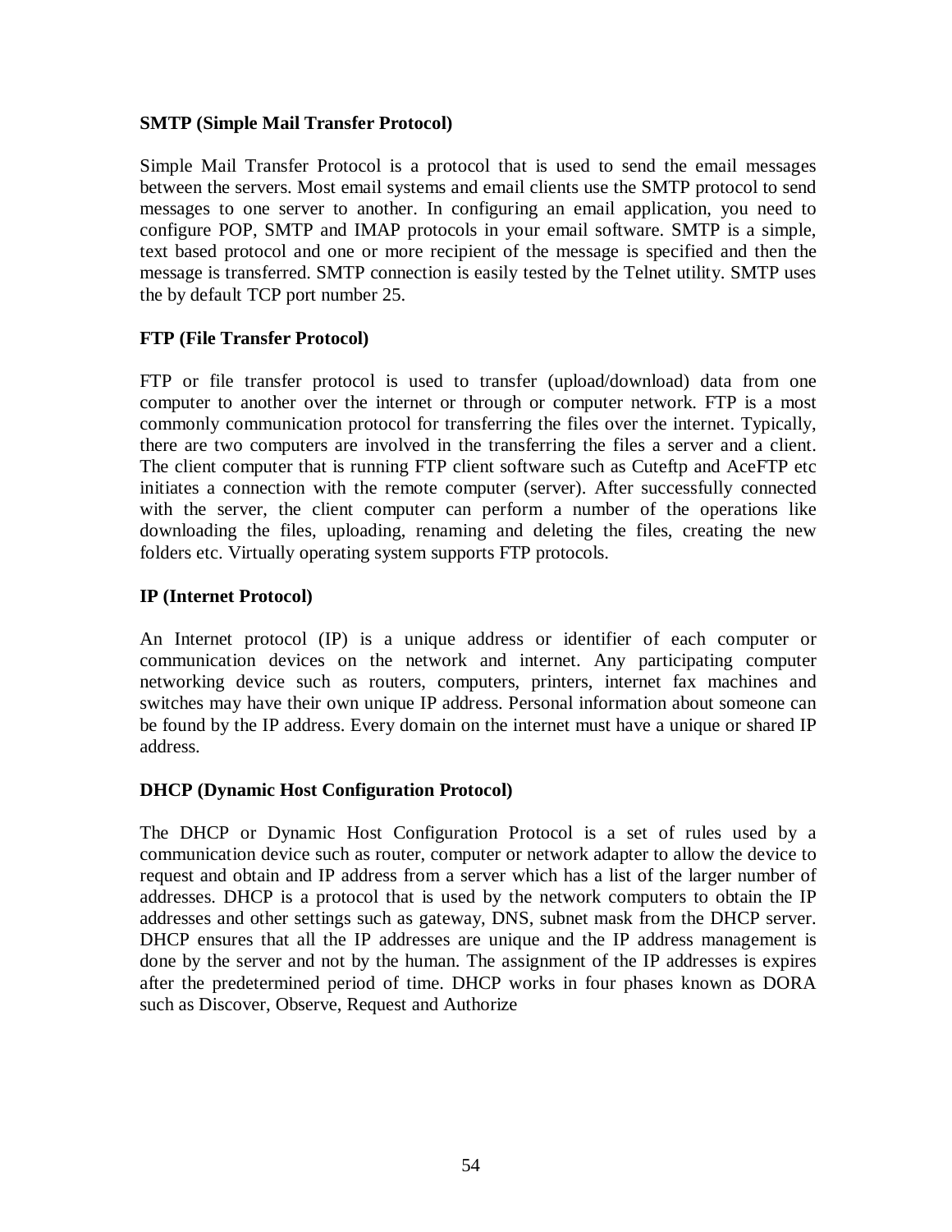**SMTP (Simple Mail Transfer Protocol)**

Simple Mail Transfer Protocol is a protocol that is used to send the email messages between the servers. Most email systems and email clients use the SMTP protocol to send messages to one server to another. In configuring an email application, you need to configure POP, SMTP and IMAP protocols in your email software. SMTP is a simple, text based protocol and one or more recipient of the message is specified and then the message is transferred. SMTP connection is easily tested by the Telnet utility. SMTP uses the by default TCP port number 25.

**FTP (File Transfer Protocol)**

FTP or file transfer protocol is used to transfer (upload/download) data from one computer to another over the internet or through or computer network. FTP is a most commonly communication protocol for transferring the files over the internet. Typically, there are two computers are involved in the transferring the files a server and a client. The client computer that is running FTP client software such as Cuteftp and AceFTP etc initiates a connection with the remote computer (server). After successfully connected with the server, the client computer can perform a number of the operations like downloading the files, uploading, renaming and deleting the files, creating the new folders etc. Virtually operating system supports FTP protocols.

**IP (Internet Protocol)**

An Internet protocol (IP) is a unique address or identifier of each computer or communication devices on the network and internet. Any participating computer networking device such as routers, computers, printers, internet fax machines and switches may have their own unique IP address. Personal information about someone can be found by the IP address. Every domain on the internet must have a unique or shared IP address.

**DHCP (Dynamic Host Configuration Protocol)**

The DHCP or Dynamic Host Configuration Protocol is a set of rules used by a communication device such as router, computer or network adapter to allow the device to request and obtain and IP address from a server which has a list of the larger number of addresses. DHCP is a protocol that is used by the network computers to obtain the IP addresses and other settings such as gateway, DNS, subnet mask from the DHCP server. DHCP ensures that all the IP addresses are unique and the IP address management is done by the server and not by the human. The assignment of the IP addresses is expires after the predetermined period of time. DHCP works in four phases known as DORA such as Discover, Observe, Request and Authorize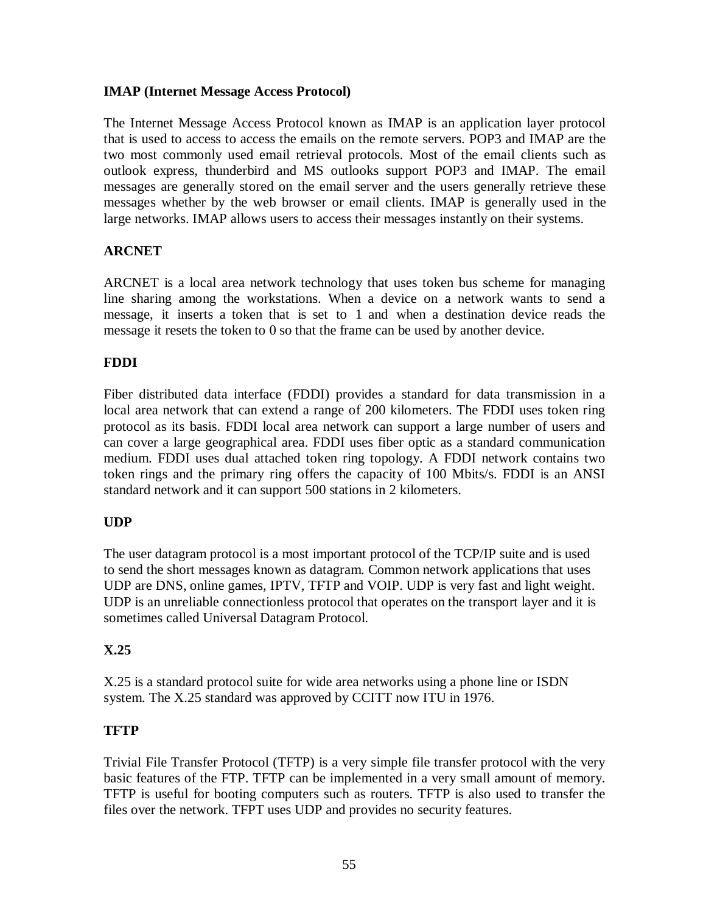**IMAP (Internet Message Access Protocol)**

The Internet Message Access Protocol known as IMAP is an application layer protocol that is used to access to access the emails on the remote servers. POP3 and IMAP are the two most commonly used email retrieval protocols. Most of the email clients such as outlook express, thunderbird and MS outlooks support POP3 and IMAP. The email messages are generally stored on the email server and the users generally retrieve these messages whether by the web browser or email clients. IMAP is generally used in the large networks. IMAP allows users to access their messages instantly on their systems.

**ARCNET**

ARCNET is a local area network technology that uses token bus scheme for managing line sharing among the workstations. When a device on a network wants to send a message, it inserts a token that is set to 1 and when a destination device reads the message it resets the token to 0 so that the frame can be used by another device.

**FDDI**

Fiber distributed data interface (FDDI) provides a standard for data transmission in a local area network that can extend a range of 200 kilometers. The FDDI uses token ring protocol as its basis. FDDI local area network can support a large number of users and can cover a large geographical area. FDDI uses fiber optic as a standard communication medium. FDDI uses dual attached token ring topology. A FDDI network contains two token rings and the primary ring offers the capacity of 100 Mbits/s. FDDI is an ANSI standard network and it can support 500 stations in 2 kilometers.

**UDP**

The user datagram protocol is a most important protocol of the TCP/IP suite and is used to send the short messages known as datagram. Common network applications that uses UDP are DNS, online games, IPTV, TFTP and VOIP. UDP is very fast and light weight. UDP is an unreliable connectionless protocol that operates on the transport layer and it is sometimes called Universal Datagram Protocol.

**X.25**

X.25 is a standard protocol suite for wide area networks using a phone line or ISDN system. The X.25 standard was approved by CCITT now ITU in 1976.

**TFTP**

Trivial File Transfer Protocol (TFTP) is a very simple file transfer protocol with the very basic features of the FTP. TFTP can be implemented in a very small amount of memory. TFTP is useful for booting computers such as routers. TFTP is also used to transfer the files over the network. TFPT uses UDP and provides no security features.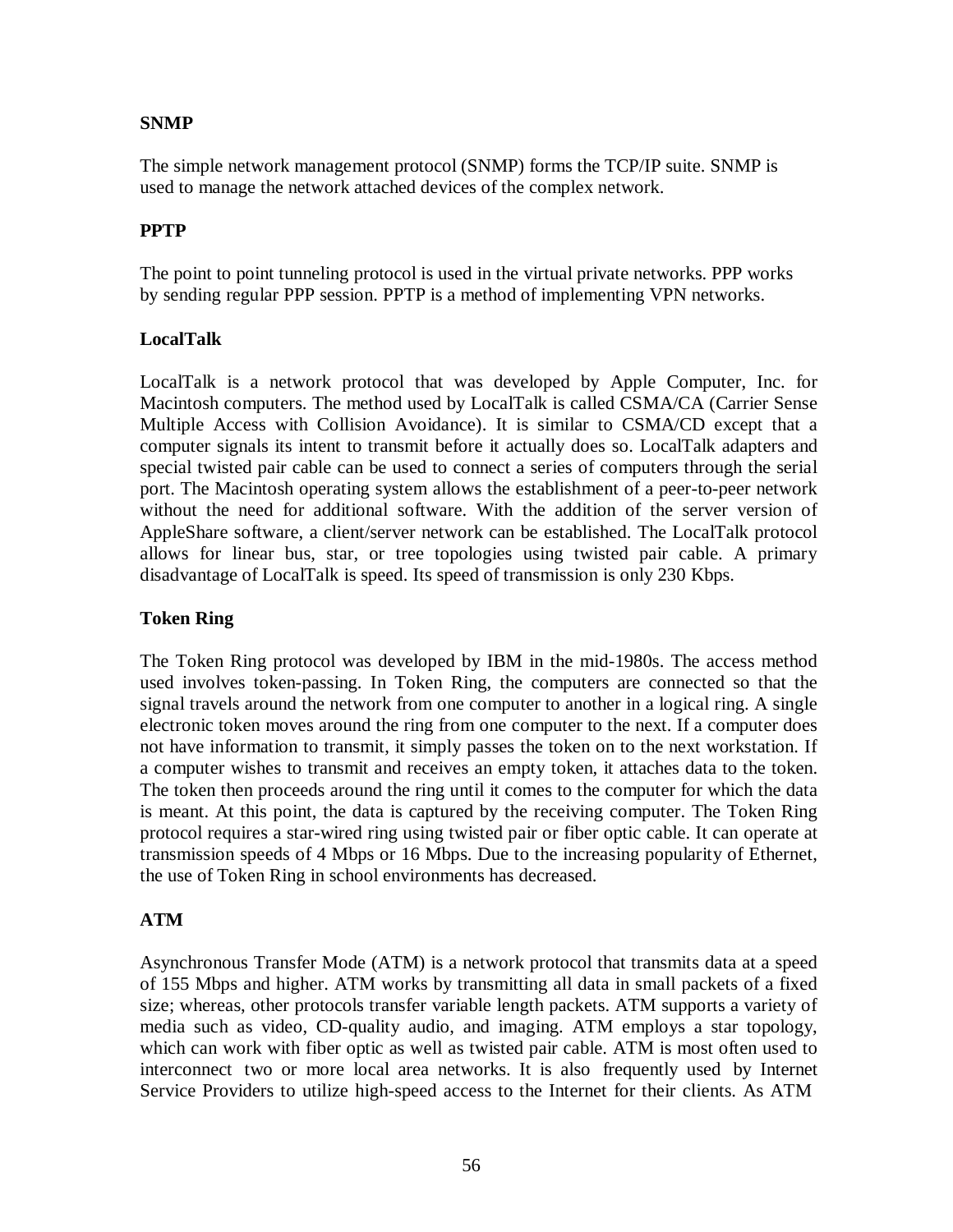**SNMP**

The simple network management protocol (SNMP) forms the TCP/IP suite. SNMP is used to manage the network attached devices of the complex network.

**PPTP**

The point to point tunneling protocol is used in the virtual private networks. PPP works by sending regular PPP session. PPTP is a method of implementing VPN networks.

**LocalTalk**

LocalTalk is a network protocol that was developed by Apple Computer, Inc. for Macintosh computers. The method used by LocalTalk is called CSMA/CA (Carrier Sense Multiple Access with Collision Avoidance). It is similar to CSMA/CD except that a computer signals its intent to transmit before it actually does so. LocalTalk adapters and special twisted pair cable can be used to connect a series of computers through the serial port. The Macintosh operating system allows the establishment of a peer-to-peer network without the need for additional software. With the addition of the server version of AppleShare software, a client/server network can be established. The LocalTalk protocol allows for linear bus, star, or tree topologies using twisted pair cable. A primary disadvantage of LocalTalk is speed. Its speed of transmission is only 230 Kbps.

**Token Ring**

The Token Ring protocol was developed by IBM in the mid-1980s. The access method used involves token-passing. In Token Ring, the computers are connected so that the signal travels around the network from one computer to another in a logical ring. A single electronic token moves around the ring from one computer to the next. If a computer does not have information to transmit, it simply passes the token on to the next workstation. If a computer wishes to transmit and receives an empty token, it attaches data to the token. The token then proceeds around the ring until it comes to the computer for which the data is meant. At this point, the data is captured by the receiving computer. The Token Ring protocol requires a star-wired ring using twisted pair or fiber optic cable. It can operate at transmission speeds of 4 Mbps or 16 Mbps. Due to the increasing popularity of Ethernet, the use of Token Ring in school environments has decreased.

**ATM**

Asynchronous Transfer Mode (ATM) is a network protocol that transmits data at a speed of 155 Mbps and higher. ATM works by transmitting all data in small packets of a fixed size; whereas, other protocols transfer variable length packets. ATM supports a variety of media such as video, CD-quality audio, and imaging. ATM employs a star topology, which can work with fiber optic as well as twisted pair cable. ATM is most often used to interconnect two or more local area networks. It is also frequently used by Internet Service Providers to utilize high-speed access to the Internet for their clients. As ATM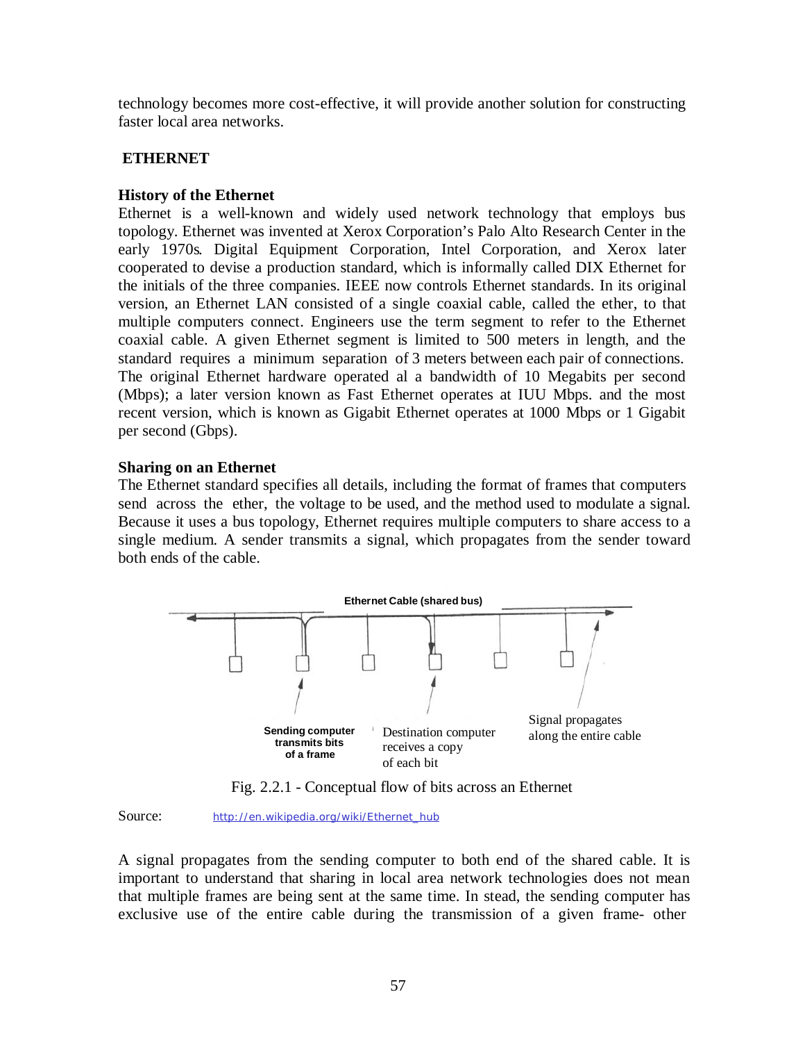technology becomes more cost-effective, it will provide another solution for constructing faster local area networks.

## ETHERNET

### History of the Ethernet

Ethernet is a well-known and widely used network technology that employs bus topology. Ethernet was invented at Xerox Corporation's Palo Alto Research Center in the early 1970s. Digital Equipment Corporation, Intel Corporation, and Xerox later cooperated to devise a production standard, which is informally called DIX Ethernet for the initials of the three companies. IEEE now controls Ethernet standards. In its original version, an Ethernet LAN consisted of a single coaxial cable, called the ether, to that multiple computers connect. Engineers use the term segment to refer to the Ethernet coaxial cable. A given Ethernet segment is limited to 500 meters in length, and the standard requires a minimum separation of 3 meters between each pair of connections. The original Ethernet hardware operated al a bandwidth of 10 Megabits per second (Mbps); a later version known as Fast Ethernet operates at IUU Mbps. and the most recent version, which is known as Gigabit Ethernet operates at 1000 Mbps or 1 Gigabit per second (Gbps).

### Sharing on an Ethernet

The Ethernet standard specifies all details, including the format of frames that computers send across the ether, the voltage to be used, and the method used to modulate a signal. Because it uses a bus topology, Ethernet requires multiple computers to share access to a single medium. A sender transmits a signal, which propagates from the sender toward both ends of the cable.

Ethernet Cable (shared bus)

Sending computer transmits bits of a frame

Destination computer receives a copy of each bit

Signal propagates along the entire cable

Fig. 2.2.1 - Conceptual flow of bits across an Ethernet

Source: http://en.wikipedia.org/wiki/Ethernet_hub

A signal propagates from the sending computer to both end of the shared cable. It is important to understand that sharing in local area network technologies does not mean that multiple frames are being sent at the same time. In stead, the sending computer has exclusive use of the entire cable during the transmission of a given frame- other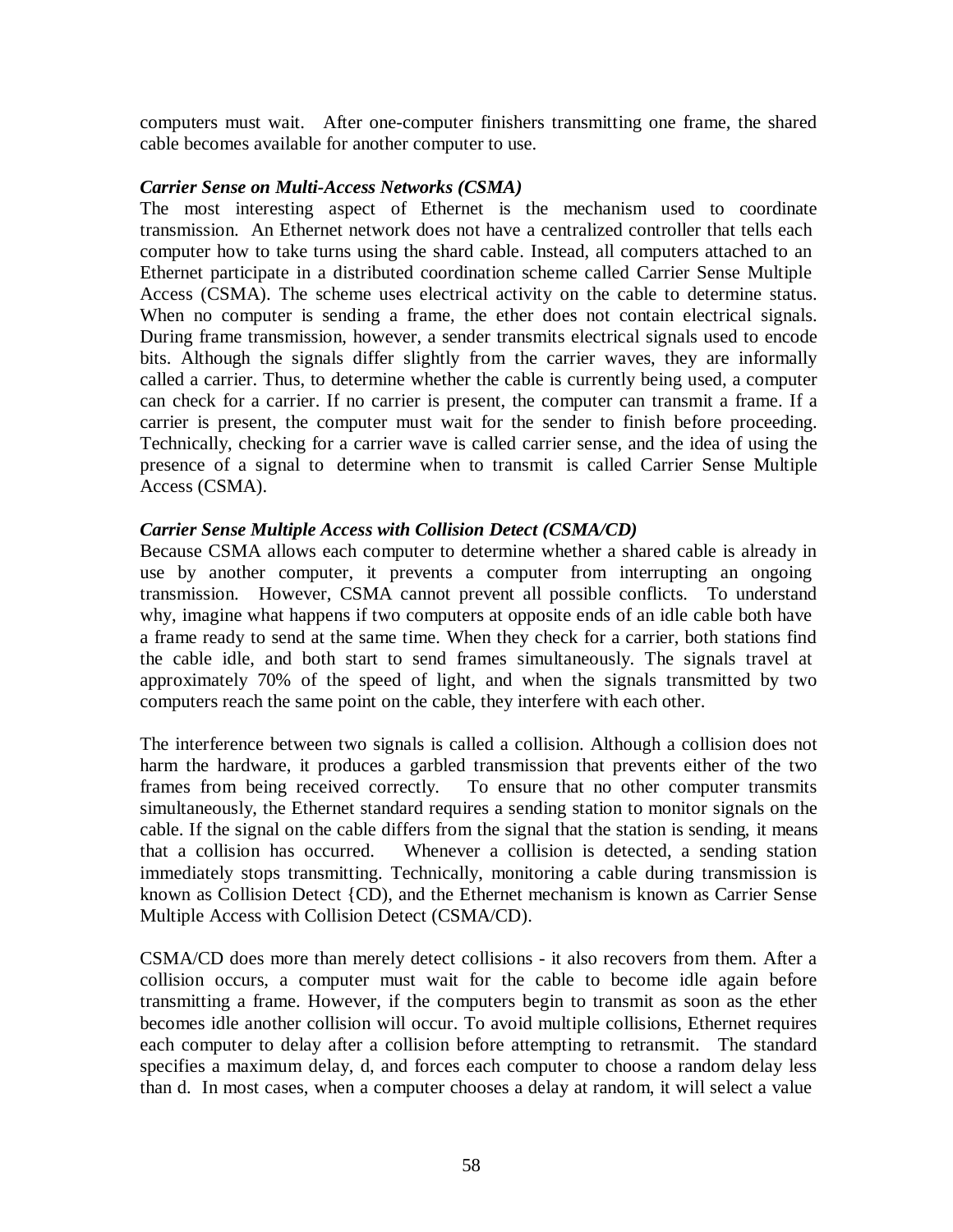computers must wait. After one-computer finishers transmitting one frame, the shared cable becomes available for another computer to use.

***Carrier Sense on Multi-Access Networks (CSMA)***

The most interesting aspect of Ethernet is the mechanism used to coordinate transmission. An Ethernet network does not have a centralized controller that tells each computer how to take turns using the shard cable. Instead, all computers attached to an Ethernet participate in a distributed coordination scheme called Carrier Sense Multiple Access (CSMA). The scheme uses electrical activity on the cable to determine status. When no computer is sending a frame, the ether does not contain electrical signals. During frame transmission, however, a sender transmits electrical signals used to encode bits. Although the signals differ slightly from the carrier waves, they are informally called a carrier. Thus, to determine whether the cable is currently being used, a computer can check for a carrier. If no carrier is present, the computer can transmit a frame. If a carrier is present, the computer must wait for the sender to finish before proceeding. Technically, checking for a carrier wave is called carrier sense, and the idea of using the presence of a signal to determine when to transmit is called Carrier Sense Multiple Access (CSMA).

***Carrier Sense Multiple Access with Collision Detect (CSMA/CD)***

Because CSMA allows each computer to determine whether a shared cable is already in use by another computer, it prevents a computer from interrupting an ongoing transmission. However, CSMA cannot prevent all possible conflicts. To understand why, imagine what happens if two computers at opposite ends of an idle cable both have a frame ready to send at the same time. When they check for a carrier, both stations find the cable idle, and both start to send frames simultaneously. The signals travel at approximately 70% of the speed of light, and when the signals transmitted by two computers reach the same point on the cable, they interfere with each other.

The interference between two signals is called a collision. Although a collision does not harm the hardware, it produces a garbled transmission that prevents either of the two frames from being received correctly. To ensure that no other computer transmits simultaneously, the Ethernet standard requires a sending station to monitor signals on the cable. If the signal on the cable differs from the signal that the station is sending, it means that a collision has occurred. Whenever a collision is detected, a sending station immediately stops transmitting. Technically, monitoring a cable during transmission is known as Collision Detect {CD), and the Ethernet mechanism is known as Carrier Sense Multiple Access with Collision Detect (CSMA/CD).

CSMA/CD does more than merely detect collisions - it also recovers from them. After a collision occurs, a computer must wait for the cable to become idle again before transmitting a frame. However, if the computers begin to transmit as soon as the ether becomes idle another collision will occur. To avoid multiple collisions, Ethernet requires each computer to delay after a collision before attempting to retransmit. The standard specifies a maximum delay, d, and forces each computer to choose a random delay less than d. In most cases, when a computer chooses a delay at random, it will select a value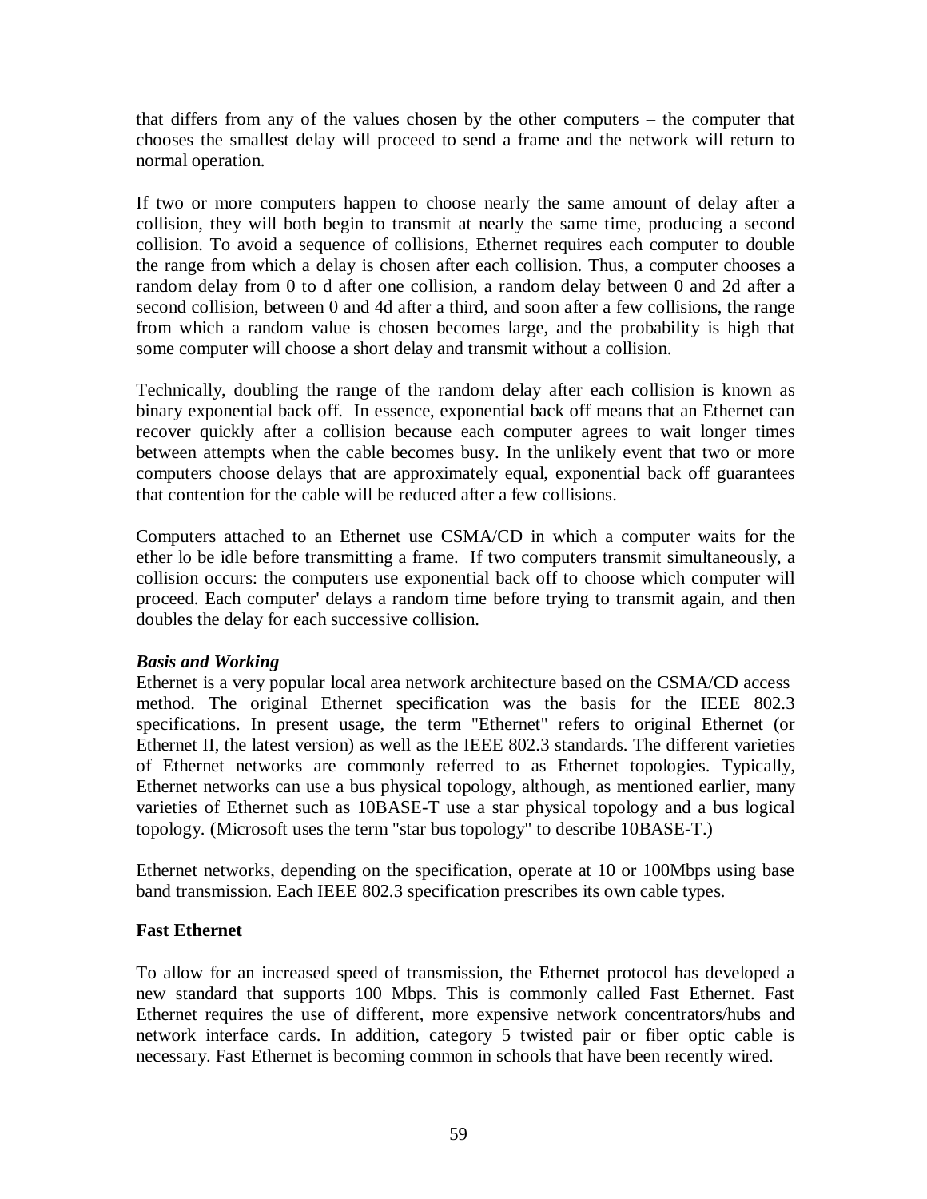that differs from any of the values chosen by the other computers – the computer that chooses the smallest delay will proceed to send a frame and the network will return to normal operation.

If two or more computers happen to choose nearly the same amount of delay after a collision, they will both begin to transmit at nearly the same time, producing a second collision. To avoid a sequence of collisions, Ethernet requires each computer to double the range from which a delay is chosen after each collision. Thus, a computer chooses a random delay from 0 to d after one collision, a random delay between 0 and 2d after a second collision, between 0 and 4d after a third, and soon after a few collisions, the range from which a random value is chosen becomes large, and the probability is high that some computer will choose a short delay and transmit without a collision.

Technically, doubling the range of the random delay after each collision is known as binary exponential back off. In essence, exponential back off means that an Ethernet can recover quickly after a collision because each computer agrees to wait longer times between attempts when the cable becomes busy. In the unlikely event that two or more computers choose delays that are approximately equal, exponential back off guarantees that contention for the cable will be reduced after a few collisions.

Computers attached to an Ethernet use CSMA/CD in which a computer waits for the ether lo be idle before transmitting a frame. If two computers transmit simultaneously, a collision occurs: the computers use exponential back off to choose which computer will proceed. Each computer' delays a random time before trying to transmit again, and then doubles the delay for each successive collision.

***Basis and Working***

Ethernet is a very popular local area network architecture based on the CSMA/CD access method. The original Ethernet specification was the basis for the IEEE 802.3 specifications. In present usage, the term "Ethernet" refers to original Ethernet (or Ethernet II, the latest version) as well as the IEEE 802.3 standards. The different varieties of Ethernet networks are commonly referred to as Ethernet topologies. Typically, Ethernet networks can use a bus physical topology, although, as mentioned earlier, many varieties of Ethernet such as 10BASE-T use a star physical topology and a bus logical topology. (Microsoft uses the term "star bus topology" to describe 10BASE-T.)

Ethernet networks, depending on the specification, operate at 10 or 100Mbps using base band transmission. Each IEEE 802.3 specification prescribes its own cable types.

**Fast Ethernet**

To allow for an increased speed of transmission, the Ethernet protocol has developed a new standard that supports 100 Mbps. This is commonly called Fast Ethernet. Fast Ethernet requires the use of different, more expensive network concentrators/hubs and network interface cards. In addition, category 5 twisted pair or fiber optic cable is necessary. Fast Ethernet is becoming common in schools that have been recently wired.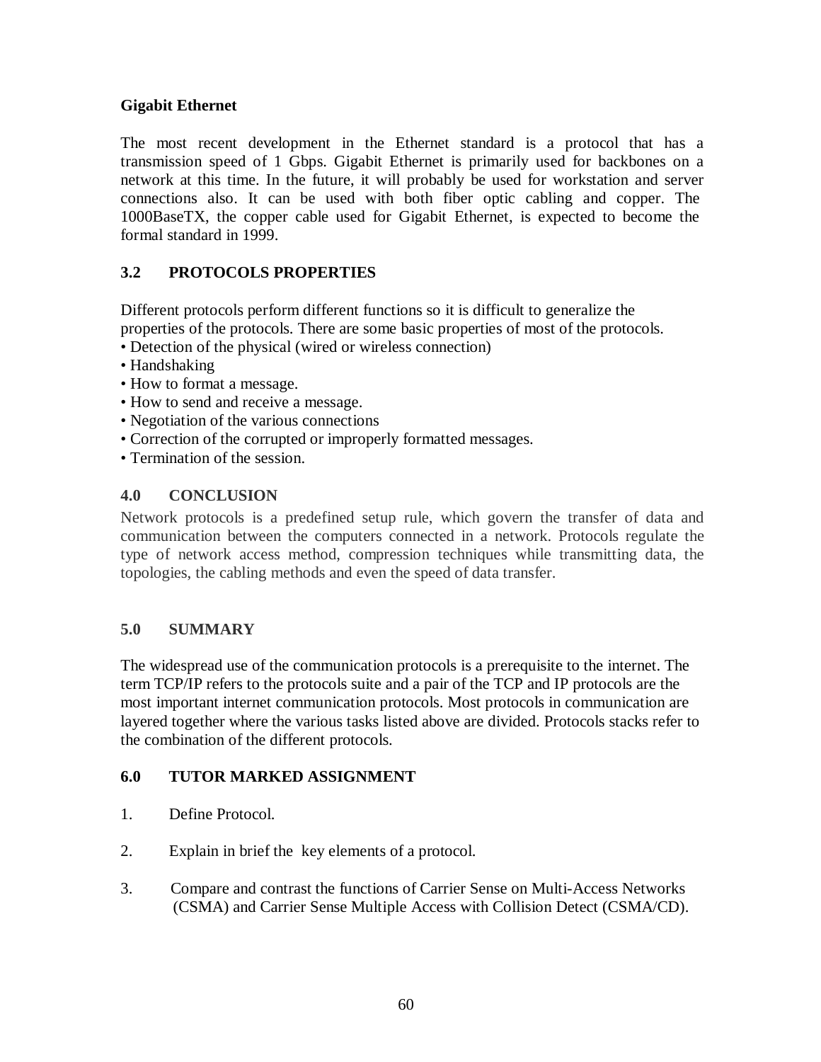**Gigabit Ethernet**

The most recent development in the Ethernet standard is a protocol that has a transmission speed of 1 Gbps. Gigabit Ethernet is primarily used for backbones on a network at this time. In the future, it will probably be used for workstation and server connections also. It can be used with both fiber optic cabling and copper. The 1000BaseTX, the copper cable used for Gigabit Ethernet, is expected to become the formal standard in 1999.

## 3.2 PROTOCOLS PROPERTIES

Different protocols perform different functions so it is difficult to generalize the properties of the protocols. There are some basic properties of most of the protocols.

- Detection of the physical (wired or wireless connection)
- Handshaking
- How to format a message.
- How to send and receive a message.
- Negotiation of the various connections
- Correction of the corrupted or improperly formatted messages.
- Termination of the session.

## 4.0 CONCLUSION

Network protocols is a predefined setup rule, which govern the transfer of data and communication between the computers connected in a network. Protocols regulate the type of network access method, compression techniques while transmitting data, the topologies, the cabling methods and even the speed of data transfer.

## 5.0 SUMMARY

The widespread use of the communication protocols is a prerequisite to the internet. The term TCP/IP refers to the protocols suite and a pair of the TCP and IP protocols are the most important internet communication protocols. Most protocols in communication are layered together where the various tasks listed above are divided. Protocols stacks refer to the combination of the different protocols.

## 6.0 TUTOR MARKED ASSIGNMENT

1. Define Protocol.
2. Explain in brief the key elements of a protocol.
3. Compare and contrast the functions of Carrier Sense on Multi-Access Networks (CSMA) and Carrier Sense Multiple Access with Collision Detect (CSMA/CD).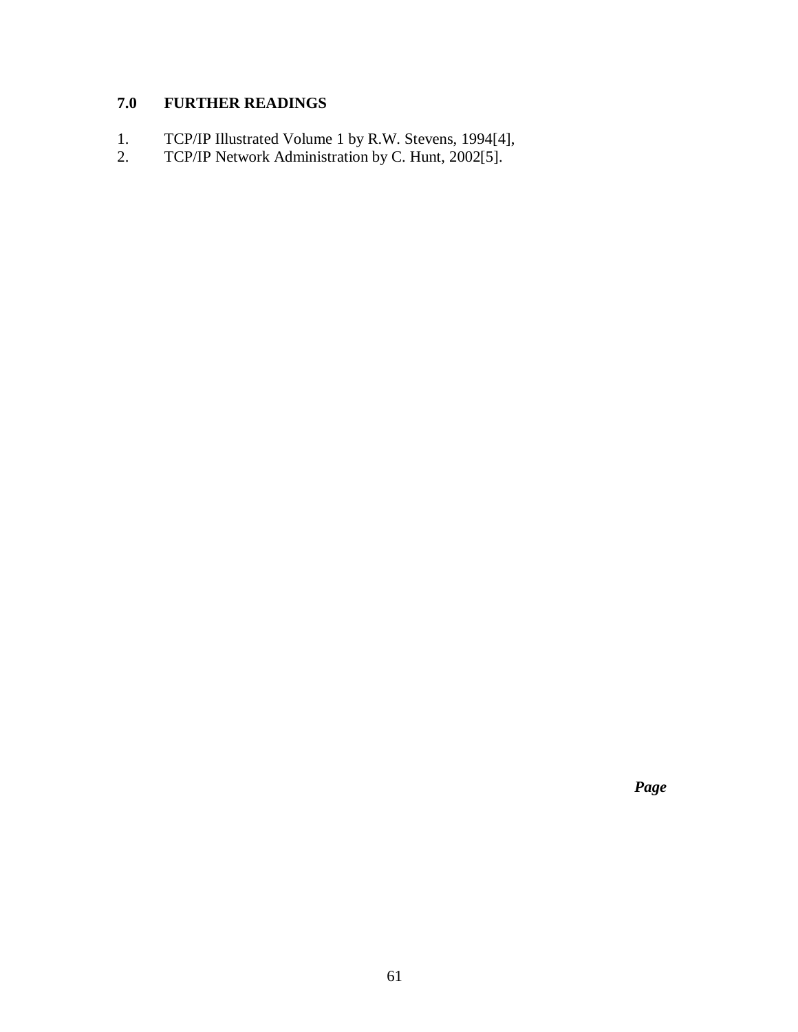## 7.0 FURTHER READINGS

1. TCP/IP Illustrated Volume 1 by R.W. Stevens, 1994[4],
2. TCP/IP Network Administration by C. Hunt, 2002[5].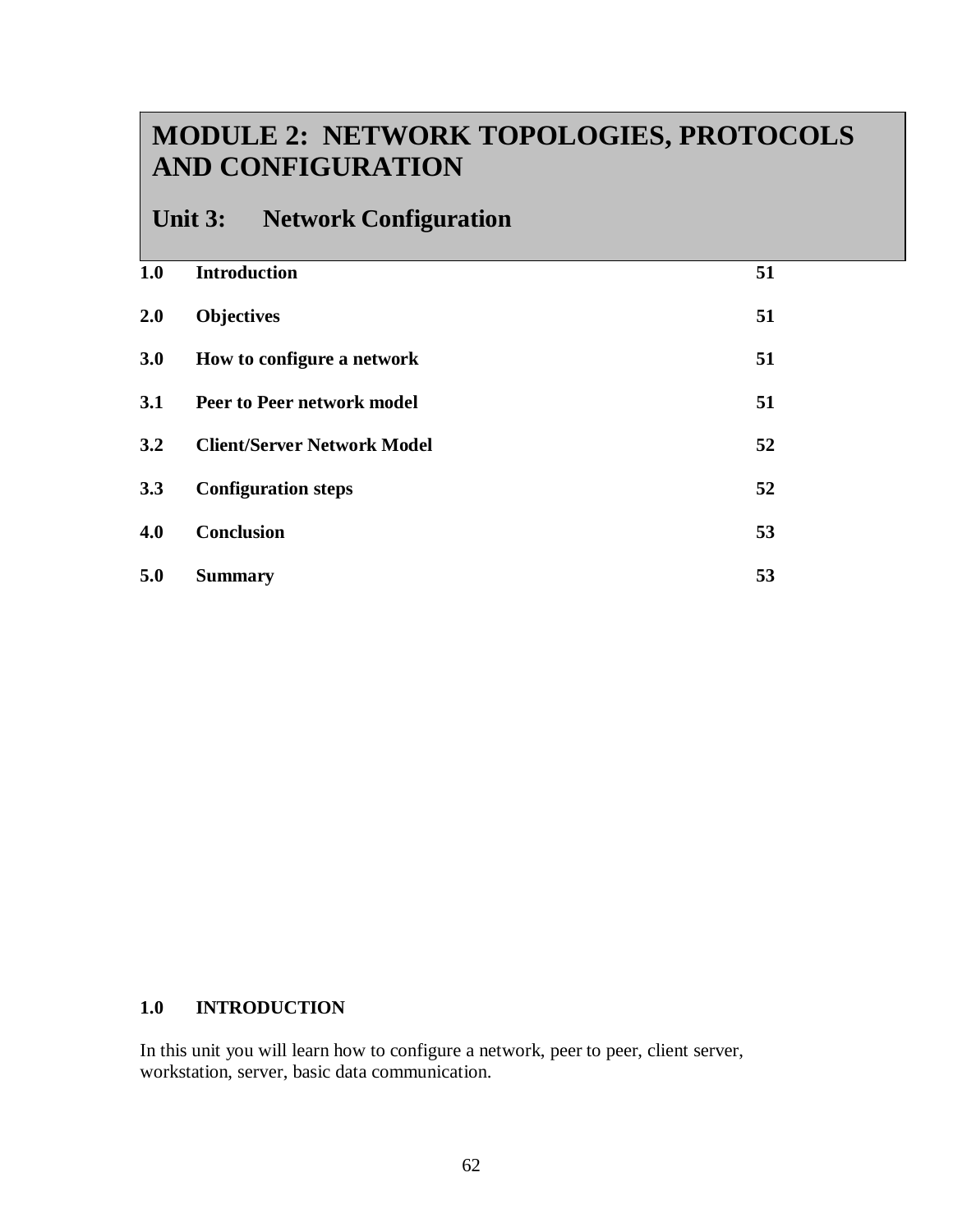# MODULE 2: NETWORK TOPOLOGIES, PROTOCOLS AND CONFIGURATION

## Unit 3: Network Configuration

| | | |
|---|---|---|
| **1.0** | **Introduction** | **51** |
| **2.0** | **Objectives** | **51** |
| **3.0** | **How to configure a network** | **51** |
| **3.1** | **Peer to Peer network model** | **51** |
| **3.2** | **Client/Server Network Model** | **52** |
| **3.3** | **Configuration steps** | **52** |
| **4.0** | **Conclusion** | **53** |
| **5.0** | **Summary** | **53** |

### 1.0 INTRODUCTION

In this unit you will learn how to configure a network, peer to peer, client server, workstation, server, basic data communication.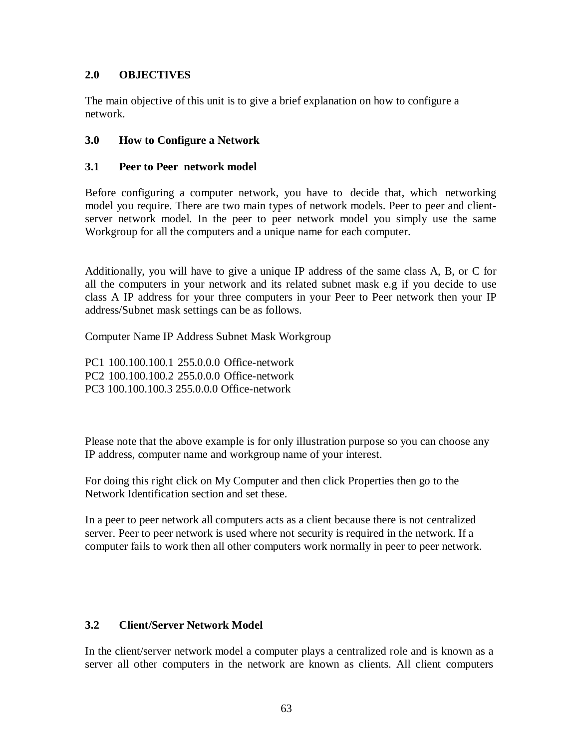## 2.0 OBJECTIVES

The main objective of this unit is to give a brief explanation on how to configure a network.

## 3.0 How to Configure a Network

### 3.1 Peer to Peer network model

Before configuring a computer network, you have to decide that, which networking model you require. There are two main types of network models. Peer to peer and client-server network model. In the peer to peer network model you simply use the same Workgroup for all the computers and a unique name for each computer.

Additionally, you will have to give a unique IP address of the same class A, B, or C for all the computers in your network and its related subnet mask e.g if you decide to use class A IP address for your three computers in your Peer to Peer network then your IP address/Subnet mask settings can be as follows.

| Computer Name | IP Address | Subnet Mask | Workgroup |
| --- | --- | --- | --- |
| PC1 | 100.100.100.1 | 255.0.0.0 | Office-network |
| PC2 | 100.100.100.2 | 255.0.0.0 | Office-network |
| PC3 | 100.100.100.3 | 255.0.0.0 | Office-network |

Please note that the above example is for only illustration purpose so you can choose any IP address, computer name and workgroup name of your interest.

For doing this right click on My Computer and then click Properties then go to the Network Identification section and set these.

In a peer to peer network all computers acts as a client because there is not centralized server. Peer to peer network is used where not security is required in the network. If a computer fails to work then all other computers work normally in peer to peer network.

### 3.2 Client/Server Network Model

In the client/server network model a computer plays a centralized role and is known as a server all other computers in the network are known as clients. All client computers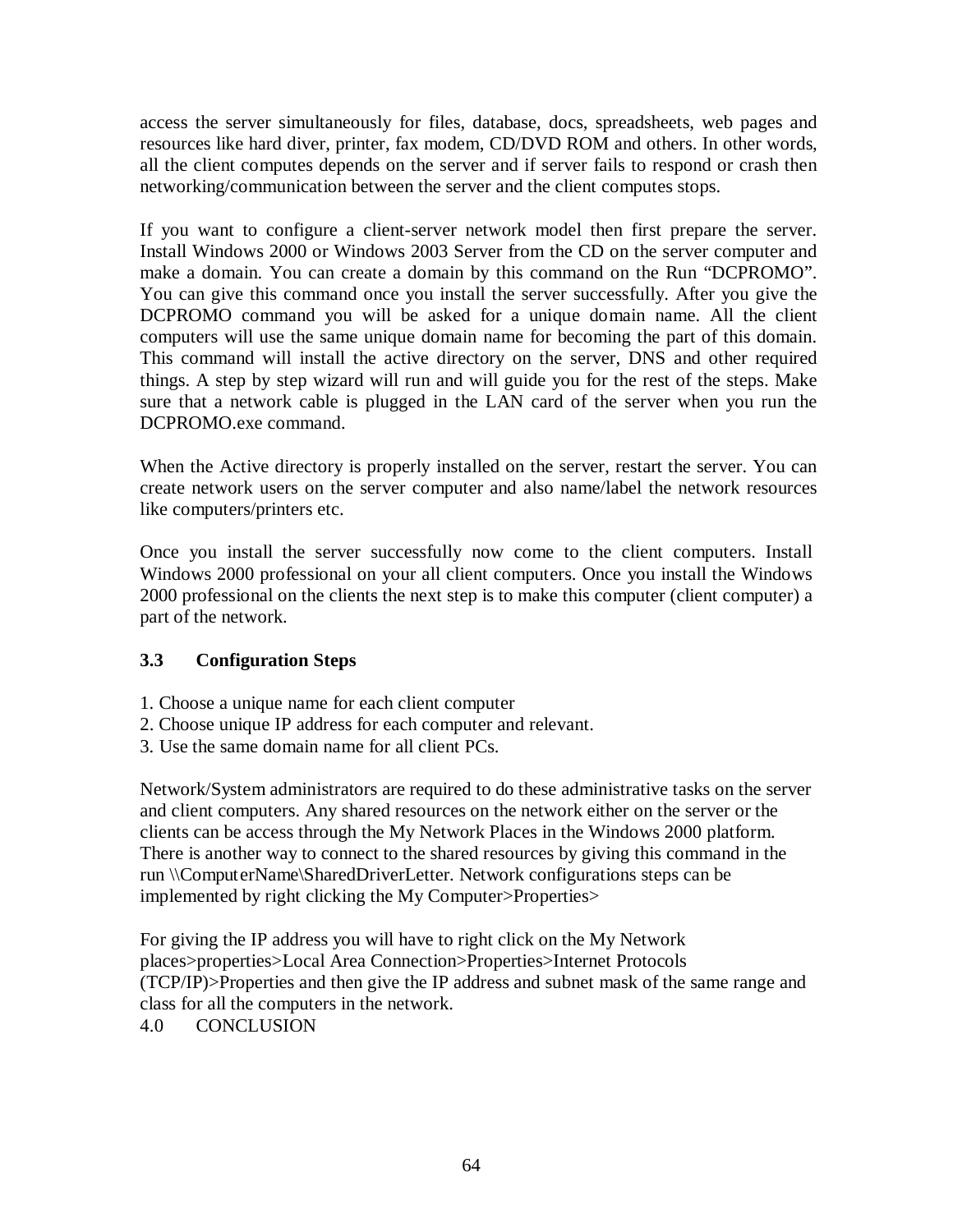access the server simultaneously for files, database, docs, spreadsheets, web pages and resources like hard diver, printer, fax modem, CD/DVD ROM and others. In other words, all the client computes depends on the server and if server fails to respond or crash then networking/communication between the server and the client computes stops.

If you want to configure a client-server network model then first prepare the server. Install Windows 2000 or Windows 2003 Server from the CD on the server computer and make a domain. You can create a domain by this command on the Run "DCPROMO". You can give this command once you install the server successfully. After you give the DCPROMO command you will be asked for a unique domain name. All the client computers will use the same unique domain name for becoming the part of this domain. This command will install the active directory on the server, DNS and other required things. A step by step wizard will run and will guide you for the rest of the steps. Make sure that a network cable is plugged in the LAN card of the server when you run the DCPROMO.exe command.

When the Active directory is properly installed on the server, restart the server. You can create network users on the server computer and also name/label the network resources like computers/printers etc.

Once you install the server successfully now come to the client computers. Install Windows 2000 professional on your all client computers. Once you install the Windows 2000 professional on the clients the next step is to make this computer (client computer) a part of the network.

### 3.3 Configuration Steps

1. Choose a unique name for each client computer
2. Choose unique IP address for each computer and relevant.
3. Use the same domain name for all client PCs.

Network/System administrators are required to do these administrative tasks on the server and client computers. Any shared resources on the network either on the server or the clients can be access through the My Network Places in the Windows 2000 platform. There is another way to connect to the shared resources by giving this command in the run \\ComputerName\SharedDriverLetter. Network configurations steps can be implemented by right clicking the My Computer>Properties>

For giving the IP address you will have to right click on the My Network places>properties>Local Area Connection>Properties>Internet Protocols (TCP/IP)>Properties and then give the IP address and subnet mask of the same range and class for all the computers in the network.

## 4.0 CONCLUSION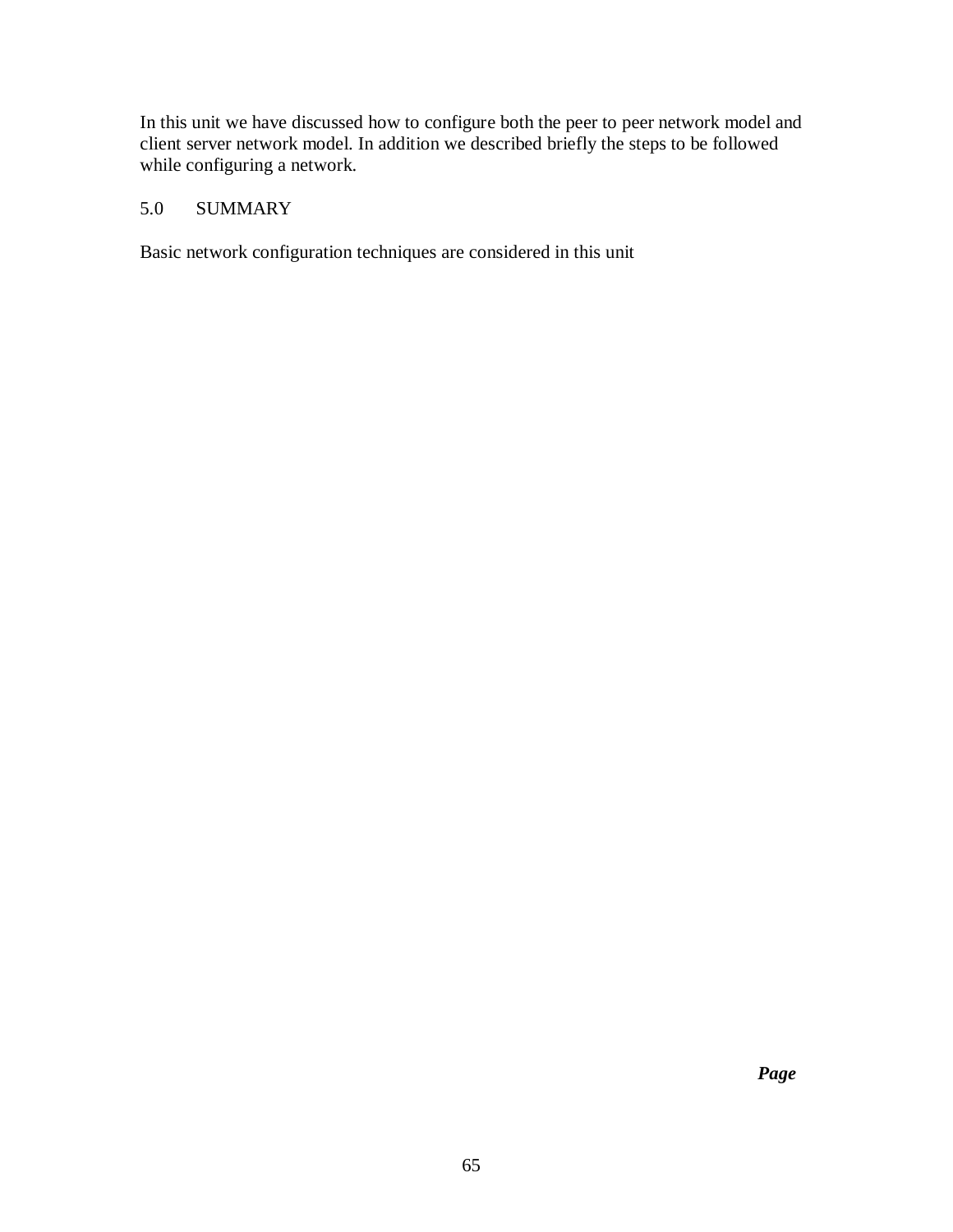In this unit we have discussed how to configure both the peer to peer network model and client server network model. In addition we described briefly the steps to be followed while configuring a network.

## 5.0 SUMMARY

Basic network configuration techniques are considered in this unit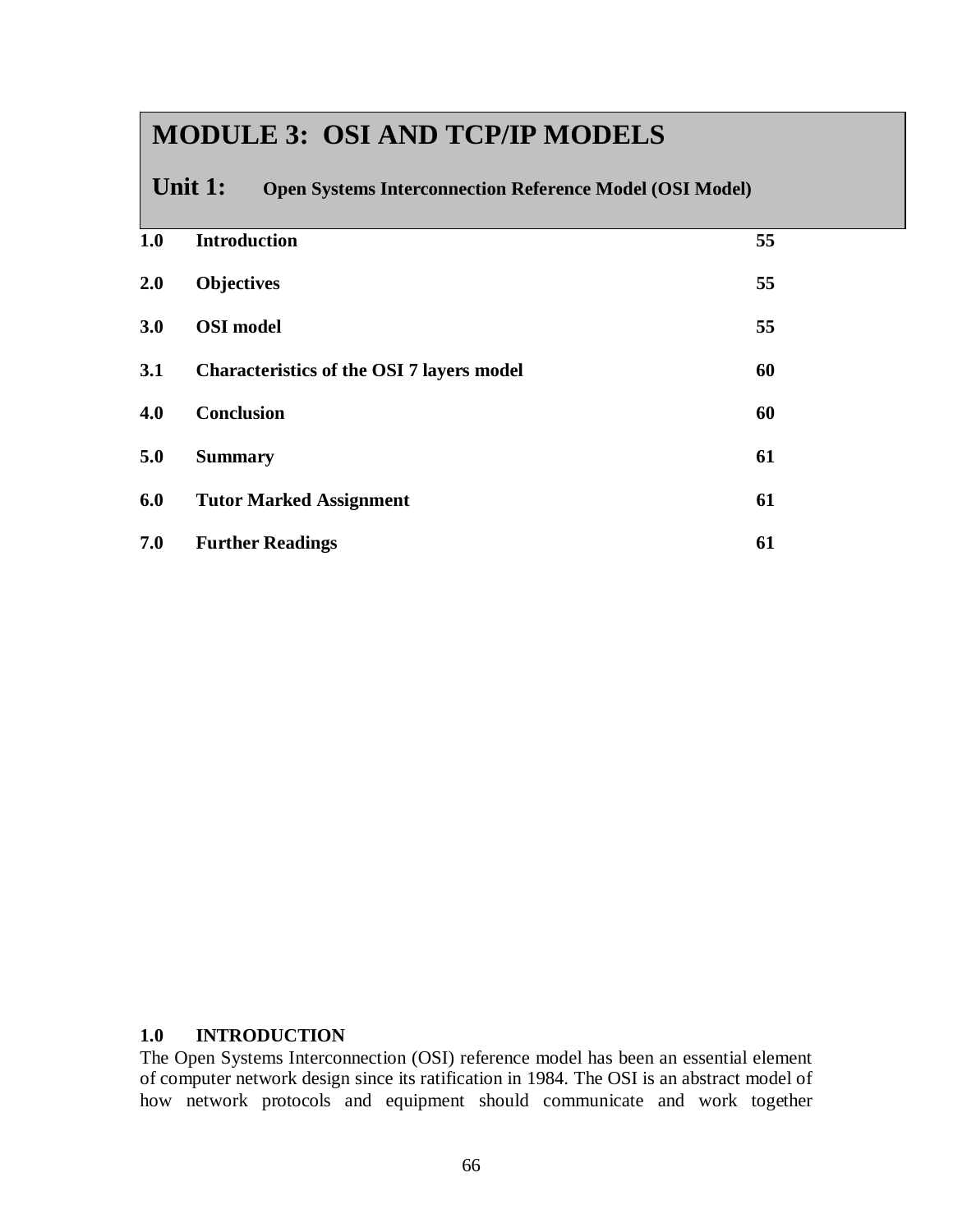# MODULE 3: OSI AND TCP/IP MODELS

## Unit 1: Open Systems Interconnection Reference Model (OSI Model)

| | | |
|---|---|---|
| **1.0** | **Introduction** | **55** |
| **2.0** | **Objectives** | **55** |
| **3.0** | **OSI model** | **55** |
| **3.1** | **Characteristics of the OSI 7 layers model** | **60** |
| **4.0** | **Conclusion** | **60** |
| **5.0** | **Summary** | **61** |
| **6.0** | **Tutor Marked Assignment** | **61** |
| **7.0** | **Further Readings** | **61** |

### 1.0 INTRODUCTION

The Open Systems Interconnection (OSI) reference model has been an essential element of computer network design since its ratification in 1984. The OSI is an abstract model of how network protocols and equipment should communicate and work together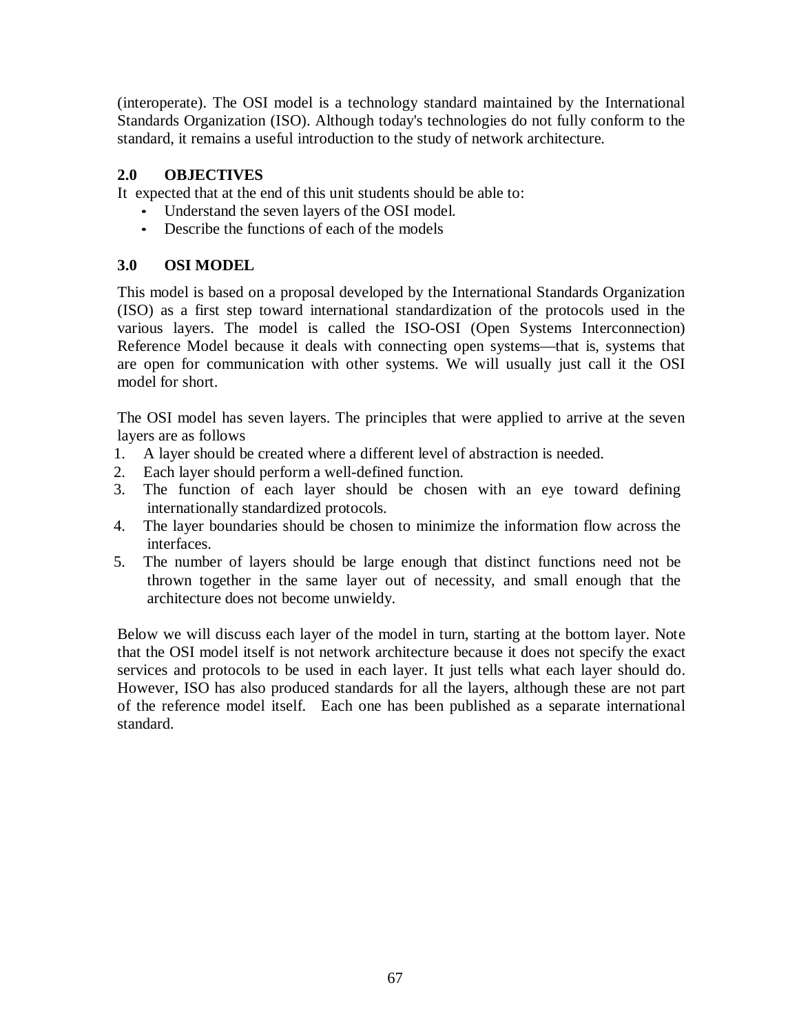(interoperate). The OSI model is a technology standard maintained by the International Standards Organization (ISO). Although today's technologies do not fully conform to the standard, it remains a useful introduction to the study of network architecture.

## 2.0 OBJECTIVES

It expected that at the end of this unit students should be able to:

- Understand the seven layers of the OSI model.
- Describe the functions of each of the models

## 3.0 OSI MODEL

This model is based on a proposal developed by the International Standards Organization (ISO) as a first step toward international standardization of the protocols used in the various layers. The model is called the ISO-OSI (Open Systems Interconnection) Reference Model because it deals with connecting open systems—that is, systems that are open for communication with other systems. We will usually just call it the OSI model for short.

The OSI model has seven layers. The principles that were applied to arrive at the seven layers are as follows

1. A layer should be created where a different level of abstraction is needed.
2. Each layer should perform a well-defined function.
3. The function of each layer should be chosen with an eye toward defining internationally standardized protocols.
4. The layer boundaries should be chosen to minimize the information flow across the interfaces.
5. The number of layers should be large enough that distinct functions need not be thrown together in the same layer out of necessity, and small enough that the architecture does not become unwieldy.

Below we will discuss each layer of the model in turn, starting at the bottom layer. Note that the OSI model itself is not network architecture because it does not specify the exact services and protocols to be used in each layer. It just tells what each layer should do. However, ISO has also produced standards for all the layers, although these are not part of the reference model itself. Each one has been published as a separate international standard.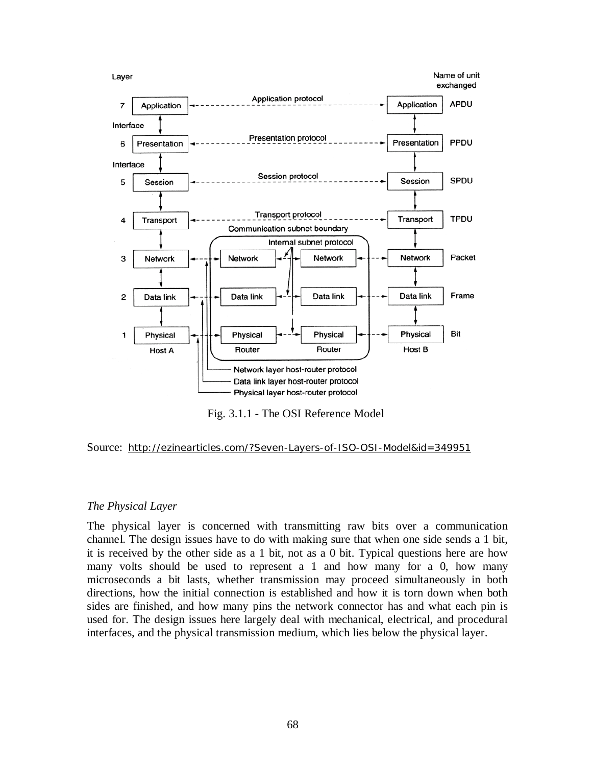Fig. 3.1.1 - The OSI Reference Model

Source: http://ezinearticles.com/?Seven-Layers-of-ISO-OSI-Model&id=349951

*The Physical Layer*

The physical layer is concerned with transmitting raw bits over a communication channel. The design issues have to do with making sure that when one side sends a 1 bit, it is received by the other side as a 1 bit, not as a 0 bit. Typical questions here are how many volts should be used to represent a 1 and how many for a 0, how many microseconds a bit lasts, whether transmission may proceed simultaneously in both directions, how the initial connection is established and how it is torn down when both sides are finished, and how many pins the network connector has and what each pin is used for. The design issues here largely deal with mechanical, electrical, and procedural interfaces, and the physical transmission medium, which lies below the physical layer.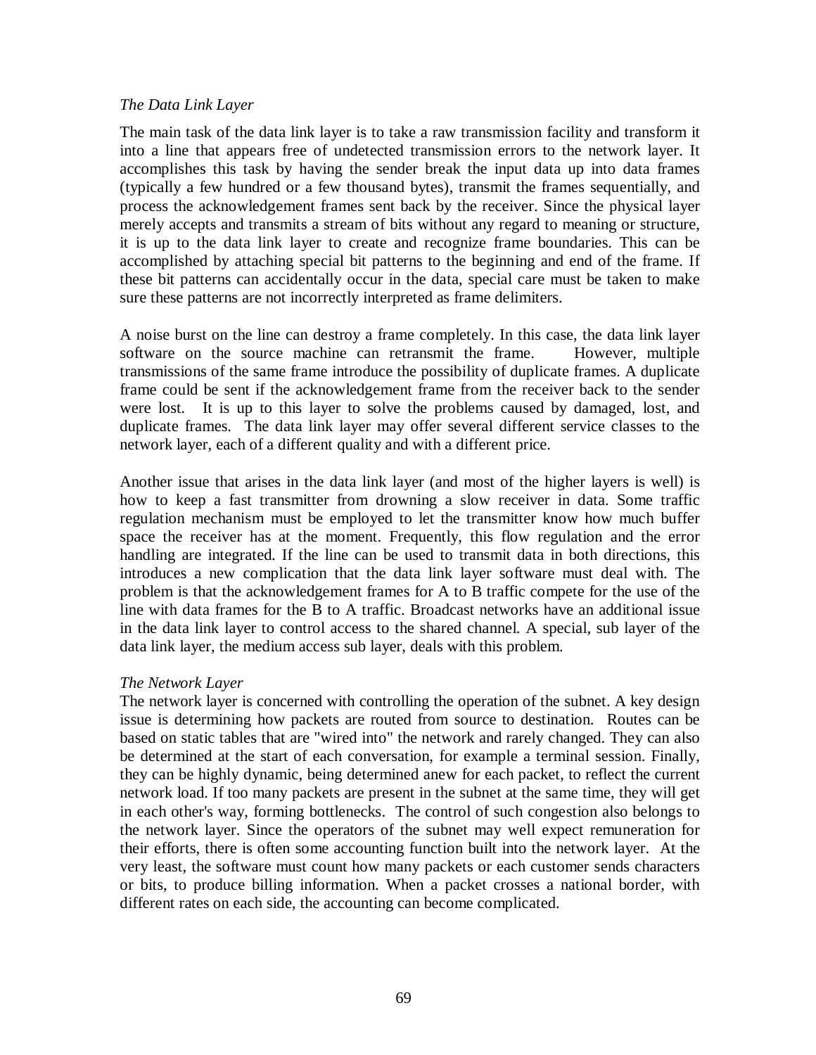*The Data Link Layer*

The main task of the data link layer is to take a raw transmission facility and transform it into a line that appears free of undetected transmission errors to the network layer. It accomplishes this task by having the sender break the input data up into data frames (typically a few hundred or a few thousand bytes), transmit the frames sequentially, and process the acknowledgement frames sent back by the receiver. Since the physical layer merely accepts and transmits a stream of bits without any regard to meaning or structure, it is up to the data link layer to create and recognize frame boundaries. This can be accomplished by attaching special bit patterns to the beginning and end of the frame. If these bit patterns can accidentally occur in the data, special care must be taken to make sure these patterns are not incorrectly interpreted as frame delimiters.

A noise burst on the line can destroy a frame completely. In this case, the data link layer software on the source machine can retransmit the frame. However, multiple transmissions of the same frame introduce the possibility of duplicate frames. A duplicate frame could be sent if the acknowledgement frame from the receiver back to the sender were lost. It is up to this layer to solve the problems caused by damaged, lost, and duplicate frames. The data link layer may offer several different service classes to the network layer, each of a different quality and with a different price.

Another issue that arises in the data link layer (and most of the higher layers is well) is how to keep a fast transmitter from drowning a slow receiver in data. Some traffic regulation mechanism must be employed to let the transmitter know how much buffer space the receiver has at the moment. Frequently, this flow regulation and the error handling are integrated. If the line can be used to transmit data in both directions, this introduces a new complication that the data link layer software must deal with. The problem is that the acknowledgement frames for A to B traffic compete for the use of the line with data frames for the B to A traffic. Broadcast networks have an additional issue in the data link layer to control access to the shared channel. A special, sub layer of the data link layer, the medium access sub layer, deals with this problem.

*The Network Layer*

The network layer is concerned with controlling the operation of the subnet. A key design issue is determining how packets are routed from source to destination. Routes can be based on static tables that are "wired into" the network and rarely changed. They can also be determined at the start of each conversation, for example a terminal session. Finally, they can be highly dynamic, being determined anew for each packet, to reflect the current network load. If too many packets are present in the subnet at the same time, they will get in each other's way, forming bottlenecks. The control of such congestion also belongs to the network layer. Since the operators of the subnet may well expect remuneration for their efforts, there is often some accounting function built into the network layer. At the very least, the software must count how many packets or each customer sends characters or bits, to produce billing information. When a packet crosses a national border, with different rates on each side, the accounting can become complicated.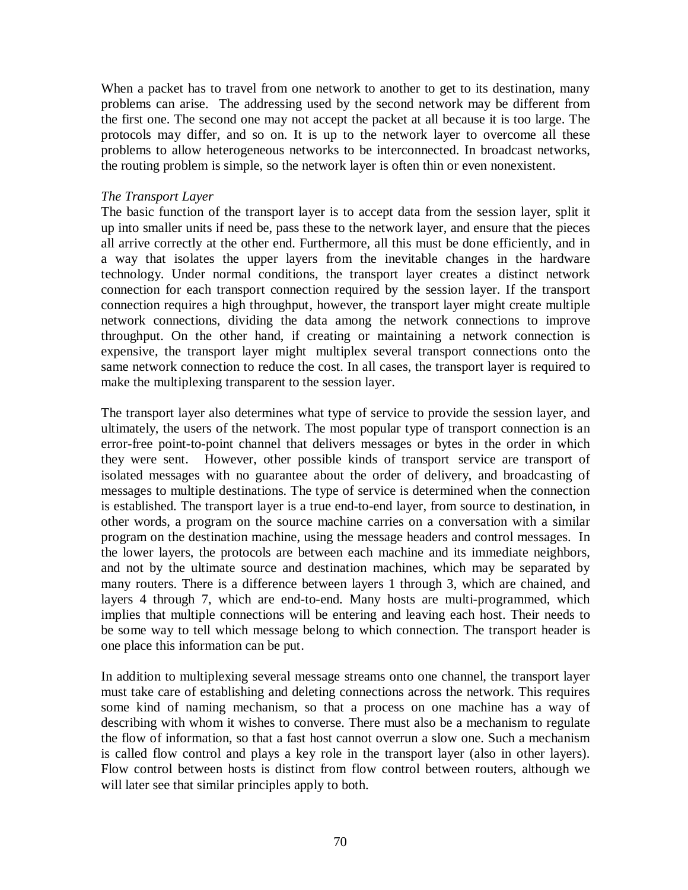When a packet has to travel from one network to another to get to its destination, many problems can arise. The addressing used by the second network may be different from the first one. The second one may not accept the packet at all because it is too large. The protocols may differ, and so on. It is up to the network layer to overcome all these problems to allow heterogeneous networks to be interconnected. In broadcast networks, the routing problem is simple, so the network layer is often thin or even nonexistent.

*The Transport Layer*

The basic function of the transport layer is to accept data from the session layer, split it up into smaller units if need be, pass these to the network layer, and ensure that the pieces all arrive correctly at the other end. Furthermore, all this must be done efficiently, and in a way that isolates the upper layers from the inevitable changes in the hardware technology. Under normal conditions, the transport layer creates a distinct network connection for each transport connection required by the session layer. If the transport connection requires a high throughput, however, the transport layer might create multiple network connections, dividing the data among the network connections to improve throughput. On the other hand, if creating or maintaining a network connection is expensive, the transport layer might multiplex several transport connections onto the same network connection to reduce the cost. In all cases, the transport layer is required to make the multiplexing transparent to the session layer.

The transport layer also determines what type of service to provide the session layer, and ultimately, the users of the network. The most popular type of transport connection is an error-free point-to-point channel that delivers messages or bytes in the order in which they were sent. However, other possible kinds of transport service are transport of isolated messages with no guarantee about the order of delivery, and broadcasting of messages to multiple destinations. The type of service is determined when the connection is established. The transport layer is a true end-to-end layer, from source to destination, in other words, a program on the source machine carries on a conversation with a similar program on the destination machine, using the message headers and control messages. In the lower layers, the protocols are between each machine and its immediate neighbors, and not by the ultimate source and destination machines, which may be separated by many routers. There is a difference between layers 1 through 3, which are chained, and layers 4 through 7, which are end-to-end. Many hosts are multi-programmed, which implies that multiple connections will be entering and leaving each host. Their needs to be some way to tell which message belong to which connection. The transport header is one place this information can be put.

In addition to multiplexing several message streams onto one channel, the transport layer must take care of establishing and deleting connections across the network. This requires some kind of naming mechanism, so that a process on one machine has a way of describing with whom it wishes to converse. There must also be a mechanism to regulate the flow of information, so that a fast host cannot overrun a slow one. Such a mechanism is called flow control and plays a key role in the transport layer (also in other layers). Flow control between hosts is distinct from flow control between routers, although we will later see that similar principles apply to both.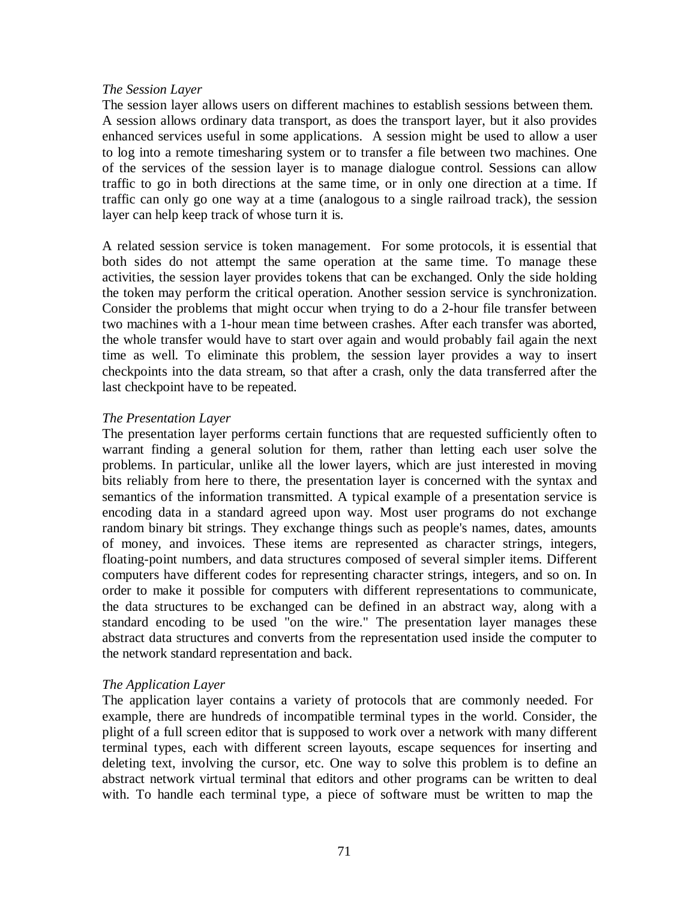*The Session Layer*

The session layer allows users on different machines to establish sessions between them. A session allows ordinary data transport, as does the transport layer, but it also provides enhanced services useful in some applications. A session might be used to allow a user to log into a remote timesharing system or to transfer a file between two machines. One of the services of the session layer is to manage dialogue control. Sessions can allow traffic to go in both directions at the same time, or in only one direction at a time. If traffic can only go one way at a time (analogous to a single railroad track), the session layer can help keep track of whose turn it is.

A related session service is token management. For some protocols, it is essential that both sides do not attempt the same operation at the same time. To manage these activities, the session layer provides tokens that can be exchanged. Only the side holding the token may perform the critical operation. Another session service is synchronization. Consider the problems that might occur when trying to do a 2-hour file transfer between two machines with a 1-hour mean time between crashes. After each transfer was aborted, the whole transfer would have to start over again and would probably fail again the next time as well. To eliminate this problem, the session layer provides a way to insert checkpoints into the data stream, so that after a crash, only the data transferred after the last checkpoint have to be repeated.

*The Presentation Layer*

The presentation layer performs certain functions that are requested sufficiently often to warrant finding a general solution for them, rather than letting each user solve the problems. In particular, unlike all the lower layers, which are just interested in moving bits reliably from here to there, the presentation layer is concerned with the syntax and semantics of the information transmitted. A typical example of a presentation service is encoding data in a standard agreed upon way. Most user programs do not exchange random binary bit strings. They exchange things such as people's names, dates, amounts of money, and invoices. These items are represented as character strings, integers, floating-point numbers, and data structures composed of several simpler items. Different computers have different codes for representing character strings, integers, and so on. In order to make it possible for computers with different representations to communicate, the data structures to be exchanged can be defined in an abstract way, along with a standard encoding to be used "on the wire." The presentation layer manages these abstract data structures and converts from the representation used inside the computer to the network standard representation and back.

*The Application Layer*

The application layer contains a variety of protocols that are commonly needed. For example, there are hundreds of incompatible terminal types in the world. Consider, the plight of a full screen editor that is supposed to work over a network with many different terminal types, each with different screen layouts, escape sequences for inserting and deleting text, involving the cursor, etc. One way to solve this problem is to define an abstract network virtual terminal that editors and other programs can be written to deal with. To handle each terminal type, a piece of software must be written to map the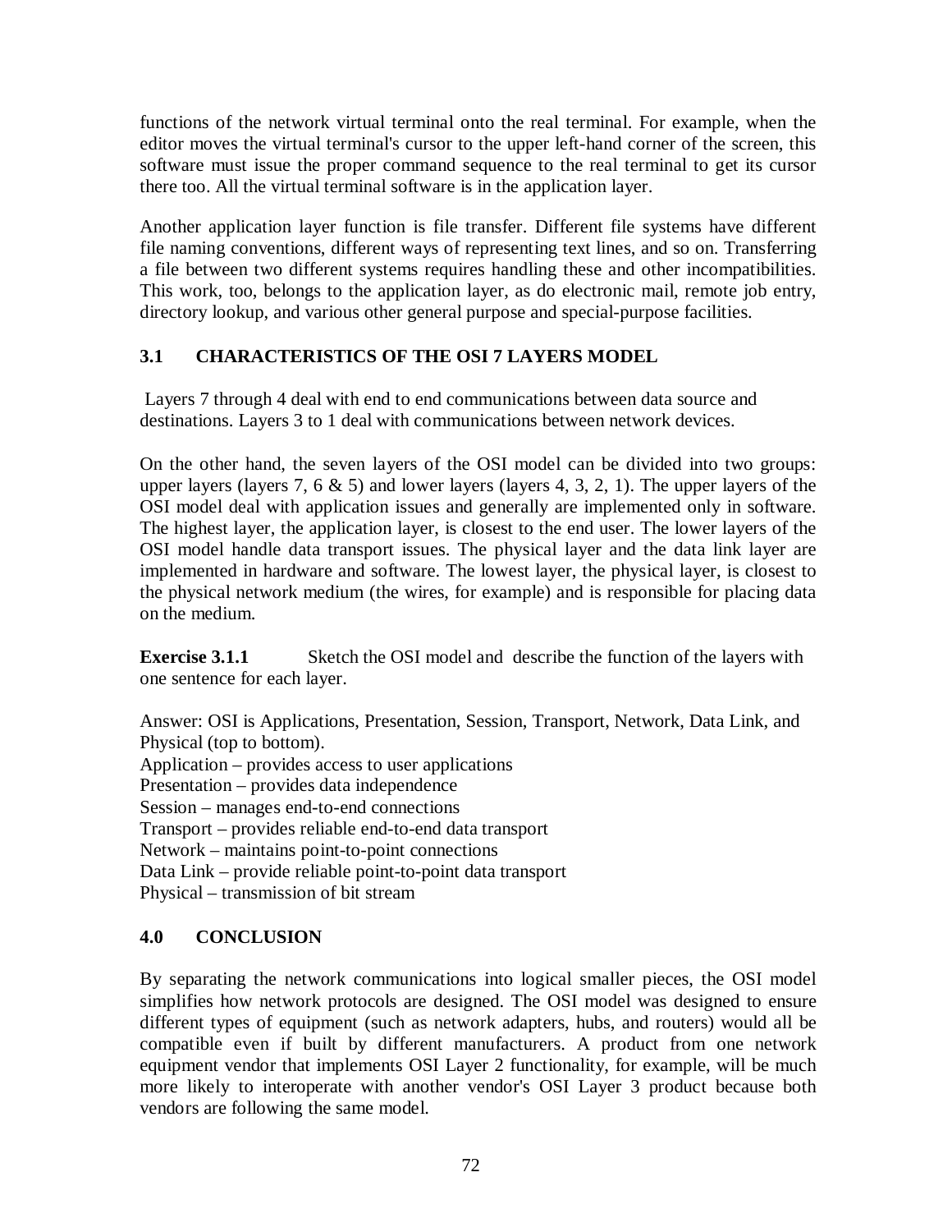functions of the network virtual terminal onto the real terminal. For example, when the editor moves the virtual terminal's cursor to the upper left-hand corner of the screen, this software must issue the proper command sequence to the real terminal to get its cursor there too. All the virtual terminal software is in the application layer.

Another application layer function is file transfer. Different file systems have different file naming conventions, different ways of representing text lines, and so on. Transferring a file between two different systems requires handling these and other incompatibilities. This work, too, belongs to the application layer, as do electronic mail, remote job entry, directory lookup, and various other general purpose and special-purpose facilities.

## 3.1 CHARACTERISTICS OF THE OSI 7 LAYERS MODEL

Layers 7 through 4 deal with end to end communications between data source and destinations. Layers 3 to 1 deal with communications between network devices.

On the other hand, the seven layers of the OSI model can be divided into two groups: upper layers (layers 7, 6 & 5) and lower layers (layers 4, 3, 2, 1). The upper layers of the OSI model deal with application issues and generally are implemented only in software. The highest layer, the application layer, is closest to the end user. The lower layers of the OSI model handle data transport issues. The physical layer and the data link layer are implemented in hardware and software. The lowest layer, the physical layer, is closest to the physical network medium (the wires, for example) and is responsible for placing data on the medium.

**Exercise 3.1.1** Sketch the OSI model and describe the function of the layers with one sentence for each layer.

Answer: OSI is Applications, Presentation, Session, Transport, Network, Data Link, and Physical (top to bottom).
Application – provides access to user applications
Presentation – provides data independence
Session – manages end-to-end connections
Transport – provides reliable end-to-end data transport
Network – maintains point-to-point connections
Data Link – provide reliable point-to-point data transport
Physical – transmission of bit stream

## 4.0 CONCLUSION

By separating the network communications into logical smaller pieces, the OSI model simplifies how network protocols are designed. The OSI model was designed to ensure different types of equipment (such as network adapters, hubs, and routers) would all be compatible even if built by different manufacturers. A product from one network equipment vendor that implements OSI Layer 2 functionality, for example, will be much more likely to interoperate with another vendor's OSI Layer 3 product because both vendors are following the same model.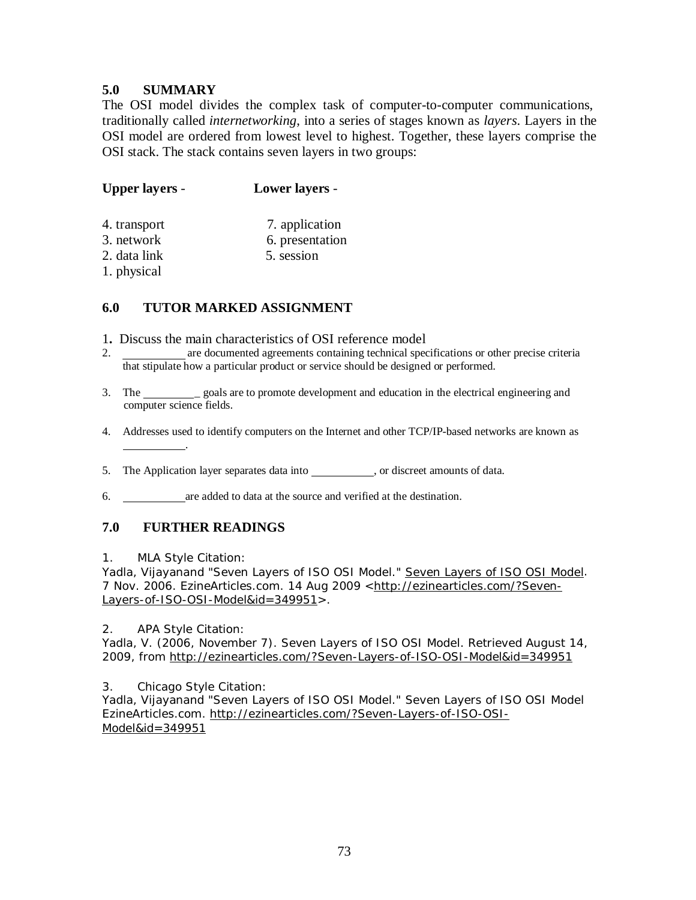## 5.0 SUMMARY

The OSI model divides the complex task of computer-to-computer communications, traditionally called *internetworking*, into a series of stages known as *layers*. Layers in the OSI model are ordered from lowest level to highest. Together, these layers comprise the OSI stack. The stack contains seven layers in two groups:

| **Upper layers** - | **Lower layers** - |
|---|---|
| 4. transport | 7. application |
| 3. network | 6. presentation |
| 2. data link | 5. session |
| 1. physical | |

## 6.0 TUTOR MARKED ASSIGNMENT

1. Discuss the main characteristics of OSI reference model
2. __________ are documented agreements containing technical specifications or other precise criteria that stipulate how a particular product or service should be designed or performed.
3. The _________ goals are to promote development and education in the electrical engineering and computer science fields.
4. Addresses used to identify computers on the Internet and other TCP/IP-based networks are known as __________.
5. The Application layer separates data into __________, or discreet amounts of data.
6. __________ are added to data at the source and verified at the destination.

## 7.0 FURTHER READINGS

1. MLA Style Citation:
Yadla, Vijayanand "Seven Layers of ISO OSI Model." Seven Layers of ISO OSI Model. 7 Nov. 2006. EzineArticles.com. 14 Aug 2009 <http://ezinearticles.com/?Seven-Layers-of-ISO-OSI-Model&id=349951>.

2. APA Style Citation:
Yadla, V. (2006, November 7). Seven Layers of ISO OSI Model. Retrieved August 14, 2009, from http://ezinearticles.com/?Seven-Layers-of-ISO-OSI-Model&id=349951

3. Chicago Style Citation:
Yadla, Vijayanand "Seven Layers of ISO OSI Model." Seven Layers of ISO OSI Model EzineArticles.com. http://ezinearticles.com/?Seven-Layers-of-ISO-OSI-Model&id=349951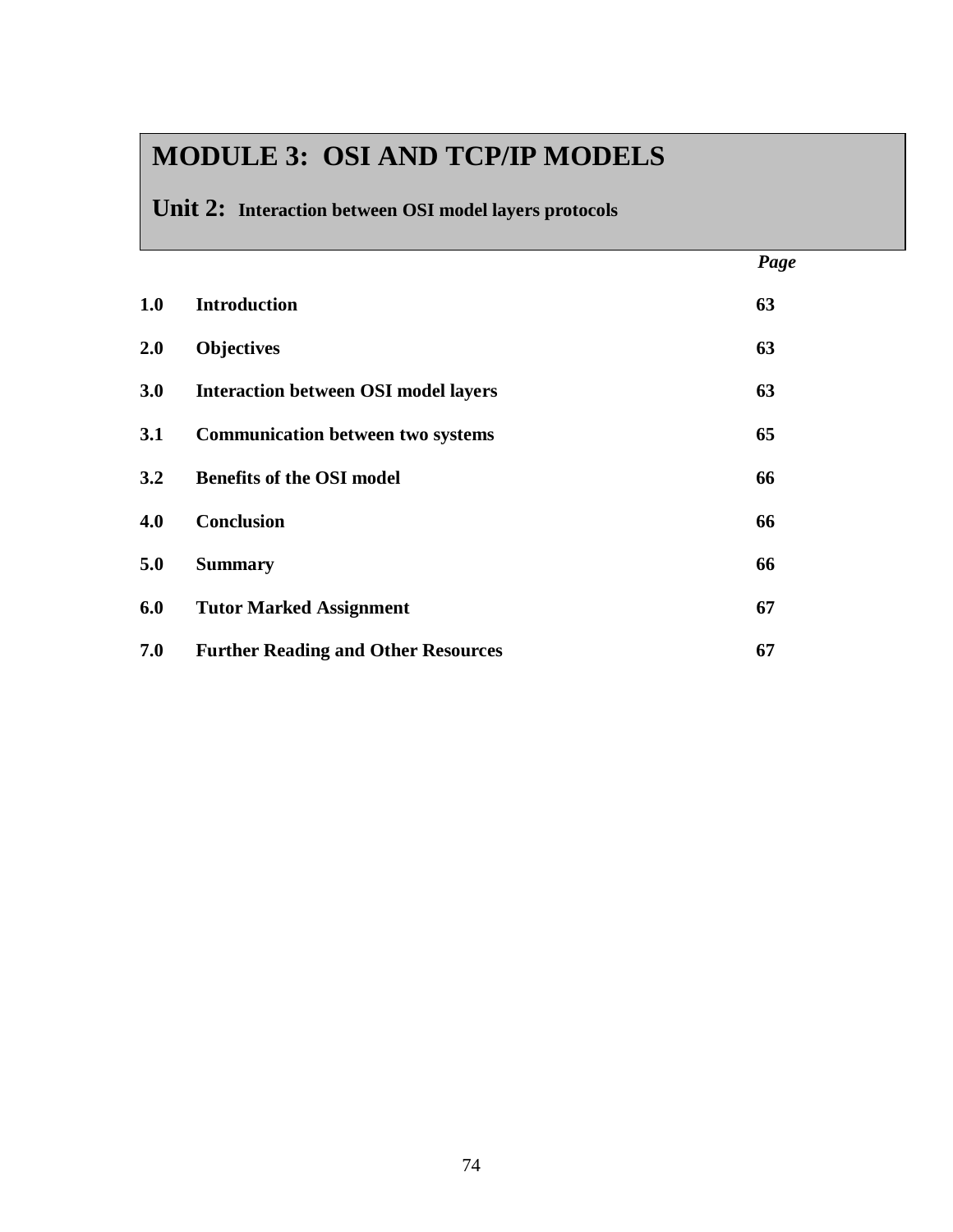# MODULE 3: OSI AND TCP/IP MODELS

## Unit 2: Interaction between OSI model layers protocols

| | | Page |
|---|---|---|
| **1.0** | **Introduction** | **63** |
| **2.0** | **Objectives** | **63** |
| **3.0** | **Interaction between OSI model layers** | **63** |
| **3.1** | **Communication between two systems** | **65** |
| **3.2** | **Benefits of the OSI model** | **66** |
| **4.0** | **Conclusion** | **66** |
| **5.0** | **Summary** | **66** |
| **6.0** | **Tutor Marked Assignment** | **67** |
| **7.0** | **Further Reading and Other Resources** | **67** |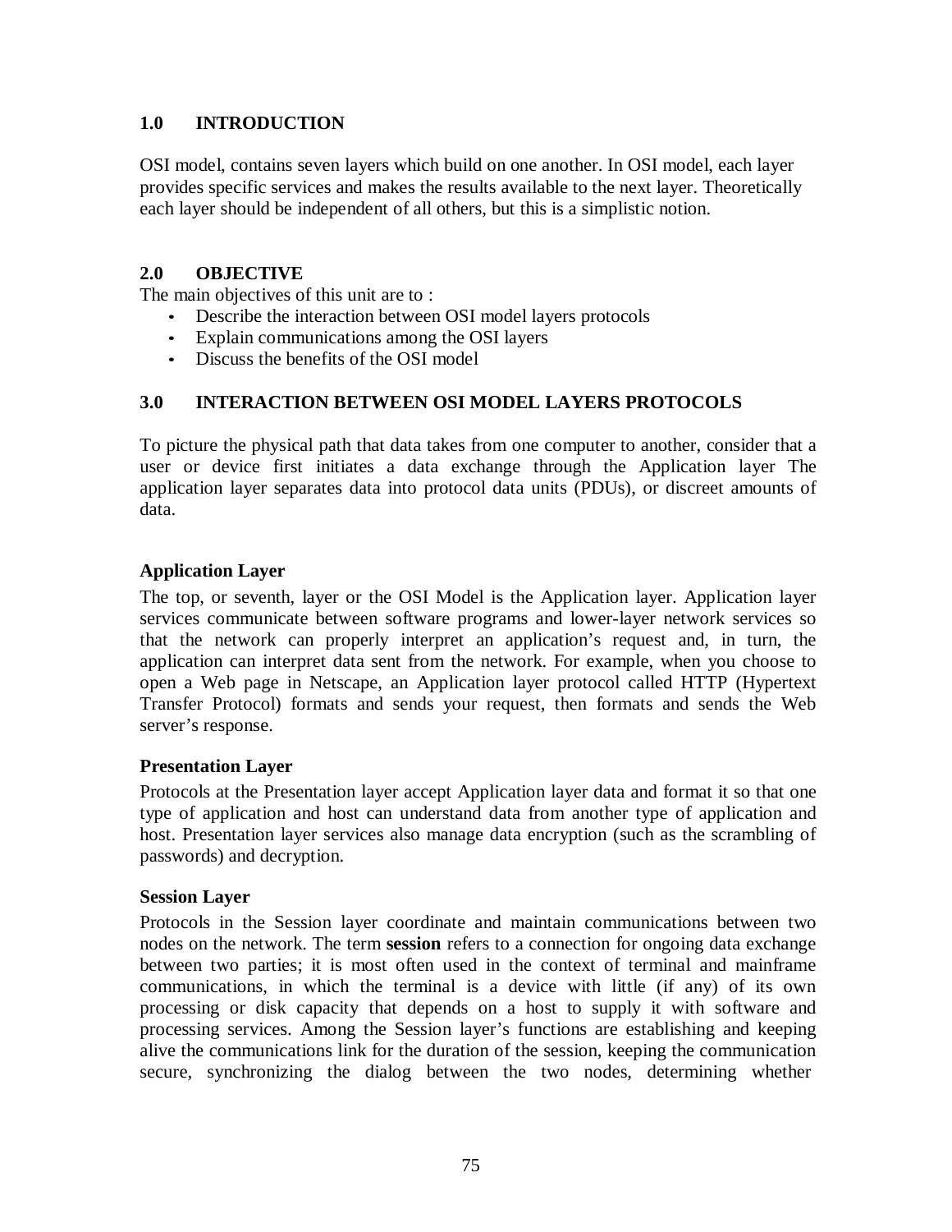## 1.0 INTRODUCTION

OSI model, contains seven layers which build on one another. In OSI model, each layer provides specific services and makes the results available to the next layer. Theoretically each layer should be independent of all others, but this is a simplistic notion.

## 2.0 OBJECTIVE

The main objectives of this unit are to :

- Describe the interaction between OSI model layers protocols
- Explain communications among the OSI layers
- Discuss the benefits of the OSI model

## 3.0 INTERACTION BETWEEN OSI MODEL LAYERS PROTOCOLS

To picture the physical path that data takes from one computer to another, consider that a user or device first initiates a data exchange through the Application layer The application layer separates data into protocol data units (PDUs), or discreet amounts of data.

### Application Layer

The top, or seventh, layer or the OSI Model is the Application layer. Application layer services communicate between software programs and lower-layer network services so that the network can properly interpret an application's request and, in turn, the application can interpret data sent from the network. For example, when you choose to open a Web page in Netscape, an Application layer protocol called HTTP (Hypertext Transfer Protocol) formats and sends your request, then formats and sends the Web server's response.

### Presentation Layer

Protocols at the Presentation layer accept Application layer data and format it so that one type of application and host can understand data from another type of application and host. Presentation layer services also manage data encryption (such as the scrambling of passwords) and decryption.

### Session Layer

Protocols in the Session layer coordinate and maintain communications between two nodes on the network. The term **session** refers to a connection for ongoing data exchange between two parties; it is most often used in the context of terminal and mainframe communications, in which the terminal is a device with little (if any) of its own processing or disk capacity that depends on a host to supply it with software and processing services. Among the Session layer's functions are establishing and keeping alive the communications link for the duration of the session, keeping the communication secure, synchronizing the dialog between the two nodes, determining whether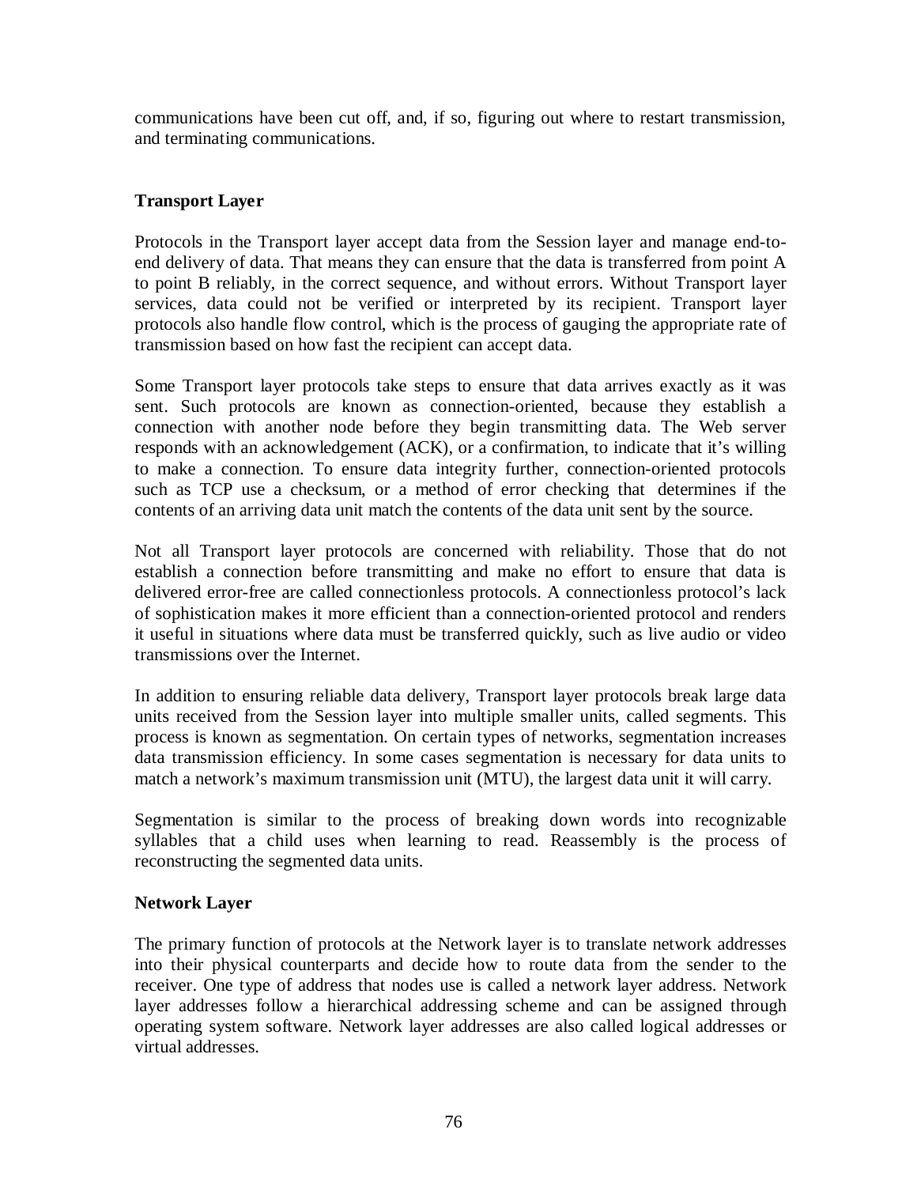communications have been cut off, and, if so, figuring out where to restart transmission, and terminating communications.

**Transport Layer**

Protocols in the Transport layer accept data from the Session layer and manage end-to-end delivery of data. That means they can ensure that the data is transferred from point A to point B reliably, in the correct sequence, and without errors. Without Transport layer services, data could not be verified or interpreted by its recipient. Transport layer protocols also handle flow control, which is the process of gauging the appropriate rate of transmission based on how fast the recipient can accept data.

Some Transport layer protocols take steps to ensure that data arrives exactly as it was sent. Such protocols are known as connection-oriented, because they establish a connection with another node before they begin transmitting data. The Web server responds with an acknowledgement (ACK), or a confirmation, to indicate that it's willing to make a connection. To ensure data integrity further, connection-oriented protocols such as TCP use a checksum, or a method of error checking that determines if the contents of an arriving data unit match the contents of the data unit sent by the source.

Not all Transport layer protocols are concerned with reliability. Those that do not establish a connection before transmitting and make no effort to ensure that data is delivered error-free are called connectionless protocols. A connectionless protocol's lack of sophistication makes it more efficient than a connection-oriented protocol and renders it useful in situations where data must be transferred quickly, such as live audio or video transmissions over the Internet.

In addition to ensuring reliable data delivery, Transport layer protocols break large data units received from the Session layer into multiple smaller units, called segments. This process is known as segmentation. On certain types of networks, segmentation increases data transmission efficiency. In some cases segmentation is necessary for data units to match a network's maximum transmission unit (MTU), the largest data unit it will carry.

Segmentation is similar to the process of breaking down words into recognizable syllables that a child uses when learning to read. Reassembly is the process of reconstructing the segmented data units.

**Network Layer**

The primary function of protocols at the Network layer is to translate network addresses into their physical counterparts and decide how to route data from the sender to the receiver. One type of address that nodes use is called a network layer address. Network layer addresses follow a hierarchical addressing scheme and can be assigned through operating system software. Network layer addresses are also called logical addresses or virtual addresses.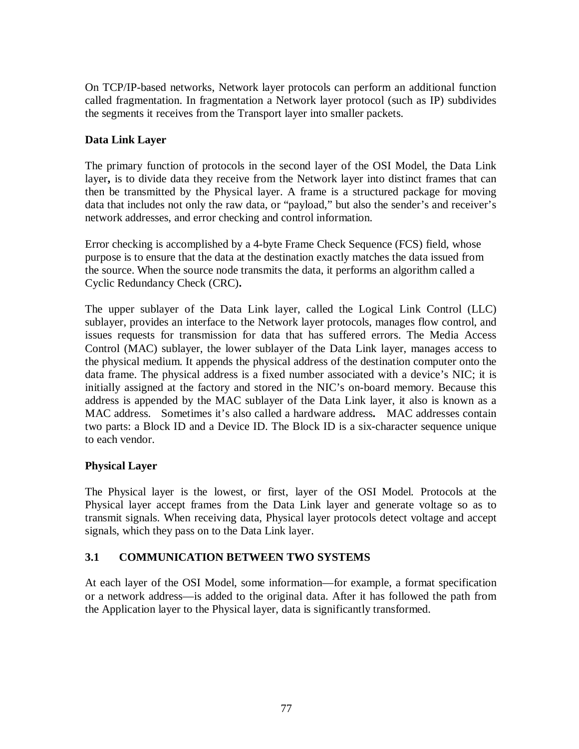On TCP/IP-based networks, Network layer protocols can perform an additional function called fragmentation. In fragmentation a Network layer protocol (such as IP) subdivides the segments it receives from the Transport layer into smaller packets.

**Data Link Layer**

The primary function of protocols in the second layer of the OSI Model, the Data Link layer**,** is to divide data they receive from the Network layer into distinct frames that can then be transmitted by the Physical layer. A frame is a structured package for moving data that includes not only the raw data, or "payload," but also the sender's and receiver's network addresses, and error checking and control information.

Error checking is accomplished by a 4-byte Frame Check Sequence (FCS) field, whose purpose is to ensure that the data at the destination exactly matches the data issued from the source. When the source node transmits the data, it performs an algorithm called a Cyclic Redundancy Check (CRC)**.**

The upper sublayer of the Data Link layer, called the Logical Link Control (LLC) sublayer, provides an interface to the Network layer protocols, manages flow control, and issues requests for transmission for data that has suffered errors. The Media Access Control (MAC) sublayer, the lower sublayer of the Data Link layer, manages access to the physical medium. It appends the physical address of the destination computer onto the data frame. The physical address is a fixed number associated with a device's NIC; it is initially assigned at the factory and stored in the NIC's on-board memory. Because this address is appended by the MAC sublayer of the Data Link layer, it also is known as a MAC address. Sometimes it's also called a hardware address**.** MAC addresses contain two parts: a Block ID and a Device ID. The Block ID is a six-character sequence unique to each vendor.

**Physical Layer**

The Physical layer is the lowest, or first, layer of the OSI Model. Protocols at the Physical layer accept frames from the Data Link layer and generate voltage so as to transmit signals. When receiving data, Physical layer protocols detect voltage and accept signals, which they pass on to the Data Link layer.

## 3.1 COMMUNICATION BETWEEN TWO SYSTEMS

At each layer of the OSI Model, some information—for example, a format specification or a network address—is added to the original data. After it has followed the path from the Application layer to the Physical layer, data is significantly transformed.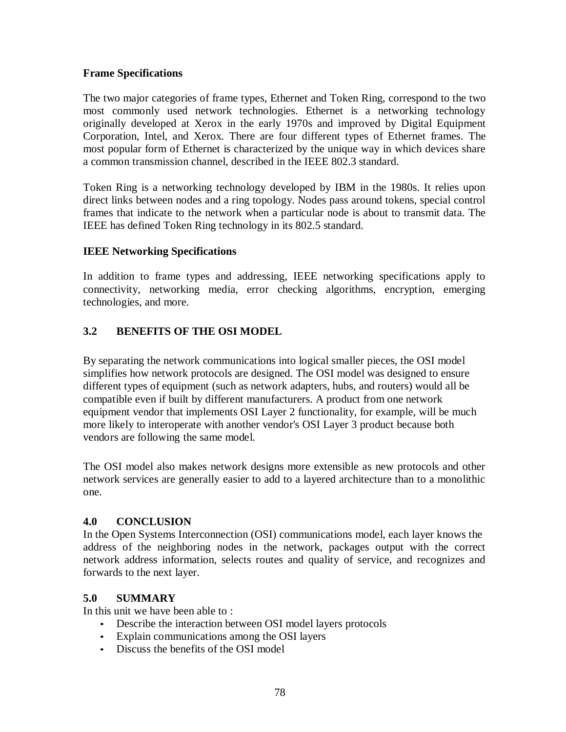**Frame Specifications**

The two major categories of frame types, Ethernet and Token Ring, correspond to the two most commonly used network technologies. Ethernet is a networking technology originally developed at Xerox in the early 1970s and improved by Digital Equipment Corporation, Intel, and Xerox. There are four different types of Ethernet frames. The most popular form of Ethernet is characterized by the unique way in which devices share a common transmission channel, described in the IEEE 802.3 standard.

Token Ring is a networking technology developed by IBM in the 1980s. It relies upon direct links between nodes and a ring topology. Nodes pass around tokens, special control frames that indicate to the network when a particular node is about to transmit data. The IEEE has defined Token Ring technology in its 802.5 standard.

**IEEE Networking Specifications**

In addition to frame types and addressing, IEEE networking specifications apply to connectivity, networking media, error checking algorithms, encryption, emerging technologies, and more.

## 3.2 BENEFITS OF THE OSI MODEL

By separating the network communications into logical smaller pieces, the OSI model simplifies how network protocols are designed. The OSI model was designed to ensure different types of equipment (such as network adapters, hubs, and routers) would all be compatible even if built by different manufacturers. A product from one network equipment vendor that implements OSI Layer 2 functionality, for example, will be much more likely to interoperate with another vendor's OSI Layer 3 product because both vendors are following the same model.

The OSI model also makes network designs more extensible as new protocols and other network services are generally easier to add to a layered architecture than to a monolithic one.

## 4.0 CONCLUSION

In the Open Systems Interconnection (OSI) communications model, each layer knows the address of the neighboring nodes in the network, packages output with the correct network address information, selects routes and quality of service, and recognizes and forwards to the next layer.

## 5.0 SUMMARY

In this unit we have been able to :

- Describe the interaction between OSI model layers protocols
- Explain communications among the OSI layers
- Discuss the benefits of the OSI model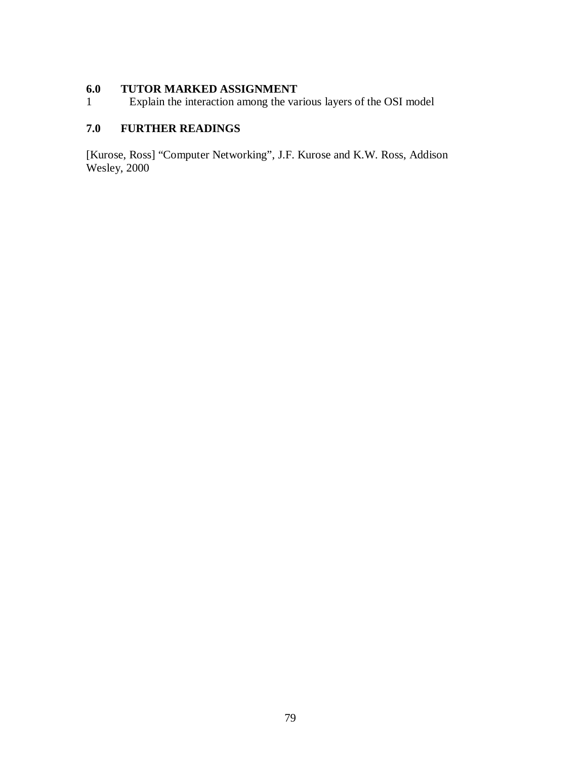## 6.0 TUTOR MARKED ASSIGNMENT

1. Explain the interaction among the various layers of the OSI model

## 7.0 FURTHER READINGS

[Kurose, Ross] “Computer Networking”, J.F. Kurose and K.W. Ross, Addison Wesley, 2000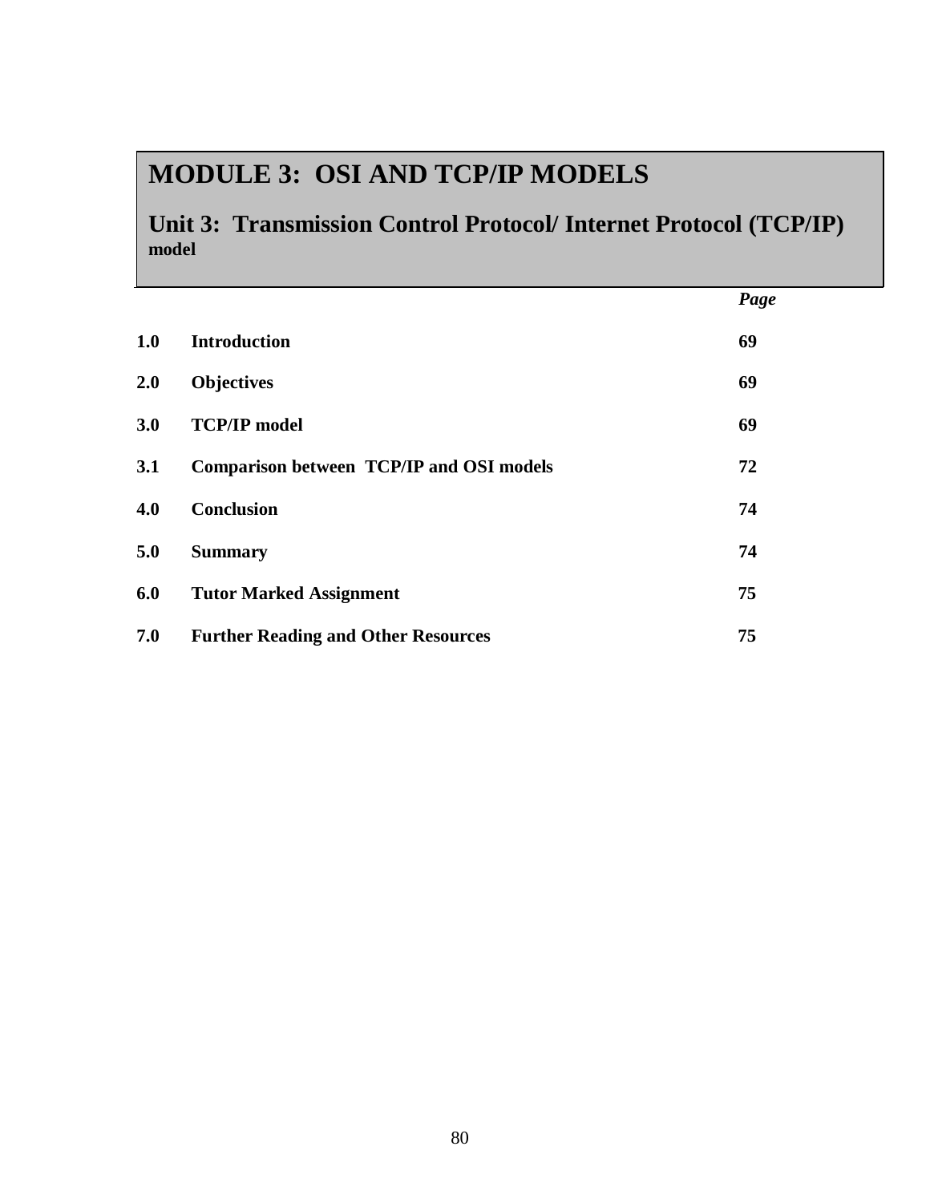# MODULE 3: OSI AND TCP/IP MODELS

## Unit 3: Transmission Control Protocol/ Internet Protocol (TCP/IP) model

| | | *Page* |
|---|---|---|
| **1.0** | **Introduction** | **69** |
| **2.0** | **Objectives** | **69** |
| **3.0** | **TCP/IP model** | **69** |
| **3.1** | **Comparison between TCP/IP and OSI models** | **72** |
| **4.0** | **Conclusion** | **74** |
| **5.0** | **Summary** | **74** |
| **6.0** | **Tutor Marked Assignment** | **75** |
| **7.0** | **Further Reading and Other Resources** | **75** |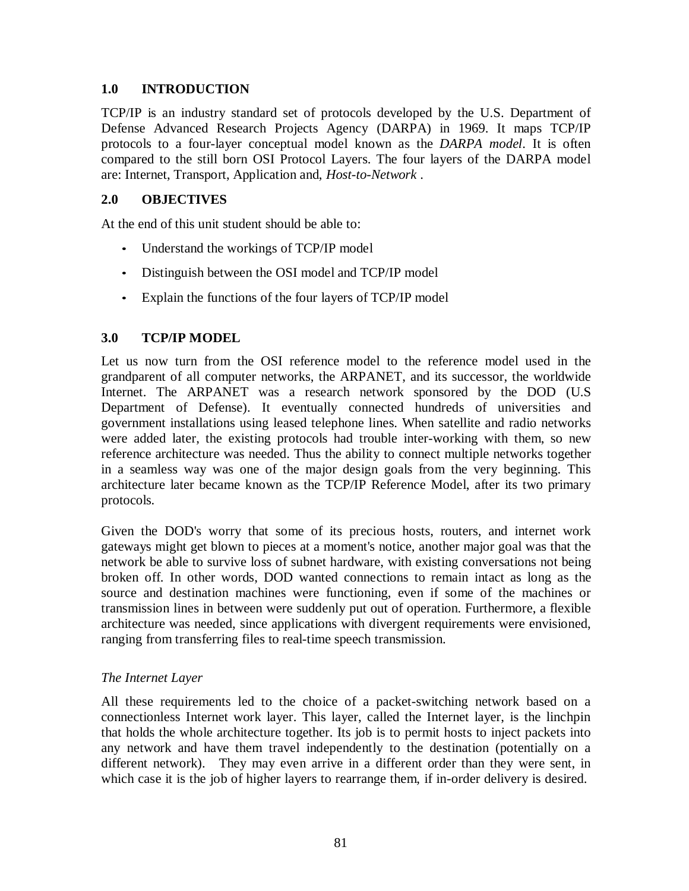## 1.0 INTRODUCTION

TCP/IP is an industry standard set of protocols developed by the U.S. Department of Defense Advanced Research Projects Agency (DARPA) in 1969. It maps TCP/IP protocols to a four-layer conceptual model known as the *DARPA model*. It is often compared to the still born OSI Protocol Layers. The four layers of the DARPA model are: Internet, Transport, Application and, *Host-to-Network* .

## 2.0 OBJECTIVES

At the end of this unit student should be able to:

- Understand the workings of TCP/IP model
- Distinguish between the OSI model and TCP/IP model
- Explain the functions of the four layers of TCP/IP model

## 3.0 TCP/IP MODEL

Let us now turn from the OSI reference model to the reference model used in the grandparent of all computer networks, the ARPANET, and its successor, the worldwide Internet. The ARPANET was a research network sponsored by the DOD (U.S Department of Defense). It eventually connected hundreds of universities and government installations using leased telephone lines. When satellite and radio networks were added later, the existing protocols had trouble inter-working with them, so new reference architecture was needed. Thus the ability to connect multiple networks together in a seamless way was one of the major design goals from the very beginning. This architecture later became known as the TCP/IP Reference Model, after its two primary protocols.

Given the DOD's worry that some of its precious hosts, routers, and internet work gateways might get blown to pieces at a moment's notice, another major goal was that the network be able to survive loss of subnet hardware, with existing conversations not being broken off. In other words, DOD wanted connections to remain intact as long as the source and destination machines were functioning, even if some of the machines or transmission lines in between were suddenly put out of operation. Furthermore, a flexible architecture was needed, since applications with divergent requirements were envisioned, ranging from transferring files to real-time speech transmission.

*The Internet Layer*

All these requirements led to the choice of a packet-switching network based on a connectionless Internet work layer. This layer, called the Internet layer, is the linchpin that holds the whole architecture together. Its job is to permit hosts to inject packets into any network and have them travel independently to the destination (potentially on a different network). They may even arrive in a different order than they were sent, in which case it is the job of higher layers to rearrange them, if in-order delivery is desired.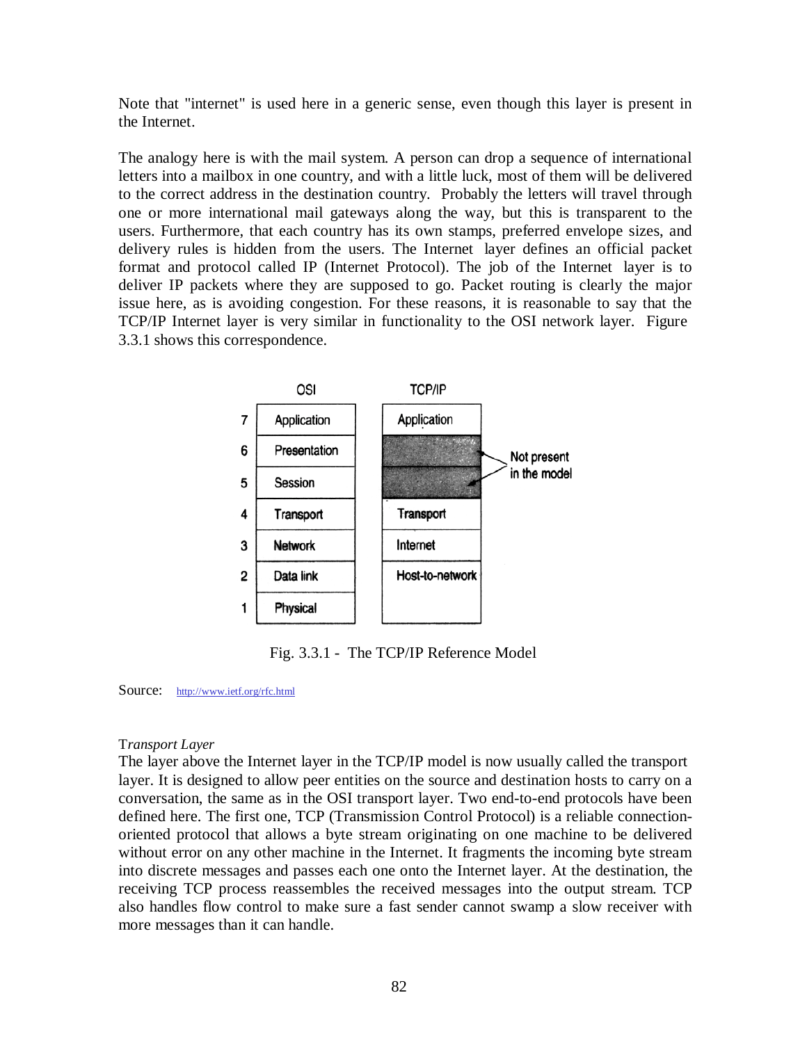Note that "internet" is used here in a generic sense, even though this layer is present in the Internet.

The analogy here is with the mail system. A person can drop a sequence of international letters into a mailbox in one country, and with a little luck, most of them will be delivered to the correct address in the destination country. Probably the letters will travel through one or more international mail gateways along the way, but this is transparent to the users. Furthermore, that each country has its own stamps, preferred envelope sizes, and delivery rules is hidden from the users. The Internet layer defines an official packet format and protocol called IP (Internet Protocol). The job of the Internet layer is to deliver IP packets where they are supposed to go. Packet routing is clearly the major issue here, as is avoiding congestion. For these reasons, it is reasonable to say that the TCP/IP Internet layer is very similar in functionality to the OSI network layer. Figure 3.3.1 shows this correspondence.

| | OSI | TCP/IP |
|---|---|---|
| 7 | Application | Application |
| 6 | Presentation | Not present in the model |
| 5 | Session | Not present in the model |
| 4 | Transport | Transport |
| 3 | Network | Internet |
| 2 | Data link | Host-to-network |
| 1 | Physical | |

Fig. 3.3.1 - The TCP/IP Reference Model

Source: http://www.ietf.org/rfc.html

*Transport Layer*

The layer above the Internet layer in the TCP/IP model is now usually called the transport layer. It is designed to allow peer entities on the source and destination hosts to carry on a conversation, the same as in the OSI transport layer. Two end-to-end protocols have been defined here. The first one, TCP (Transmission Control Protocol) is a reliable connection-oriented protocol that allows a byte stream originating on one machine to be delivered without error on any other machine in the Internet. It fragments the incoming byte stream into discrete messages and passes each one onto the Internet layer. At the destination, the receiving TCP process reassembles the received messages into the output stream. TCP also handles flow control to make sure a fast sender cannot swamp a slow receiver with more messages than it can handle.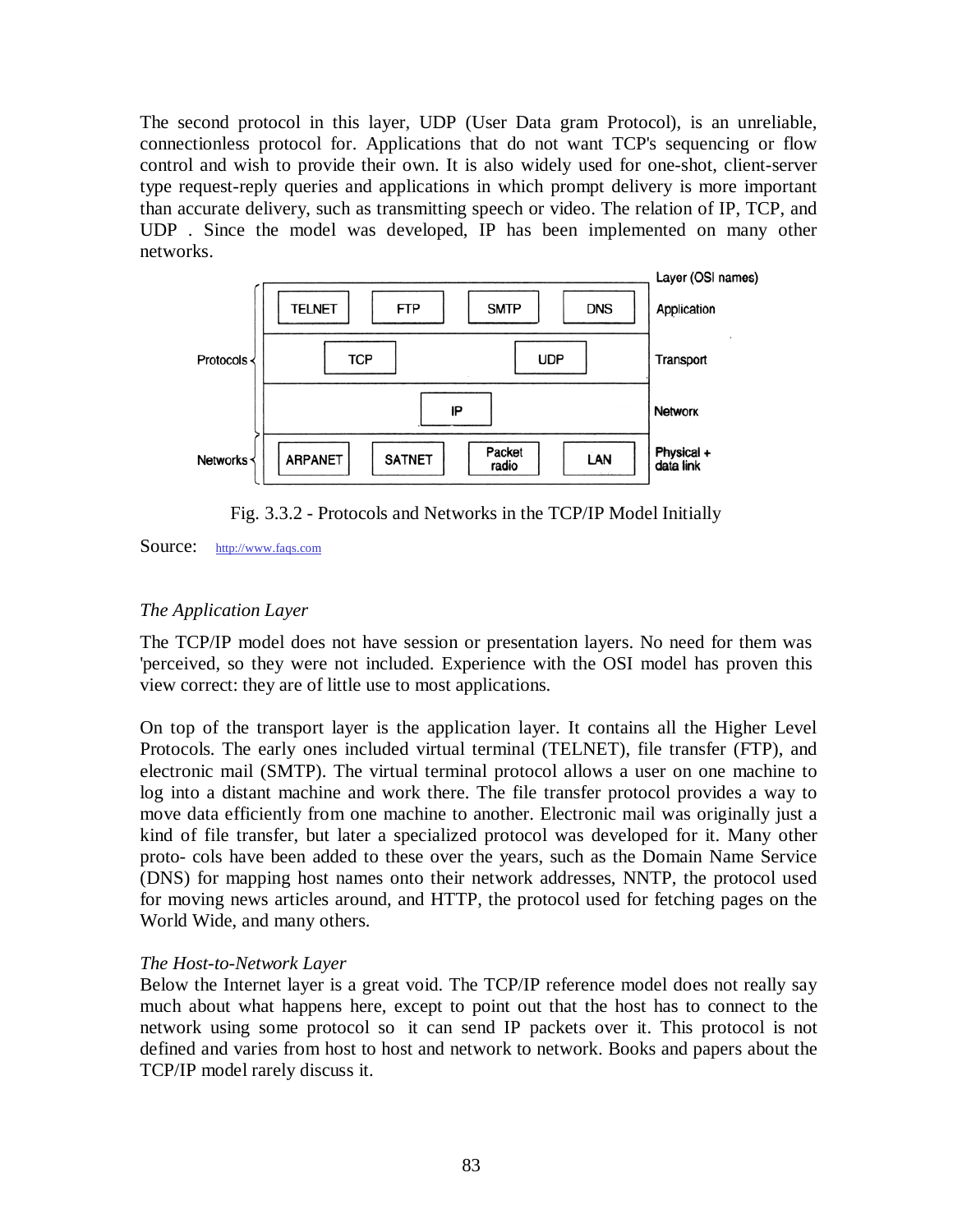The second protocol in this layer, UDP (User Data gram Protocol), is an unreliable, connectionless protocol for. Applications that do not want TCP's sequencing or flow control and wish to provide their own. It is also widely used for one-shot, client-server type request-reply queries and applications in which prompt delivery is more important than accurate delivery, such as transmitting speech or video. The relation of IP, TCP, and UDP . Since the model was developed, IP has been implemented on many other networks.

| | | | | | Layer (OSI names) |
|---|---|---|---|---|---|
| Protocols | TELNET | FTP | SMTP | DNS | Application |
| | TCP | | UDP | | Transport |
| | | IP | | | Network |
| Networks | ARPANET | SATNET | Packet radio | LAN | Physical + data link |

Fig. 3.3.2 - Protocols and Networks in the TCP/IP Model Initially

Source: http://www.faqs.com

*The Application Layer*

The TCP/IP model does not have session or presentation layers. No need for them was 'perceived, so they were not included. Experience with the OSI model has proven this view correct: they are of little use to most applications.

On top of the transport layer is the application layer. It contains all the Higher Level Protocols. The early ones included virtual terminal (TELNET), file transfer (FTP), and electronic mail (SMTP). The virtual terminal protocol allows a user on one machine to log into a distant machine and work there. The file transfer protocol provides a way to move data efficiently from one machine to another. Electronic mail was originally just a kind of file transfer, but later a specialized protocol was developed for it. Many other proto- cols have been added to these over the years, such as the Domain Name Service (DNS) for mapping host names onto their network addresses, NNTP, the protocol used for moving news articles around, and HTTP, the protocol used for fetching pages on the World Wide, and many others.

*The Host-to-Network Layer*

Below the Internet layer is a great void. The TCP/IP reference model does not really say much about what happens here, except to point out that the host has to connect to the network using some protocol so it can send IP packets over it. This protocol is not defined and varies from host to host and network to network. Books and papers about the TCP/IP model rarely discuss it.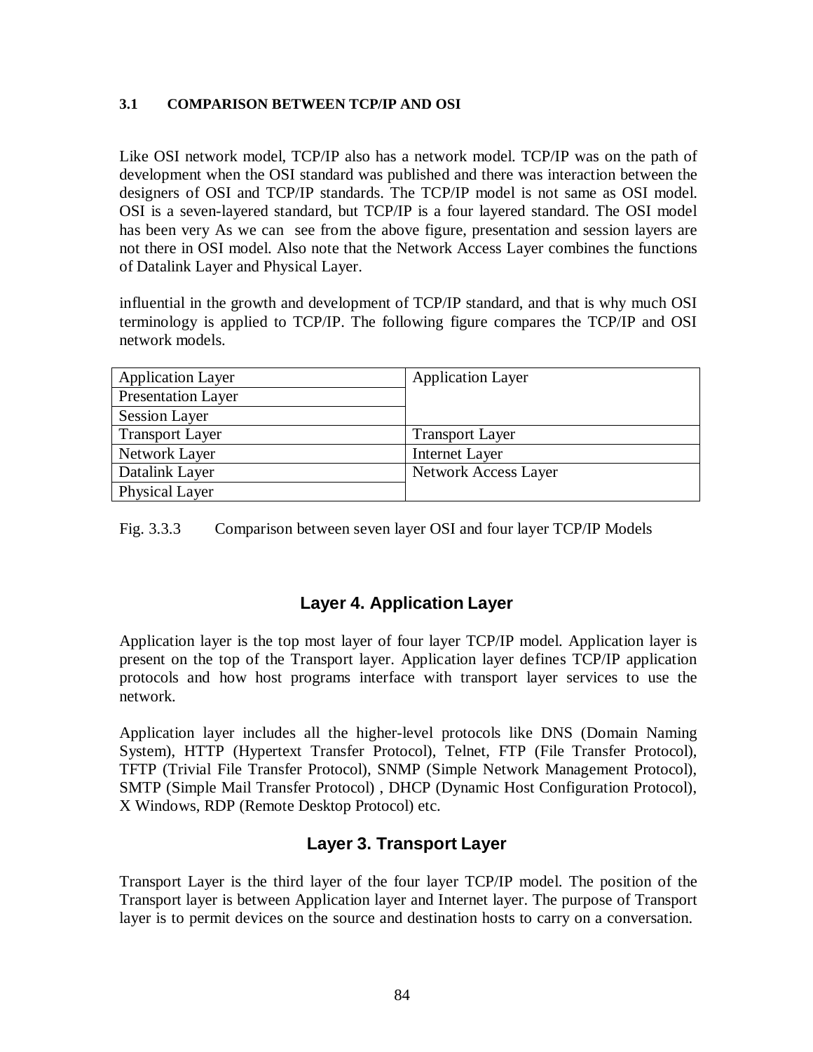### 3.1 COMPARISON BETWEEN TCP/IP AND OSI

Like OSI network model, TCP/IP also has a network model. TCP/IP was on the path of development when the OSI standard was published and there was interaction between the designers of OSI and TCP/IP standards. The TCP/IP model is not same as OSI model. OSI is a seven-layered standard, but TCP/IP is a four layered standard. The OSI model has been very As we can see from the above figure, presentation and session layers are not there in OSI model. Also note that the Network Access Layer combines the functions of Datalink Layer and Physical Layer.

influential in the growth and development of TCP/IP standard, and that is why much OSI terminology is applied to TCP/IP. The following figure compares the TCP/IP and OSI network models.

| | |
|---|---|
| Application Layer | Application Layer |
| Presentation Layer | |
| Session Layer | |
| Transport Layer | Transport Layer |
| Network Layer | Internet Layer |
| Datalink Layer | Network Access Layer |
| Physical Layer | |

Fig. 3.3.3 Comparison between seven layer OSI and four layer TCP/IP Models

## Layer 4. Application Layer

Application layer is the top most layer of four layer TCP/IP model. Application layer is present on the top of the Transport layer. Application layer defines TCP/IP application protocols and how host programs interface with transport layer services to use the network.

Application layer includes all the higher-level protocols like DNS (Domain Naming System), HTTP (Hypertext Transfer Protocol), Telnet, FTP (File Transfer Protocol), TFTP (Trivial File Transfer Protocol), SNMP (Simple Network Management Protocol), SMTP (Simple Mail Transfer Protocol) , DHCP (Dynamic Host Configuration Protocol), X Windows, RDP (Remote Desktop Protocol) etc.

## Layer 3. Transport Layer

Transport Layer is the third layer of the four layer TCP/IP model. The position of the Transport layer is between Application layer and Internet layer. The purpose of Transport layer is to permit devices on the source and destination hosts to carry on a conversation.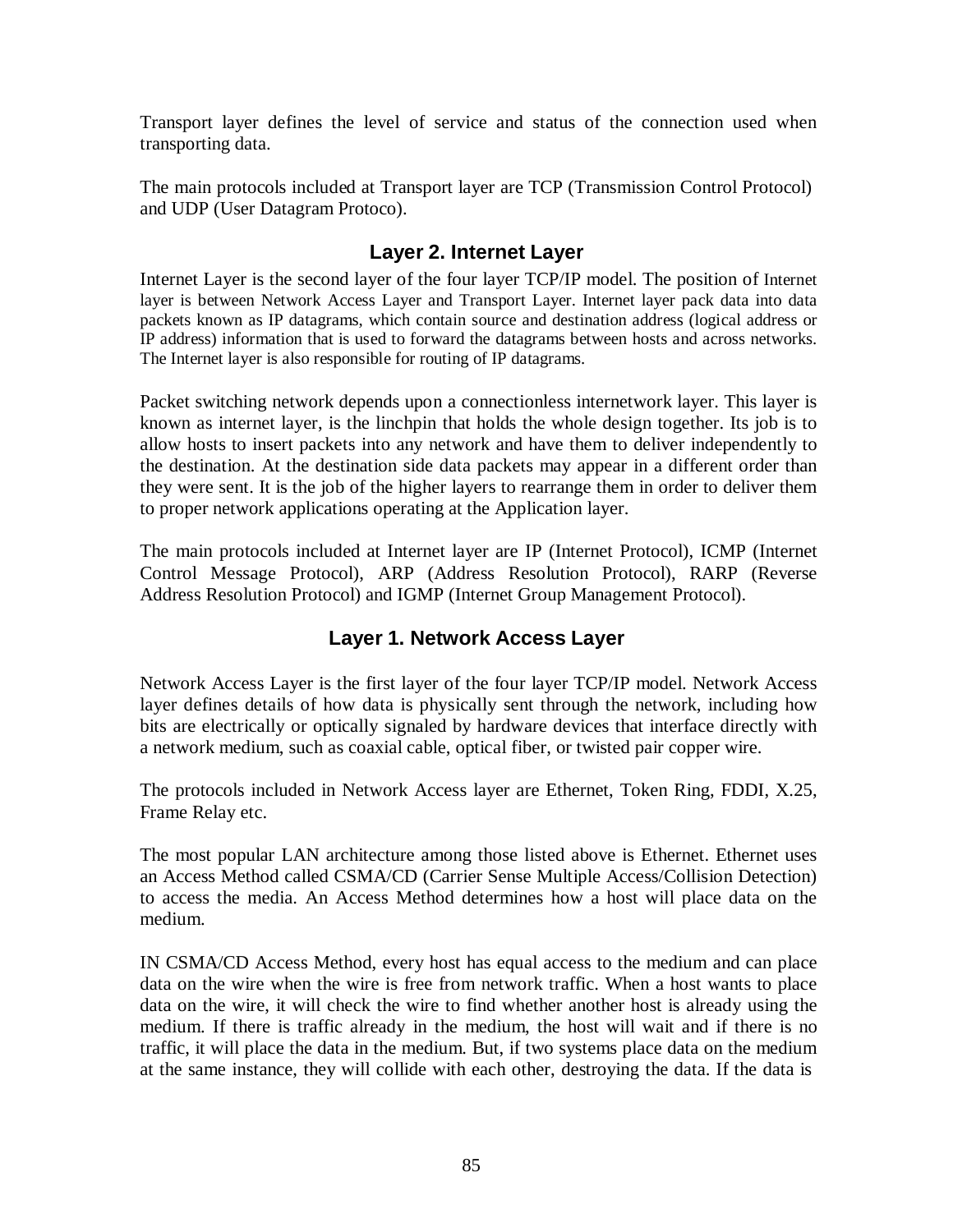Transport layer defines the level of service and status of the connection used when transporting data.

The main protocols included at Transport layer are TCP (Transmission Control Protocol) and UDP (User Datagram Protoco).

### Layer 2. Internet Layer

Internet Layer is the second layer of the four layer TCP/IP model. The position of Internet layer is between Network Access Layer and Transport Layer. Internet layer pack data into data packets known as IP datagrams, which contain source and destination address (logical address or IP address) information that is used to forward the datagrams between hosts and across networks. The Internet layer is also responsible for routing of IP datagrams.

Packet switching network depends upon a connectionless internetwork layer. This layer is known as internet layer, is the linchpin that holds the whole design together. Its job is to allow hosts to insert packets into any network and have them to deliver independently to the destination. At the destination side data packets may appear in a different order than they were sent. It is the job of the higher layers to rearrange them in order to deliver them to proper network applications operating at the Application layer.

The main protocols included at Internet layer are IP (Internet Protocol), ICMP (Internet Control Message Protocol), ARP (Address Resolution Protocol), RARP (Reverse Address Resolution Protocol) and IGMP (Internet Group Management Protocol).

### Layer 1. Network Access Layer

Network Access Layer is the first layer of the four layer TCP/IP model. Network Access layer defines details of how data is physically sent through the network, including how bits are electrically or optically signaled by hardware devices that interface directly with a network medium, such as coaxial cable, optical fiber, or twisted pair copper wire.

The protocols included in Network Access layer are Ethernet, Token Ring, FDDI, X.25, Frame Relay etc.

The most popular LAN architecture among those listed above is Ethernet. Ethernet uses an Access Method called CSMA/CD (Carrier Sense Multiple Access/Collision Detection) to access the media. An Access Method determines how a host will place data on the medium.

IN CSMA/CD Access Method, every host has equal access to the medium and can place data on the wire when the wire is free from network traffic. When a host wants to place data on the wire, it will check the wire to find whether another host is already using the medium. If there is traffic already in the medium, the host will wait and if there is no traffic, it will place the data in the medium. But, if two systems place data on the medium at the same instance, they will collide with each other, destroying the data. If the data is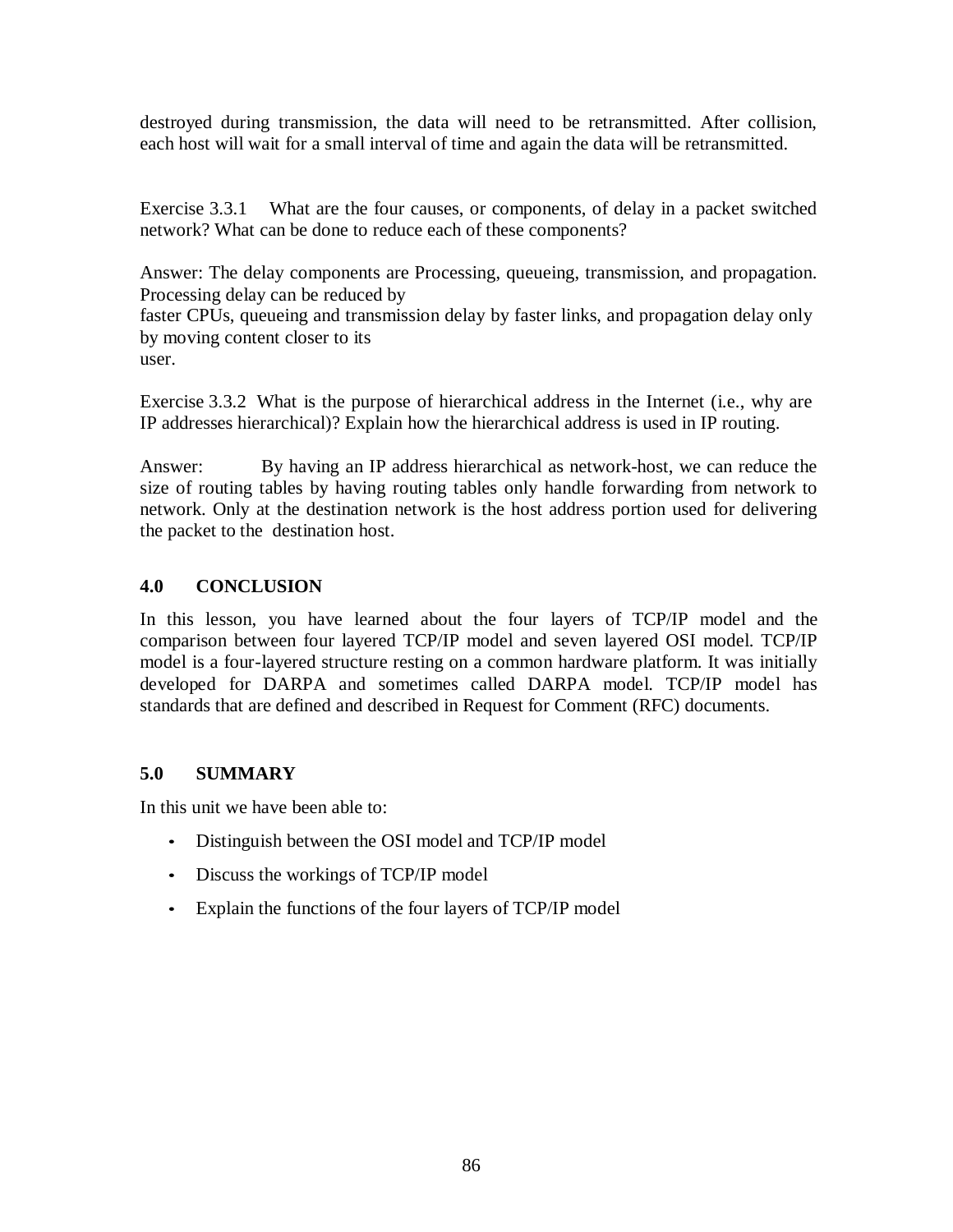destroyed during transmission, the data will need to be retransmitted. After collision, each host will wait for a small interval of time and again the data will be retransmitted.

Exercise 3.3.1 What are the four causes, or components, of delay in a packet switched network? What can be done to reduce each of these components?

Answer: The delay components are Processing, queueing, transmission, and propagation. Processing delay can be reduced by
faster CPUs, queueing and transmission delay by faster links, and propagation delay only by moving content closer to its
user.

Exercise 3.3.2 What is the purpose of hierarchical address in the Internet (i.e., why are IP addresses hierarchical)? Explain how the hierarchical address is used in IP routing.

Answer: By having an IP address hierarchical as network-host, we can reduce the size of routing tables by having routing tables only handle forwarding from network to network. Only at the destination network is the host address portion used for delivering the packet to the destination host.

## 4.0 CONCLUSION

In this lesson, you have learned about the four layers of TCP/IP model and the comparison between four layered TCP/IP model and seven layered OSI model. TCP/IP model is a four-layered structure resting on a common hardware platform. It was initially developed for DARPA and sometimes called DARPA model. TCP/IP model has standards that are defined and described in Request for Comment (RFC) documents.

## 5.0 SUMMARY

In this unit we have been able to:

- Distinguish between the OSI model and TCP/IP model
- Discuss the workings of TCP/IP model
- Explain the functions of the four layers of TCP/IP model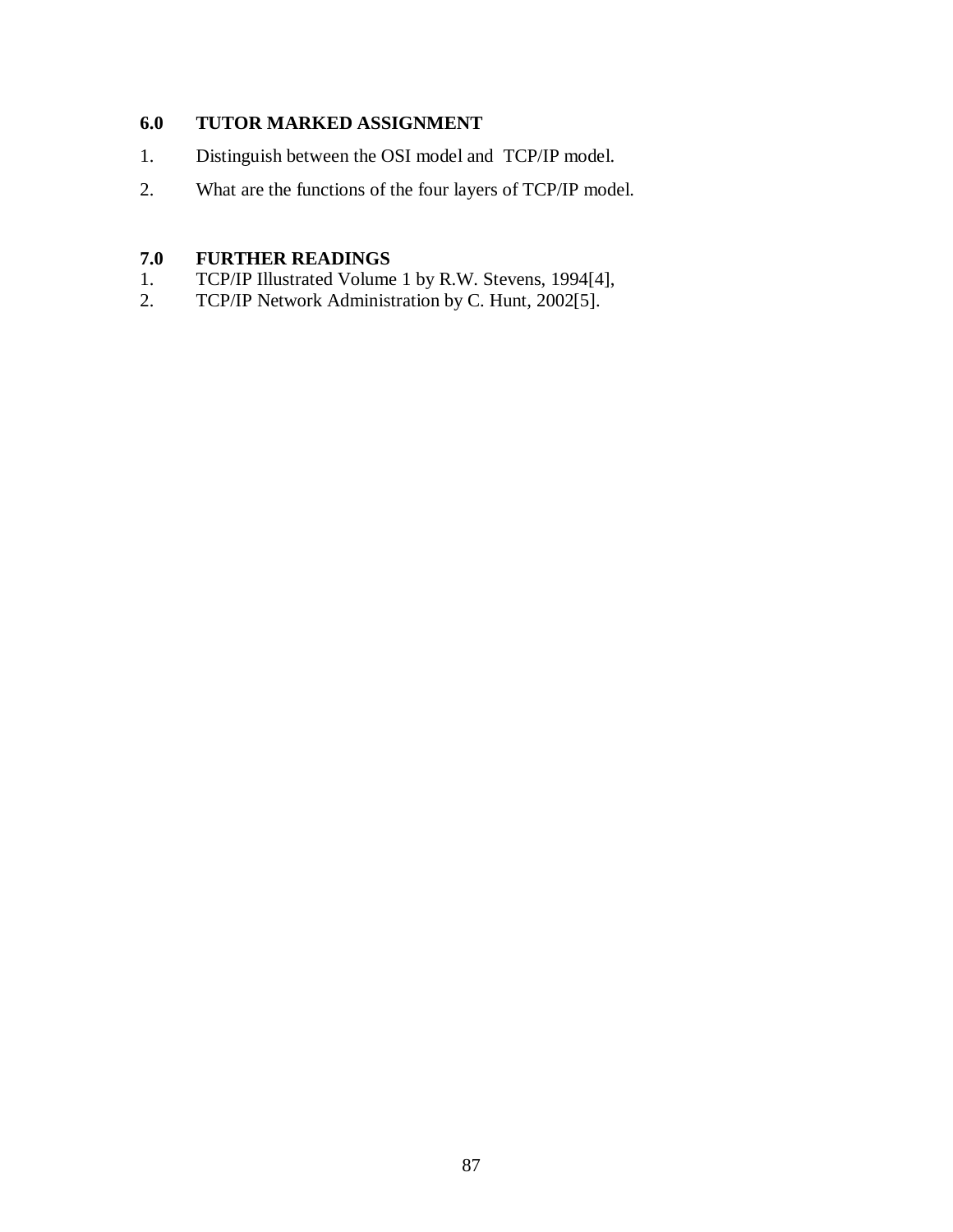## 6.0 TUTOR MARKED ASSIGNMENT

1. Distinguish between the OSI model and TCP/IP model.
2. What are the functions of the four layers of TCP/IP model.

## 7.0 FURTHER READINGS

1. TCP/IP Illustrated Volume 1 by R.W. Stevens, 1994[4],
2. TCP/IP Network Administration by C. Hunt, 2002[5].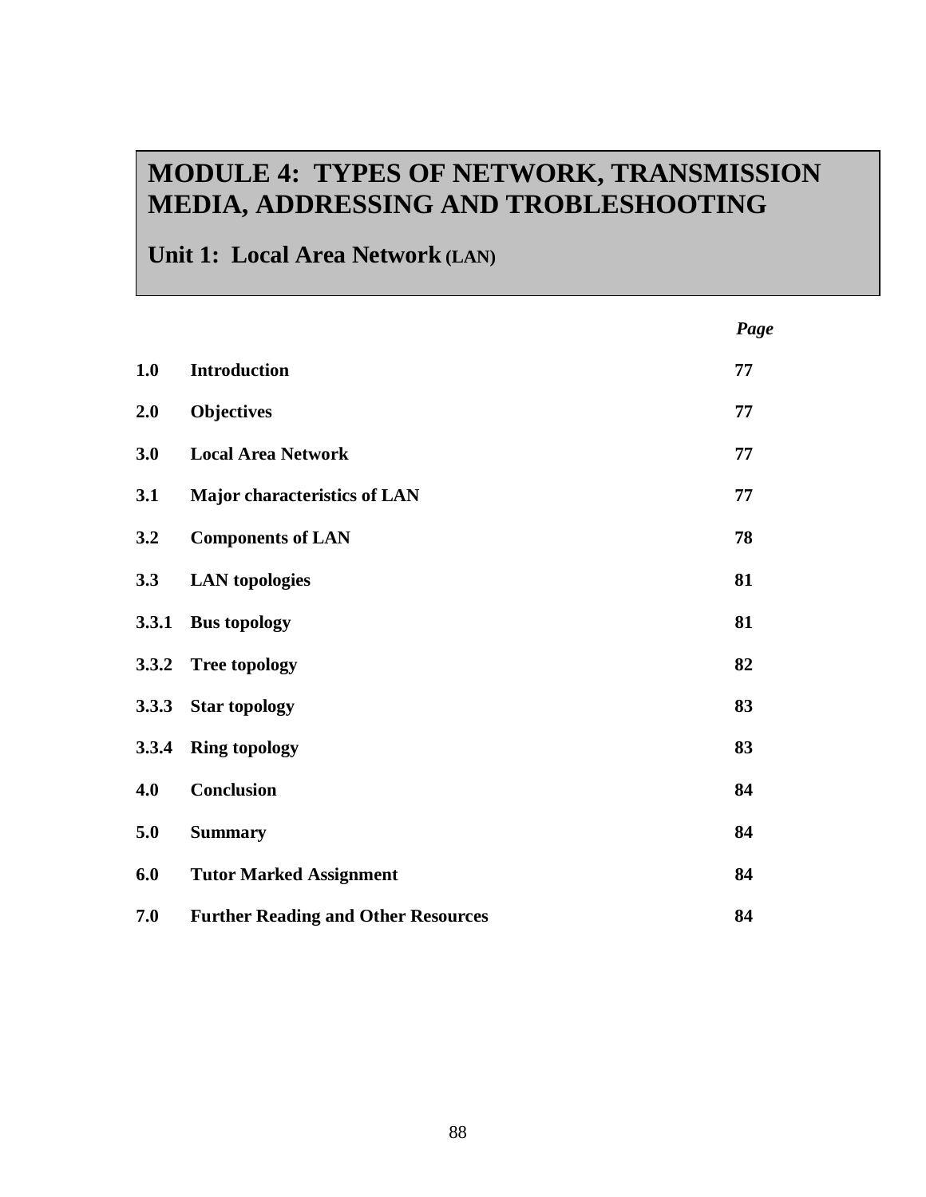# MODULE 4: TYPES OF NETWORK, TRANSMISSION MEDIA, ADDRESSING AND TROBLESHOOTING

## Unit 1: Local Area Network (LAN)

| | | *Page* |
|---|---|---|
| **1.0** | **Introduction** | **77** |
| **2.0** | **Objectives** | **77** |
| **3.0** | **Local Area Network** | **77** |
| **3.1** | **Major characteristics of LAN** | **77** |
| **3.2** | **Components of LAN** | **78** |
| **3.3** | **LAN topologies** | **81** |
| **3.3.1** | **Bus topology** | **81** |
| **3.3.2** | **Tree topology** | **82** |
| **3.3.3** | **Star topology** | **83** |
| **3.3.4** | **Ring topology** | **83** |
| **4.0** | **Conclusion** | **84** |
| **5.0** | **Summary** | **84** |
| **6.0** | **Tutor Marked Assignment** | **84** |
| **7.0** | **Further Reading and Other Resources** | **84** |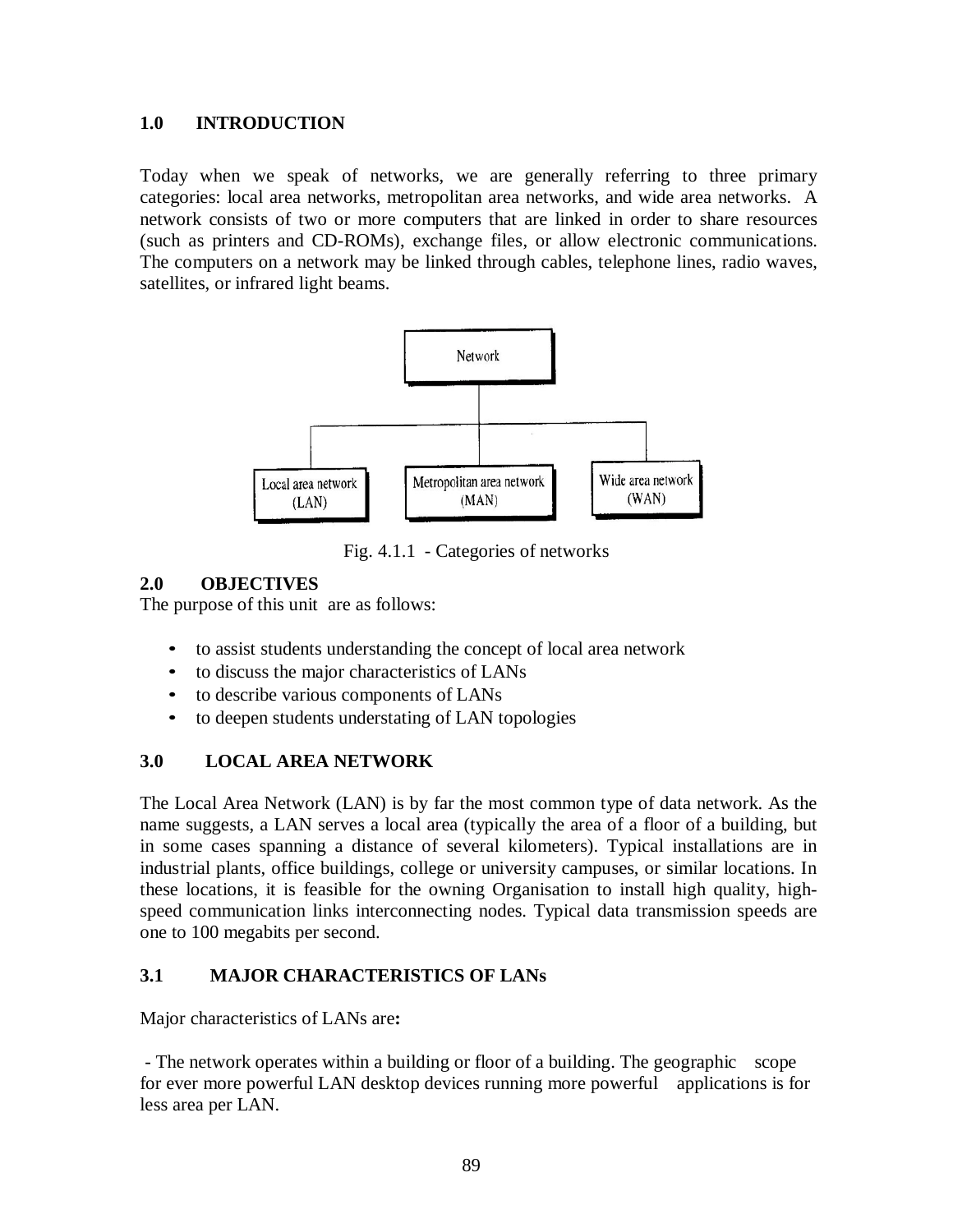## 1.0 INTRODUCTION

Today when we speak of networks, we are generally referring to three primary categories: local area networks, metropolitan area networks, and wide area networks. A network consists of two or more computers that are linked in order to share resources (such as printers and CD-ROMs), exchange files, or allow electronic communications. The computers on a network may be linked through cables, telephone lines, radio waves, satellites, or infrared light beams.

Fig. 4.1.1 - Categories of networks

## 2.0 OBJECTIVES

The purpose of this unit are as follows:

- to assist students understanding the concept of local area network
- to discuss the major characteristics of LANs
- to describe various components of LANs
- to deepen students understating of LAN topologies

## 3.0 LOCAL AREA NETWORK

The Local Area Network (LAN) is by far the most common type of data network. As the name suggests, a LAN serves a local area (typically the area of a floor of a building, but in some cases spanning a distance of several kilometers). Typical installations are in industrial plants, office buildings, college or university campuses, or similar locations. In these locations, it is feasible for the owning Organisation to install high quality, high-speed communication links interconnecting nodes. Typical data transmission speeds are one to 100 megabits per second.

### 3.1 MAJOR CHARACTERISTICS OF LANs

Major characteristics of LANs are**:**

- The network operates within a building or floor of a building. The geographic scope for ever more powerful LAN desktop devices running more powerful applications is for less area per LAN.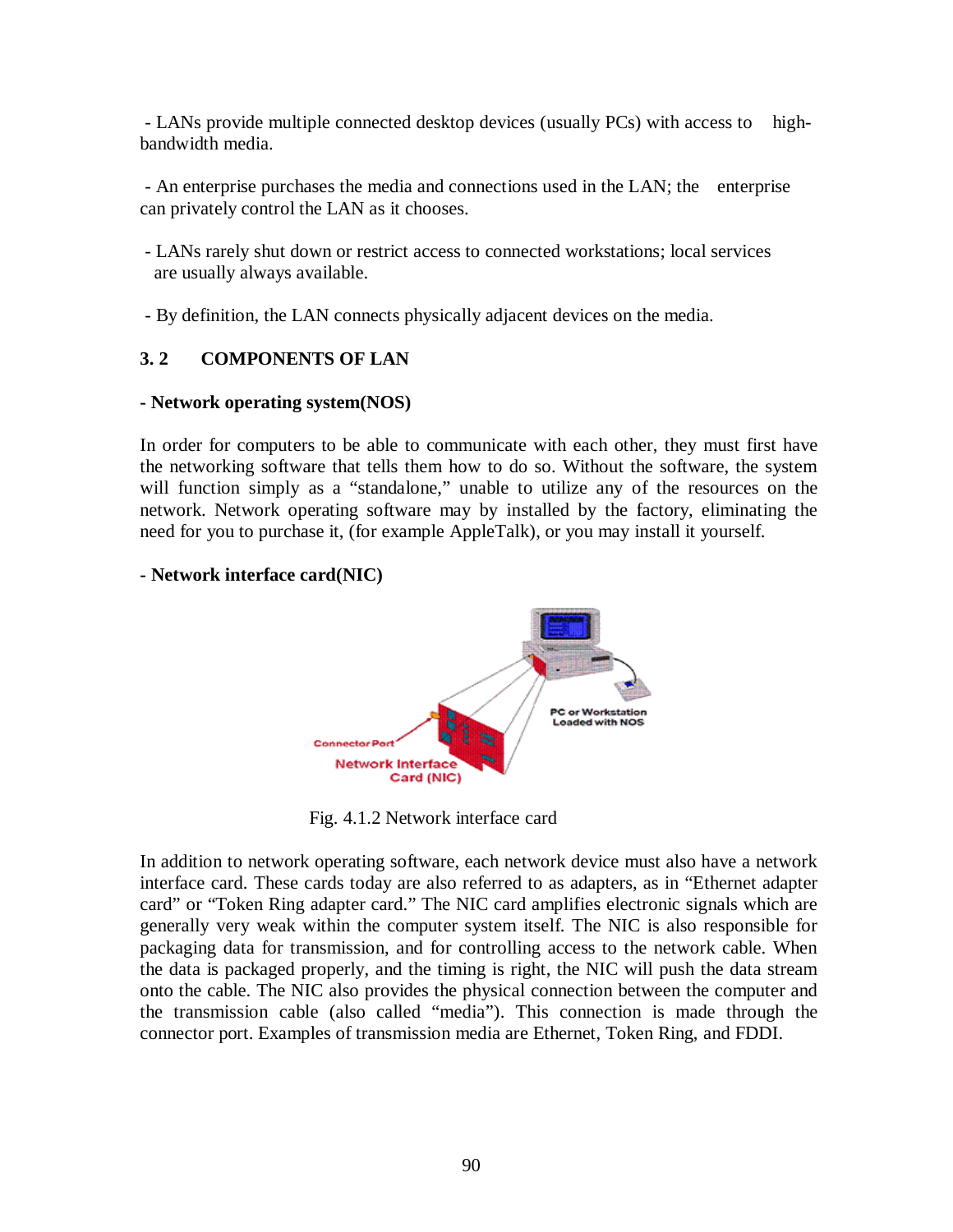- LANs provide multiple connected desktop devices (usually PCs) with access to high-bandwidth media.

- An enterprise purchases the media and connections used in the LAN; the enterprise can privately control the LAN as it chooses.

- LANs rarely shut down or restrict access to connected workstations; local services are usually always available.

- By definition, the LAN connects physically adjacent devices on the media.

## 3. 2 COMPONENTS OF LAN

**- Network operating system(NOS)**

In order for computers to be able to communicate with each other, they must first have the networking software that tells them how to do so. Without the software, the system will function simply as a "standalone," unable to utilize any of the resources on the network. Network operating software may by installed by the factory, eliminating the need for you to purchase it, (for example AppleTalk), or you may install it yourself.

**- Network interface card(NIC)**

Fig. 4.1.2 Network interface card

In addition to network operating software, each network device must also have a network interface card. These cards today are also referred to as adapters, as in "Ethernet adapter card" or "Token Ring adapter card." The NIC card amplifies electronic signals which are generally very weak within the computer system itself. The NIC is also responsible for packaging data for transmission, and for controlling access to the network cable. When the data is packaged properly, and the timing is right, the NIC will push the data stream onto the cable. The NIC also provides the physical connection between the computer and the transmission cable (also called "media"). This connection is made through the connector port. Examples of transmission media are Ethernet, Token Ring, and FDDI.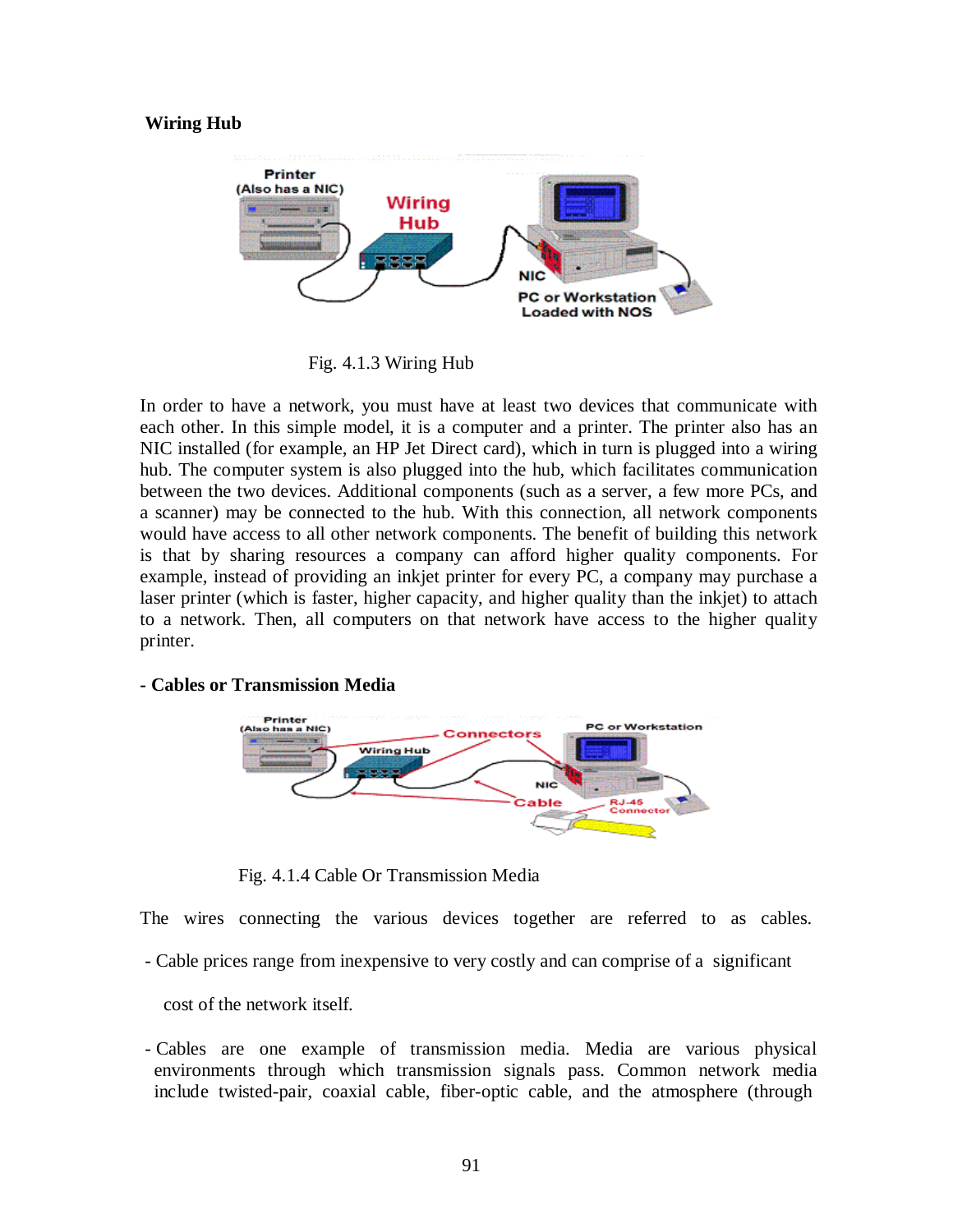**Wiring Hub**

Fig. 4.1.3 Wiring Hub

In order to have a network, you must have at least two devices that communicate with each other. In this simple model, it is a computer and a printer. The printer also has an NIC installed (for example, an HP Jet Direct card), which in turn is plugged into a wiring hub. The computer system is also plugged into the hub, which facilitates communication between the two devices. Additional components (such as a server, a few more PCs, and a scanner) may be connected to the hub. With this connection, all network components would have access to all other network components. The benefit of building this network is that by sharing resources a company can afford higher quality components. For example, instead of providing an inkjet printer for every PC, a company may purchase a laser printer (which is faster, higher capacity, and higher quality than the inkjet) to attach to a network. Then, all computers on that network have access to the higher quality printer.

**- Cables or Transmission Media**

Fig. 4.1.4 Cable Or Transmission Media

The wires connecting the various devices together are referred to as cables.

- Cable prices range from inexpensive to very costly and can comprise of a significant cost of the network itself.

- Cables are one example of transmission media. Media are various physical environments through which transmission signals pass. Common network media include twisted-pair, coaxial cable, fiber-optic cable, and the atmosphere (through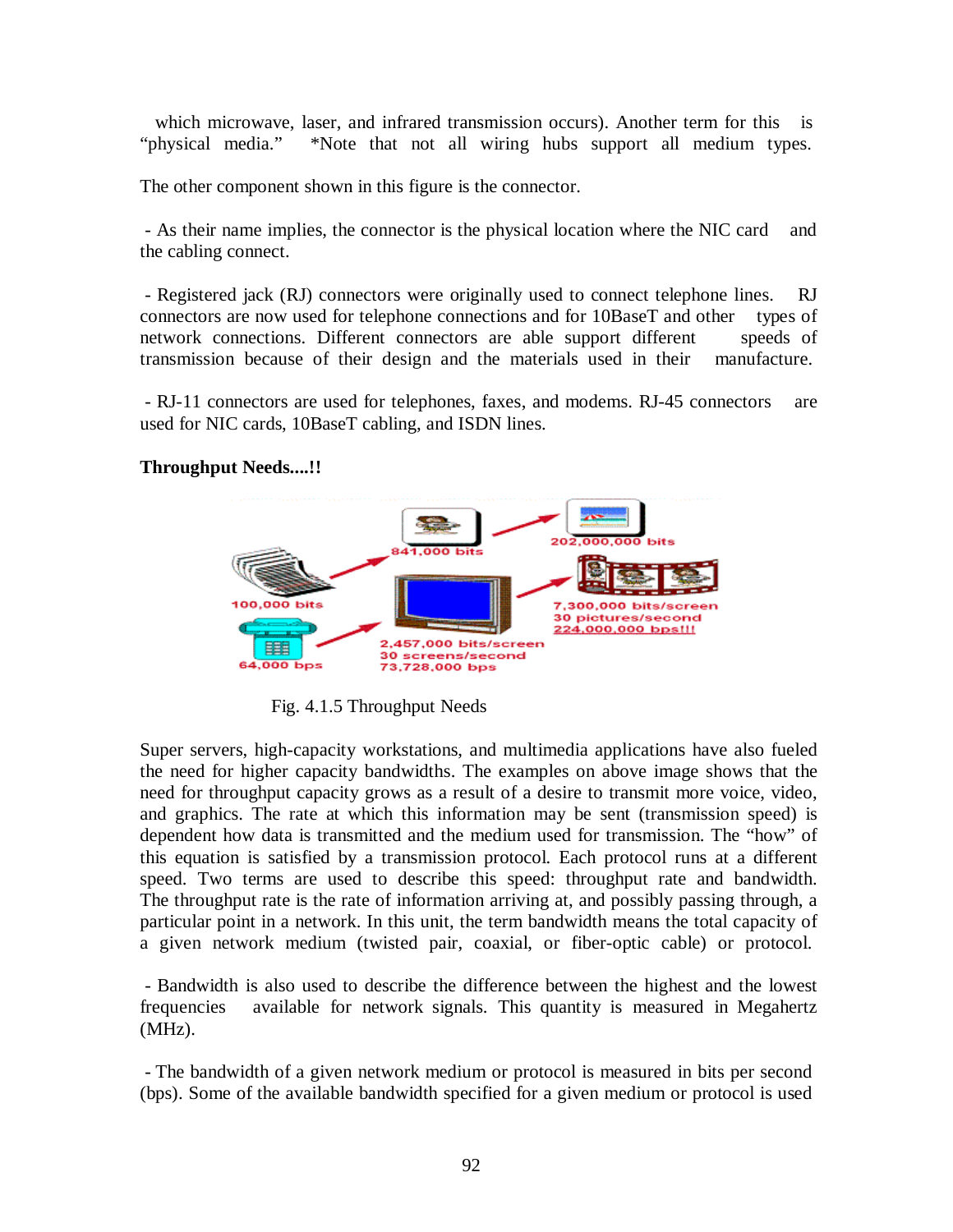which microwave, laser, and infrared transmission occurs). Another term for this is "physical media." *Note that not all wiring hubs support all medium types.

The other component shown in this figure is the connector.

- As their name implies, the connector is the physical location where the NIC card and the cabling connect.

- Registered jack (RJ) connectors were originally used to connect telephone lines. RJ connectors are now used for telephone connections and for 10BaseT and other types of network connections. Different connectors are able support different speeds of transmission because of their design and the materials used in their manufacture.

- RJ-11 connectors are used for telephones, faxes, and modems. RJ-45 connectors are used for NIC cards, 10BaseT cabling, and ISDN lines.

**Throughput Needs....!!**

Fig. 4.1.5 Throughput Needs

Super servers, high-capacity workstations, and multimedia applications have also fueled the need for higher capacity bandwidths. The examples on above image shows that the need for throughput capacity grows as a result of a desire to transmit more voice, video, and graphics. The rate at which this information may be sent (transmission speed) is dependent how data is transmitted and the medium used for transmission. The "how" of this equation is satisfied by a transmission protocol. Each protocol runs at a different speed. Two terms are used to describe this speed: throughput rate and bandwidth. The throughput rate is the rate of information arriving at, and possibly passing through, a particular point in a network. In this unit, the term bandwidth means the total capacity of a given network medium (twisted pair, coaxial, or fiber-optic cable) or protocol.

- Bandwidth is also used to describe the difference between the highest and the lowest frequencies available for network signals. This quantity is measured in Megahertz (MHz).

- The bandwidth of a given network medium or protocol is measured in bits per second (bps). Some of the available bandwidth specified for a given medium or protocol is used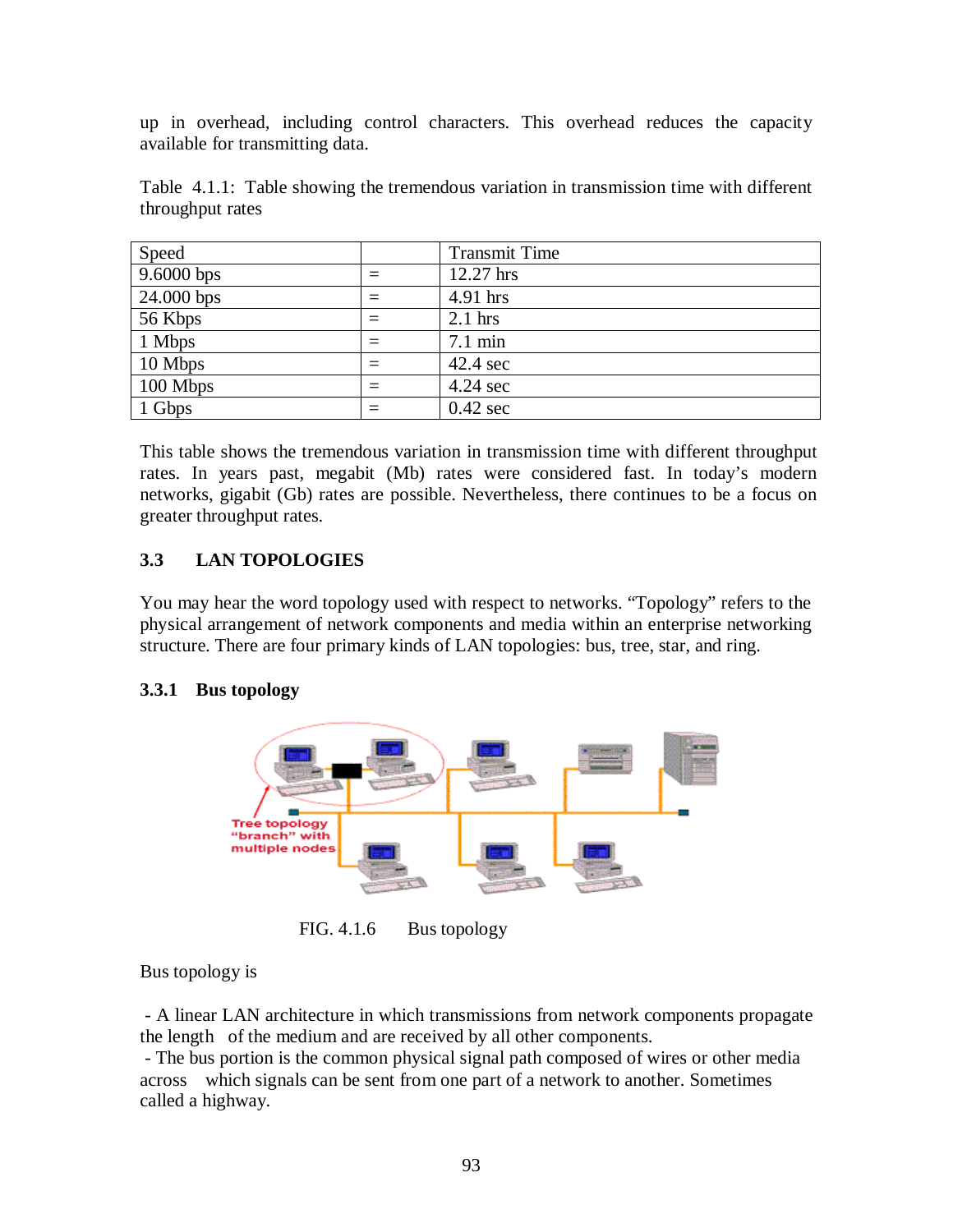up in overhead, including control characters. This overhead reduces the capacity available for transmitting data.

Table 4.1.1: Table showing the tremendous variation in transmission time with different throughput rates

| Speed | | Transmit Time |
|---|---|---|
| 9.6000 bps | = | 12.27 hrs |
| 24.000 bps | = | 4.91 hrs |
| 56 Kbps | = | 2.1 hrs |
| 1 Mbps | = | 7.1 min |
| 10 Mbps | = | 42.4 sec |
| 100 Mbps | = | 4.24 sec |
| 1 Gbps | = | 0.42 sec |

This table shows the tremendous variation in transmission time with different throughput rates. In years past, megabit (Mb) rates were considered fast. In today's modern networks, gigabit (Gb) rates are possible. Nevertheless, there continues to be a focus on greater throughput rates.

## 3.3 LAN TOPOLOGIES

You may hear the word topology used with respect to networks. "Topology" refers to the physical arrangement of network components and media within an enterprise networking structure. There are four primary kinds of LAN topologies: bus, tree, star, and ring.

### 3.3.1 Bus topology

FIG. 4.1.6 Bus topology

Bus topology is

- A linear LAN architecture in which transmissions from network components propagate the length of the medium and are received by all other components.
- The bus portion is the common physical signal path composed of wires or other media across which signals can be sent from one part of a network to another. Sometimes called a highway.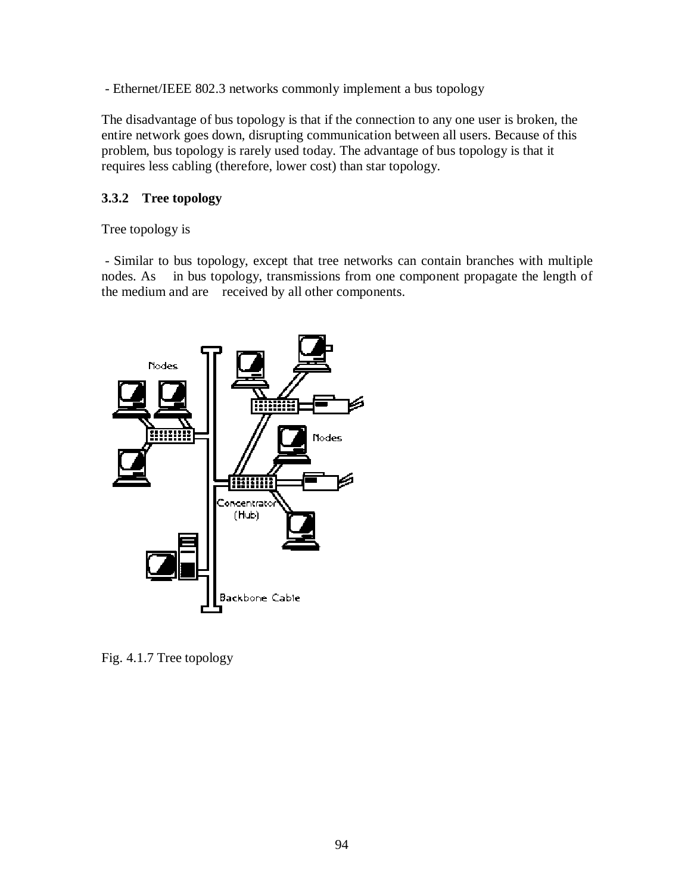- Ethernet/IEEE 802.3 networks commonly implement a bus topology

The disadvantage of bus topology is that if the connection to any one user is broken, the entire network goes down, disrupting communication between all users. Because of this problem, bus topology is rarely used today. The advantage of bus topology is that it requires less cabling (therefore, lower cost) than star topology.

### 3.3.2 Tree topology

Tree topology is

- Similar to bus topology, except that tree networks can contain branches with multiple nodes. As in bus topology, transmissions from one component propagate the length of the medium and are received by all other components.

Fig. 4.1.7 Tree topology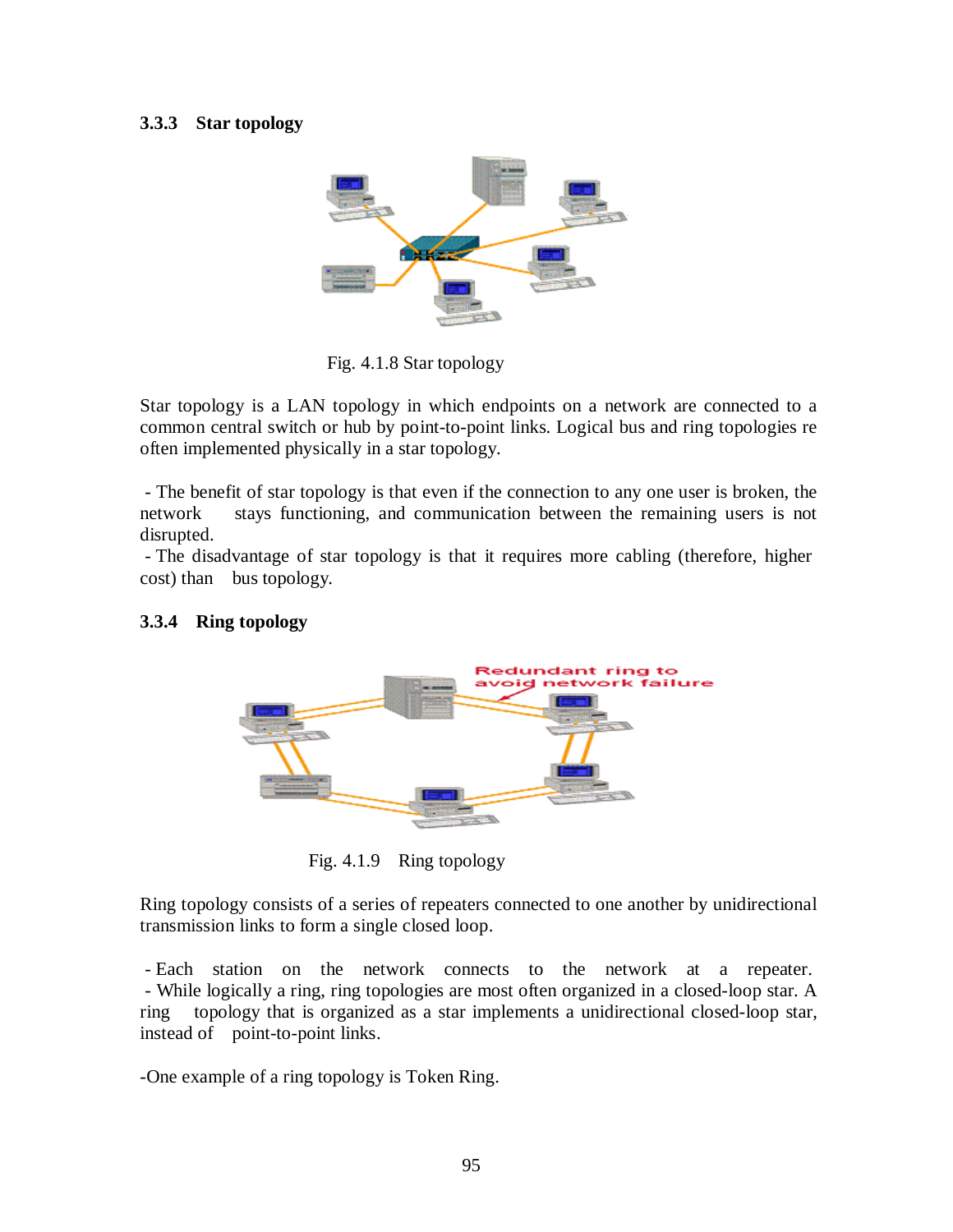### 3.3.3 Star topology

Fig. 4.1.8 Star topology

Star topology is a LAN topology in which endpoints on a network are connected to a common central switch or hub by point-to-point links. Logical bus and ring topologies re often implemented physically in a star topology.

- The benefit of star topology is that even if the connection to any one user is broken, the network stays functioning, and communication between the remaining users is not disrupted.
- The disadvantage of star topology is that it requires more cabling (therefore, higher cost) than bus topology.

### 3.3.4 Ring topology

Fig. 4.1.9 Ring topology

Ring topology consists of a series of repeaters connected to one another by unidirectional transmission links to form a single closed loop.

- Each station on the network connects to the network at a repeater.
- While logically a ring, ring topologies are most often organized in a closed-loop star. A ring topology that is organized as a star implements a unidirectional closed-loop star, instead of point-to-point links.

-One example of a ring topology is Token Ring.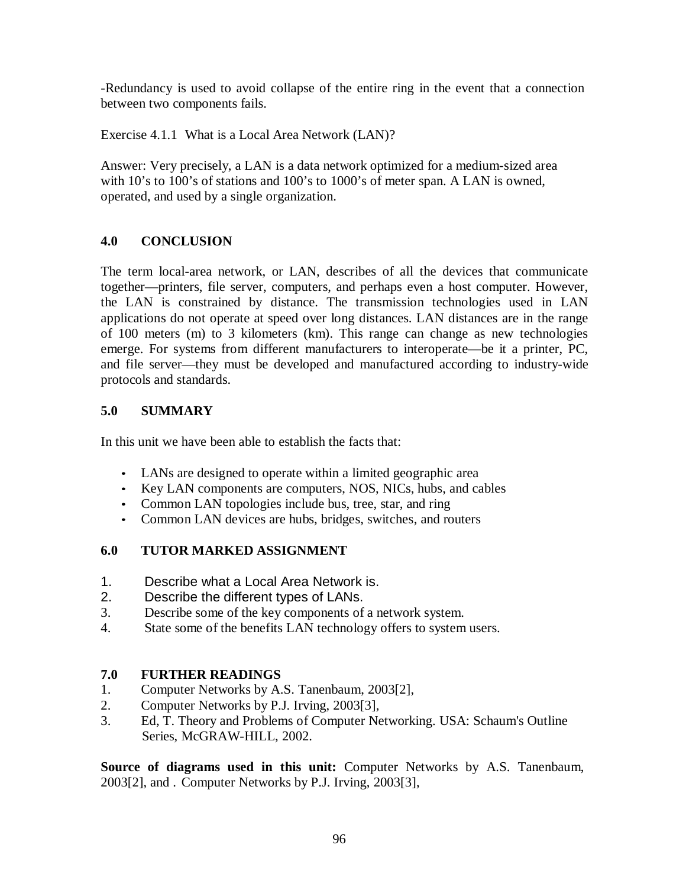-Redundancy is used to avoid collapse of the entire ring in the event that a connection between two components fails.

Exercise 4.1.1 What is a Local Area Network (LAN)?

Answer: Very precisely, a LAN is a data network optimized for a medium-sized area with 10's to 100's of stations and 100's to 1000's of meter span. A LAN is owned, operated, and used by a single organization.

## 4.0 CONCLUSION

The term local-area network, or LAN, describes of all the devices that communicate together—printers, file server, computers, and perhaps even a host computer. However, the LAN is constrained by distance. The transmission technologies used in LAN applications do not operate at speed over long distances. LAN distances are in the range of 100 meters (m) to 3 kilometers (km). This range can change as new technologies emerge. For systems from different manufacturers to interoperate—be it a printer, PC, and file server—they must be developed and manufactured according to industry-wide protocols and standards.

## 5.0 SUMMARY

In this unit we have been able to establish the facts that:

- LANs are designed to operate within a limited geographic area
- Key LAN components are computers, NOS, NICs, hubs, and cables
- Common LAN topologies include bus, tree, star, and ring
- Common LAN devices are hubs, bridges, switches, and routers

## 6.0 TUTOR MARKED ASSIGNMENT

1. Describe what a Local Area Network is.
2. Describe the different types of LANs.
3. Describe some of the key components of a network system.
4. State some of the benefits LAN technology offers to system users.

## 7.0 FURTHER READINGS

1. Computer Networks by A.S. Tanenbaum, 2003[2],
2. Computer Networks by P.J. Irving, 2003[3],
3. Ed, T. Theory and Problems of Computer Networking. USA: Schaum's Outline Series, McGRAW-HILL, 2002.

**Source of diagrams used in this unit:** Computer Networks by A.S. Tanenbaum, 2003[2], and . Computer Networks by P.J. Irving, 2003[3],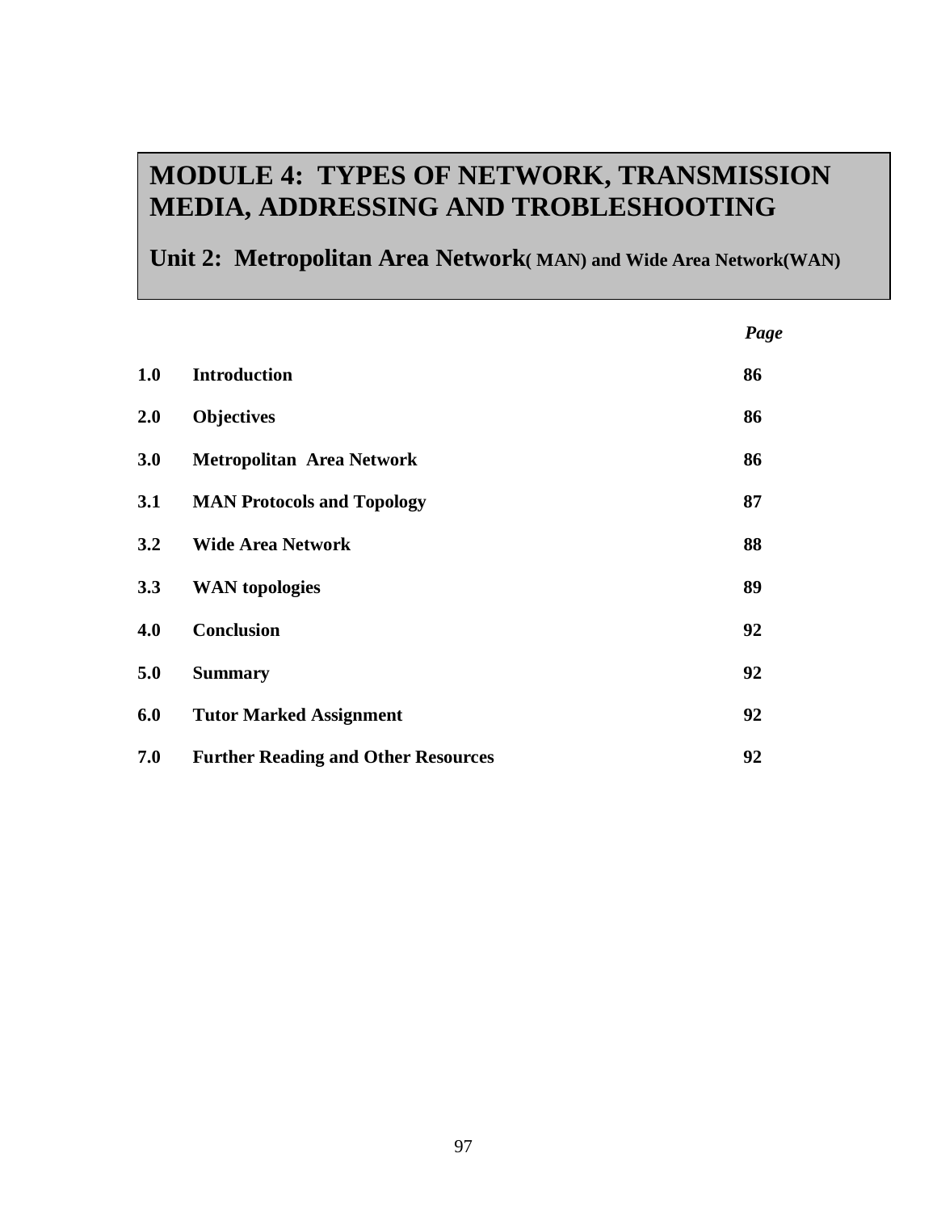# MODULE 4: TYPES OF NETWORK, TRANSMISSION MEDIA, ADDRESSING AND TROBLESHOOTING

## Unit 2: Metropolitan Area Network( MAN) and Wide Area Network(WAN)

| | | *Page* |
|---|---|---|
| **1.0** | **Introduction** | **86** |
| **2.0** | **Objectives** | **86** |
| **3.0** | **Metropolitan Area Network** | **86** |
| **3.1** | **MAN Protocols and Topology** | **87** |
| **3.2** | **Wide Area Network** | **88** |
| **3.3** | **WAN topologies** | **89** |
| **4.0** | **Conclusion** | **92** |
| **5.0** | **Summary** | **92** |
| **6.0** | **Tutor Marked Assignment** | **92** |
| **7.0** | **Further Reading and Other Resources** | **92** |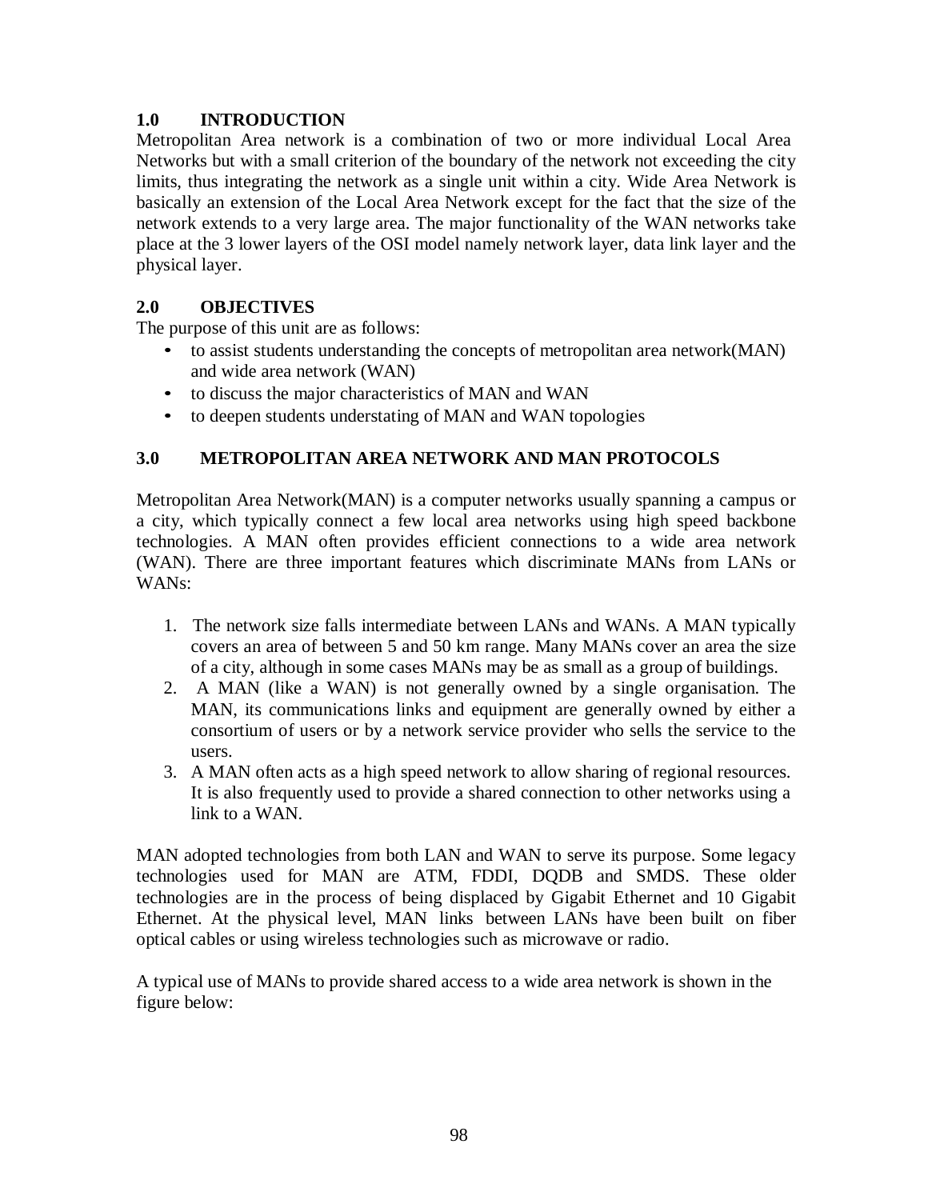## 1.0 INTRODUCTION

Metropolitan Area network is a combination of two or more individual Local Area Networks but with a small criterion of the boundary of the network not exceeding the city limits, thus integrating the network as a single unit within a city. Wide Area Network is basically an extension of the Local Area Network except for the fact that the size of the network extends to a very large area. The major functionality of the WAN networks take place at the 3 lower layers of the OSI model namely network layer, data link layer and the physical layer.

## 2.0 OBJECTIVES

The purpose of this unit are as follows:

- to assist students understanding the concepts of metropolitan area network(MAN) and wide area network (WAN)
- to discuss the major characteristics of MAN and WAN
- to deepen students understating of MAN and WAN topologies

## 3.0 METROPOLITAN AREA NETWORK AND MAN PROTOCOLS

Metropolitan Area Network(MAN) is a computer networks usually spanning a campus or a city, which typically connect a few local area networks using high speed backbone technologies. A MAN often provides efficient connections to a wide area network (WAN). There are three important features which discriminate MANs from LANs or WANs:

1. The network size falls intermediate between LANs and WANs. A MAN typically covers an area of between 5 and 50 km range. Many MANs cover an area the size of a city, although in some cases MANs may be as small as a group of buildings.
2. A MAN (like a WAN) is not generally owned by a single organisation. The MAN, its communications links and equipment are generally owned by either a consortium of users or by a network service provider who sells the service to the users.
3. A MAN often acts as a high speed network to allow sharing of regional resources. It is also frequently used to provide a shared connection to other networks using a link to a WAN.

MAN adopted technologies from both LAN and WAN to serve its purpose. Some legacy technologies used for MAN are ATM, FDDI, DQDB and SMDS. These older technologies are in the process of being displaced by Gigabit Ethernet and 10 Gigabit Ethernet. At the physical level, MAN links between LANs have been built on fiber optical cables or using wireless technologies such as microwave or radio.

A typical use of MANs to provide shared access to a wide area network is shown in the figure below: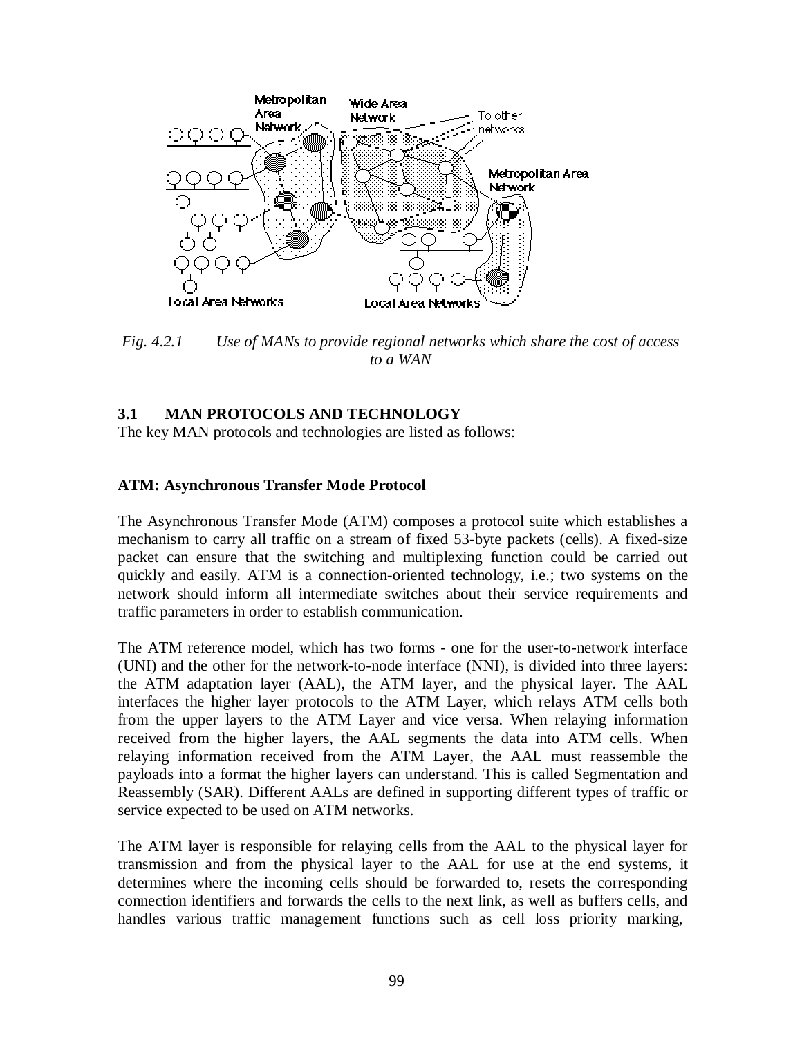*Fig. 4.2.1 Use of MANs to provide regional networks which share the cost of access to a WAN*

### 3.1 MAN PROTOCOLS AND TECHNOLOGY

The key MAN protocols and technologies are listed as follows:

**ATM: Asynchronous Transfer Mode Protocol**

The Asynchronous Transfer Mode (ATM) composes a protocol suite which establishes a mechanism to carry all traffic on a stream of fixed 53-byte packets (cells). A fixed-size packet can ensure that the switching and multiplexing function could be carried out quickly and easily. ATM is a connection-oriented technology, i.e.; two systems on the network should inform all intermediate switches about their service requirements and traffic parameters in order to establish communication.

The ATM reference model, which has two forms - one for the user-to-network interface (UNI) and the other for the network-to-node interface (NNI), is divided into three layers: the ATM adaptation layer (AAL), the ATM layer, and the physical layer. The AAL interfaces the higher layer protocols to the ATM Layer, which relays ATM cells both from the upper layers to the ATM Layer and vice versa. When relaying information received from the higher layers, the AAL segments the data into ATM cells. When relaying information received from the ATM Layer, the AAL must reassemble the payloads into a format the higher layers can understand. This is called Segmentation and Reassembly (SAR). Different AALs are defined in supporting different types of traffic or service expected to be used on ATM networks.

The ATM layer is responsible for relaying cells from the AAL to the physical layer for transmission and from the physical layer to the AAL for use at the end systems, it determines where the incoming cells should be forwarded to, resets the corresponding connection identifiers and forwards the cells to the next link, as well as buffers cells, and handles various traffic management functions such as cell loss priority marking,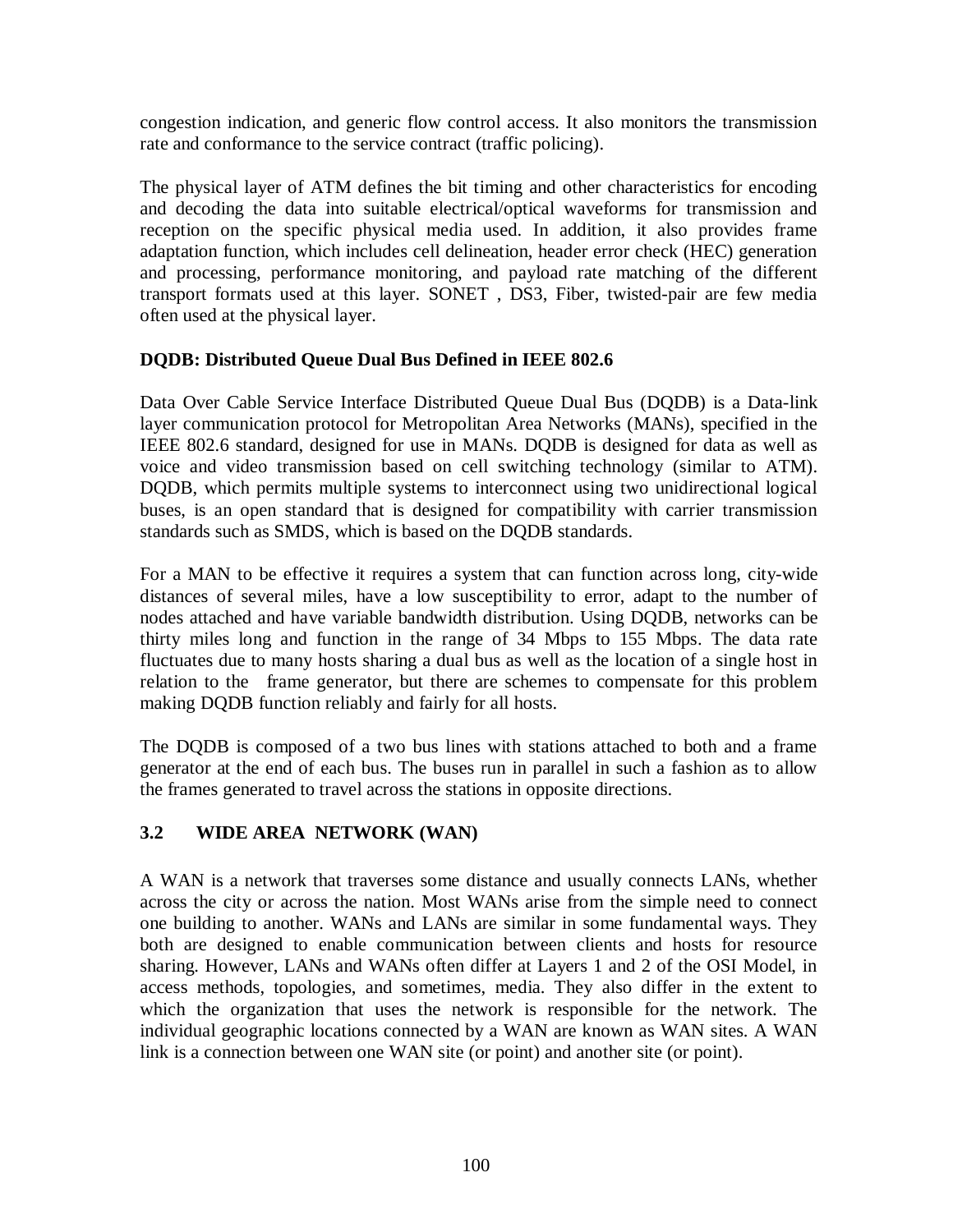congestion indication, and generic flow control access. It also monitors the transmission rate and conformance to the service contract (traffic policing).

The physical layer of ATM defines the bit timing and other characteristics for encoding and decoding the data into suitable electrical/optical waveforms for transmission and reception on the specific physical media used. In addition, it also provides frame adaptation function, which includes cell delineation, header error check (HEC) generation and processing, performance monitoring, and payload rate matching of the different transport formats used at this layer. SONET , DS3, Fiber, twisted-pair are few media often used at the physical layer.

**DQDB: Distributed Queue Dual Bus Defined in IEEE 802.6**

Data Over Cable Service Interface Distributed Queue Dual Bus (DQDB) is a Data-link layer communication protocol for Metropolitan Area Networks (MANs), specified in the IEEE 802.6 standard, designed for use in MANs. DQDB is designed for data as well as voice and video transmission based on cell switching technology (similar to ATM). DQDB, which permits multiple systems to interconnect using two unidirectional logical buses, is an open standard that is designed for compatibility with carrier transmission standards such as SMDS, which is based on the DQDB standards.

For a MAN to be effective it requires a system that can function across long, city-wide distances of several miles, have a low susceptibility to error, adapt to the number of nodes attached and have variable bandwidth distribution. Using DQDB, networks can be thirty miles long and function in the range of 34 Mbps to 155 Mbps. The data rate fluctuates due to many hosts sharing a dual bus as well as the location of a single host in relation to the frame generator, but there are schemes to compensate for this problem making DQDB function reliably and fairly for all hosts.

The DQDB is composed of a two bus lines with stations attached to both and a frame generator at the end of each bus. The buses run in parallel in such a fashion as to allow the frames generated to travel across the stations in opposite directions.

## 3.2 WIDE AREA NETWORK (WAN)

A WAN is a network that traverses some distance and usually connects LANs, whether across the city or across the nation. Most WANs arise from the simple need to connect one building to another. WANs and LANs are similar in some fundamental ways. They both are designed to enable communication between clients and hosts for resource sharing. However, LANs and WANs often differ at Layers 1 and 2 of the OSI Model, in access methods, topologies, and sometimes, media. They also differ in the extent to which the organization that uses the network is responsible for the network. The individual geographic locations connected by a WAN are known as WAN sites. A WAN link is a connection between one WAN site (or point) and another site (or point).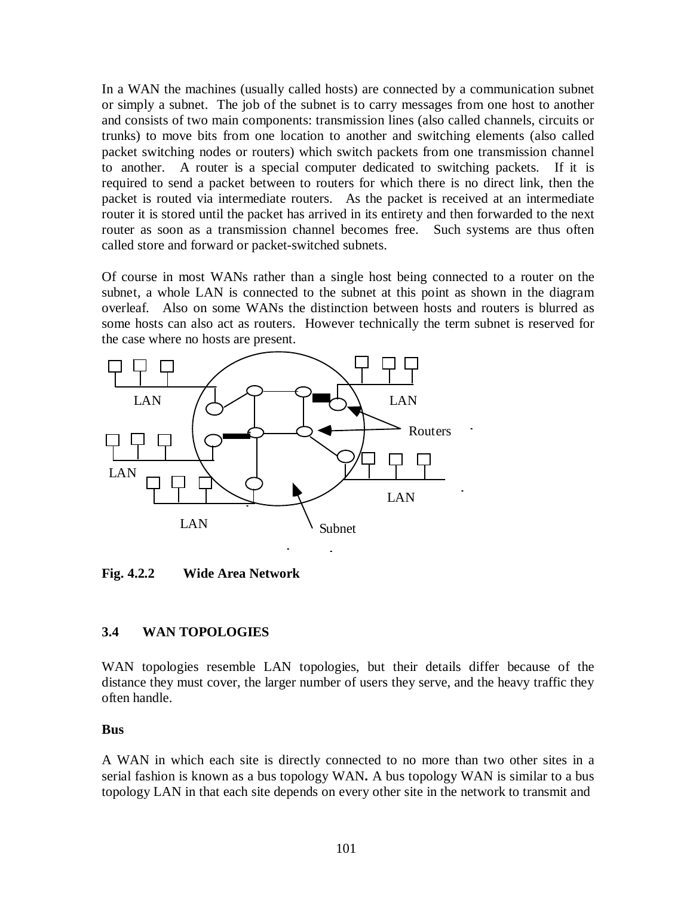In a WAN the machines (usually called hosts) are connected by a communication subnet or simply a subnet. The job of the subnet is to carry messages from one host to another and consists of two main components: transmission lines (also called channels, circuits or trunks) to move bits from one location to another and switching elements (also called packet switching nodes or routers) which switch packets from one transmission channel to another. A router is a special computer dedicated to switching packets. If it is required to send a packet between to routers for which there is no direct link, then the packet is routed via intermediate routers. As the packet is received at an intermediate router it is stored until the packet has arrived in its entirety and then forwarded to the next router as soon as a transmission channel becomes free. Such systems are thus often called store and forward or packet-switched subnets.

Of course in most WANs rather than a single host being connected to a router on the subnet, a whole LAN is connected to the subnet at this point as shown in the diagram overleaf. Also on some WANs the distinction between hosts and routers is blurred as some hosts can also act as routers. However technically the term subnet is reserved for the case where no hosts are present.

LAN LAN Routers LAN LAN LAN Subnet

**Fig. 4.2.2 Wide Area Network**

### 3.4 WAN TOPOLOGIES

WAN topologies resemble LAN topologies, but their details differ because of the distance they must cover, the larger number of users they serve, and the heavy traffic they often handle.

**Bus**

A WAN in which each site is directly connected to no more than two other sites in a serial fashion is known as a bus topology WAN**.** A bus topology WAN is similar to a bus topology LAN in that each site depends on every other site in the network to transmit and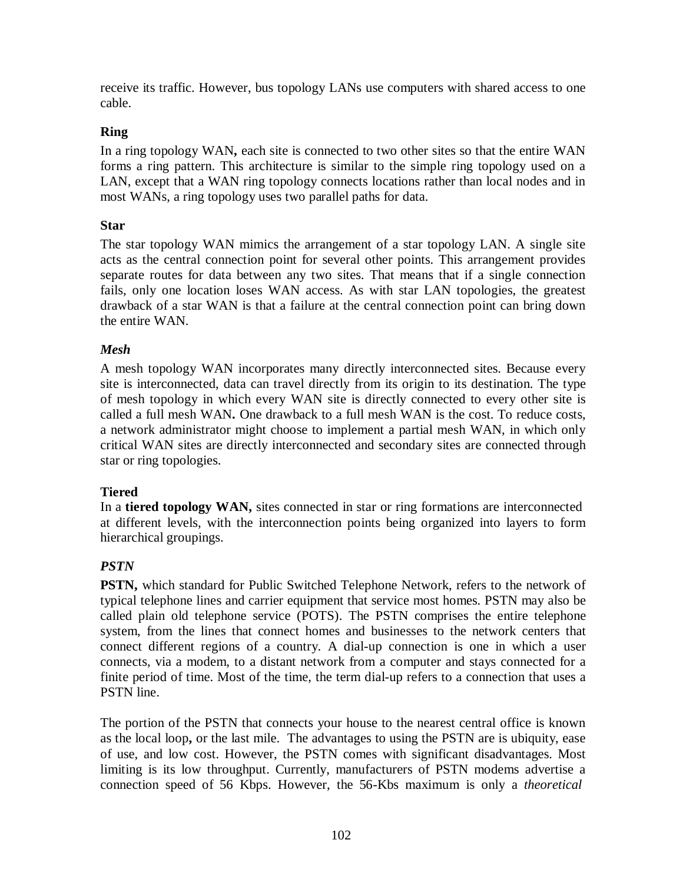receive its traffic. However, bus topology LANs use computers with shared access to one cable.

### Ring

In a ring topology WAN**,** each site is connected to two other sites so that the entire WAN forms a ring pattern. This architecture is similar to the simple ring topology used on a LAN, except that a WAN ring topology connects locations rather than local nodes and in most WANs, a ring topology uses two parallel paths for data.

### Star

The star topology WAN mimics the arrangement of a star topology LAN. A single site acts as the central connection point for several other points. This arrangement provides separate routes for data between any two sites. That means that if a single connection fails, only one location loses WAN access. As with star LAN topologies, the greatest drawback of a star WAN is that a failure at the central connection point can bring down the entire WAN.

### *Mesh*

A mesh topology WAN incorporates many directly interconnected sites. Because every site is interconnected, data can travel directly from its origin to its destination. The type of mesh topology in which every WAN site is directly connected to every other site is called a full mesh WAN**.** One drawback to a full mesh WAN is the cost. To reduce costs, a network administrator might choose to implement a partial mesh WAN, in which only critical WAN sites are directly interconnected and secondary sites are connected through star or ring topologies.

### Tiered

In a **tiered topology WAN,** sites connected in star or ring formations are interconnected at different levels, with the interconnection points being organized into layers to form hierarchical groupings.

### *PSTN*

**PSTN,** which standard for Public Switched Telephone Network, refers to the network of typical telephone lines and carrier equipment that service most homes. PSTN may also be called plain old telephone service (POTS). The PSTN comprises the entire telephone system, from the lines that connect homes and businesses to the network centers that connect different regions of a country. A dial-up connection is one in which a user connects, via a modem, to a distant network from a computer and stays connected for a finite period of time. Most of the time, the term dial-up refers to a connection that uses a PSTN line.

The portion of the PSTN that connects your house to the nearest central office is known as the local loop**,** or the last mile. The advantages to using the PSTN are is ubiquity, ease of use, and low cost. However, the PSTN comes with significant disadvantages. Most limiting is its low throughput. Currently, manufacturers of PSTN modems advertise a connection speed of 56 Kbps. However, the 56-Kbs maximum is only a *theoretical*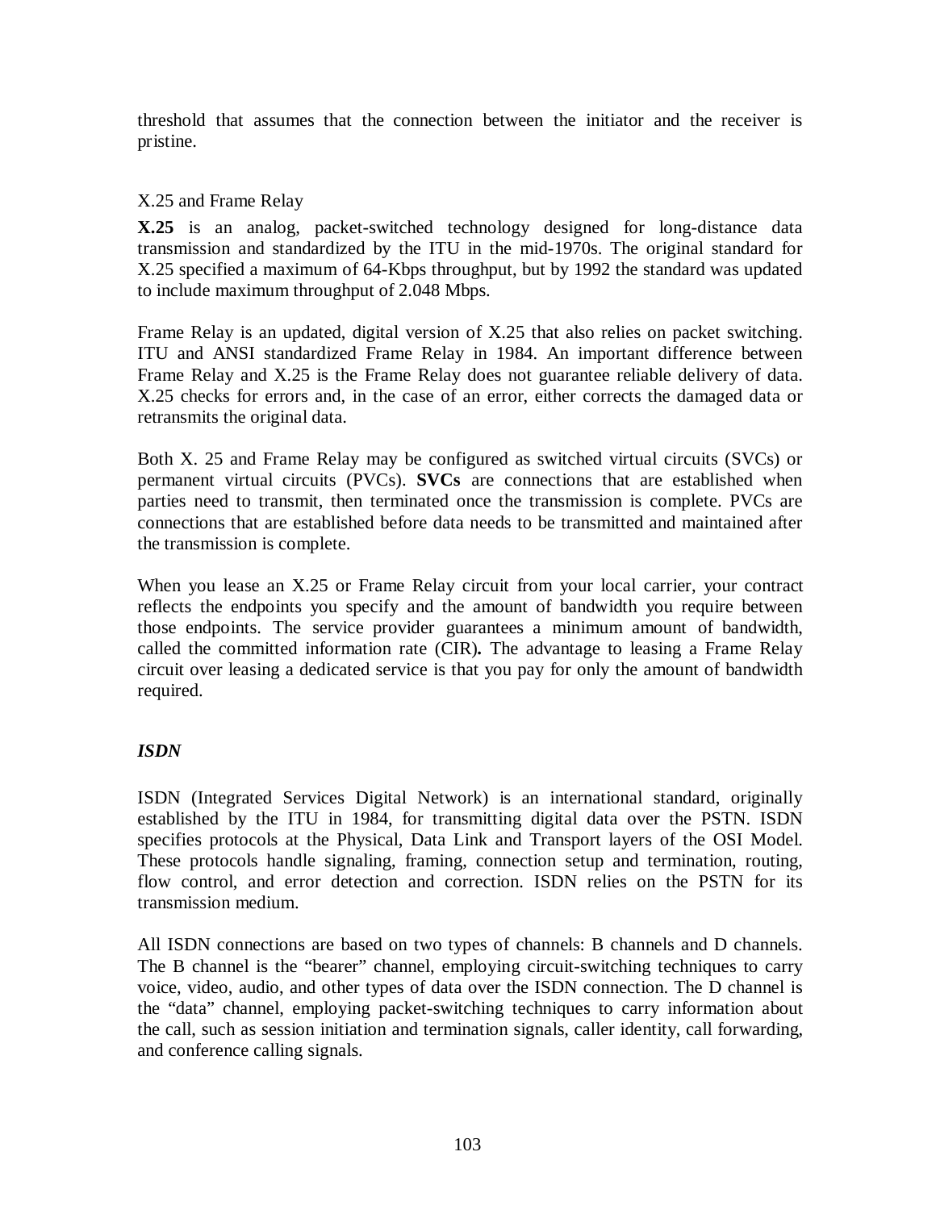threshold that assumes that the connection between the initiator and the receiver is pristine.

X.25 and Frame Relay

**X.25** is an analog, packet-switched technology designed for long-distance data transmission and standardized by the ITU in the mid-1970s. The original standard for X.25 specified a maximum of 64-Kbps throughput, but by 1992 the standard was updated to include maximum throughput of 2.048 Mbps.

Frame Relay is an updated, digital version of X.25 that also relies on packet switching. ITU and ANSI standardized Frame Relay in 1984. An important difference between Frame Relay and X.25 is the Frame Relay does not guarantee reliable delivery of data. X.25 checks for errors and, in the case of an error, either corrects the damaged data or retransmits the original data.

Both X. 25 and Frame Relay may be configured as switched virtual circuits (SVCs) or permanent virtual circuits (PVCs). **SVCs** are connections that are established when parties need to transmit, then terminated once the transmission is complete. PVCs are connections that are established before data needs to be transmitted and maintained after the transmission is complete.

When you lease an X.25 or Frame Relay circuit from your local carrier, your contract reflects the endpoints you specify and the amount of bandwidth you require between those endpoints. The service provider guarantees a minimum amount of bandwidth, called the committed information rate (CIR)**.** The advantage to leasing a Frame Relay circuit over leasing a dedicated service is that you pay for only the amount of bandwidth required.

***ISDN***

ISDN (Integrated Services Digital Network) is an international standard, originally established by the ITU in 1984, for transmitting digital data over the PSTN. ISDN specifies protocols at the Physical, Data Link and Transport layers of the OSI Model. These protocols handle signaling, framing, connection setup and termination, routing, flow control, and error detection and correction. ISDN relies on the PSTN for its transmission medium.

All ISDN connections are based on two types of channels: B channels and D channels. The B channel is the "bearer" channel, employing circuit-switching techniques to carry voice, video, audio, and other types of data over the ISDN connection. The D channel is the "data" channel, employing packet-switching techniques to carry information about the call, such as session initiation and termination signals, caller identity, call forwarding, and conference calling signals.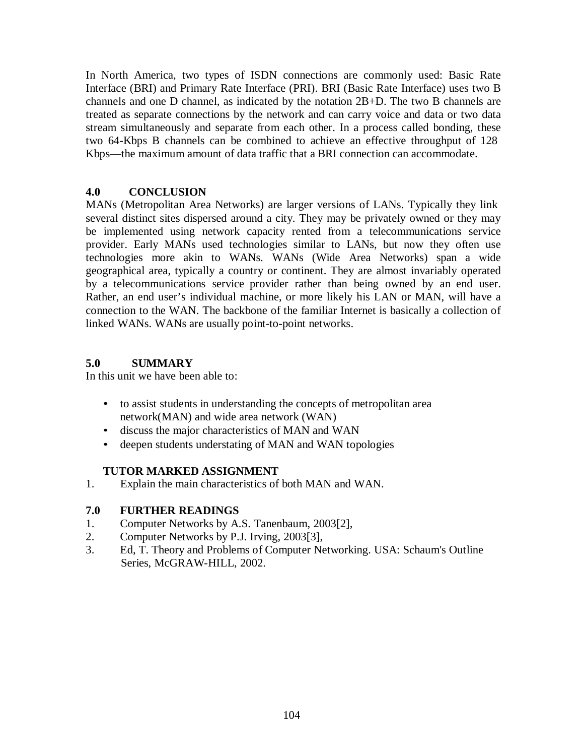In North America, two types of ISDN connections are commonly used: Basic Rate Interface (BRI) and Primary Rate Interface (PRI). BRI (Basic Rate Interface) uses two B channels and one D channel, as indicated by the notation 2B+D. The two B channels are treated as separate connections by the network and can carry voice and data or two data stream simultaneously and separate from each other. In a process called bonding, these two 64-Kbps B channels can be combined to achieve an effective throughput of 128 Kbps—the maximum amount of data traffic that a BRI connection can accommodate.

## 4.0 CONCLUSION

MANs (Metropolitan Area Networks) are larger versions of LANs. Typically they link several distinct sites dispersed around a city. They may be privately owned or they may be implemented using network capacity rented from a telecommunications service provider. Early MANs used technologies similar to LANs, but now they often use technologies more akin to WANs. WANs (Wide Area Networks) span a wide geographical area, typically a country or continent. They are almost invariably operated by a telecommunications service provider rather than being owned by an end user. Rather, an end user's individual machine, or more likely his LAN or MAN, will have a connection to the WAN. The backbone of the familiar Internet is basically a collection of linked WANs. WANs are usually point-to-point networks.

## 5.0 SUMMARY

In this unit we have been able to:

- to assist students in understanding the concepts of metropolitan area network(MAN) and wide area network (WAN)
- discuss the major characteristics of MAN and WAN
- deepen students understating of MAN and WAN topologies

## TUTOR MARKED ASSIGNMENT

1. Explain the main characteristics of both MAN and WAN.

## 7.0 FURTHER READINGS

1. Computer Networks by A.S. Tanenbaum, 2003[2],
2. Computer Networks by P.J. Irving, 2003[3],
3. Ed, T. Theory and Problems of Computer Networking. USA: Schaum's Outline Series, McGRAW-HILL, 2002.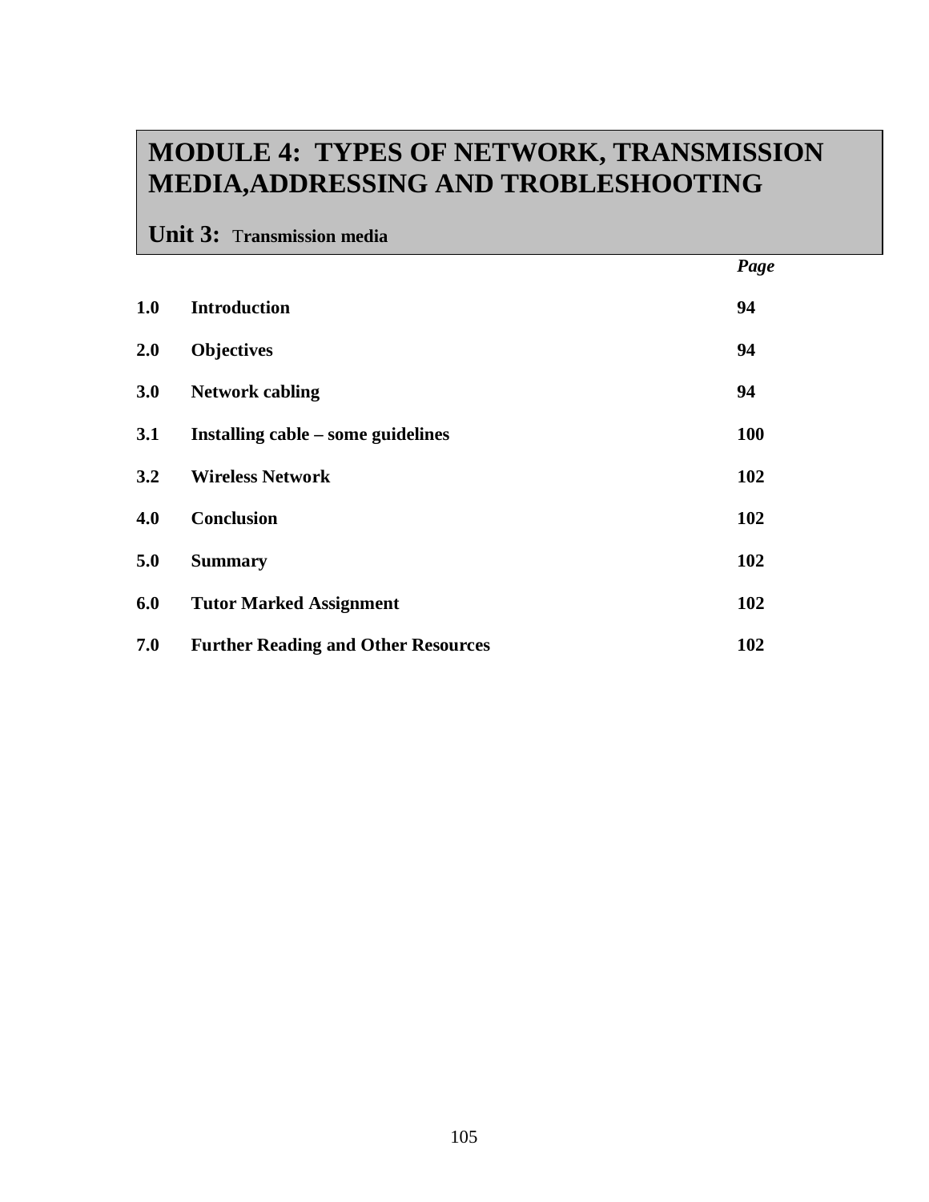# MODULE 4: TYPES OF NETWORK, TRANSMISSION MEDIA,ADDRESSING AND TROBLESHOOTING

## Unit 3: Transmission media

| | | *Page* |
|---|---|---|
| **1.0** | **Introduction** | **94** |
| **2.0** | **Objectives** | **94** |
| **3.0** | **Network cabling** | **94** |
| **3.1** | **Installing cable – some guidelines** | **100** |
| **3.2** | **Wireless Network** | **102** |
| **4.0** | **Conclusion** | **102** |
| **5.0** | **Summary** | **102** |
| **6.0** | **Tutor Marked Assignment** | **102** |
| **7.0** | **Further Reading and Other Resources** | **102** |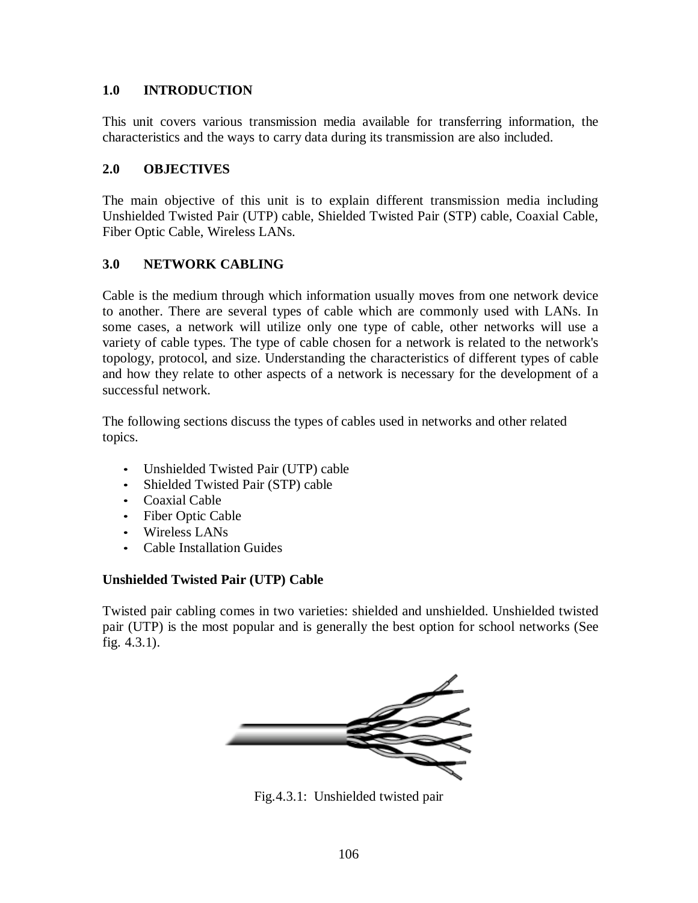## 1.0 INTRODUCTION

This unit covers various transmission media available for transferring information, the characteristics and the ways to carry data during its transmission are also included.

## 2.0 OBJECTIVES

The main objective of this unit is to explain different transmission media including Unshielded Twisted Pair (UTP) cable, Shielded Twisted Pair (STP) cable, Coaxial Cable, Fiber Optic Cable, Wireless LANs.

## 3.0 NETWORK CABLING

Cable is the medium through which information usually moves from one network device to another. There are several types of cable which are commonly used with LANs. In some cases, a network will utilize only one type of cable, other networks will use a variety of cable types. The type of cable chosen for a network is related to the network's topology, protocol, and size. Understanding the characteristics of different types of cable and how they relate to other aspects of a network is necessary for the development of a successful network.

The following sections discuss the types of cables used in networks and other related topics.

- Unshielded Twisted Pair (UTP) cable
- Shielded Twisted Pair (STP) cable
- Coaxial Cable
- Fiber Optic Cable
- Wireless LANs
- Cable Installation Guides

### Unshielded Twisted Pair (UTP) Cable

Twisted pair cabling comes in two varieties: shielded and unshielded. Unshielded twisted pair (UTP) is the most popular and is generally the best option for school networks (See fig. 4.3.1).

Fig.4.3.1: Unshielded twisted pair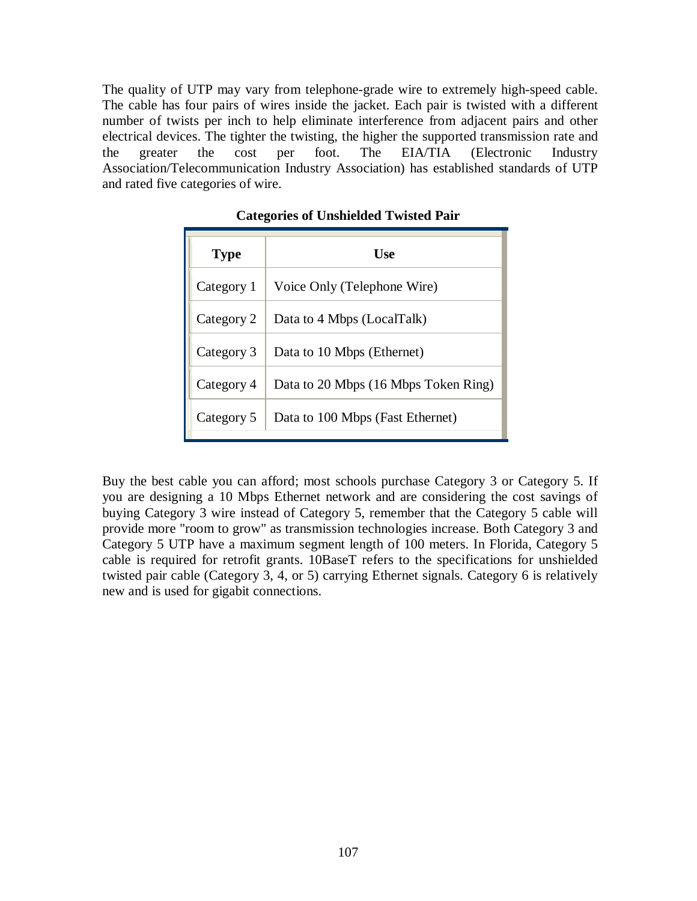The quality of UTP may vary from telephone-grade wire to extremely high-speed cable. The cable has four pairs of wires inside the jacket. Each pair is twisted with a different number of twists per inch to help eliminate interference from adjacent pairs and other electrical devices. The tighter the twisting, the higher the supported transmission rate and the greater the cost per foot. The EIA/TIA (Electronic Industry Association/Telecommunication Industry Association) has established standards of UTP and rated five categories of wire.

**Categories of Unshielded Twisted Pair**

| Type | Use |
|---|---|
| Category 1 | Voice Only (Telephone Wire) |
| Category 2 | Data to 4 Mbps (LocalTalk) |
| Category 3 | Data to 10 Mbps (Ethernet) |
| Category 4 | Data to 20 Mbps (16 Mbps Token Ring) |
| Category 5 | Data to 100 Mbps (Fast Ethernet) |

Buy the best cable you can afford; most schools purchase Category 3 or Category 5. If you are designing a 10 Mbps Ethernet network and are considering the cost savings of buying Category 3 wire instead of Category 5, remember that the Category 5 cable will provide more "room to grow" as transmission technologies increase. Both Category 3 and Category 5 UTP have a maximum segment length of 100 meters. In Florida, Category 5 cable is required for retrofit grants. 10BaseT refers to the specifications for unshielded twisted pair cable (Category 3, 4, or 5) carrying Ethernet signals. Category 6 is relatively new and is used for gigabit connections.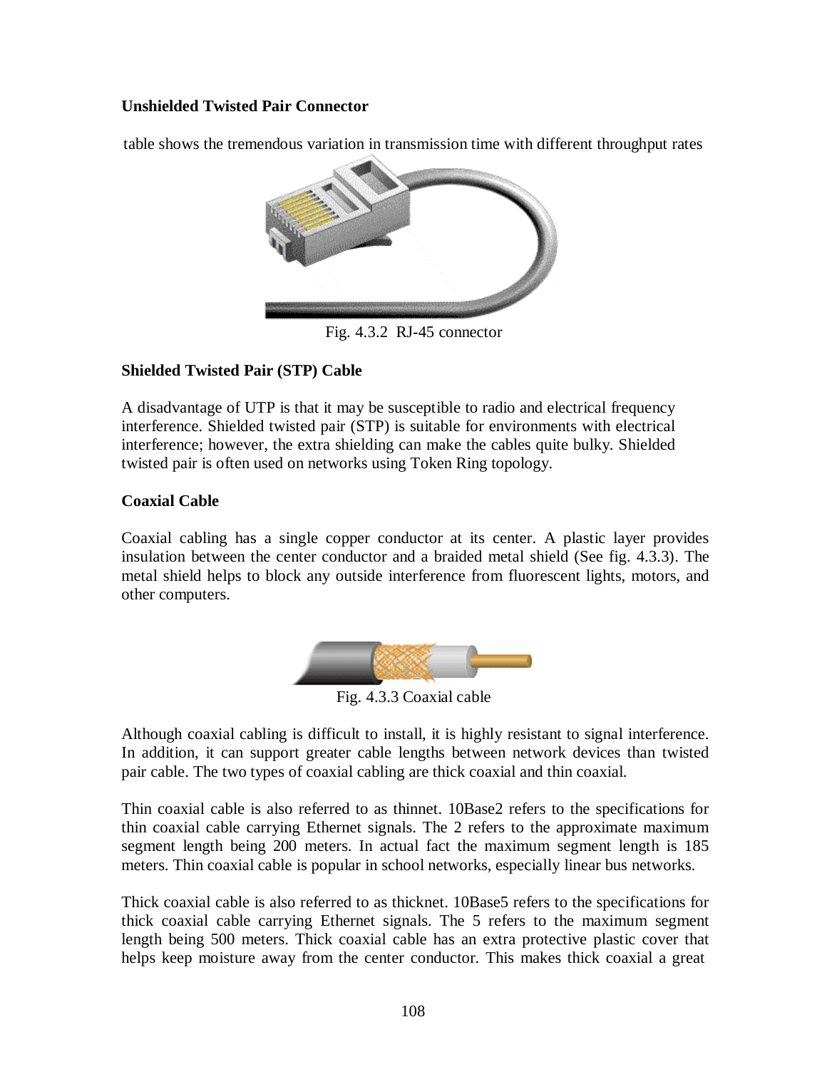**Unshielded Twisted Pair Connector**

table shows the tremendous variation in transmission time with different throughput rates

Fig. 4.3.2 RJ-45 connector

**Shielded Twisted Pair (STP) Cable**

A disadvantage of UTP is that it may be susceptible to radio and electrical frequency interference. Shielded twisted pair (STP) is suitable for environments with electrical interference; however, the extra shielding can make the cables quite bulky. Shielded twisted pair is often used on networks using Token Ring topology.

**Coaxial Cable**

Coaxial cabling has a single copper conductor at its center. A plastic layer provides insulation between the center conductor and a braided metal shield (See fig. 4.3.3). The metal shield helps to block any outside interference from fluorescent lights, motors, and other computers.

Fig. 4.3.3 Coaxial cable

Although coaxial cabling is difficult to install, it is highly resistant to signal interference. In addition, it can support greater cable lengths between network devices than twisted pair cable. The two types of coaxial cabling are thick coaxial and thin coaxial.

Thin coaxial cable is also referred to as thinnet. 10Base2 refers to the specifications for thin coaxial cable carrying Ethernet signals. The 2 refers to the approximate maximum segment length being 200 meters. In actual fact the maximum segment length is 185 meters. Thin coaxial cable is popular in school networks, especially linear bus networks.

Thick coaxial cable is also referred to as thicknet. 10Base5 refers to the specifications for thick coaxial cable carrying Ethernet signals. The 5 refers to the maximum segment length being 500 meters. Thick coaxial cable has an extra protective plastic cover that helps keep moisture away from the center conductor. This makes thick coaxial a great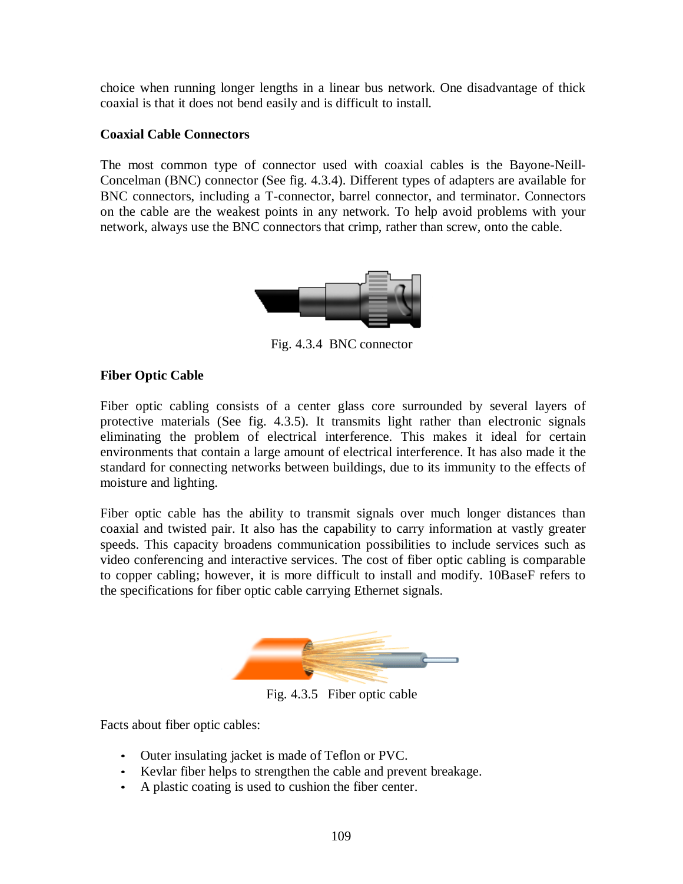choice when running longer lengths in a linear bus network. One disadvantage of thick coaxial is that it does not bend easily and is difficult to install.

**Coaxial Cable Connectors**

The most common type of connector used with coaxial cables is the Bayone-Neill-Concelman (BNC) connector (See fig. 4.3.4). Different types of adapters are available for BNC connectors, including a T-connector, barrel connector, and terminator. Connectors on the cable are the weakest points in any network. To help avoid problems with your network, always use the BNC connectors that crimp, rather than screw, onto the cable.

Fig. 4.3.4 BNC connector

**Fiber Optic Cable**

Fiber optic cabling consists of a center glass core surrounded by several layers of protective materials (See fig. 4.3.5). It transmits light rather than electronic signals eliminating the problem of electrical interference. This makes it ideal for certain environments that contain a large amount of electrical interference. It has also made it the standard for connecting networks between buildings, due to its immunity to the effects of moisture and lighting.

Fiber optic cable has the ability to transmit signals over much longer distances than coaxial and twisted pair. It also has the capability to carry information at vastly greater speeds. This capacity broadens communication possibilities to include services such as video conferencing and interactive services. The cost of fiber optic cabling is comparable to copper cabling; however, it is more difficult to install and modify. 10BaseF refers to the specifications for fiber optic cable carrying Ethernet signals.

Fig. 4.3.5 Fiber optic cable

Facts about fiber optic cables:

- Outer insulating jacket is made of Teflon or PVC.
- Kevlar fiber helps to strengthen the cable and prevent breakage.
- A plastic coating is used to cushion the fiber center.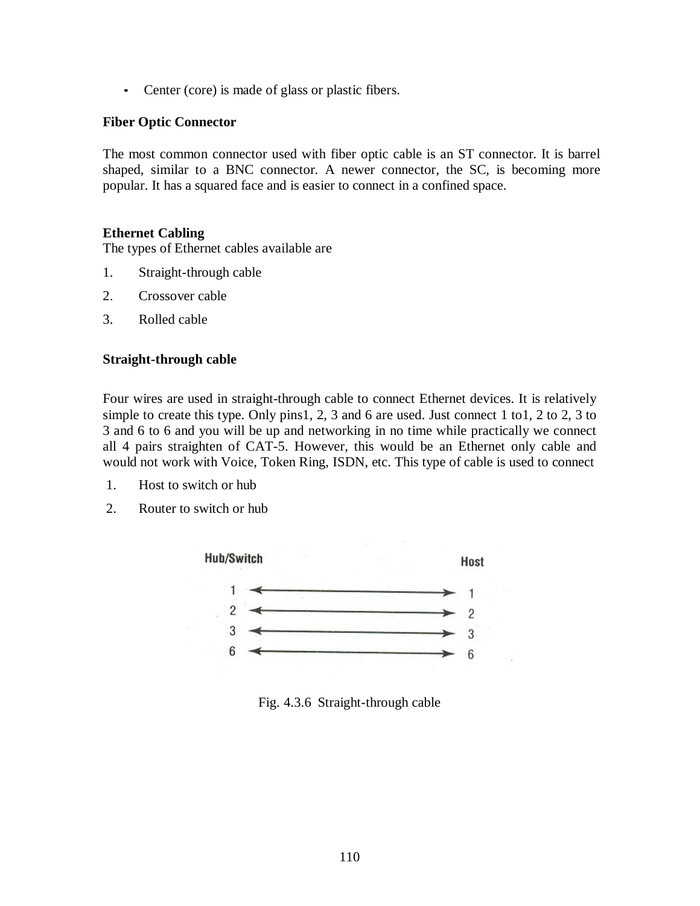- Center (core) is made of glass or plastic fibers.

**Fiber Optic Connector**

The most common connector used with fiber optic cable is an ST connector. It is barrel shaped, similar to a BNC connector. A newer connector, the SC, is becoming more popular. It has a squared face and is easier to connect in a confined space.

**Ethernet Cabling**

The types of Ethernet cables available are

1. Straight-through cable
2. Crossover cable
3. Rolled cable

**Straight-through cable**

Four wires are used in straight-through cable to connect Ethernet devices. It is relatively simple to create this type. Only pins1, 2, 3 and 6 are used. Just connect 1 to1, 2 to 2, 3 to 3 and 6 to 6 and you will be up and networking in no time while practically we connect all 4 pairs straighten of CAT-5. However, this would be an Ethernet only cable and would not work with Voice, Token Ring, ISDN, etc. This type of cable is used to connect

1. Host to switch or hub
2. Router to switch or hub

Hub/Switch — Host

1 ⟷ 1
2 ⟷ 2
3 ⟷ 3
6 ⟷ 6

Fig. 4.3.6 Straight-through cable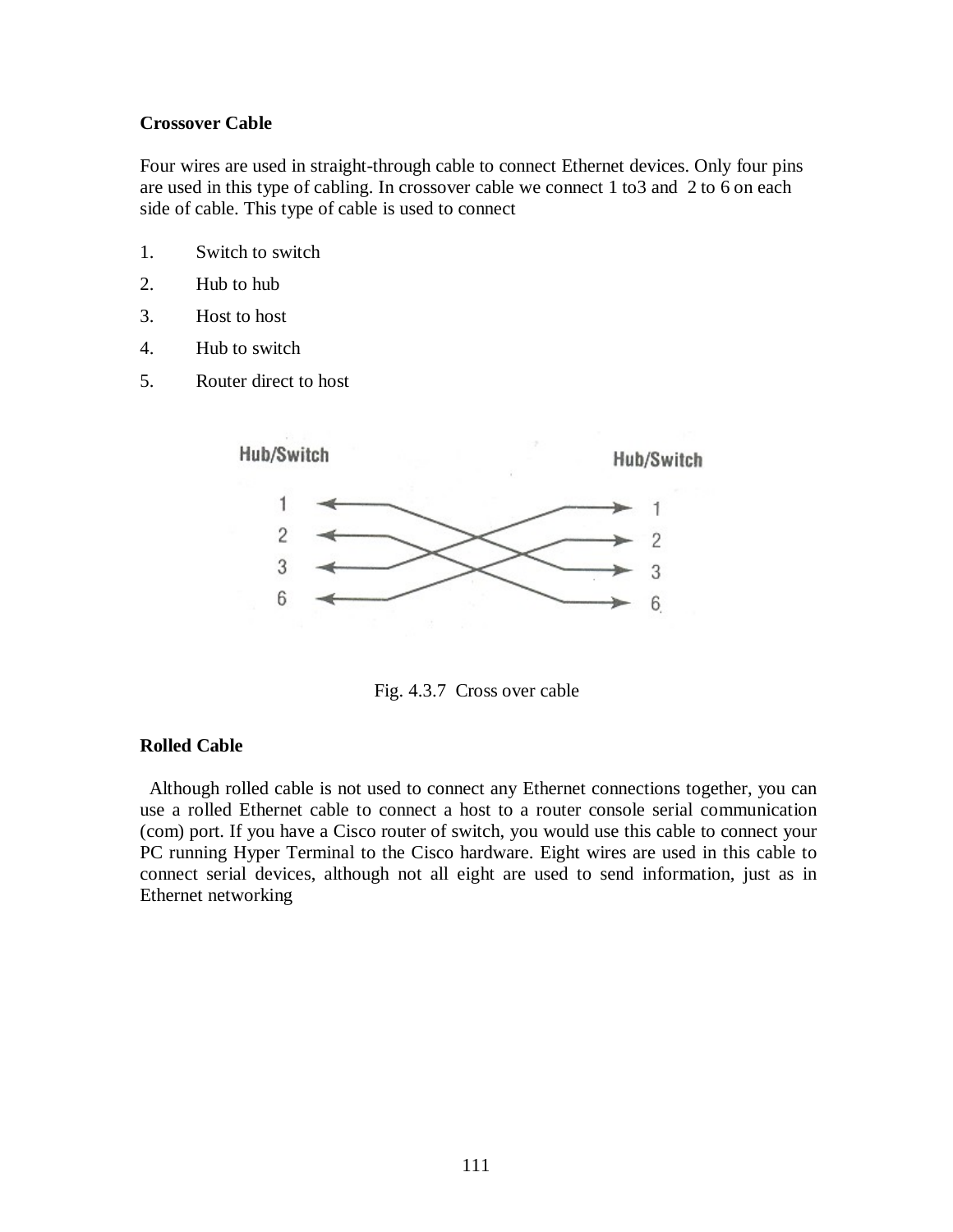**Crossover Cable**

Four wires are used in straight-through cable to connect Ethernet devices. Only four pins are used in this type of cabling. In crossover cable we connect 1 to3 and 2 to 6 on each side of cable. This type of cable is used to connect

1. Switch to switch
2. Hub to hub
3. Host to host
4. Hub to switch
5. Router direct to host

Fig. 4.3.7 Cross over cable

**Rolled Cable**

Although rolled cable is not used to connect any Ethernet connections together, you can use a rolled Ethernet cable to connect a host to a router console serial communication (com) port. If you have a Cisco router of switch, you would use this cable to connect your PC running Hyper Terminal to the Cisco hardware. Eight wires are used in this cable to connect serial devices, although not all eight are used to send information, just as in Ethernet networking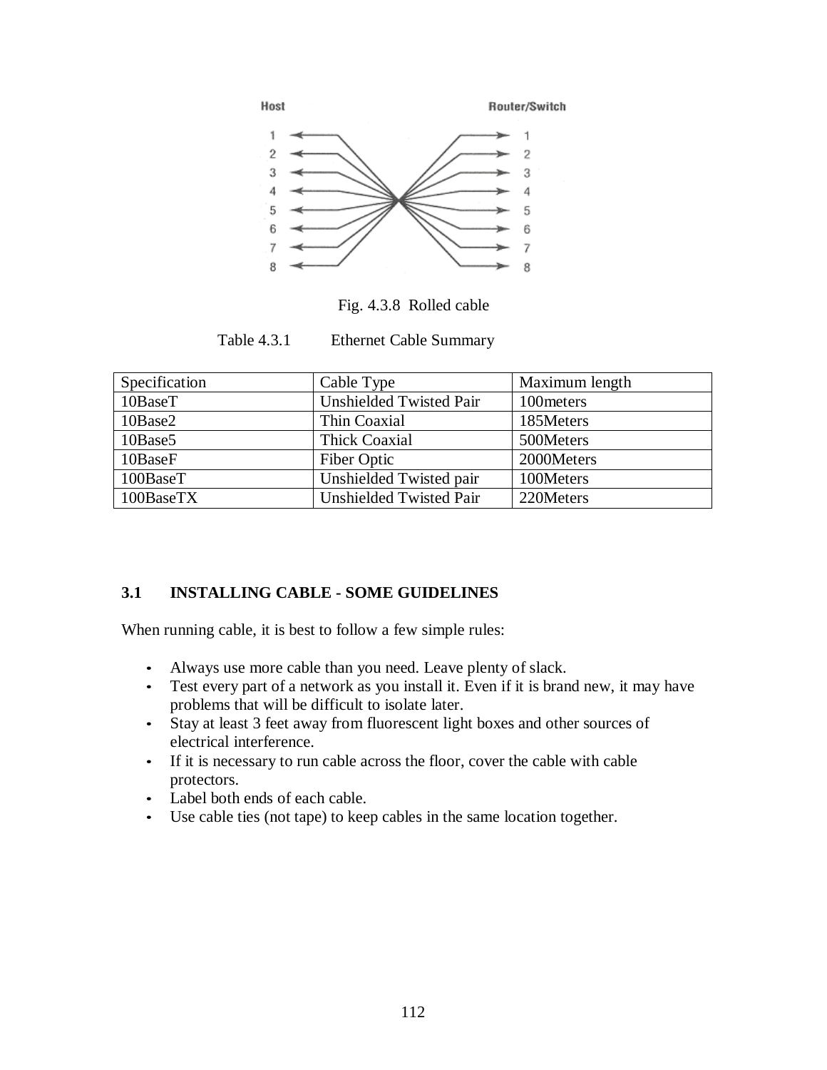Fig. 4.3.8 Rolled cable

Table 4.3.1 Ethernet Cable Summary

| Specification | Cable Type | Maximum length |
|---|---|---|
| 10BaseT | Unshielded Twisted Pair | 100meters |
| 10Base2 | Thin Coaxial | 185Meters |
| 10Base5 | Thick Coaxial | 500Meters |
| 10BaseF | Fiber Optic | 2000Meters |
| 100BaseT | Unshielded Twisted pair | 100Meters |
| 100BaseTX | Unshielded Twisted Pair | 220Meters |

## 3.1 INSTALLING CABLE - SOME GUIDELINES

When running cable, it is best to follow a few simple rules:

- Always use more cable than you need. Leave plenty of slack.
- Test every part of a network as you install it. Even if it is brand new, it may have problems that will be difficult to isolate later.
- Stay at least 3 feet away from fluorescent light boxes and other sources of electrical interference.
- If it is necessary to run cable across the floor, cover the cable with cable protectors.
- Label both ends of each cable.
- Use cable ties (not tape) to keep cables in the same location together.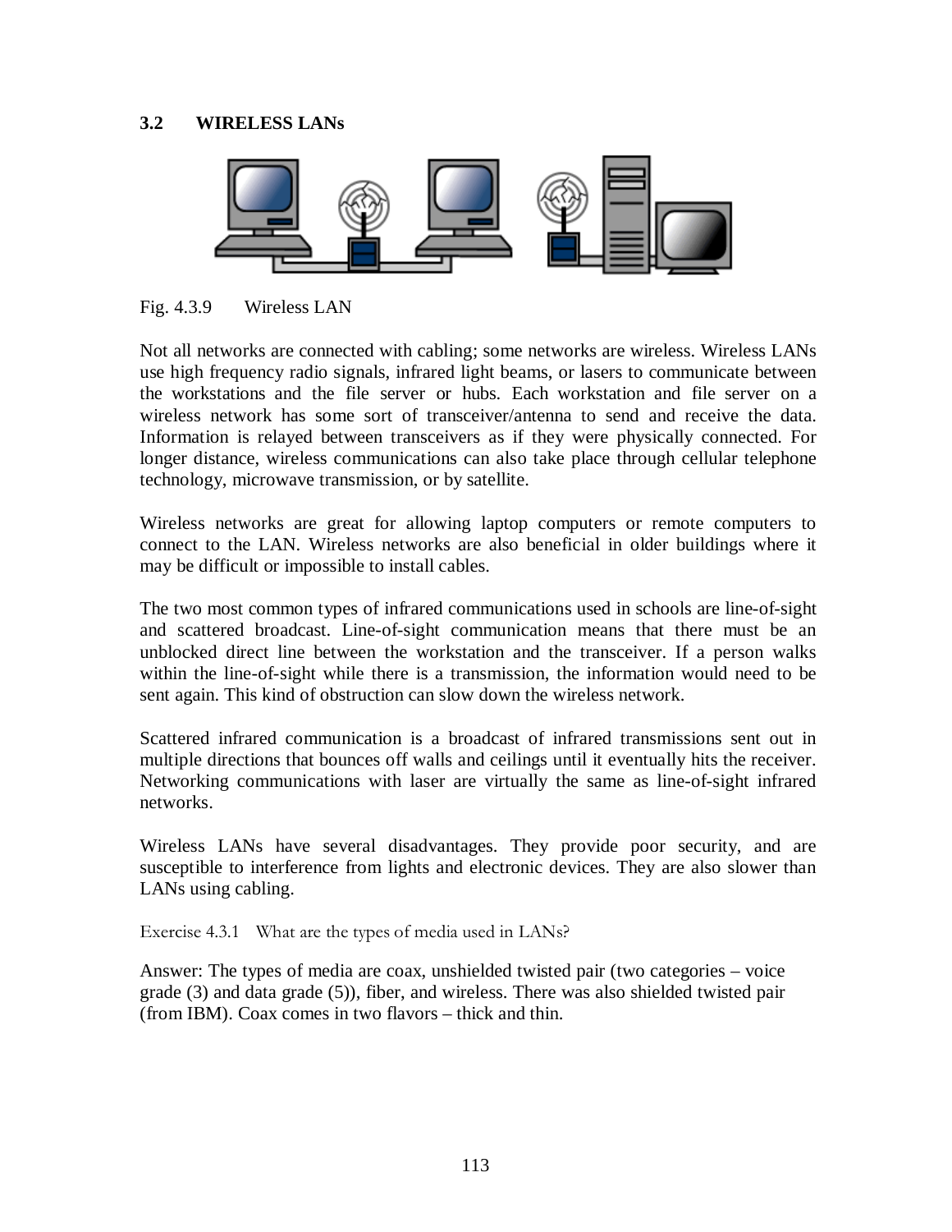## 3.2 WIRELESS LANs

Fig. 4.3.9 Wireless LAN

Not all networks are connected with cabling; some networks are wireless. Wireless LANs use high frequency radio signals, infrared light beams, or lasers to communicate between the workstations and the file server or hubs. Each workstation and file server on a wireless network has some sort of transceiver/antenna to send and receive the data. Information is relayed between transceivers as if they were physically connected. For longer distance, wireless communications can also take place through cellular telephone technology, microwave transmission, or by satellite.

Wireless networks are great for allowing laptop computers or remote computers to connect to the LAN. Wireless networks are also beneficial in older buildings where it may be difficult or impossible to install cables.

The two most common types of infrared communications used in schools are line-of-sight and scattered broadcast. Line-of-sight communication means that there must be an unblocked direct line between the workstation and the transceiver. If a person walks within the line-of-sight while there is a transmission, the information would need to be sent again. This kind of obstruction can slow down the wireless network.

Scattered infrared communication is a broadcast of infrared transmissions sent out in multiple directions that bounces off walls and ceilings until it eventually hits the receiver. Networking communications with laser are virtually the same as line-of-sight infrared networks.

Wireless LANs have several disadvantages. They provide poor security, and are susceptible to interference from lights and electronic devices. They are also slower than LANs using cabling.

Exercise 4.3.1 What are the types of media used in LANs?

Answer: The types of media are coax, unshielded twisted pair (two categories – voice grade (3) and data grade (5)), fiber, and wireless. There was also shielded twisted pair (from IBM). Coax comes in two flavors – thick and thin.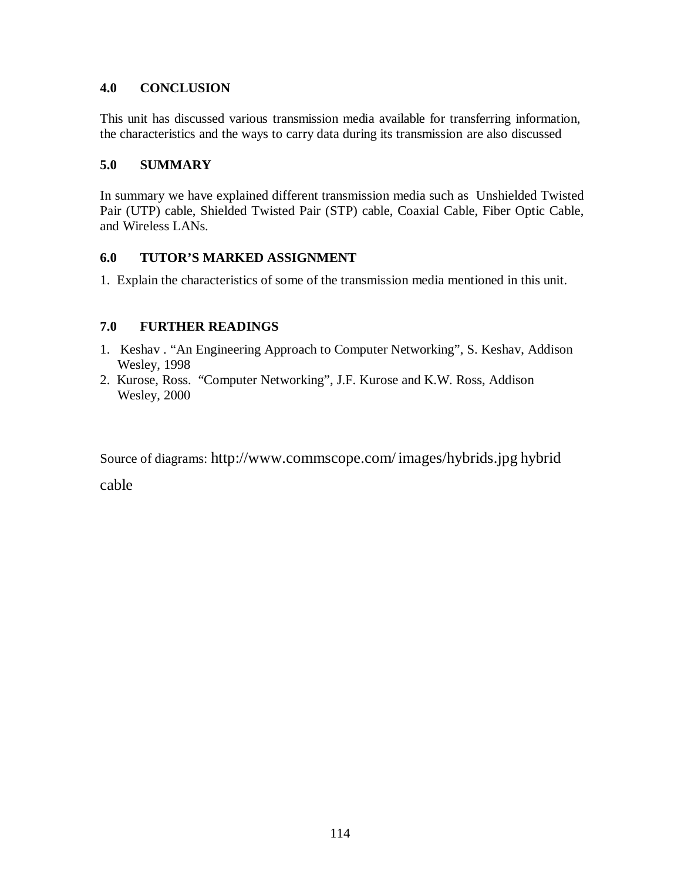## 4.0 CONCLUSION

This unit has discussed various transmission media available for transferring information, the characteristics and the ways to carry data during its transmission are also discussed

## 5.0 SUMMARY

In summary we have explained different transmission media such as Unshielded Twisted Pair (UTP) cable, Shielded Twisted Pair (STP) cable, Coaxial Cable, Fiber Optic Cable, and Wireless LANs.

## 6.0 TUTOR'S MARKED ASSIGNMENT

1. Explain the characteristics of some of the transmission media mentioned in this unit.

## 7.0 FURTHER READINGS

1. Keshav . "An Engineering Approach to Computer Networking", S. Keshav, Addison Wesley, 1998
2. Kurose, Ross. "Computer Networking", J.F. Kurose and K.W. Ross, Addison Wesley, 2000

Source of diagrams: http://www.commscope.com/ images/hybrids.jpg hybrid cable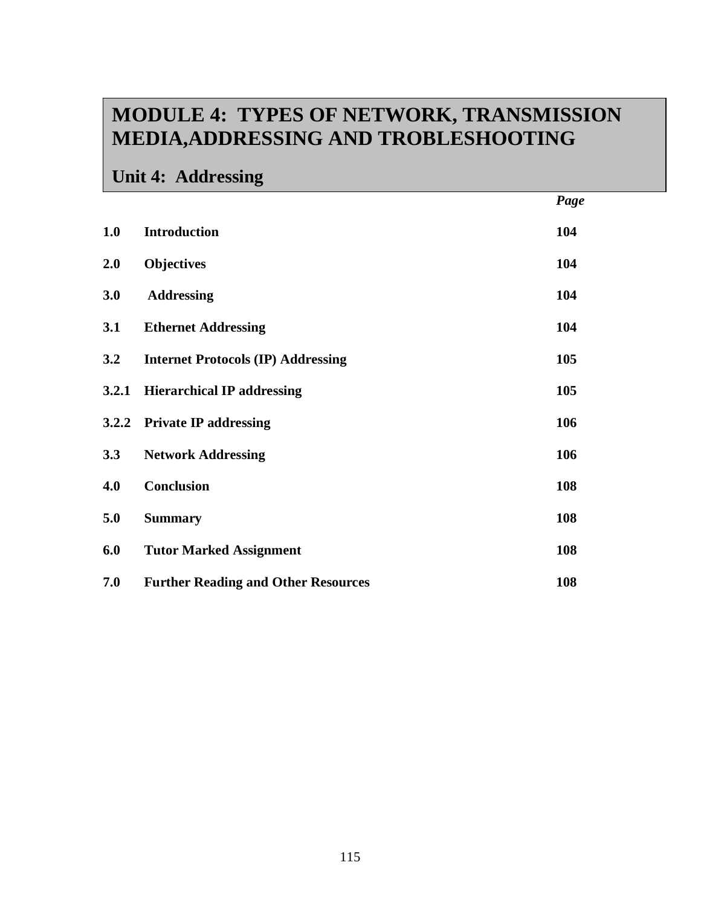# MODULE 4: TYPES OF NETWORK, TRANSMISSION MEDIA,ADDRESSING AND TROBLESHOOTING

## Unit 4: Addressing

| | | *Page* |
|---|---|---|
| **1.0** | **Introduction** | **104** |
| **2.0** | **Objectives** | **104** |
| **3.0** | **Addressing** | **104** |
| **3.1** | **Ethernet Addressing** | **104** |
| **3.2** | **Internet Protocols (IP) Addressing** | **105** |
| **3.2.1** | **Hierarchical IP addressing** | **105** |
| **3.2.2** | **Private IP addressing** | **106** |
| **3.3** | **Network Addressing** | **106** |
| **4.0** | **Conclusion** | **108** |
| **5.0** | **Summary** | **108** |
| **6.0** | **Tutor Marked Assignment** | **108** |
| **7.0** | **Further Reading and Other Resources** | **108** |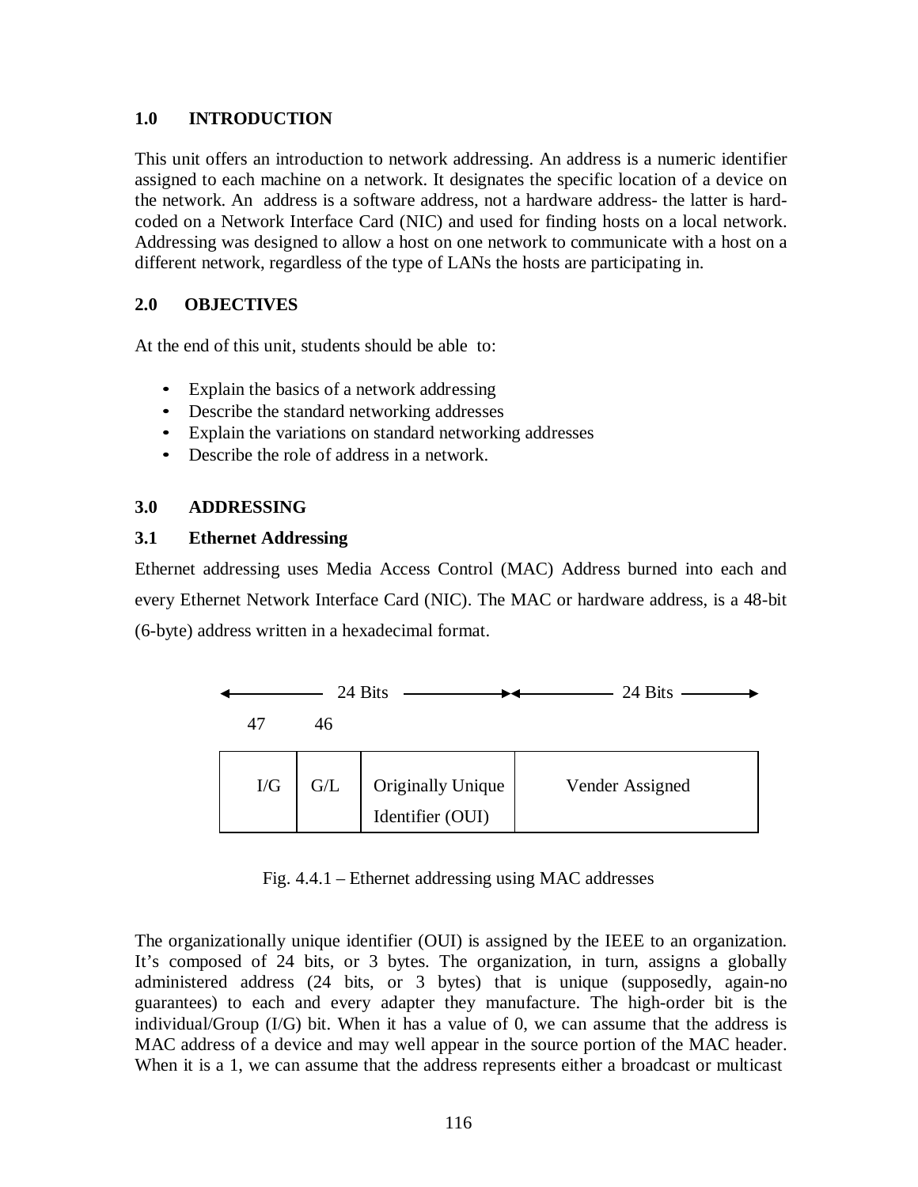## 1.0 INTRODUCTION

This unit offers an introduction to network addressing. An address is a numeric identifier assigned to each machine on a network. It designates the specific location of a device on the network. An address is a software address, not a hardware address- the latter is hard-coded on a Network Interface Card (NIC) and used for finding hosts on a local network. Addressing was designed to allow a host on one network to communicate with a host on a different network, regardless of the type of LANs the hosts are participating in.

## 2.0 OBJECTIVES

At the end of this unit, students should be able to:

- Explain the basics of a network addressing
- Describe the standard networking addresses
- Explain the variations on standard networking addresses
- Describe the role of address in a network.

## 3.0 ADDRESSING

### 3.1 Ethernet Addressing

Ethernet addressing uses Media Access Control (MAC) Address burned into each and every Ethernet Network Interface Card (NIC). The MAC or hardware address, is a 48-bit (6-byte) address written in a hexadecimal format.

| ← 24 Bits → | | | ← 24 Bits → |
|---|---|---|---|
| 47 | 46 | | |
| I/G | G/L | Originally Unique Identifier (OUI) | Vender Assigned |

Fig. 4.4.1 – Ethernet addressing using MAC addresses

The organizationally unique identifier (OUI) is assigned by the IEEE to an organization. It's composed of 24 bits, or 3 bytes. The organization, in turn, assigns a globally administered address (24 bits, or 3 bytes) that is unique (supposedly, again-no guarantees) to each and every adapter they manufacture. The high-order bit is the individual/Group (I/G) bit. When it has a value of 0, we can assume that the address is MAC address of a device and may well appear in the source portion of the MAC header. When it is a 1, we can assume that the address represents either a broadcast or multicast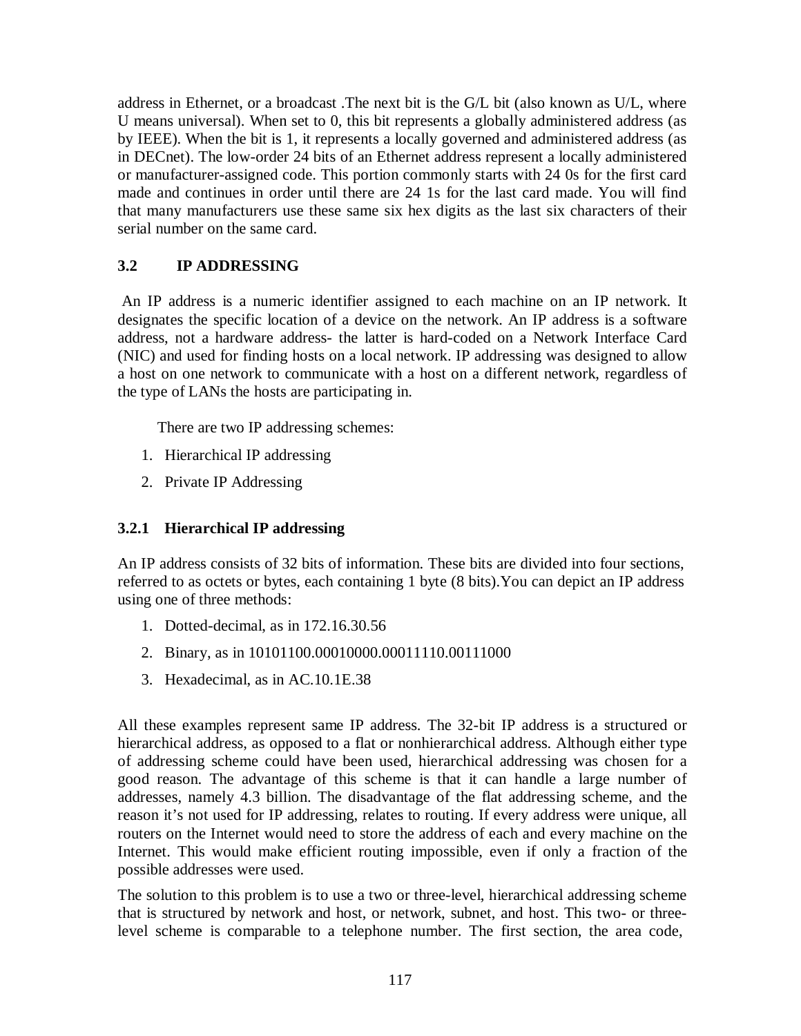address in Ethernet, or a broadcast .The next bit is the G/L bit (also known as U/L, where U means universal). When set to 0, this bit represents a globally administered address (as by IEEE). When the bit is 1, it represents a locally governed and administered address (as in DECnet). The low-order 24 bits of an Ethernet address represent a locally administered or manufacturer-assigned code. This portion commonly starts with 24 0s for the first card made and continues in order until there are 24 1s for the last card made. You will find that many manufacturers use these same six hex digits as the last six characters of their serial number on the same card.

### 3.2 IP ADDRESSING

An IP address is a numeric identifier assigned to each machine on an IP network. It designates the specific location of a device on the network. An IP address is a software address, not a hardware address- the latter is hard-coded on a Network Interface Card (NIC) and used for finding hosts on a local network. IP addressing was designed to allow a host on one network to communicate with a host on a different network, regardless of the type of LANs the hosts are participating in.

There are two IP addressing schemes:

1. Hierarchical IP addressing
2. Private IP Addressing

#### 3.2.1 Hierarchical IP addressing

An IP address consists of 32 bits of information. These bits are divided into four sections, referred to as octets or bytes, each containing 1 byte (8 bits).You can depict an IP address using one of three methods:

1. Dotted-decimal, as in 172.16.30.56
2. Binary, as in 10101100.00010000.00011110.00111000
3. Hexadecimal, as in AC.10.1E.38

All these examples represent same IP address. The 32-bit IP address is a structured or hierarchical address, as opposed to a flat or nonhierarchical address. Although either type of addressing scheme could have been used, hierarchical addressing was chosen for a good reason. The advantage of this scheme is that it can handle a large number of addresses, namely 4.3 billion. The disadvantage of the flat addressing scheme, and the reason it's not used for IP addressing, relates to routing. If every address were unique, all routers on the Internet would need to store the address of each and every machine on the Internet. This would make efficient routing impossible, even if only a fraction of the possible addresses were used.

The solution to this problem is to use a two or three-level, hierarchical addressing scheme that is structured by network and host, or network, subnet, and host. This two- or three-level scheme is comparable to a telephone number. The first section, the area code,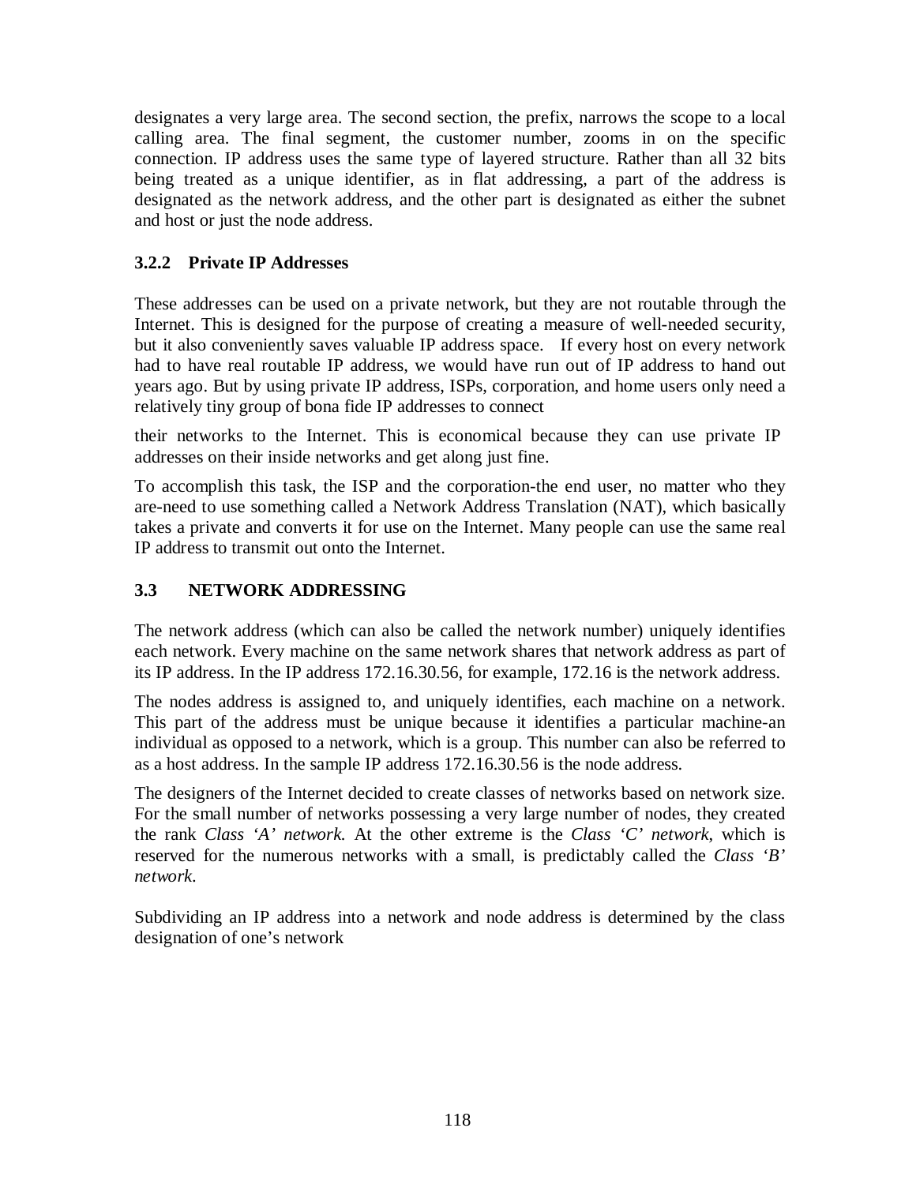designates a very large area. The second section, the prefix, narrows the scope to a local calling area. The final segment, the customer number, zooms in on the specific connection. IP address uses the same type of layered structure. Rather than all 32 bits being treated as a unique identifier, as in flat addressing, a part of the address is designated as the network address, and the other part is designated as either the subnet and host or just the node address.

### 3.2.2 Private IP Addresses

These addresses can be used on a private network, but they are not routable through the Internet. This is designed for the purpose of creating a measure of well-needed security, but it also conveniently saves valuable IP address space. If every host on every network had to have real routable IP address, we would have run out of IP address to hand out years ago. But by using private IP address, ISPs, corporation, and home users only need a relatively tiny group of bona fide IP addresses to connect

their networks to the Internet. This is economical because they can use private IP addresses on their inside networks and get along just fine.

To accomplish this task, the ISP and the corporation-the end user, no matter who they are-need to use something called a Network Address Translation (NAT), which basically takes a private and converts it for use on the Internet. Many people can use the same real IP address to transmit out onto the Internet.

## 3.3 NETWORK ADDRESSING

The network address (which can also be called the network number) uniquely identifies each network. Every machine on the same network shares that network address as part of its IP address. In the IP address 172.16.30.56, for example, 172.16 is the network address.

The nodes address is assigned to, and uniquely identifies, each machine on a network. This part of the address must be unique because it identifies a particular machine-an individual as opposed to a network, which is a group. This number can also be referred to as a host address. In the sample IP address 172.16.30.56 is the node address.

The designers of the Internet decided to create classes of networks based on network size. For the small number of networks possessing a very large number of nodes, they created the rank *Class 'A' network.* At the other extreme is the *Class 'C' network*, which is reserved for the numerous networks with a small, is predictably called the *Class 'B' network*.

Subdividing an IP address into a network and node address is determined by the class designation of one's network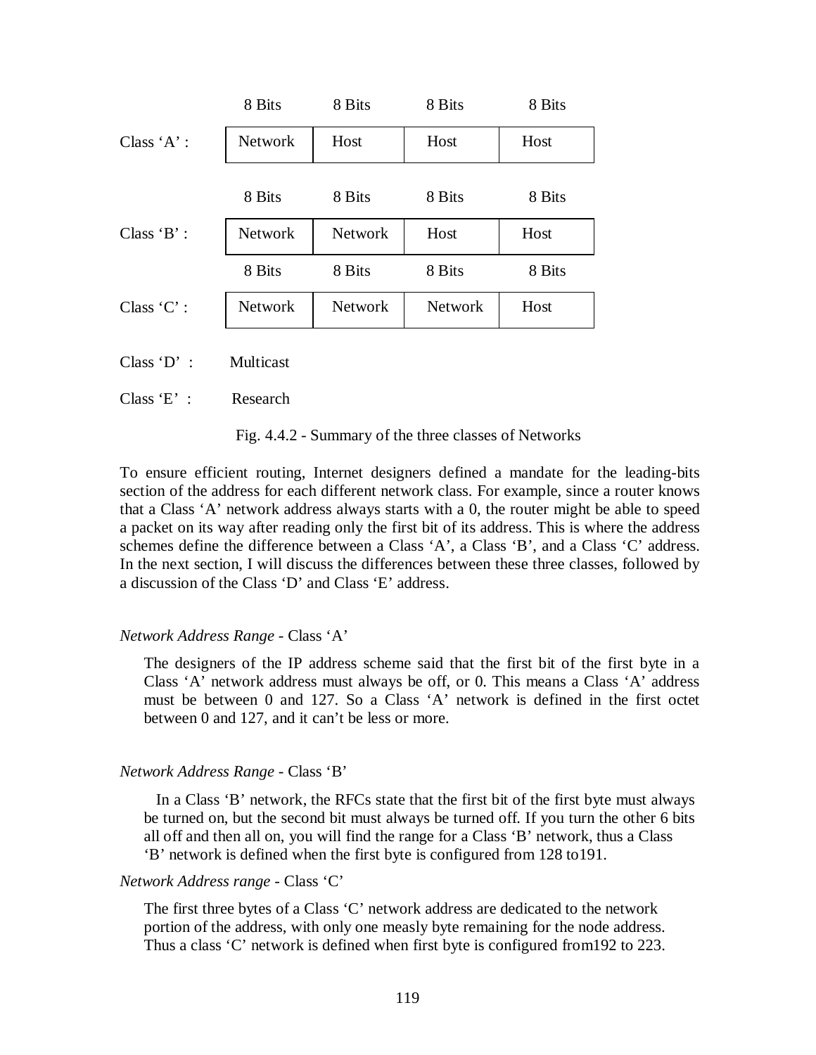| | 8 Bits | 8 Bits | 8 Bits | 8 Bits |
|---|---|---|---|---|
| Class 'A' : | Network | Host | Host | Host |

| | 8 Bits | 8 Bits | 8 Bits | 8 Bits |
|---|---|---|---|---|
| Class 'B' : | Network | Network | Host | Host |

| | 8 Bits | 8 Bits | 8 Bits | 8 Bits |
|---|---|---|---|---|
| Class 'C' : | Network | Network | Network | Host |

Class 'D' : Multicast

Class 'E' : Research

Fig. 4.4.2 - Summary of the three classes of Networks

To ensure efficient routing, Internet designers defined a mandate for the leading-bits section of the address for each different network class. For example, since a router knows that a Class 'A' network address always starts with a 0, the router might be able to speed a packet on its way after reading only the first bit of its address. This is where the address schemes define the difference between a Class 'A', a Class 'B', and a Class 'C' address. In the next section, I will discuss the differences between these three classes, followed by a discussion of the Class 'D' and Class 'E' address.

*Network Address Range* - Class 'A'

The designers of the IP address scheme said that the first bit of the first byte in a Class 'A' network address must always be off, or 0. This means a Class 'A' address must be between 0 and 127. So a Class 'A' network is defined in the first octet between 0 and 127, and it can't be less or more.

*Network Address Range* - Class 'B'

In a Class 'B' network, the RFCs state that the first bit of the first byte must always be turned on, but the second bit must always be turned off. If you turn the other 6 bits all off and then all on, you will find the range for a Class 'B' network, thus a Class 'B' network is defined when the first byte is configured from 128 to191.

*Network Address range* - Class 'C'

The first three bytes of a Class 'C' network address are dedicated to the network portion of the address, with only one measly byte remaining for the node address. Thus a class 'C' network is defined when first byte is configured from192 to 223.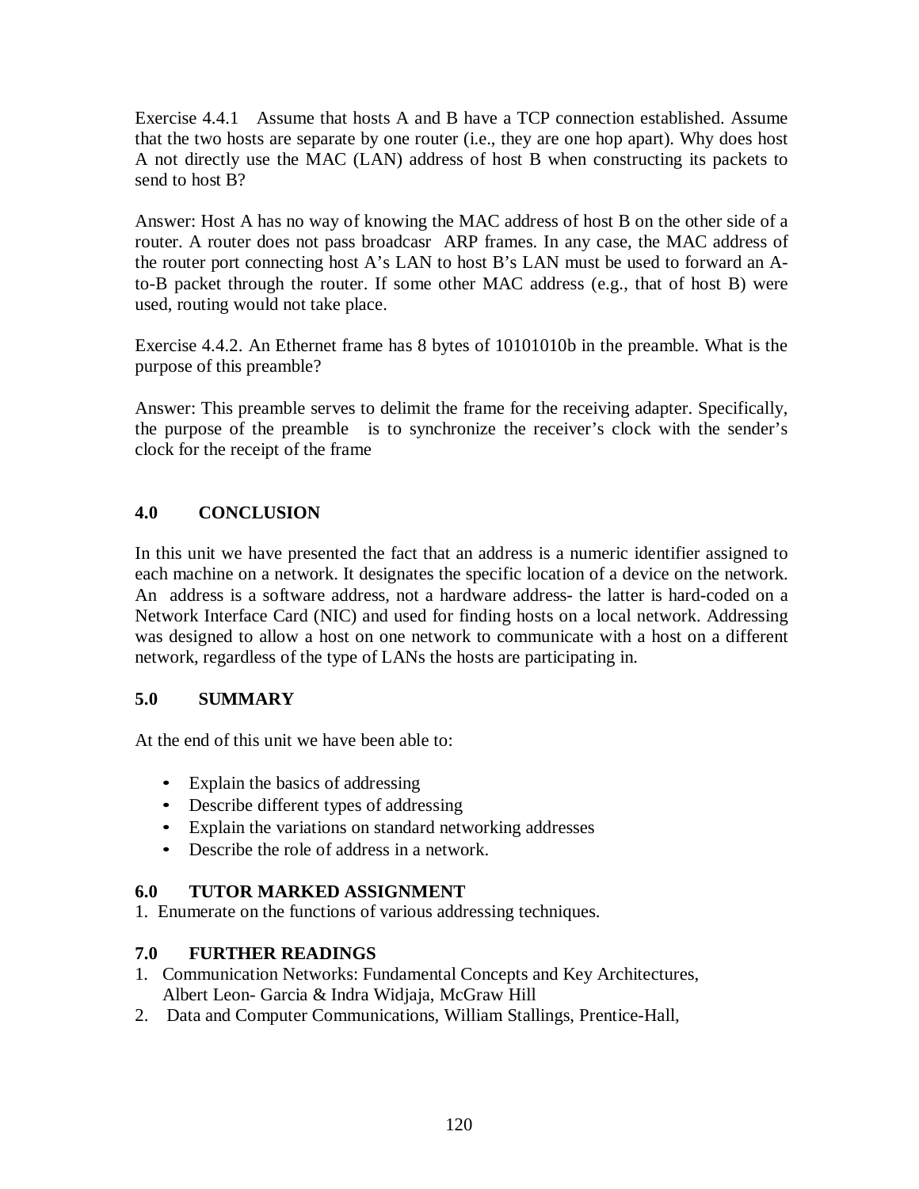Exercise 4.4.1 Assume that hosts A and B have a TCP connection established. Assume that the two hosts are separate by one router (i.e., they are one hop apart). Why does host A not directly use the MAC (LAN) address of host B when constructing its packets to send to host B?

Answer: Host A has no way of knowing the MAC address of host B on the other side of a router. A router does not pass broadcasr ARP frames. In any case, the MAC address of the router port connecting host A's LAN to host B's LAN must be used to forward an A-to-B packet through the router. If some other MAC address (e.g., that of host B) were used, routing would not take place.

Exercise 4.4.2. An Ethernet frame has 8 bytes of 10101010b in the preamble. What is the purpose of this preamble?

Answer: This preamble serves to delimit the frame for the receiving adapter. Specifically, the purpose of the preamble is to synchronize the receiver's clock with the sender's clock for the receipt of the frame

## 4.0 CONCLUSION

In this unit we have presented the fact that an address is a numeric identifier assigned to each machine on a network. It designates the specific location of a device on the network. An address is a software address, not a hardware address- the latter is hard-coded on a Network Interface Card (NIC) and used for finding hosts on a local network. Addressing was designed to allow a host on one network to communicate with a host on a different network, regardless of the type of LANs the hosts are participating in.

## 5.0 SUMMARY

At the end of this unit we have been able to:

- Explain the basics of addressing
- Describe different types of addressing
- Explain the variations on standard networking addresses
- Describe the role of address in a network.

## 6.0 TUTOR MARKED ASSIGNMENT

1. Enumerate on the functions of various addressing techniques.

## 7.0 FURTHER READINGS

1. Communication Networks: Fundamental Concepts and Key Architectures, Albert Leon- Garcia & Indra Widjaja, McGraw Hill
2. Data and Computer Communications, William Stallings, Prentice-Hall,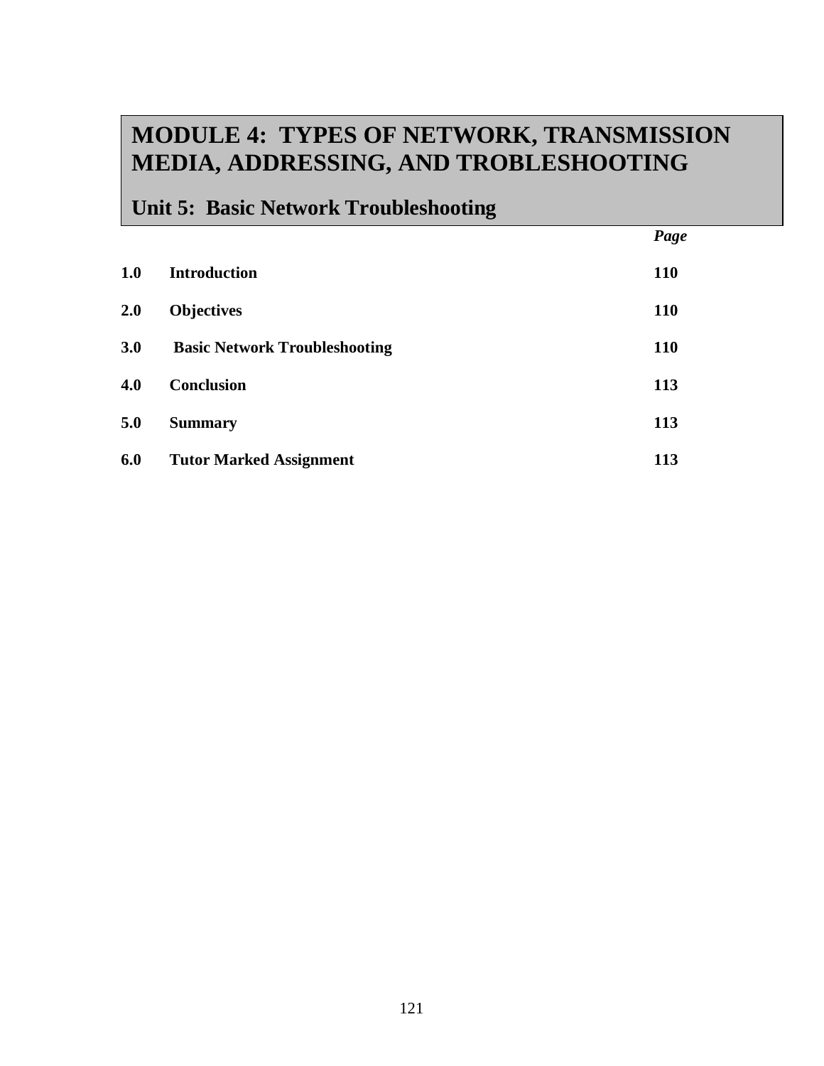# MODULE 4: TYPES OF NETWORK, TRANSMISSION MEDIA, ADDRESSING, AND TROBLESHOOTING

## Unit 5: Basic Network Troubleshooting

| | | *Page* |
|---|---|---|
| **1.0** | **Introduction** | **110** |
| **2.0** | **Objectives** | **110** |
| **3.0** | **Basic Network Troubleshooting** | **110** |
| **4.0** | **Conclusion** | **113** |
| **5.0** | **Summary** | **113** |
| **6.0** | **Tutor Marked Assignment** | **113** |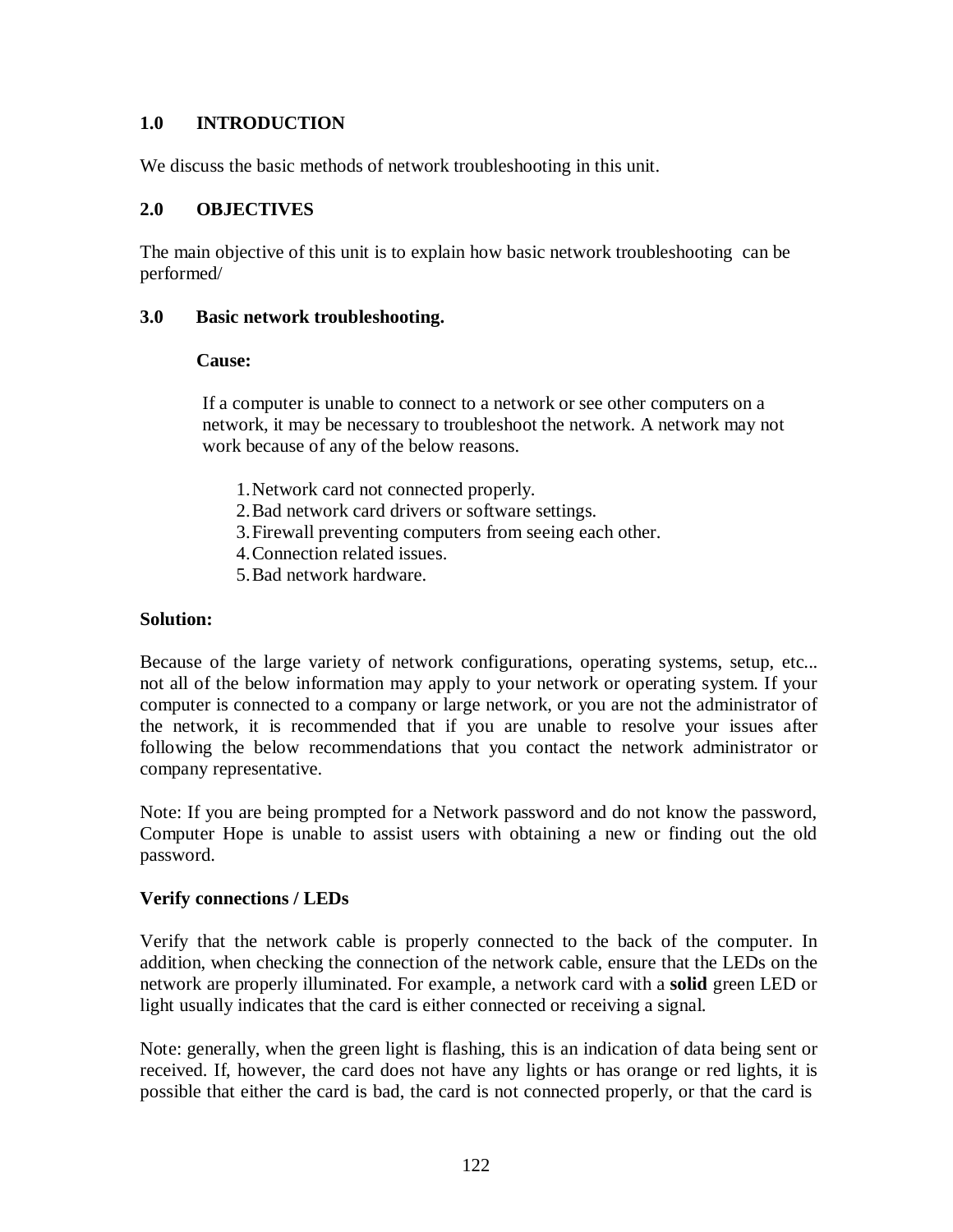## 1.0 INTRODUCTION

We discuss the basic methods of network troubleshooting in this unit.

## 2.0 OBJECTIVES

The main objective of this unit is to explain how basic network troubleshooting can be performed/

## 3.0 Basic network troubleshooting.

**Cause:**

If a computer is unable to connect to a network or see other computers on a network, it may be necessary to troubleshoot the network. A network may not work because of any of the below reasons.

1. Network card not connected properly.
2. Bad network card drivers or software settings.
3. Firewall preventing computers from seeing each other.
4. Connection related issues.
5. Bad network hardware.

**Solution:**

Because of the large variety of network configurations, operating systems, setup, etc... not all of the below information may apply to your network or operating system. If your computer is connected to a company or large network, or you are not the administrator of the network, it is recommended that if you are unable to resolve your issues after following the below recommendations that you contact the network administrator or company representative.

Note: If you are being prompted for a Network password and do not know the password, Computer Hope is unable to assist users with obtaining a new or finding out the old password.

**Verify connections / LEDs**

Verify that the network cable is properly connected to the back of the computer. In addition, when checking the connection of the network cable, ensure that the LEDs on the network are properly illuminated. For example, a network card with a **solid** green LED or light usually indicates that the card is either connected or receiving a signal.

Note: generally, when the green light is flashing, this is an indication of data being sent or received. If, however, the card does not have any lights or has orange or red lights, it is possible that either the card is bad, the card is not connected properly, or that the card is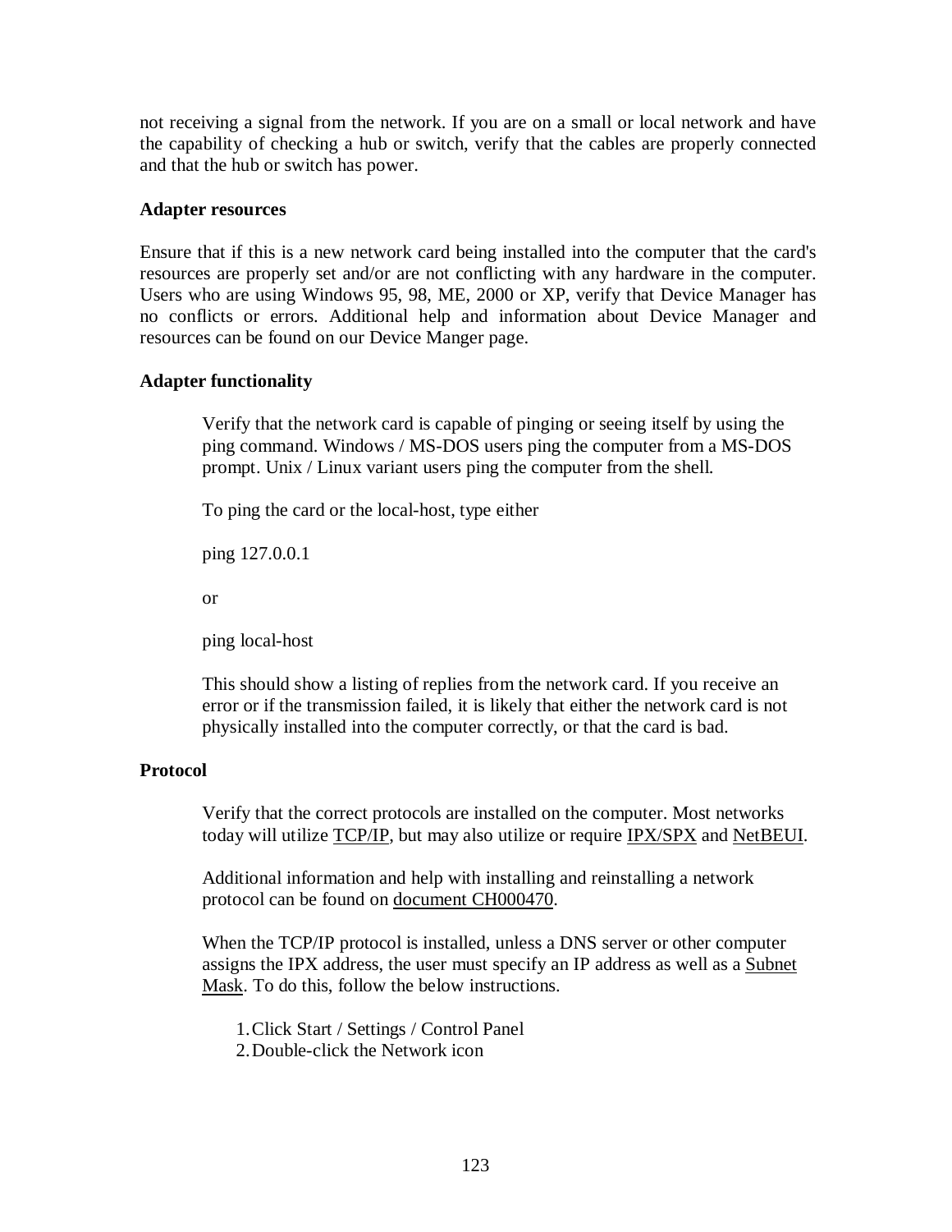not receiving a signal from the network. If you are on a small or local network and have the capability of checking a hub or switch, verify that the cables are properly connected and that the hub or switch has power.

**Adapter resources**

Ensure that if this is a new network card being installed into the computer that the card's resources are properly set and/or are not conflicting with any hardware in the computer. Users who are using Windows 95, 98, ME, 2000 or XP, verify that Device Manager has no conflicts or errors. Additional help and information about Device Manager and resources can be found on our Device Manger page.

**Adapter functionality**

Verify that the network card is capable of pinging or seeing itself by using the ping command. Windows / MS-DOS users ping the computer from a MS-DOS prompt. Unix / Linux variant users ping the computer from the shell.

To ping the card or the local-host, type either

ping 127.0.0.1

or

ping local-host

This should show a listing of replies from the network card. If you receive an error or if the transmission failed, it is likely that either the network card is not physically installed into the computer correctly, or that the card is bad.

**Protocol**

Verify that the correct protocols are installed on the computer. Most networks today will utilize TCP/IP, but may also utilize or require IPX/SPX and NetBEUI.

Additional information and help with installing and reinstalling a network protocol can be found on document CH000470.

When the TCP/IP protocol is installed, unless a DNS server or other computer assigns the IPX address, the user must specify an IP address as well as a Subnet Mask. To do this, follow the below instructions.

1. Click Start / Settings / Control Panel
2. Double-click the Network icon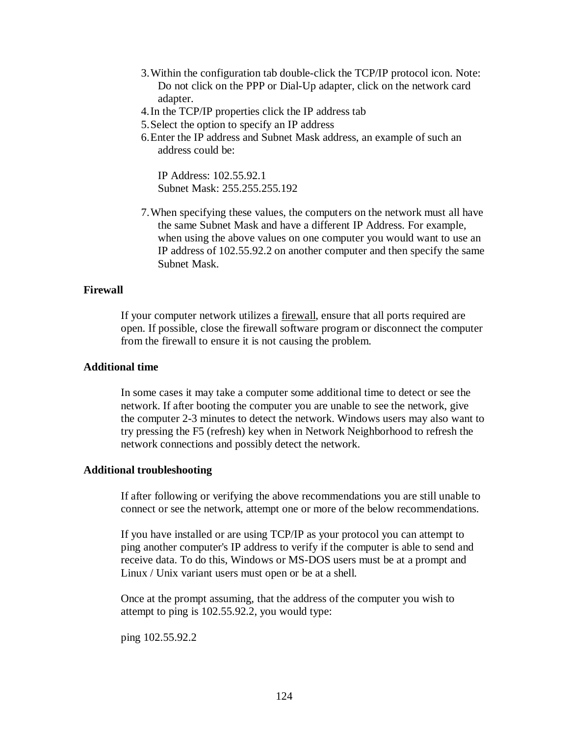3. Within the configuration tab double-click the TCP/IP protocol icon. Note: Do not click on the PPP or Dial-Up adapter, click on the network card adapter.
4. In the TCP/IP properties click the IP address tab
5. Select the option to specify an IP address
6. Enter the IP address and Subnet Mask address, an example of such an address could be:

   IP Address: 102.55.92.1
   Subnet Mask: 255.255.255.192

7. When specifying these values, the computers on the network must all have the same Subnet Mask and have a different IP Address. For example, when using the above values on one computer you would want to use an IP address of 102.55.92.2 on another computer and then specify the same Subnet Mask.

**Firewall**

If your computer network utilizes a firewall, ensure that all ports required are open. If possible, close the firewall software program or disconnect the computer from the firewall to ensure it is not causing the problem.

**Additional time**

In some cases it may take a computer some additional time to detect or see the network. If after booting the computer you are unable to see the network, give the computer 2-3 minutes to detect the network. Windows users may also want to try pressing the F5 (refresh) key when in Network Neighborhood to refresh the network connections and possibly detect the network.

**Additional troubleshooting**

If after following or verifying the above recommendations you are still unable to connect or see the network, attempt one or more of the below recommendations.

If you have installed or are using TCP/IP as your protocol you can attempt to ping another computer's IP address to verify if the computer is able to send and receive data. To do this, Windows or MS-DOS users must be at a prompt and Linux / Unix variant users must open or be at a shell.

Once at the prompt assuming, that the address of the computer you wish to attempt to ping is 102.55.92.2, you would type:

```
ping 102.55.92.2
```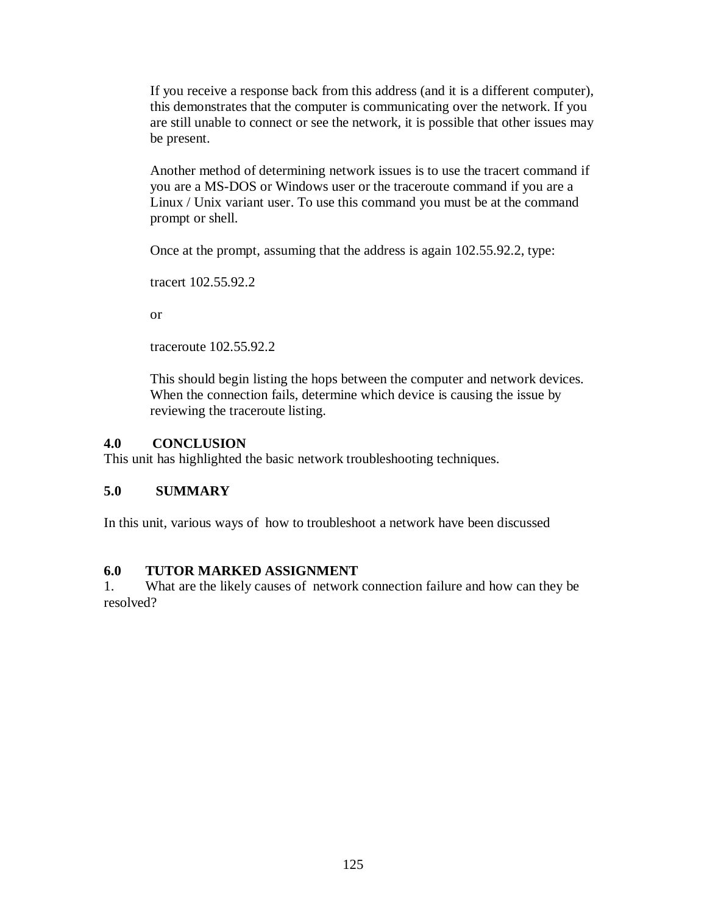If you receive a response back from this address (and it is a different computer), this demonstrates that the computer is communicating over the network. If you are still unable to connect or see the network, it is possible that other issues may be present.

Another method of determining network issues is to use the tracert command if you are a MS-DOS or Windows user or the traceroute command if you are a Linux / Unix variant user. To use this command you must be at the command prompt or shell.

Once at the prompt, assuming that the address is again 102.55.92.2, type:

```
tracert 102.55.92.2
```

or

```
traceroute 102.55.92.2
```

This should begin listing the hops between the computer and network devices. When the connection fails, determine which device is causing the issue by reviewing the traceroute listing.

## 4.0 CONCLUSION

This unit has highlighted the basic network troubleshooting techniques.

## 5.0 SUMMARY

In this unit, various ways of how to troubleshoot a network have been discussed

## 6.0 TUTOR MARKED ASSIGNMENT

1. What are the likely causes of network connection failure and how can they be resolved?